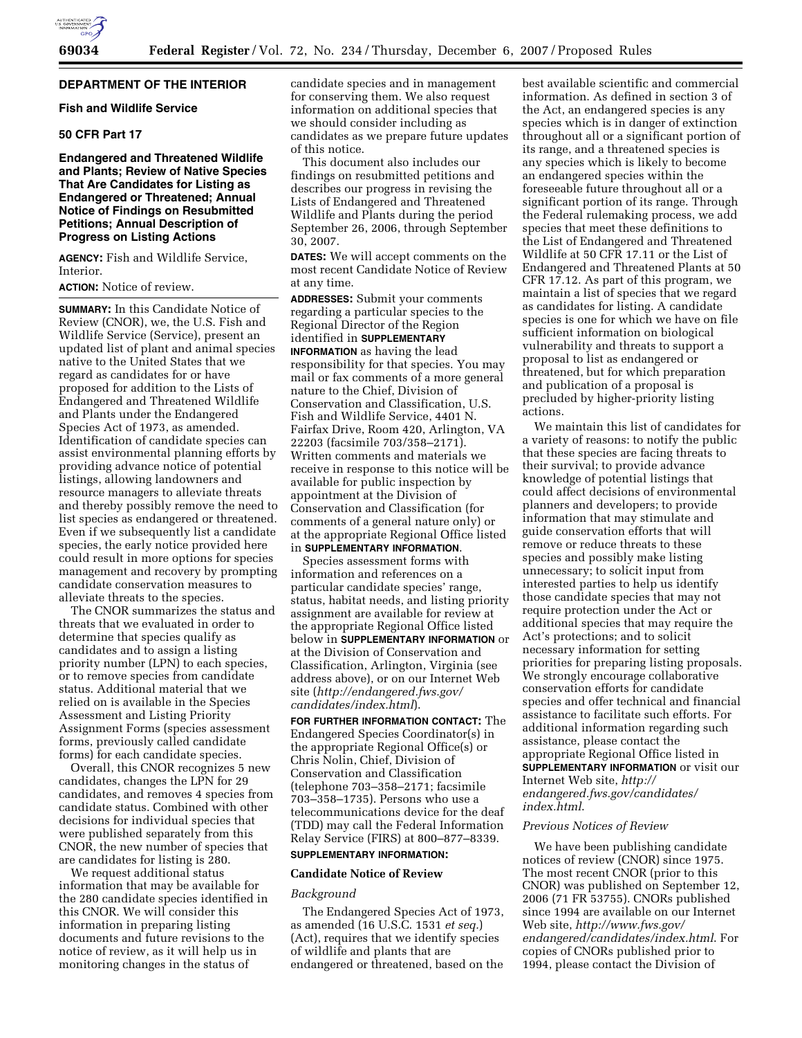**DEPARTMENT OF THE INTERIOR**

**Fish and Wildlife Service**

**50 CFR Part 17**

**Endangered and Threatened Wildlife and Plants; Review of Native Species That Are Candidates for Listing as Endangered or Threatened; Annual Notice of Findings on Resubmitted Petitions; Annual Description of Progress on Listing Actions**

**AGENCY:** Fish and Wildlife Service, Interior.

**ACTION:** Notice of review.

**SUMMARY:** In this Candidate Notice of Review (CNOR), we, the U.S. Fish and Wildlife Service (Service), present an updated list of plant and animal species native to the United States that we regard as candidates for or have proposed for addition to the Lists of Endangered and Threatened Wildlife and Plants under the Endangered Species Act of 1973, as amended. Identification of candidate species can assist environmental planning efforts by providing advance notice of potential listings, allowing landowners and resource managers to alleviate threats and thereby possibly remove the need to list species as endangered or threatened. Even if we subsequently list a candidate species, the early notice provided here could result in more options for species management and recovery by prompting candidate conservation measures to alleviate threats to the species.

The CNOR summarizes the status and threats that we evaluated in order to determine that species qualify as candidates and to assign a listing priority number (LPN) to each species, or to remove species from candidate status. Additional material that we relied on is available in the Species Assessment and Listing Priority Assignment Forms (species assessment forms, previously called candidate forms) for each candidate species.

Overall, this CNOR recognizes 5 new candidates, changes the LPN for 29 candidates, and removes 4 species from candidate status. Combined with other decisions for individual species that were published separately from this CNOR, the new number of species that are candidates for listing is 280.

We request additional status information that may be available for the 280 candidate species identified in this CNOR. We will consider this information in preparing listing documents and future revisions to the notice of review, as it will help us in monitoring changes in the status of candidate species and in management for conserving them. We also request information on additional species that we should consider including as candidates as we prepare future updates of this notice.

This document also includes our findings on resubmitted petitions and describes our progress in revising the Lists of Endangered and Threatened Wildlife and Plants during the period September 26, 2006, through September 30, 2007.

**DATES:** We will accept comments on the most recent Candidate Notice of Review at any time.

**ADDRESSES:** Submit your comments regarding a particular species to the Regional Director of the Region identified in **SUPPLEMENTARY INFORMATION** as having the lead responsibility for that species. You may mail or fax comments of a more general nature to the Chief, Division of Conservation and Classification, U.S. Fish and Wildlife Service, 4401 N. Fairfax Drive, Room 420, Arlington, VA 22203 (facsimile 703/358–2171). Written comments and materials we receive in response to this notice will be available for public inspection by appointment at the Division of Conservation and Classification (for comments of a general nature only) or at the appropriate Regional Office listed in **SUPPLEMENTARY INFORMATION**.

Species assessment forms with information and references on a particular candidate species' range, status, habitat needs, and listing priority assignment are available for review at the appropriate Regional Office listed below in **SUPPLEMENTARY INFORMATION** or at the Division of Conservation and Classification, Arlington, Virginia (see address above), or on our Internet Web site (*http://endangered.fws.gov/candidates/index.html*).

**FOR FURTHER INFORMATION CONTACT:** The Endangered Species Coordinator(s) in the appropriate Regional Office(s) or Chris Nolin, Chief, Division of Conservation and Classification (telephone 703–358–2171; facsimile 703–358–1735). Persons who use a telecommunications device for the deaf (TDD) may call the Federal Information Relay Service (FIRS) at 800–877–8339.

**SUPPLEMENTARY INFORMATION:**

## Candidate Notice of Review

### *Background*

The Endangered Species Act of 1973, as amended (16 U.S.C. 1531 *et seq.*) (Act), requires that we identify species of wildlife and plants that are endangered or threatened, based on the best available scientific and commercial information. As defined in section 3 of the Act, an endangered species is any species which is in danger of extinction throughout all or a significant portion of its range, and a threatened species is any species which is likely to become an endangered species within the foreseeable future throughout all or a significant portion of its range. Through the Federal rulemaking process, we add species that meet these definitions to the List of Endangered and Threatened Wildlife at 50 CFR 17.11 or the List of Endangered and Threatened Plants at 50 CFR 17.12. As part of this program, we maintain a list of species that we regard as candidates for listing. A candidate species is one for which we have on file sufficient information on biological vulnerability and threats to support a proposal to list as endangered or threatened, but for which preparation and publication of a proposal is precluded by higher-priority listing actions.

We maintain this list of candidates for a variety of reasons: to notify the public that these species are facing threats to their survival; to provide advance knowledge of potential listings that could affect decisions of environmental planners and developers; to provide information that may stimulate and guide conservation efforts that will remove or reduce threats to these species and possibly make listing unnecessary; to solicit input from interested parties to help us identify those candidate species that may not require protection under the Act or additional species that may require the Act's protections; and to solicit necessary information for setting priorities for preparing listing proposals. We strongly encourage collaborative conservation efforts for candidate species and offer technical and financial assistance to facilitate such efforts. For additional information regarding such assistance, please contact the appropriate Regional Office listed in **SUPPLEMENTARY INFORMATION** or visit our Internet Web site, *http://endangered.fws.gov/candidates/index.html*.

### *Previous Notices of Review*

We have been publishing candidate notices of review (CNOR) since 1975. The most recent CNOR (prior to this CNOR) was published on September 12, 2006 (71 FR 53755). CNORs published since 1994 are available on our Internet Web site, *http://www.fws.gov/endangered/candidates/index.html*. For copies of CNORs published prior to 1994, please contact the Division of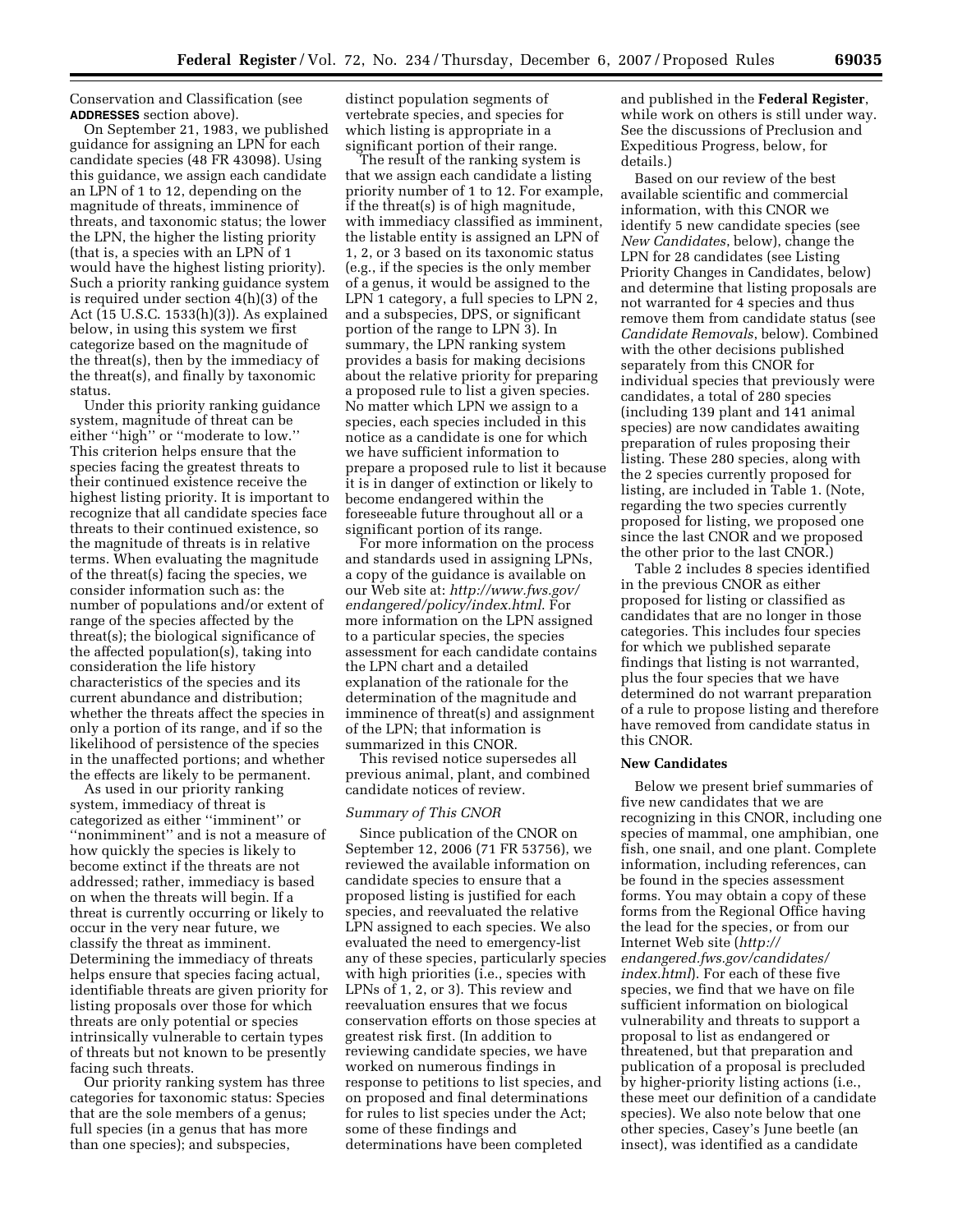Conservation and Classification (see **ADDRESSES** section above).

On September 21, 1983, we published guidance for assigning an LPN for each candidate species (48 FR 43098). Using this guidance, we assign each candidate an LPN of 1 to 12, depending on the magnitude of threats, imminence of threats, and taxonomic status; the lower the LPN, the higher the listing priority (that is, a species with an LPN of 1 would have the highest listing priority). Such a priority ranking guidance system is required under section 4(h)(3) of the Act (15 U.S.C. 1533(h)(3)). As explained below, in using this system we first categorize based on the magnitude of the threat(s), then by the immediacy of the threat(s), and finally by taxonomic status.

Under this priority ranking guidance system, magnitude of threat can be either "high" or "moderate to low." This criterion helps ensure that the species facing the greatest threats to their continued existence receive the highest listing priority. It is important to recognize that all candidate species face threats to their continued existence, so the magnitude of threats is in relative terms. When evaluating the magnitude of the threat(s) facing the species, we consider information such as: the number of populations and/or extent of range of the species affected by the threat(s); the biological significance of the affected population(s), taking into consideration the life history characteristics of the species and its current abundance and distribution; whether the threats affect the species in only a portion of its range, and if so the likelihood of persistence of the species in the unaffected portions; and whether the effects are likely to be permanent.

As used in our priority ranking system, immediacy of threat is categorized as either "imminent" or "nonimminent" and is not a measure of how quickly the species is likely to become extinct if the threats are not addressed; rather, immediacy is based on when the threats will begin. If a threat is currently occurring or likely to occur in the very near future, we classify the threat as imminent. Determining the immediacy of threats helps ensure that species facing actual, identifiable threats are given priority for listing proposals over those for which threats are only potential or species intrinsically vulnerable to certain types of threats but not known to be presently facing such threats.

Our priority ranking system has three categories for taxonomic status: Species that are the sole members of a genus; full species (in a genus that has more than one species); and subspecies, distinct population segments of vertebrate species, and species for which listing is appropriate in a significant portion of their range.

The result of the ranking system is that we assign each candidate a listing priority number of 1 to 12. For example, if the threat(s) is of high magnitude, with immediacy classified as imminent, the listable entity is assigned an LPN of 1, 2, or 3 based on its taxonomic status (e.g., if the species is the only member of a genus, it would be assigned to the LPN 1 category, a full species to LPN 2, and a subspecies, DPS, or significant portion of the range to LPN 3). In summary, the LPN ranking system provides a basis for making decisions about the relative priority for preparing a proposed rule to list a given species. No matter which LPN we assign to a species, each species included in this notice as a candidate is one for which we have sufficient information to prepare a proposed rule to list it because it is in danger of extinction or likely to become endangered within the foreseeable future throughout all or a significant portion of its range.

For more information on the process and standards used in assigning LPNs, a copy of the guidance is available on our Web site at: *http://www.fws.gov/endangered/policy/index.html.* For more information on the LPN assigned to a particular species, the species assessment for each candidate contains the LPN chart and a detailed explanation of the rationale for the determination of the magnitude and imminence of threat(s) and assignment of the LPN; that information is summarized in this CNOR.

This revised notice supersedes all previous animal, plant, and combined candidate notices of review.

### *Summary of This CNOR*

Since publication of the CNOR on September 12, 2006 (71 FR 53756), we reviewed the available information on candidate species to ensure that a proposed listing is justified for each species, and reevaluated the relative LPN assigned to each species. We also evaluated the need to emergency-list any of these species, particularly species with high priorities (i.e., species with LPNs of 1, 2, or 3). This review and reevaluation ensures that we focus conservation efforts on those species at greatest risk first. (In addition to reviewing candidate species, we have worked on numerous findings in response to petitions to list species, and on proposed and final determinations for rules to list species under the Act; some of these findings and determinations have been completed and published in the **Federal Register**, while work on others is still under way. See the discussions of Preclusion and Expeditious Progress, below, for details.)

Based on our review of the best available scientific and commercial information, with this CNOR we identify 5 new candidate species (see *New Candidates*, below), change the LPN for 28 candidates (see Listing Priority Changes in Candidates, below) and determine that listing proposals are not warranted for 4 species and thus remove them from candidate status (see *Candidate Removals*, below). Combined with the other decisions published separately from this CNOR for individual species that previously were candidates, a total of 280 species (including 139 plant and 141 animal species) are now candidates awaiting preparation of rules proposing their listing. These 280 species, along with the 2 species currently proposed for listing, are included in Table 1. (Note, regarding the two species currently proposed for listing, we proposed one since the last CNOR and we proposed the other prior to the last CNOR.)

Table 2 includes 8 species identified in the previous CNOR as either proposed for listing or classified as candidates that are no longer in those categories. This includes four species for which we published separate findings that listing is not warranted, plus the four species that we have determined do not warrant preparation of a rule to propose listing and therefore have removed from candidate status in this CNOR.

### **New Candidates**

Below we present brief summaries of five new candidates that we are recognizing in this CNOR, including one species of mammal, one amphibian, one fish, one snail, and one plant. Complete information, including references, can be found in the species assessment forms. You may obtain a copy of these forms from the Regional Office having the lead for the species, or from our Internet Web site (*http://endangered.fws.gov/candidates/index.html*). For each of these five species, we find that we have on file sufficient information on biological vulnerability and threats to support a proposal to list as endangered or threatened, but that preparation and publication of a proposal is precluded by higher-priority listing actions (i.e., these meet our definition of a candidate species). We also note below that one other species, Casey's June beetle (an insect), was identified as a candidate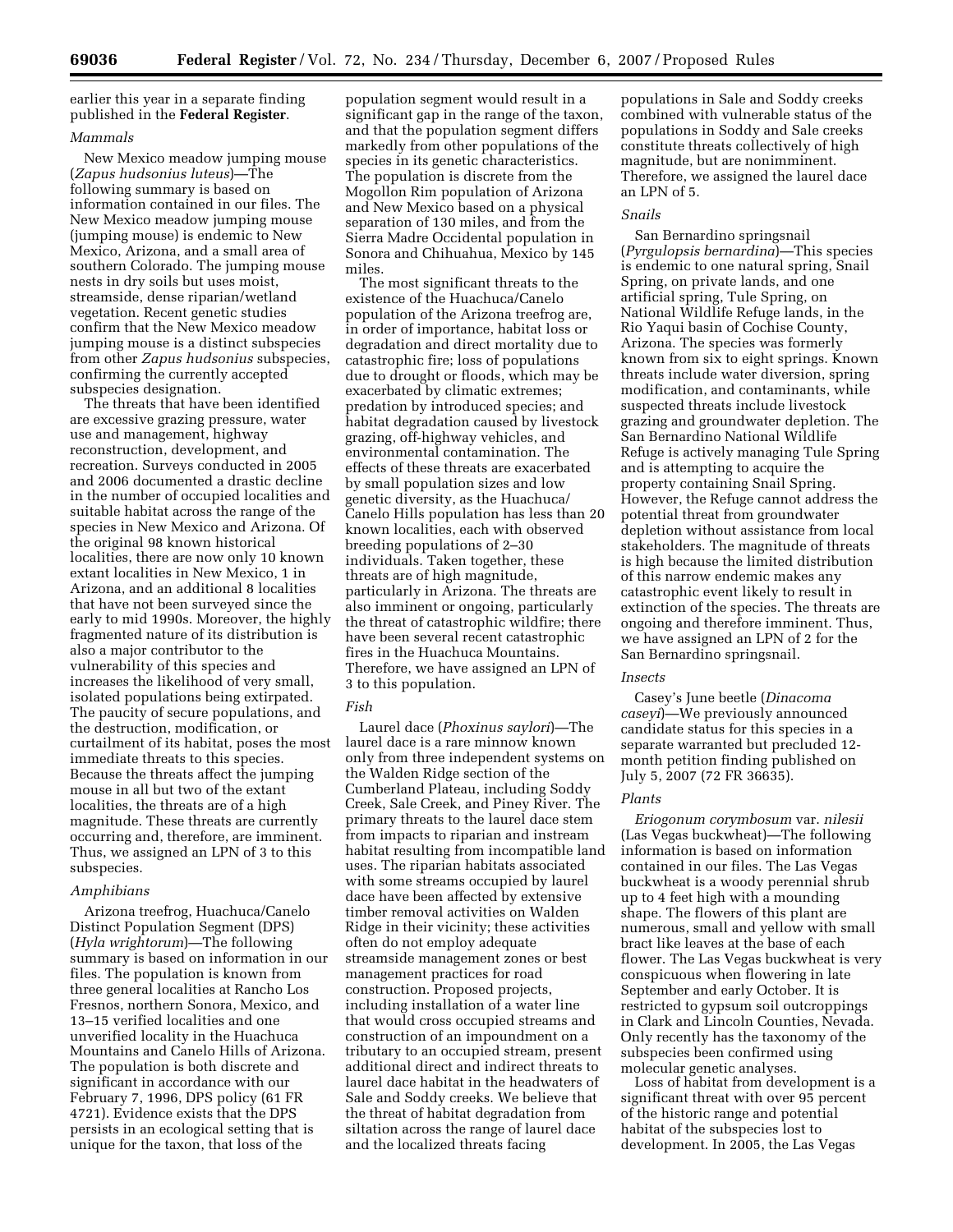earlier this year in a separate finding published in the **Federal Register**.

### *Mammals*

New Mexico meadow jumping mouse (*Zapus hudsonius luteus*)—The following summary is based on information contained in our files. The New Mexico meadow jumping mouse (jumping mouse) is endemic to New Mexico, Arizona, and a small area of southern Colorado. The jumping mouse nests in dry soils but uses moist, streamside, dense riparian/wetland vegetation. Recent genetic studies confirm that the New Mexico meadow jumping mouse is a distinct subspecies from other *Zapus hudsonius* subspecies, confirming the currently accepted subspecies designation.

The threats that have been identified are excessive grazing pressure, water use and management, highway reconstruction, development, and recreation. Surveys conducted in 2005 and 2006 documented a drastic decline in the number of occupied localities and suitable habitat across the range of the species in New Mexico and Arizona. Of the original 98 known historical localities, there are now only 10 known extant localities in New Mexico, 1 in Arizona, and an additional 8 localities that have not been surveyed since the early to mid 1990s. Moreover, the highly fragmented nature of its distribution is also a major contributor to the vulnerability of this species and increases the likelihood of very small, isolated populations being extirpated. The paucity of secure populations, and the destruction, modification, or curtailment of its habitat, poses the most immediate threats to this species. Because the threats affect the jumping mouse in all but two of the extant localities, the threats are of a high magnitude. These threats are currently occurring and, therefore, are imminent. Thus, we assigned an LPN of 3 to this subspecies.

### *Amphibians*

Arizona treefrog, Huachuca/Canelo Distinct Population Segment (DPS) (*Hyla wrightorum*)—The following summary is based on information in our files. The population is known from three general localities at Rancho Los Fresnos, northern Sonora, Mexico, and 13–15 verified localities and one unverified locality in the Huachuca Mountains and Canelo Hills of Arizona. The population is both discrete and significant in accordance with our February 7, 1996, DPS policy (61 FR 4721). Evidence exists that the DPS persists in an ecological setting that is unique for the taxon, that loss of the population segment would result in a significant gap in the range of the taxon, and that the population segment differs markedly from other populations of the species in its genetic characteristics. The population is discrete from the Mogollon Rim population of Arizona and New Mexico based on a physical separation of 130 miles, and from the Sierra Madre Occidental population in Sonora and Chihuahua, Mexico by 145 miles.

The most significant threats to the existence of the Huachuca/Canelo population of the Arizona treefrog are, in order of importance, habitat loss or degradation and direct mortality due to catastrophic fire; loss of populations due to drought or floods, which may be exacerbated by climatic extremes; predation by introduced species; and habitat degradation caused by livestock grazing, off-highway vehicles, and environmental contamination. The effects of these threats are exacerbated by small population sizes and low genetic diversity, as the Huachuca/Canelo Hills population has less than 20 known localities, each with observed breeding populations of 2–30 individuals. Taken together, these threats are of high magnitude, particularly in Arizona. The threats are also imminent or ongoing, particularly the threat of catastrophic wildfire; there have been several recent catastrophic fires in the Huachuca Mountains. Therefore, we have assigned an LPN of 3 to this population.

### *Fish*

Laurel dace (*Phoxinus saylori*)—The laurel dace is a rare minnow known only from three independent systems on the Walden Ridge section of the Cumberland Plateau, including Soddy Creek, Sale Creek, and Piney River. The primary threats to the laurel dace stem from impacts to riparian and instream habitat resulting from incompatible land uses. The riparian habitats associated with some streams occupied by laurel dace have been affected by extensive timber removal activities on Walden Ridge in their vicinity; these activities often do not employ adequate streamside management zones or best management practices for road construction. Proposed projects, including installation of a water line that would cross occupied streams and construction of an impoundment on a tributary to an occupied stream, present additional direct and indirect threats to laurel dace habitat in the headwaters of Sale and Soddy creeks. We believe that the threat of habitat degradation from siltation across the range of laurel dace and the localized threats facing populations in Sale and Soddy creeks combined with vulnerable status of the populations in Soddy and Sale creeks constitute threats collectively of high magnitude, but are nonimminent. Therefore, we assigned the laurel dace an LPN of 5.

### *Snails*

San Bernardino springsnail (*Pyrgulopsis bernardina*)—This species is endemic to one natural spring, Snail Spring, on private lands, and one artificial spring, Tule Spring, on National Wildlife Refuge lands, in the Rio Yaqui basin of Cochise County, Arizona. The species was formerly known from six to eight springs. Known threats include water diversion, spring modification, and contaminants, while suspected threats include livestock grazing and groundwater depletion. The San Bernardino National Wildlife Refuge is actively managing Tule Spring and is attempting to acquire the property containing Snail Spring. However, the Refuge cannot address the potential threat from groundwater depletion without assistance from local stakeholders. The magnitude of threats is high because the limited distribution of this narrow endemic makes any catastrophic event likely to result in extinction of the species. The threats are ongoing and therefore imminent. Thus, we have assigned an LPN of 2 for the San Bernardino springsnail.

### *Insects*

Casey's June beetle (*Dinacoma caseyi*)—We previously announced candidate status for this species in a separate warranted but precluded 12-month petition finding published on July 5, 2007 (72 FR 36635).

### *Plants*

*Eriogonum corymbosum* var. *nilesii* (Las Vegas buckwheat)—The following information is based on information contained in our files. The Las Vegas buckwheat is a woody perennial shrub up to 4 feet high with a mounding shape. The flowers of this plant are numerous, small and yellow with small bract like leaves at the base of each flower. The Las Vegas buckwheat is very conspicuous when flowering in late September and early October. It is restricted to gypsum soil outcroppings in Clark and Lincoln Counties, Nevada. Only recently has the taxonomy of the subspecies been confirmed using molecular genetic analyses.

Loss of habitat from development is a significant threat with over 95 percent of the historic range and potential habitat of the subspecies lost to development. In 2005, the Las Vegas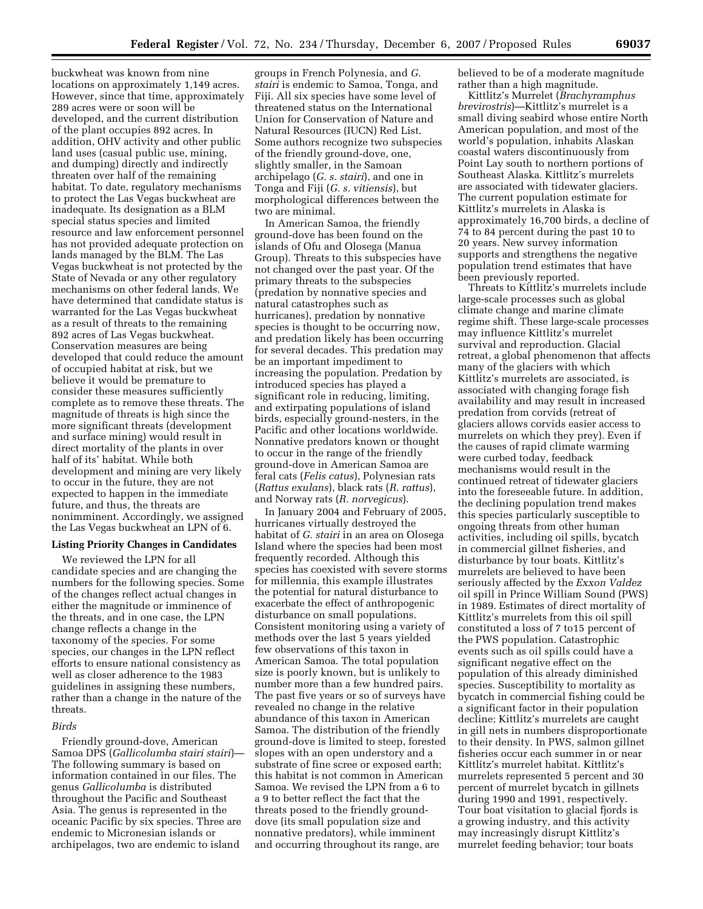buckwheat was known from nine locations on approximately 1,149 acres. However, since that time, approximately 289 acres were or soon will be developed, and the current distribution of the plant occupies 892 acres. In addition, OHV activity and other public land uses (casual public use, mining, and dumping) directly and indirectly threaten over half of the remaining habitat. To date, regulatory mechanisms to protect the Las Vegas buckwheat are inadequate. Its designation as a BLM special status species and limited resource and law enforcement personnel has not provided adequate protection on lands managed by the BLM. The Las Vegas buckwheat is not protected by the State of Nevada or any other regulatory mechanisms on other federal lands. We have determined that candidate status is warranted for the Las Vegas buckwheat as a result of threats to the remaining 892 acres of Las Vegas buckwheat. Conservation measures are being developed that could reduce the amount of occupied habitat at risk, but we believe it would be premature to consider these measures sufficiently complete as to remove these threats. The magnitude of threats is high since the more significant threats (development and surface mining) would result in direct mortality of the plants in over half of its' habitat. While both development and mining are very likely to occur in the future, they are not expected to happen in the immediate future, and thus, the threats are nonimminent. Accordingly, we assigned the Las Vegas buckwheat an LPN of 6.

**Listing Priority Changes in Candidates**

We reviewed the LPN for all candidate species and are changing the numbers for the following species. Some of the changes reflect actual changes in either the magnitude or imminence of the threats, and in one case, the LPN change reflects a change in the taxonomy of the species. For some species, our changes in the LPN reflect efforts to ensure national consistency as well as closer adherence to the 1983 guidelines in assigning these numbers, rather than a change in the nature of the threats.

*Birds*

Friendly ground-dove, American Samoa DPS (*Gallicolumba stairi stairi*)—The following summary is based on information contained in our files. The genus *Gallicolumba* is distributed throughout the Pacific and Southeast Asia. The genus is represented in the oceanic Pacific by six species. Three are endemic to Micronesian islands or archipelagos, two are endemic to island groups in French Polynesia, and *G. stairi* is endemic to Samoa, Tonga, and Fiji. All six species have some level of threatened status on the International Union for Conservation of Nature and Natural Resources (IUCN) Red List. Some authors recognize two subspecies of the friendly ground-dove, one, slightly smaller, in the Samoan archipelago (*G. s. stairi*), and one in Tonga and Fiji (*G. s. vitiensis*), but morphological differences between the two are minimal.

In American Samoa, the friendly ground-dove has been found on the islands of Ofu and Olosega (Manua Group). Threats to this subspecies have not changed over the past year. Of the primary threats to the subspecies (predation by nonnative species and natural catastrophes such as hurricanes), predation by nonnative species is thought to be occurring now, and predation likely has been occurring for several decades. This predation may be an important impediment to increasing the population. Predation by introduced species has played a significant role in reducing, limiting, and extirpating populations of island birds, especially ground-nesters, in the Pacific and other locations worldwide. Nonnative predators known or thought to occur in the range of the friendly ground-dove in American Samoa are feral cats (*Felis catus*), Polynesian rats (*Rattus exulans*), black rats (*R. rattus*), and Norway rats (*R. norvegicus*).

In January 2004 and February of 2005, hurricanes virtually destroyed the habitat of *G. stairi* in an area on Olosega Island where the species had been most frequently recorded. Although this species has coexisted with severe storms for millennia, this example illustrates the potential for natural disturbance to exacerbate the effect of anthropogenic disturbance on small populations. Consistent monitoring using a variety of methods over the last 5 years yielded few observations of this taxon in American Samoa. The total population size is poorly known, but is unlikely to number more than a few hundred pairs. The past five years or so of surveys have revealed no change in the relative abundance of this taxon in American Samoa. The distribution of the friendly ground-dove is limited to steep, forested slopes with an open understory and a substrate of fine scree or exposed earth; this habitat is not common in American Samoa. We revised the LPN from a 6 to a 9 to better reflect the fact that the threats posed to the friendly ground-dove (its small population size and nonnative predators), while imminent and occurring throughout its range, are believed to be of a moderate magnitude rather than a high magnitude.

Kittlitz's Murrelet (*Brachyramphus brevirostris*)—Kittlitz's murrelet is a small diving seabird whose entire North American population, and most of the world's population, inhabits Alaskan coastal waters discontinuously from Point Lay south to northern portions of Southeast Alaska. Kittlitz's murrelets are associated with tidewater glaciers. The current population estimate for Kittlitz's murrelets in Alaska is approximately 16,700 birds, a decline of 74 to 84 percent during the past 10 to 20 years. New survey information supports and strengthens the negative population trend estimates that have been previously reported.

Threats to Kittlitz's murrelets include large-scale processes such as global climate change and marine climate regime shift. These large-scale processes may influence Kittlitz's murrelet survival and reproduction. Glacial retreat, a global phenomenon that affects many of the glaciers with which Kittlitz's murrelets are associated, is associated with changing forage fish availability and may result in increased predation from corvids (retreat of glaciers allows corvids easier access to murrelets on which they prey). Even if the causes of rapid climate warming were curbed today, feedback mechanisms would result in the continued retreat of tidewater glaciers into the foreseeable future. In addition, the declining population trend makes this species particularly susceptible to ongoing threats from other human activities, including oil spills, bycatch in commercial gillnet fisheries, and disturbance by tour boats. Kittlitz's murrelets are believed to have been seriously affected by the *Exxon Valdez* oil spill in Prince William Sound (PWS) in 1989. Estimates of direct mortality of Kittlitz's murrelets from this oil spill constituted a loss of 7 to15 percent of the PWS population. Catastrophic events such as oil spills could have a significant negative effect on the population of this already diminished species. Susceptibility to mortality as bycatch in commercial fishing could be a significant factor in their population decline; Kittlitz's murrelets are caught in gill nets in numbers disproportionate to their density. In PWS, salmon gillnet fisheries occur each summer in or near Kittlitz's murrelet habitat. Kittlitz's murrelets represented 5 percent and 30 percent of murrelet bycatch in gillnets during 1990 and 1991, respectively. Tour boat visitation to glacial fjords is a growing industry, and this activity may increasingly disrupt Kittlitz's murrelet feeding behavior; tour boats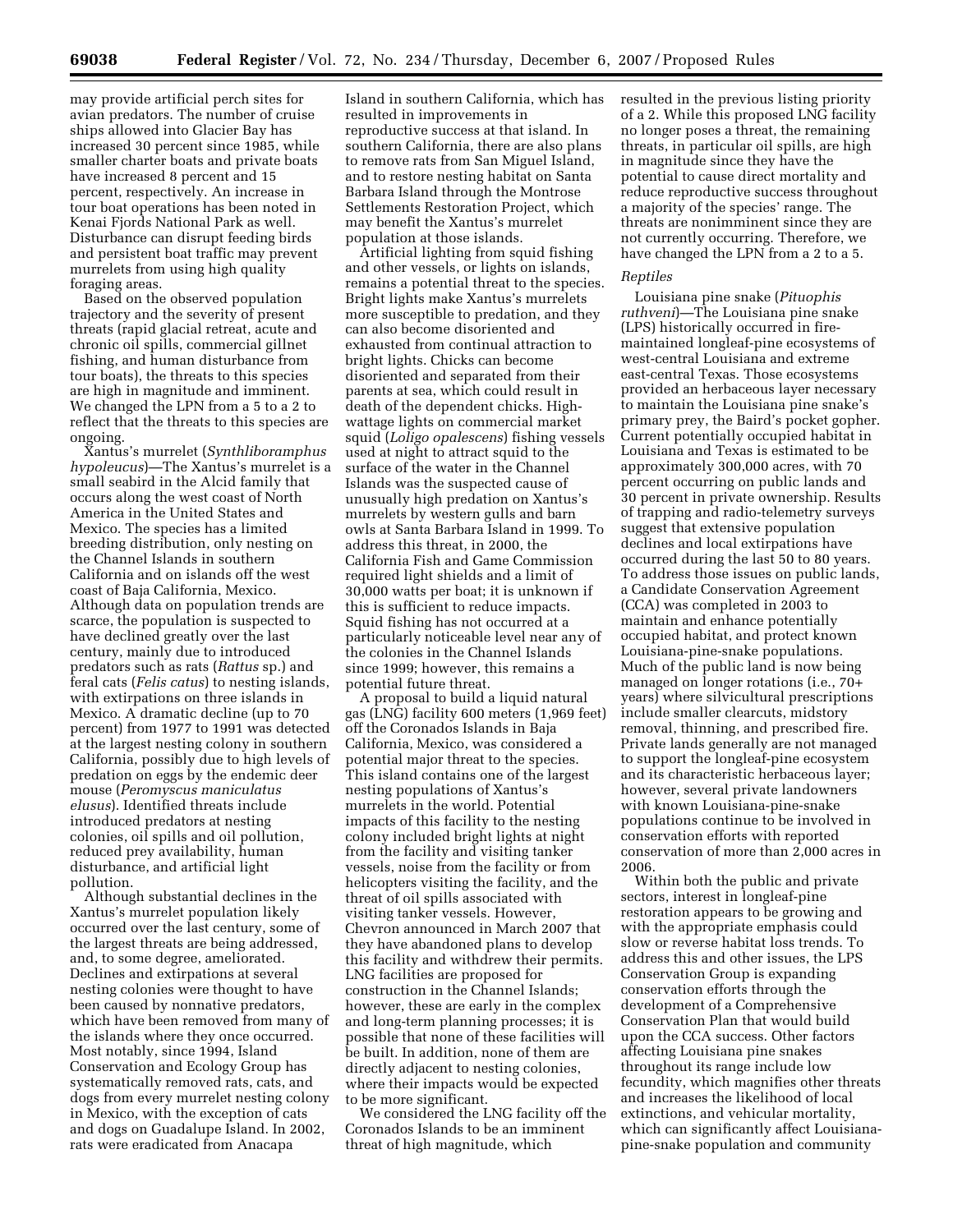may provide artificial perch sites for avian predators. The number of cruise ships allowed into Glacier Bay has increased 30 percent since 1985, while smaller charter boats and private boats have increased 8 percent and 15 percent, respectively. An increase in tour boat operations has been noted in Kenai Fjords National Park as well. Disturbance can disrupt feeding birds and persistent boat traffic may prevent murrelets from using high quality foraging areas.

Based on the observed population trajectory and the severity of present threats (rapid glacial retreat, acute and chronic oil spills, commercial gillnet fishing, and human disturbance from tour boats), the threats to this species are high in magnitude and imminent. We changed the LPN from a 5 to a 2 to reflect that the threats to this species are ongoing.

Xantus's murrelet (*Synthliboramphus hypoleucus*)—The Xantus's murrelet is a small seabird in the Alcid family that occurs along the west coast of North America in the United States and Mexico. The species has a limited breeding distribution, only nesting on the Channel Islands in southern California and on islands off the west coast of Baja California, Mexico. Although data on population trends are scarce, the population is suspected to have declined greatly over the last century, mainly due to introduced predators such as rats (*Rattus* sp.) and feral cats (*Felis catus*) to nesting islands, with extirpations on three islands in Mexico. A dramatic decline (up to 70 percent) from 1977 to 1991 was detected at the largest nesting colony in southern California, possibly due to high levels of predation on eggs by the endemic deer mouse (*Peromyscus maniculatus elusus*). Identified threats include introduced predators at nesting colonies, oil spills and oil pollution, reduced prey availability, human disturbance, and artificial light pollution.

Although substantial declines in the Xantus's murrelet population likely occurred over the last century, some of the largest threats are being addressed, and, to some degree, ameliorated. Declines and extirpations at several nesting colonies were thought to have been caused by nonnative predators, which have been removed from many of the islands where they once occurred. Most notably, since 1994, Island Conservation and Ecology Group has systematically removed rats, cats, and dogs from every murrelet nesting colony in Mexico, with the exception of cats and dogs on Guadalupe Island. In 2002, rats were eradicated from Anacapa Island in southern California, which has resulted in improvements in reproductive success at that island. In southern California, there are also plans to remove rats from San Miguel Island, and to restore nesting habitat on Santa Barbara Island through the Montrose Settlements Restoration Project, which may benefit the Xantus's murrelet population at those islands.

Artificial lighting from squid fishing and other vessels, or lights on islands, remains a potential threat to the species. Bright lights make Xantus's murrelets more susceptible to predation, and they can also become disoriented and exhausted from continual attraction to bright lights. Chicks can become disoriented and separated from their parents at sea, which could result in death of the dependent chicks. High-wattage lights on commercial market squid (*Loligo opalescens*) fishing vessels used at night to attract squid to the surface of the water in the Channel Islands was the suspected cause of unusually high predation on Xantus's murrelets by western gulls and barn owls at Santa Barbara Island in 1999. To address this threat, in 2000, the California Fish and Game Commission required light shields and a limit of 30,000 watts per boat; it is unknown if this is sufficient to reduce impacts. Squid fishing has not occurred at a particularly noticeable level near any of the colonies in the Channel Islands since 1999; however, this remains a potential future threat.

A proposal to build a liquid natural gas (LNG) facility 600 meters (1,969 feet) off the Coronados Islands in Baja California, Mexico, was considered a potential major threat to the species. This island contains one of the largest nesting populations of Xantus's murrelets in the world. Potential impacts of this facility to the nesting colony included bright lights at night from the facility and visiting tanker vessels, noise from the facility or from helicopters visiting the facility, and the threat of oil spills associated with visiting tanker vessels. However, Chevron announced in March 2007 that they have abandoned plans to develop this facility and withdrew their permits. LNG facilities are proposed for construction in the Channel Islands; however, these are early in the complex and long-term planning processes; it is possible that none of these facilities will be built. In addition, none of them are directly adjacent to nesting colonies, where their impacts would be expected to be more significant.

We considered the LNG facility off the Coronados Islands to be an imminent threat of high magnitude, which resulted in the previous listing priority of a 2. While this proposed LNG facility no longer poses a threat, the remaining threats, in particular oil spills, are high in magnitude since they have the potential to cause direct mortality and reduce reproductive success throughout a majority of the species' range. The threats are nonimminent since they are not currently occurring. Therefore, we have changed the LPN from a 2 to a 5.

### *Reptiles*

Louisiana pine snake (*Pituophis ruthveni*)—The Louisiana pine snake (LPS) historically occurred in fire-maintained longleaf-pine ecosystems of west-central Louisiana and extreme east-central Texas. Those ecosystems provided an herbaceous layer necessary to maintain the Louisiana pine snake's primary prey, the Baird's pocket gopher. Current potentially occupied habitat in Louisiana and Texas is estimated to be approximately 300,000 acres, with 70 percent occurring on public lands and 30 percent in private ownership. Results of trapping and radio-telemetry surveys suggest that extensive population declines and local extirpations have occurred during the last 50 to 80 years. To address those issues on public lands, a Candidate Conservation Agreement (CCA) was completed in 2003 to maintain and enhance potentially occupied habitat, and protect known Louisiana-pine-snake populations. Much of the public land is now being managed on longer rotations (i.e., 70+ years) where silvicultural prescriptions include smaller clearcuts, midstory removal, thinning, and prescribed fire. Private lands generally are not managed to support the longleaf-pine ecosystem and its characteristic herbaceous layer; however, several private landowners with known Louisiana-pine-snake populations continue to be involved in conservation efforts with reported conservation of more than 2,000 acres in 2006.

Within both the public and private sectors, interest in longleaf-pine restoration appears to be growing and with the appropriate emphasis could slow or reverse habitat loss trends. To address this and other issues, the LPS Conservation Group is expanding conservation efforts through the development of a Comprehensive Conservation Plan that would build upon the CCA success. Other factors affecting Louisiana pine snakes throughout its range include low fecundity, which magnifies other threats and increases the likelihood of local extinctions, and vehicular mortality, which can significantly affect Louisiana-pine-snake population and community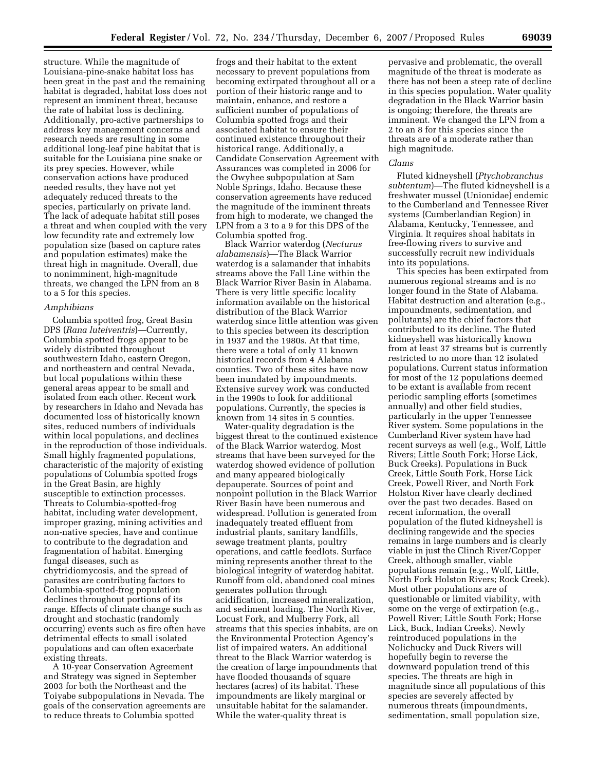structure. While the magnitude of Louisiana-pine-snake habitat loss has been great in the past and the remaining habitat is degraded, habitat loss does not represent an imminent threat, because the rate of habitat loss is declining. Additionally, pro-active partnerships to address key management concerns and research needs are resulting in some additional long-leaf pine habitat that is suitable for the Louisiana pine snake or its prey species. However, while conservation actions have produced needed results, they have not yet adequately reduced threats to the species, particularly on private land. The lack of adequate habitat still poses a threat and when coupled with the very low fecundity rate and extremely low population size (based on capture rates and population estimates) make the threat high in magnitude. Overall, due to nonimminent, high-magnitude threats, we changed the LPN from an 8 to a 5 for this species.

### *Amphibians*

Columbia spotted frog, Great Basin DPS (*Rana luteiventris*)—Currently, Columbia spotted frogs appear to be widely distributed throughout southwestern Idaho, eastern Oregon, and northeastern and central Nevada, but local populations within these general areas appear to be small and isolated from each other. Recent work by researchers in Idaho and Nevada has documented loss of historically known sites, reduced numbers of individuals within local populations, and declines in the reproduction of those individuals. Small highly fragmented populations, characteristic of the majority of existing populations of Columbia spotted frogs in the Great Basin, are highly susceptible to extinction processes. Threats to Columbia-spotted-frog habitat, including water development, improper grazing, mining activities and non-native species, have and continue to contribute to the degradation and fragmentation of habitat. Emerging fungal diseases, such as chytridiomycosis, and the spread of parasites are contributing factors to Columbia-spotted-frog population declines throughout portions of its range. Effects of climate change such as drought and stochastic (randomly occurring) events such as fire often have detrimental effects to small isolated populations and can often exacerbate existing threats.

A 10-year Conservation Agreement and Strategy was signed in September 2003 for both the Northeast and the Toiyabe subpopulations in Nevada. The goals of the conservation agreements are to reduce threats to Columbia spotted frogs and their habitat to the extent necessary to prevent populations from becoming extirpated throughout all or a portion of their historic range and to maintain, enhance, and restore a sufficient number of populations of Columbia spotted frogs and their associated habitat to ensure their continued existence throughout their historical range. Additionally, a Candidate Conservation Agreement with Assurances was completed in 2006 for the Owyhee subpopulation at Sam Noble Springs, Idaho. Because these conservation agreements have reduced the magnitude of the imminent threats from high to moderate, we changed the LPN from a 3 to a 9 for this DPS of the Columbia spotted frog.

Black Warrior waterdog (*Necturus alabamensis*)—The Black Warrior waterdog is a salamander that inhabits streams above the Fall Line within the Black Warrior River Basin in Alabama. There is very little specific locality information available on the historical distribution of the Black Warrior waterdog since little attention was given to this species between its description in 1937 and the 1980s. At that time, there were a total of only 11 known historical records from 4 Alabama counties. Two of these sites have now been inundated by impoundments. Extensive survey work was conducted in the 1990s to look for additional populations. Currently, the species is known from 14 sites in 5 counties.

Water-quality degradation is the biggest threat to the continued existence of the Black Warrior waterdog. Most streams that have been surveyed for the waterdog showed evidence of pollution and many appeared biologically depauperate. Sources of point and nonpoint pollution in the Black Warrior River Basin have been numerous and widespread. Pollution is generated from inadequately treated effluent from industrial plants, sanitary landfills, sewage treatment plants, poultry operations, and cattle feedlots. Surface mining represents another threat to the biological integrity of waterdog habitat. Runoff from old, abandoned coal mines generates pollution through acidification, increased mineralization, and sediment loading. The North River, Locust Fork, and Mulberry Fork, all streams that this species inhabits, are on the Environmental Protection Agency's list of impaired waters. An additional threat to the Black Warrior waterdog is the creation of large impoundments that have flooded thousands of square hectares (acres) of its habitat. These impoundments are likely marginal or unsuitable habitat for the salamander. While the water-quality threat is pervasive and problematic, the overall magnitude of the threat is moderate as there has not been a steep rate of decline in this species population. Water quality degradation in the Black Warrior basin is ongoing; therefore, the threats are imminent. We changed the LPN from a 2 to an 8 for this species since the threats are of a moderate rather than high magnitude.

### *Clams*

Fluted kidneyshell (*Ptychobranchus subtentum*)—The fluted kidneyshell is a freshwater mussel (Unionidae) endemic to the Cumberland and Tennessee River systems (Cumberlandian Region) in Alabama, Kentucky, Tennessee, and Virginia. It requires shoal habitats in free-flowing rivers to survive and successfully recruit new individuals into its populations.

This species has been extirpated from numerous regional streams and is no longer found in the State of Alabama. Habitat destruction and alteration (e.g., impoundments, sedimentation, and pollutants) are the chief factors that contributed to its decline. The fluted kidneyshell was historically known from at least 37 streams but is currently restricted to no more than 12 isolated populations. Current status information for most of the 12 populations deemed to be extant is available from recent periodic sampling efforts (sometimes annually) and other field studies, particularly in the upper Tennessee River system. Some populations in the Cumberland River system have had recent surveys as well (e.g., Wolf, Little Rivers; Little South Fork; Horse Lick, Buck Creeks). Populations in Buck Creek, Little South Fork, Horse Lick Creek, Powell River, and North Fork Holston River have clearly declined over the past two decades. Based on recent information, the overall population of the fluted kidneyshell is declining rangewide and the species remains in large numbers and is clearly viable in just the Clinch River/Copper Creek, although smaller, viable populations remain (e.g., Wolf, Little, North Fork Holston Rivers; Rock Creek). Most other populations are of questionable or limited viability, with some on the verge of extirpation (e.g., Powell River; Little South Fork; Horse Lick, Buck, Indian Creeks). Newly reintroduced populations in the Nolichucky and Duck Rivers will hopefully begin to reverse the downward population trend of this species. The threats are high in magnitude since all populations of this species are severely affected by numerous threats (impoundments, sedimentation, small population size,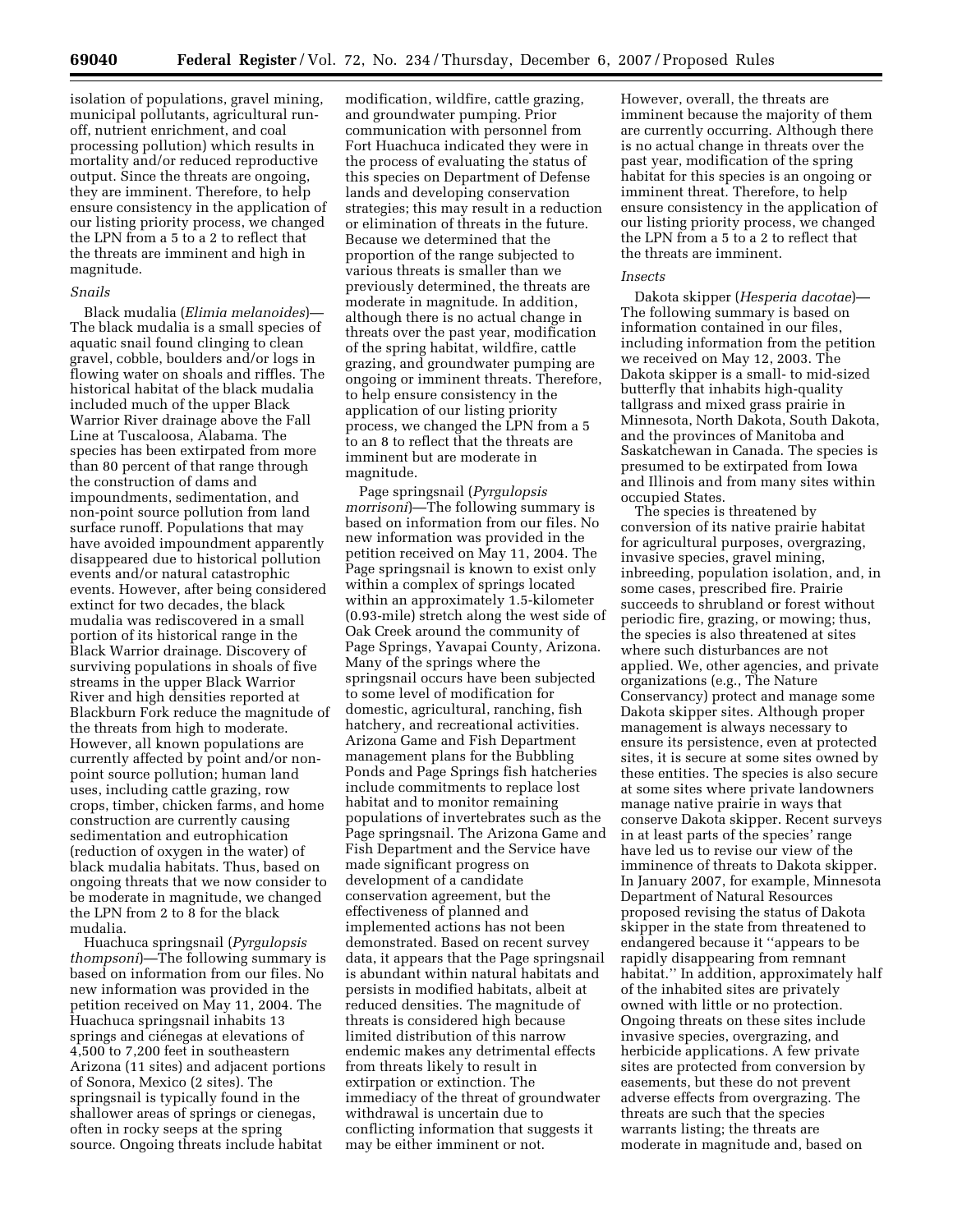isolation of populations, gravel mining, municipal pollutants, agricultural run-off, nutrient enrichment, and coal processing pollution) which results in mortality and/or reduced reproductive output. Since the threats are ongoing, they are imminent. Therefore, to help ensure consistency in the application of our listing priority process, we changed the LPN from a 5 to a 2 to reflect that the threats are imminent and high in magnitude.

### *Snails*

Black mudalia (*Elimia melanoides*)—The black mudalia is a small species of aquatic snail found clinging to clean gravel, cobble, boulders and/or logs in flowing water on shoals and riffles. The historical habitat of the black mudalia included much of the upper Black Warrior River drainage above the Fall Line at Tuscaloosa, Alabama. The species has been extirpated from more than 80 percent of that range through the construction of dams and impoundments, sedimentation, and non-point source pollution from land surface runoff. Populations that may have avoided impoundment apparently disappeared due to historical pollution events and/or natural catastrophic events. However, after being considered extinct for two decades, the black mudalia was rediscovered in a small portion of its historical range in the Black Warrior drainage. Discovery of surviving populations in shoals of five streams in the upper Black Warrior River and high densities reported at Blackburn Fork reduce the magnitude of the threats from high to moderate. However, all known populations are currently affected by point and/or non-point source pollution; human land uses, including cattle grazing, row crops, timber, chicken farms, and home construction are currently causing sedimentation and eutrophication (reduction of oxygen in the water) of black mudalia habitats. Thus, based on ongoing threats that we now consider to be moderate in magnitude, we changed the LPN from 2 to 8 for the black mudalia.

Huachuca springsnail (*Pyrgulopsis thompsoni*)—The following summary is based on information from our files. No new information was provided in the petition received on May 11, 2004. The Huachuca springsnail inhabits 13 springs and ciénegas at elevations of 4,500 to 7,200 feet in southeastern Arizona (11 sites) and adjacent portions of Sonora, Mexico (2 sites). The springsnail is typically found in the shallower areas of springs or cienegas, often in rocky seeps at the spring source. Ongoing threats include habitat modification, wildfire, cattle grazing, and groundwater pumping. Prior communication with personnel from Fort Huachuca indicated they were in the process of evaluating the status of this species on Department of Defense lands and developing conservation strategies; this may result in a reduction or elimination of threats in the future. Because we determined that the proportion of the range subjected to various threats is smaller than we previously determined, the threats are moderate in magnitude. In addition, although there is no actual change in threats over the past year, modification of the spring habitat, wildfire, cattle grazing, and groundwater pumping are ongoing or imminent threats. Therefore, to help ensure consistency in the application of our listing priority process, we changed the LPN from a 5 to an 8 to reflect that the threats are imminent but are moderate in magnitude.

Page springsnail (*Pyrgulopsis morrisoni*)—The following summary is based on information from our files. No new information was provided in the petition received on May 11, 2004. The Page springsnail is known to exist only within a complex of springs located within an approximately 1.5-kilometer (0.93-mile) stretch along the west side of Oak Creek around the community of Page Springs, Yavapai County, Arizona. Many of the springs where the springsnail occurs have been subjected to some level of modification for domestic, agricultural, ranching, fish hatchery, and recreational activities. Arizona Game and Fish Department management plans for the Bubbling Ponds and Page Springs fish hatcheries include commitments to replace lost habitat and to monitor remaining populations of invertebrates such as the Page springsnail. The Arizona Game and Fish Department and the Service have made significant progress on development of a candidate conservation agreement, but the effectiveness of planned and implemented actions has not been demonstrated. Based on recent survey data, it appears that the Page springsnail is abundant within natural habitats and persists in modified habitats, albeit at reduced densities. The magnitude of threats is considered high because limited distribution of this narrow endemic makes any detrimental effects from threats likely to result in extirpation or extinction. The immediacy of the threat of groundwater withdrawal is uncertain due to conflicting information that suggests it may be either imminent or not. However, overall, the threats are imminent because the majority of them are currently occurring. Although there is no actual change in threats over the past year, modification of the spring habitat for this species is an ongoing or imminent threat. Therefore, to help ensure consistency in the application of our listing priority process, we changed the LPN from a 5 to a 2 to reflect that the threats are imminent.

### *Insects*

Dakota skipper (*Hesperia dacotae*)—The following summary is based on information contained in our files, including information from the petition we received on May 12, 2003. The Dakota skipper is a small- to mid-sized butterfly that inhabits high-quality tallgrass and mixed grass prairie in Minnesota, North Dakota, South Dakota, and the provinces of Manitoba and Saskatchewan in Canada. The species is presumed to be extirpated from Iowa and Illinois and from many sites within occupied States.

The species is threatened by conversion of its native prairie habitat for agricultural purposes, overgrazing, invasive species, gravel mining, inbreeding, population isolation, and, in some cases, prescribed fire. Prairie succeeds to shrubland or forest without periodic fire, grazing, or mowing; thus, the species is also threatened at sites where such disturbances are not applied. We, other agencies, and private organizations (e.g., The Nature Conservancy) protect and manage some Dakota skipper sites. Although proper management is always necessary to ensure its persistence, even at protected sites, it is secure at some sites owned by these entities. The species is also secure at some sites where private landowners manage native prairie in ways that conserve Dakota skipper. Recent surveys in at least parts of the species' range have led us to revise our view of the imminence of threats to Dakota skipper. In January 2007, for example, Minnesota Department of Natural Resources proposed revising the status of Dakota skipper in the state from threatened to endangered because it "appears to be rapidly disappearing from remnant habitat." In addition, approximately half of the inhabited sites are privately owned with little or no protection. Ongoing threats on these sites include invasive species, overgrazing, and herbicide applications. A few private sites are protected from conversion by easements, but these do not prevent adverse effects from overgrazing. The threats are such that the species warrants listing; the threats are moderate in magnitude and, based on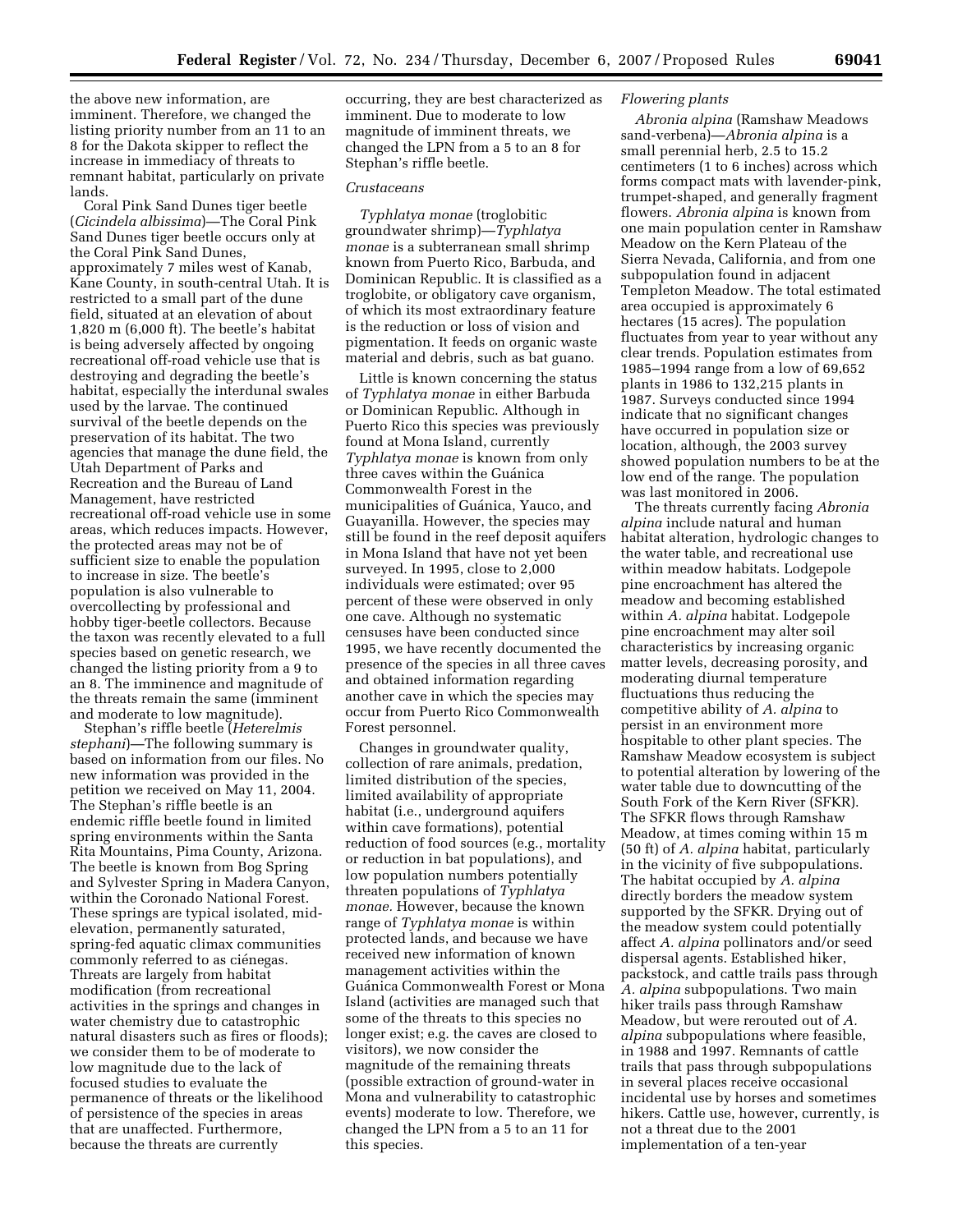the above new information, are imminent. Therefore, we changed the listing priority number from an 11 to an 8 for the Dakota skipper to reflect the increase in immediacy of threats to remnant habitat, particularly on private lands.

Coral Pink Sand Dunes tiger beetle (*Cicindela albissima*)—The Coral Pink Sand Dunes tiger beetle occurs only at the Coral Pink Sand Dunes, approximately 7 miles west of Kanab, Kane County, in south-central Utah. It is restricted to a small part of the dune field, situated at an elevation of about 1,820 m (6,000 ft). The beetle's habitat is being adversely affected by ongoing recreational off-road vehicle use that is destroying and degrading the beetle's habitat, especially the interdunal swales used by the larvae. The continued survival of the beetle depends on the preservation of its habitat. The two agencies that manage the dune field, the Utah Department of Parks and Recreation and the Bureau of Land Management, have restricted recreational off-road vehicle use in some areas, which reduces impacts. However, the protected areas may not be of sufficient size to enable the population to increase in size. The beetle's population is also vulnerable to overcollecting by professional and hobby tiger-beetle collectors. Because the taxon was recently elevated to a full species based on genetic research, we changed the listing priority from a 9 to an 8. The imminence and magnitude of the threats remain the same (imminent and moderate to low magnitude).

Stephan's riffle beetle (*Heterelmis stephani*)—The following summary is based on information from our files. No new information was provided in the petition we received on May 11, 2004. The Stephan's riffle beetle is an endemic riffle beetle found in limited spring environments within the Santa Rita Mountains, Pima County, Arizona. The beetle is known from Bog Spring and Sylvester Spring in Madera Canyon, within the Coronado National Forest. These springs are typical isolated, mid-elevation, permanently saturated, spring-fed aquatic climax communities commonly referred to as ciénegas. Threats are largely from habitat modification (from recreational activities in the springs and changes in water chemistry due to catastrophic natural disasters such as fires or floods); we consider them to be of moderate to low magnitude due to the lack of focused studies to evaluate the permanence of threats or the likelihood of persistence of the species in areas that are unaffected. Furthermore, because the threats are currently occurring, they are best characterized as imminent. Due to moderate to low magnitude of imminent threats, we changed the LPN from a 5 to an 8 for Stephan's riffle beetle.

*Crustaceans*

*Typhlatya monae* (troglobitic groundwater shrimp)—*Typhlatya monae* is a subterranean small shrimp known from Puerto Rico, Barbuda, and Dominican Republic. It is classified as a troglobite, or obligatory cave organism, of which its most extraordinary feature is the reduction or loss of vision and pigmentation. It feeds on organic waste material and debris, such as bat guano.

Little is known concerning the status of *Typhlatya monae* in either Barbuda or Dominican Republic. Although in Puerto Rico this species was previously found at Mona Island, currently *Typhlatya monae* is known from only three caves within the Guánica Commonwealth Forest in the municipalities of Guánica, Yauco, and Guayanilla. However, the species may still be found in the reef deposit aquifers in Mona Island that have not yet been surveyed. In 1995, close to 2,000 individuals were estimated; over 95 percent of these were observed in only one cave. Although no systematic censuses have been conducted since 1995, we have recently documented the presence of the species in all three caves and obtained information regarding another cave in which the species may occur from Puerto Rico Commonwealth Forest personnel.

Changes in groundwater quality, collection of rare animals, predation, limited distribution of the species, limited availability of appropriate habitat (i.e., underground aquifers within cave formations), potential reduction of food sources (e.g., mortality or reduction in bat populations), and low population numbers potentially threaten populations of *Typhlatya monae*. However, because the known range of *Typhlatya monae* is within protected lands, and because we have received new information of known management activities within the Guánica Commonwealth Forest or Mona Island (activities are managed such that some of the threats to this species no longer exist; e.g. the caves are closed to visitors), we now consider the magnitude of the remaining threats (possible extraction of ground-water in Mona and vulnerability to catastrophic events) moderate to low. Therefore, we changed the LPN from a 5 to an 11 for this species.

*Flowering plants*

*Abronia alpina* (Ramshaw Meadows sand-verbena)—*Abronia alpina* is a small perennial herb, 2.5 to 15.2 centimeters (1 to 6 inches) across which forms compact mats with lavender-pink, trumpet-shaped, and generally fragment flowers. *Abronia alpina* is known from one main population center in Ramshaw Meadow on the Kern Plateau of the Sierra Nevada, California, and from one subpopulation found in adjacent Templeton Meadow. The total estimated area occupied is approximately 6 hectares (15 acres). The population fluctuates from year to year without any clear trends. Population estimates from 1985–1994 range from a low of 69,652 plants in 1986 to 132,215 plants in 1987. Surveys conducted since 1994 indicate that no significant changes have occurred in population size or location, although, the 2003 survey showed population numbers to be at the low end of the range. The population was last monitored in 2006.

The threats currently facing *Abronia alpina* include natural and human habitat alteration, hydrologic changes to the water table, and recreational use within meadow habitats. Lodgepole pine encroachment has altered the meadow and becoming established within *A. alpina* habitat. Lodgepole pine encroachment may alter soil characteristics by increasing organic matter levels, decreasing porosity, and moderating diurnal temperature fluctuations thus reducing the competitive ability of *A. alpina* to persist in an environment more hospitable to other plant species. The Ramshaw Meadow ecosystem is subject to potential alteration by lowering of the water table due to downcutting of the South Fork of the Kern River (SFKR). The SFKR flows through Ramshaw Meadow, at times coming within 15 m (50 ft) of *A. alpina* habitat, particularly in the vicinity of five subpopulations. The habitat occupied by *A. alpina* directly borders the meadow system supported by the SFKR. Drying out of the meadow system could potentially affect *A. alpina* pollinators and/or seed dispersal agents. Established hiker, packstock, and cattle trails pass through *A. alpina* subpopulations. Two main hiker trails pass through Ramshaw Meadow, but were rerouted out of *A. alpina* subpopulations where feasible, in 1988 and 1997. Remnants of cattle trails that pass through subpopulations in several places receive occasional incidental use by horses and sometimes hikers. Cattle use, however, currently, is not a threat due to the 2001 implementation of a ten-year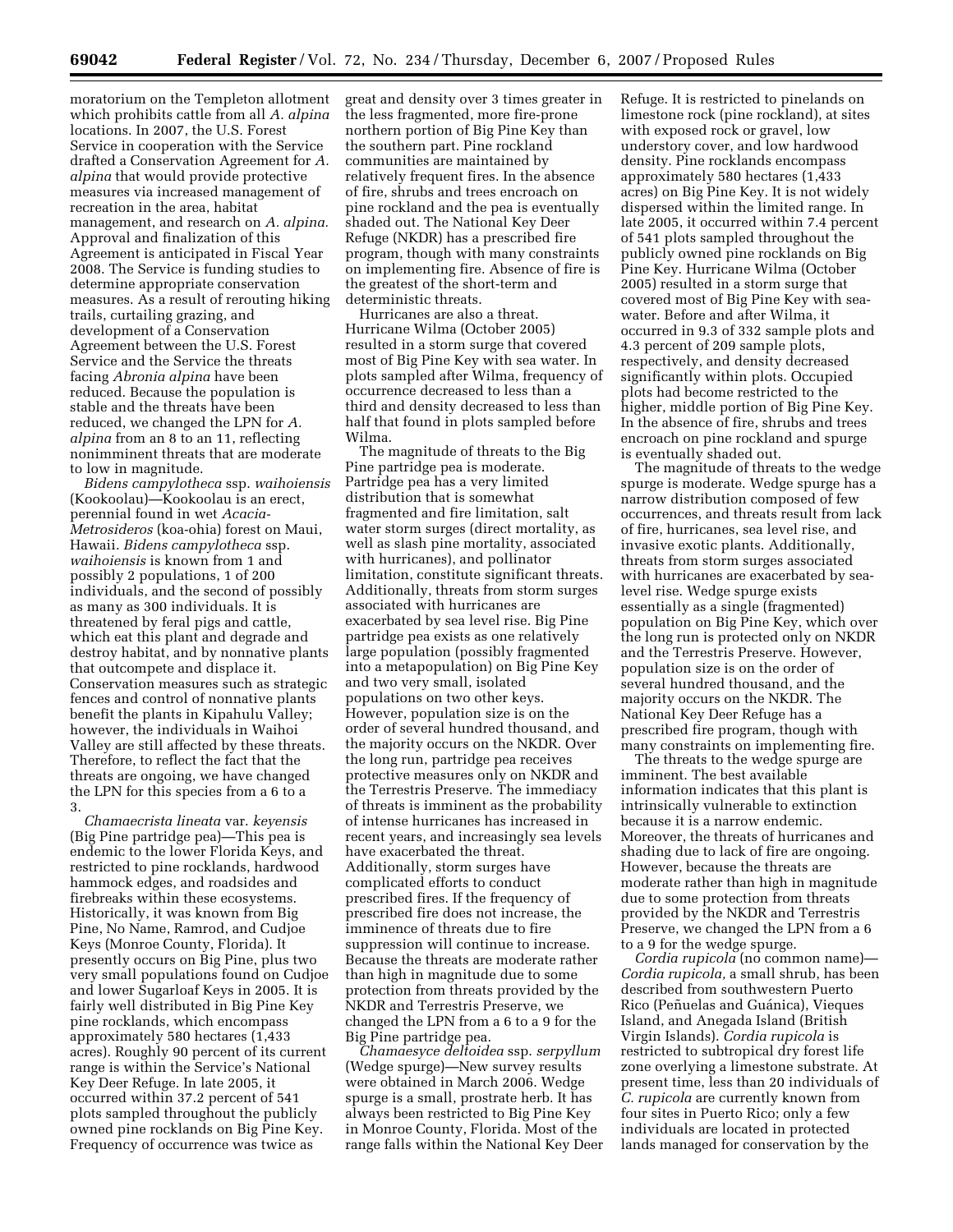moratorium on the Templeton allotment which prohibits cattle from all *A. alpina* locations. In 2007, the U.S. Forest Service in cooperation with the Service drafted a Conservation Agreement for *A. alpina* that would provide protective measures via increased management of recreation in the area, habitat management, and research on *A. alpina.* Approval and finalization of this Agreement is anticipated in Fiscal Year 2008. The Service is funding studies to determine appropriate conservation measures. As a result of rerouting hiking trails, curtailing grazing, and development of a Conservation Agreement between the U.S. Forest Service and the Service the threats facing *Abronia alpina* have been reduced. Because the population is stable and the threats have been reduced, we changed the LPN for *A. alpina* from an 8 to an 11, reflecting nonimminent threats that are moderate to low in magnitude.

*Bidens campylotheca* ssp. *waihoiensis* (Kookoolau)—Kookoolau is an erect, perennial found in wet *Acacia-Metrosideros* (koa-ohia) forest on Maui, Hawaii. *Bidens campylotheca* ssp. *waihoiensis* is known from 1 and possibly 2 populations, 1 of 200 individuals, and the second of possibly as many as 300 individuals. It is threatened by feral pigs and cattle, which eat this plant and degrade and destroy habitat, and by nonnative plants that outcompete and displace it. Conservation measures such as strategic fences and control of nonnative plants benefit the plants in Kipahulu Valley; however, the individuals in Waihoi Valley are still affected by these threats. Therefore, to reflect the fact that the threats are ongoing, we have changed the LPN for this species from a 6 to a 3.

*Chamaecrista lineata* var. *keyensis* (Big Pine partridge pea)—This pea is endemic to the lower Florida Keys, and restricted to pine rocklands, hardwood hammock edges, and roadsides and firebreaks within these ecosystems. Historically, it was known from Big Pine, No Name, Ramrod, and Cudjoe Keys (Monroe County, Florida). It presently occurs on Big Pine, plus two very small populations found on Cudjoe and lower Sugarloaf Keys in 2005. It is fairly well distributed in Big Pine Key pine rocklands, which encompass approximately 580 hectares (1,433 acres). Roughly 90 percent of its current range is within the Service's National Key Deer Refuge. In late 2005, it occurred within 37.2 percent of 541 plots sampled throughout the publicly owned pine rocklands on Big Pine Key. Frequency of occurrence was twice as great and density over 3 times greater in the less fragmented, more fire-prone northern portion of Big Pine Key than the southern part. Pine rockland communities are maintained by relatively frequent fires. In the absence of fire, shrubs and trees encroach on pine rockland and the pea is eventually shaded out. The National Key Deer Refuge (NKDR) has a prescribed fire program, though with many constraints on implementing fire. Absence of fire is the greatest of the short-term and deterministic threats.

Hurricanes are also a threat. Hurricane Wilma (October 2005) resulted in a storm surge that covered most of Big Pine Key with sea water. In plots sampled after Wilma, frequency of occurrence decreased to less than a third and density decreased to less than half that found in plots sampled before Wilma.

The magnitude of threats to the Big Pine partridge pea is moderate. Partridge pea has a very limited distribution that is somewhat fragmented and fire limitation, salt water storm surges (direct mortality, as well as slash pine mortality, associated with hurricanes), and pollinator limitation, constitute significant threats. Additionally, threats from storm surges associated with hurricanes are exacerbated by sea level rise. Big Pine partridge pea exists as one relatively large population (possibly fragmented into a metapopulation) on Big Pine Key and two very small, isolated populations on two other keys. However, population size is on the order of several hundred thousand, and the majority occurs on the NKDR. Over the long run, partridge pea receives protective measures only on NKDR and the Terrestris Preserve. The immediacy of threats is imminent as the probability of intense hurricanes has increased in recent years, and increasingly sea levels have exacerbated the threat. Additionally, storm surges have complicated efforts to conduct prescribed fires. If the frequency of prescribed fire does not increase, the imminence of threats due to fire suppression will continue to increase. Because the threats are moderate rather than high in magnitude due to some protection from threats provided by the NKDR and Terrestris Preserve, we changed the LPN from a 6 to a 9 for the Big Pine partridge pea.

*Chamaesyce deltoidea* ssp. *serpyllum* (Wedge spurge)—New survey results were obtained in March 2006. Wedge spurge is a small, prostrate herb. It has always been restricted to Big Pine Key in Monroe County, Florida. Most of the range falls within the National Key Deer Refuge. It is restricted to pinelands on limestone rock (pine rockland), at sites with exposed rock or gravel, low understory cover, and low hardwood density. Pine rocklands encompass approximately 580 hectares (1,433 acres) on Big Pine Key. It is not widely dispersed within the limited range. In late 2005, it occurred within 7.4 percent of 541 plots sampled throughout the publicly owned pine rocklands on Big Pine Key. Hurricane Wilma (October 2005) resulted in a storm surge that covered most of Big Pine Key with sea-water. Before and after Wilma, it occurred in 9.3 of 332 sample plots and 4.3 percent of 209 sample plots, respectively, and density decreased significantly within plots. Occupied plots had become restricted to the higher, middle portion of Big Pine Key. In the absence of fire, shrubs and trees encroach on pine rockland and spurge is eventually shaded out.

The magnitude of threats to the wedge spurge is moderate. Wedge spurge has a narrow distribution composed of few occurrences, and threats result from lack of fire, hurricanes, sea level rise, and invasive exotic plants. Additionally, threats from storm surges associated with hurricanes are exacerbated by sea-level rise. Wedge spurge exists essentially as a single (fragmented) population on Big Pine Key, which over the long run is protected only on NKDR and the Terrestris Preserve. However, population size is on the order of several hundred thousand, and the majority occurs on the NKDR. The National Key Deer Refuge has a prescribed fire program, though with many constraints on implementing fire.

The threats to the wedge spurge are imminent. The best available information indicates that this plant is intrinsically vulnerable to extinction because it is a narrow endemic. Moreover, the threats of hurricanes and shading due to lack of fire are ongoing. However, because the threats are moderate rather than high in magnitude due to some protection from threats provided by the NKDR and Terrestris Preserve, we changed the LPN from a 6 to a 9 for the wedge spurge.

*Cordia rupicola* (no common name)—*Cordia rupicola,* a small shrub, has been described from southwestern Puerto Rico (Peñuelas and Guánica), Vieques Island, and Anegada Island (British Virgin Islands). *Cordia rupicola* is restricted to subtropical dry forest life zone overlying a limestone substrate. At present time, less than 20 individuals of *C. rupicola* are currently known from four sites in Puerto Rico; only a few individuals are located in protected lands managed for conservation by the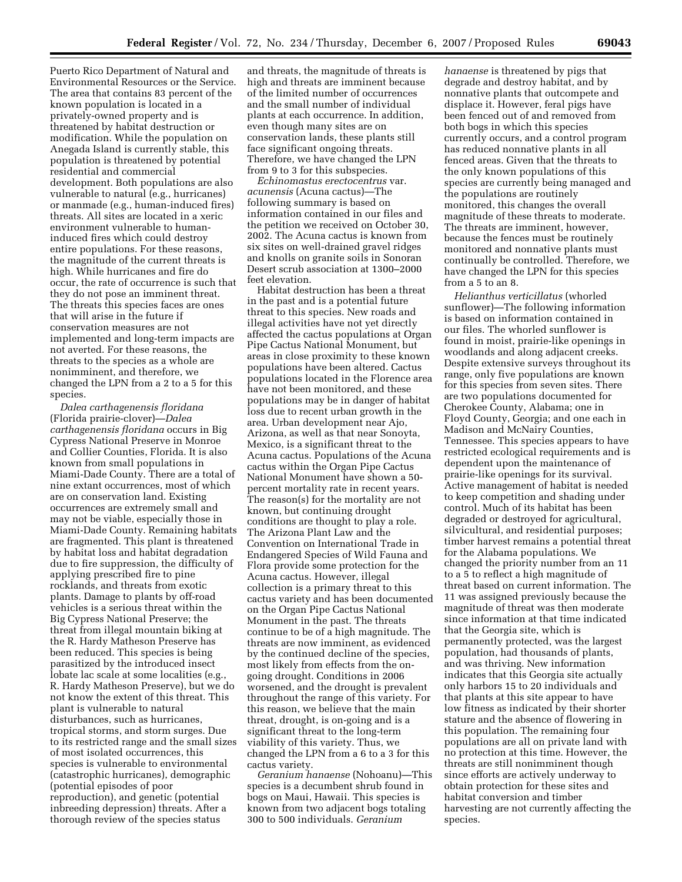Puerto Rico Department of Natural and Environmental Resources or the Service. The area that contains 83 percent of the known population is located in a privately-owned property and is threatened by habitat destruction or modification. While the population on Anegada Island is currently stable, this population is threatened by potential residential and commercial development. Both populations are also vulnerable to natural (e.g., hurricanes) or manmade (e.g., human-induced fires) threats. All sites are located in a xeric environment vulnerable to human-induced fires which could destroy entire populations. For these reasons, the magnitude of the current threats is high. While hurricanes and fire do occur, the rate of occurrence is such that they do not pose an imminent threat. The threats this species faces are ones that will arise in the future if conservation measures are not implemented and long-term impacts are not averted. For these reasons, the threats to the species as a whole are nonimminent, and therefore, we changed the LPN from a 2 to a 5 for this species.

*Dalea carthagenensis floridana* (Florida prairie-clover)—*Dalea carthagenensis floridana* occurs in Big Cypress National Preserve in Monroe and Collier Counties, Florida. It is also known from small populations in Miami-Dade County. There are a total of nine extant occurrences, most of which are on conservation land. Existing occurrences are extremely small and may not be viable, especially those in Miami-Dade County. Remaining habitats are fragmented. This plant is threatened by habitat loss and habitat degradation due to fire suppression, the difficulty of applying prescribed fire to pine rocklands, and threats from exotic plants. Damage to plants by off-road vehicles is a serious threat within the Big Cypress National Preserve; the threat from illegal mountain biking at the R. Hardy Matheson Preserve has been reduced. This species is being parasitized by the introduced insect lobate lac scale at some localities (e.g., R. Hardy Matheson Preserve), but we do not know the extent of this threat. This plant is vulnerable to natural disturbances, such as hurricanes, tropical storms, and storm surges. Due to its restricted range and the small sizes of most isolated occurrences, this species is vulnerable to environmental (catastrophic hurricanes), demographic (potential episodes of poor reproduction), and genetic (potential inbreeding depression) threats. After a thorough review of the species status and threats, the magnitude of threats is high and threats are imminent because of the limited number of occurrences and the small number of individual plants at each occurrence. In addition, even though many sites are on conservation lands, these plants still face significant ongoing threats. Therefore, we have changed the LPN from 9 to 3 for this subspecies.

*Echinomastus erectocentrus* var. *acunensis* (Acuna cactus)—The following summary is based on information contained in our files and the petition we received on October 30, 2002. The Acuna cactus is known from six sites on well-drained gravel ridges and knolls on granite soils in Sonoran Desert scrub association at 1300–2000 feet elevation.

Habitat destruction has been a threat in the past and is a potential future threat to this species. New roads and illegal activities have not yet directly affected the cactus populations at Organ Pipe Cactus National Monument, but areas in close proximity to these known populations have been altered. Cactus populations located in the Florence area have not been monitored, and these populations may be in danger of habitat loss due to recent urban growth in the area. Urban development near Ajo, Arizona, as well as that near Sonoyta, Mexico, is a significant threat to the Acuna cactus. Populations of the Acuna cactus within the Organ Pipe Cactus National Monument have shown a 50-percent mortality rate in recent years. The reason(s) for the mortality are not known, but continuing drought conditions are thought to play a role. The Arizona Plant Law and the Convention on International Trade in Endangered Species of Wild Fauna and Flora provide some protection for the Acuna cactus. However, illegal collection is a primary threat to this cactus variety and has been documented on the Organ Pipe Cactus National Monument in the past. The threats continue to be of a high magnitude. The threats are now imminent, as evidenced by the continued decline of the species, most likely from effects from the on-going drought. Conditions in 2006 worsened, and the drought is prevalent throughout the range of this variety. For this reason, we believe that the main threat, drought, is on-going and is a significant threat to the long-term viability of this variety. Thus, we changed the LPN from a 6 to a 3 for this cactus variety.

*Geranium hanaense* (Nohoanu)—This species is a decumbent shrub found in bogs on Maui, Hawaii. This species is known from two adjacent bogs totaling 300 to 500 individuals. *Geranium hanaense* is threatened by pigs that degrade and destroy habitat, and by nonnative plants that outcompete and displace it. However, feral pigs have been fenced out of and removed from both bogs in which this species currently occurs, and a control program has reduced nonnative plants in all fenced areas. Given that the threats to the only known populations of this species are currently being managed and the populations are routinely monitored, this changes the overall magnitude of these threats to moderate. The threats are imminent, however, because the fences must be routinely monitored and nonnative plants must continually be controlled. Therefore, we have changed the LPN for this species from a 5 to an 8.

*Helianthus verticillatus* (whorled sunflower)—The following information is based on information contained in our files. The whorled sunflower is found in moist, prairie-like openings in woodlands and along adjacent creeks. Despite extensive surveys throughout its range, only five populations are known for this species from seven sites. There are two populations documented for Cherokee County, Alabama; one in Floyd County, Georgia; and one each in Madison and McNairy Counties, Tennessee. This species appears to have restricted ecological requirements and is dependent upon the maintenance of prairie-like openings for its survival. Active management of habitat is needed to keep competition and shading under control. Much of its habitat has been degraded or destroyed for agricultural, silvicultural, and residential purposes; timber harvest remains a potential threat for the Alabama populations. We changed the priority number from an 11 to a 5 to reflect a high magnitude of threat based on current information. The 11 was assigned previously because the magnitude of threat was then moderate since information at that time indicated that the Georgia site, which is permanently protected, was the largest population, had thousands of plants, and was thriving. New information indicates that this Georgia site actually only harbors 15 to 20 individuals and that plants at this site appear to have low fitness as indicated by their shorter stature and the absence of flowering in this population. The remaining four populations are all on private land with no protection at this time. However, the threats are still nonimminent though since efforts are actively underway to obtain protection for these sites and habitat conversion and timber harvesting are not currently affecting the species.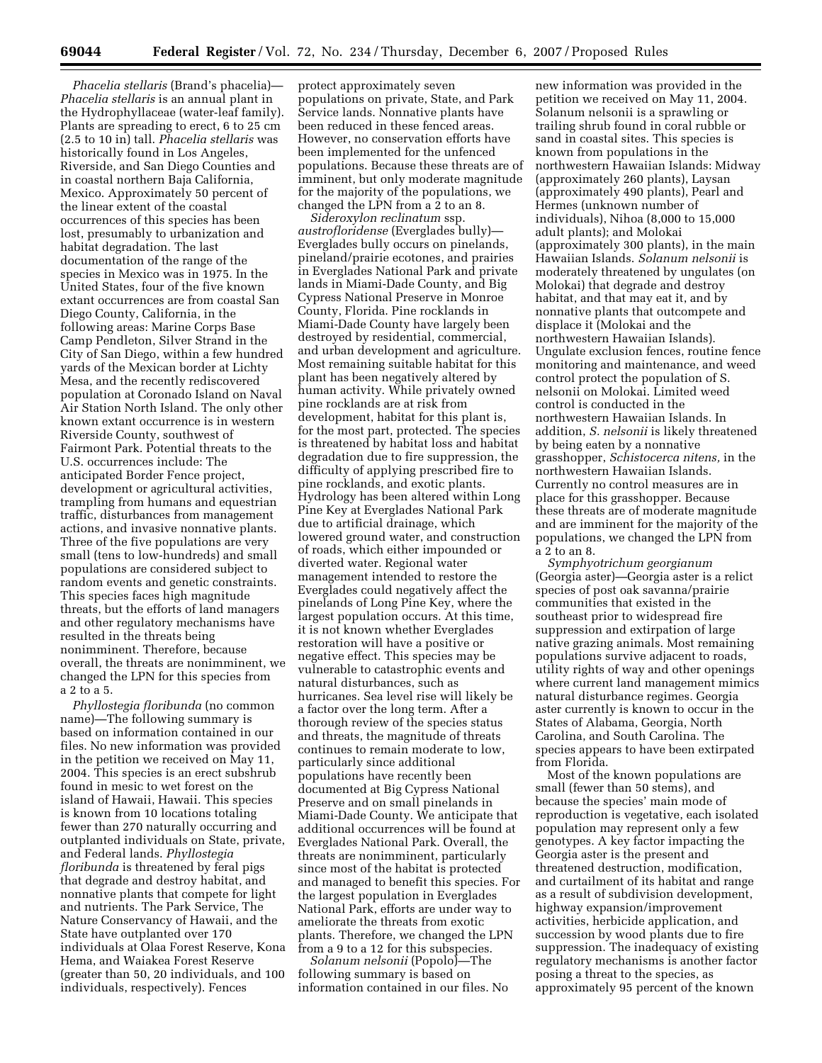*Phacelia stellaris* (Brand's phacelia)—*Phacelia stellaris* is an annual plant in the Hydrophyllaceae (water-leaf family). Plants are spreading to erect, 6 to 25 cm (2.5 to 10 in) tall. *Phacelia stellaris* was historically found in Los Angeles, Riverside, and San Diego Counties and in coastal northern Baja California, Mexico. Approximately 50 percent of the linear extent of the coastal occurrences of this species has been lost, presumably to urbanization and habitat degradation. The last documentation of the range of the species in Mexico was in 1975. In the United States, four of the five known extant occurrences are from coastal San Diego County, California, in the following areas: Marine Corps Base Camp Pendleton, Silver Strand in the City of San Diego, within a few hundred yards of the Mexican border at Lichty Mesa, and the recently rediscovered population at Coronado Island on Naval Air Station North Island. The only other known extant occurrence is in western Riverside County, southwest of Fairmont Park. Potential threats to the U.S. occurrences include: The anticipated Border Fence project, development or agricultural activities, trampling from humans and equestrian traffic, disturbances from management actions, and invasive nonnative plants. Three of the five populations are very small (tens to low-hundreds) and small populations are considered subject to random events and genetic constraints. This species faces high magnitude threats, but the efforts of land managers and other regulatory mechanisms have resulted in the threats being nonimminent. Therefore, because overall, the threats are nonimminent, we changed the LPN for this species from a 2 to a 5.

*Phyllostegia floribunda* (no common name)—The following summary is based on information contained in our files. No new information was provided in the petition we received on May 11, 2004. This species is an erect subshrub found in mesic to wet forest on the island of Hawaii, Hawaii. This species is known from 10 locations totaling fewer than 270 naturally occurring and outplanted individuals on State, private, and Federal lands. *Phyllostegia floribunda* is threatened by feral pigs that degrade and destroy habitat, and nonnative plants that compete for light and nutrients. The Park Service, The Nature Conservancy of Hawaii, and the State have outplanted over 170 individuals at Olaa Forest Reserve, Kona Hema, and Waiakea Forest Reserve (greater than 50, 20 individuals, and 100 individuals, respectively). Fences protect approximately seven populations on private, State, and Park Service lands. Nonnative plants have been reduced in these fenced areas. However, no conservation efforts have been implemented for the unfenced populations. Because these threats are of imminent, but only moderate magnitude for the majority of the populations, we changed the LPN from a 2 to an 8.

*Sideroxylon reclinatum* ssp. *austrofloridense* (Everglades bully)—Everglades bully occurs on pinelands, pineland/prairie ecotones, and prairies in Everglades National Park and private lands in Miami-Dade County, and Big Cypress National Preserve in Monroe County, Florida. Pine rocklands in Miami-Dade County have largely been destroyed by residential, commercial, and urban development and agriculture. Most remaining suitable habitat for this plant has been negatively altered by human activity. While privately owned pine rocklands are at risk from development, habitat for this plant is, for the most part, protected. The species is threatened by habitat loss and habitat degradation due to fire suppression, the difficulty of applying prescribed fire to pine rocklands, and exotic plants. Hydrology has been altered within Long Pine Key at Everglades National Park due to artificial drainage, which lowered ground water, and construction of roads, which either impounded or diverted water. Regional water management intended to restore the Everglades could negatively affect the pinelands of Long Pine Key, where the largest population occurs. At this time, it is not known whether Everglades restoration will have a positive or negative effect. This species may be vulnerable to catastrophic events and natural disturbances, such as hurricanes. Sea level rise will likely be a factor over the long term. After a thorough review of the species status and threats, the magnitude of threats continues to remain moderate to low, particularly since additional populations have recently been documented at Big Cypress National Preserve and on small pinelands in Miami-Dade County. We anticipate that additional occurrences will be found at Everglades National Park. Overall, the threats are nonimminent, particularly since most of the habitat is protected and managed to benefit this species. For the largest population in Everglades National Park, efforts are under way to ameliorate the threats from exotic plants. Therefore, we changed the LPN from a 9 to a 12 for this subspecies.

*Solanum nelsonii* (Popolo)—The following summary is based on information contained in our files. No new information was provided in the petition we received on May 11, 2004. Solanum nelsonii is a sprawling or trailing shrub found in coral rubble or sand in coastal sites. This species is known from populations in the northwestern Hawaiian Islands: Midway (approximately 260 plants), Laysan (approximately 490 plants), Pearl and Hermes (unknown number of individuals), Nihoa (8,000 to 15,000 adult plants); and Molokai (approximately 300 plants), in the main Hawaiian Islands. *Solanum nelsonii* is moderately threatened by ungulates (on Molokai) that degrade and destroy habitat, and that may eat it, and by nonnative plants that outcompete and displace it (Molokai and the northwestern Hawaiian Islands). Ungulate exclusion fences, routine fence monitoring and maintenance, and weed control protect the population of S. nelsonii on Molokai. Limited weed control is conducted in the northwestern Hawaiian Islands. In addition, *S. nelsonii* is likely threatened by being eaten by a nonnative grasshopper, *Schistocerca nitens,* in the northwestern Hawaiian Islands. Currently no control measures are in place for this grasshopper. Because these threats are of moderate magnitude and are imminent for the majority of the populations, we changed the LPN from a 2 to an 8.

*Symphyotrichum georgianum* (Georgia aster)—Georgia aster is a relict species of post oak savanna/prairie communities that existed in the southeast prior to widespread fire suppression and extirpation of large native grazing animals. Most remaining populations survive adjacent to roads, utility rights of way and other openings where current land management mimics natural disturbance regimes. Georgia aster currently is known to occur in the States of Alabama, Georgia, North Carolina, and South Carolina. The species appears to have been extirpated from Florida.

Most of the known populations are small (fewer than 50 stems), and because the species' main mode of reproduction is vegetative, each isolated population may represent only a few genotypes. A key factor impacting the Georgia aster is the present and threatened destruction, modification, and curtailment of its habitat and range as a result of subdivision development, highway expansion/improvement activities, herbicide application, and succession by wood plants due to fire suppression. The inadequacy of existing regulatory mechanisms is another factor posing a threat to the species, as approximately 95 percent of the known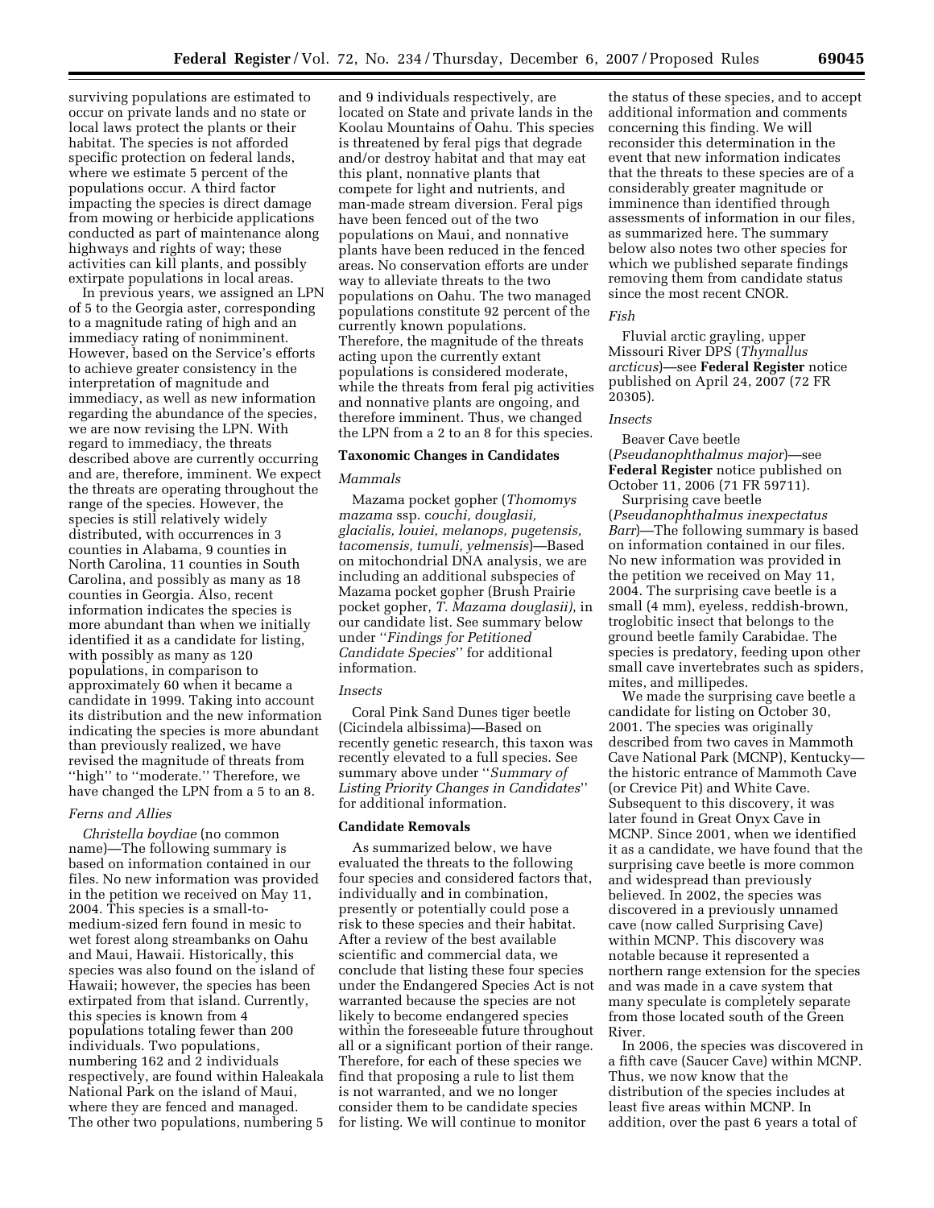surviving populations are estimated to occur on private lands and no state or local laws protect the plants or their habitat. The species is not afforded specific protection on federal lands, where we estimate 5 percent of the populations occur. A third factor impacting the species is direct damage from mowing or herbicide applications conducted as part of maintenance along highways and rights of way; these activities can kill plants, and possibly extirpate populations in local areas.

In previous years, we assigned an LPN of 5 to the Georgia aster, corresponding to a magnitude rating of high and an immediacy rating of nonimminent. However, based on the Service's efforts to achieve greater consistency in the interpretation of magnitude and immediacy, as well as new information regarding the abundance of the species, we are now revising the LPN. With regard to immediacy, the threats described above are currently occurring and are, therefore, imminent. We expect the threats are operating throughout the range of the species. However, the species is still relatively widely distributed, with occurrences in 3 counties in Alabama, 9 counties in North Carolina, 11 counties in South Carolina, and possibly as many as 18 counties in Georgia. Also, recent information indicates the species is more abundant than when we initially identified it as a candidate for listing, with possibly as many as 120 populations, in comparison to approximately 60 when it became a candidate in 1999. Taking into account its distribution and the new information indicating the species is more abundant than previously realized, we have revised the magnitude of threats from ''high'' to ''moderate.'' Therefore, we have changed the LPN from a 5 to an 8.

*Ferns and Allies*

*Christella boydiae* (no common name)—The following summary is based on information contained in our files. No new information was provided in the petition we received on May 11, 2004. This species is a small-to-medium-sized fern found in mesic to wet forest along streambanks on Oahu and Maui, Hawaii. Historically, this species was also found on the island of Hawaii; however, the species has been extirpated from that island. Currently, this species is known from 4 populations totaling fewer than 200 individuals. Two populations, numbering 162 and 2 individuals respectively, are found within Haleakala National Park on the island of Maui, where they are fenced and managed. The other two populations, numbering 5 and 9 individuals respectively, are located on State and private lands in the Koolau Mountains of Oahu. This species is threatened by feral pigs that degrade and/or destroy habitat and that may eat this plant, nonnative plants that compete for light and nutrients, and man-made stream diversion. Feral pigs have been fenced out of the two populations on Maui, and nonnative plants have been reduced in the fenced areas. No conservation efforts are under way to alleviate threats to the two populations on Oahu. The two managed populations constitute 92 percent of the currently known populations. Therefore, the magnitude of the threats acting upon the currently extant populations is considered moderate, while the threats from feral pig activities and nonnative plants are ongoing, and therefore imminent. Thus, we changed the LPN from a 2 to an 8 for this species.

**Taxonomic Changes in Candidates**

*Mammals*

Mazama pocket gopher (*Thomomys mazama* ssp. *couchi, douglasii, glacialis, louiei, melanops, pugetensis, tacomensis, tumuli, yelmensis*)—Based on mitochondrial DNA analysis, we are including an additional subspecies of Mazama pocket gopher (Brush Prairie pocket gopher, *T. Mazama douglasii)*, in our candidate list. See summary below under ''*Findings for Petitioned Candidate Species*'' for additional information.

*Insects*

Coral Pink Sand Dunes tiger beetle (Cicindela albissima)—Based on recently genetic research, this taxon was recently elevated to a full species. See summary above under ''*Summary of Listing Priority Changes in Candidates*'' for additional information.

**Candidate Removals**

As summarized below, we have evaluated the threats to the following four species and considered factors that, individually and in combination, presently or potentially could pose a risk to these species and their habitat. After a review of the best available scientific and commercial data, we conclude that listing these four species under the Endangered Species Act is not warranted because the species are not likely to become endangered species within the foreseeable future throughout all or a significant portion of their range. Therefore, for each of these species we find that proposing a rule to list them is not warranted, and we no longer consider them to be candidate species for listing. We will continue to monitor the status of these species, and to accept additional information and comments concerning this finding. We will reconsider this determination in the event that new information indicates that the threats to these species are of a considerably greater magnitude or imminence than identified through assessments of information in our files, as summarized here. The summary below also notes two other species for which we published separate findings removing them from candidate status since the most recent CNOR.

*Fish*

Fluvial arctic grayling, upper Missouri River DPS (*Thymallus arcticus*)—see **Federal Register** notice published on April 24, 2007 (72 FR 20305).

*Insects*

Beaver Cave beetle (*Pseudanophthalmus major*)—see **Federal Register** notice published on October 11, 2006 (71 FR 59711).

Surprising cave beetle (*Pseudanophthalmus inexpectatus Barr*)—The following summary is based on information contained in our files. No new information was provided in the petition we received on May 11, 2004. The surprising cave beetle is a small (4 mm), eyeless, reddish-brown, troglobitic insect that belongs to the ground beetle family Carabidae. The species is predatory, feeding upon other small cave invertebrates such as spiders, mites, and millipedes.

We made the surprising cave beetle a candidate for listing on October 30, 2001. The species was originally described from two caves in Mammoth Cave National Park (MCNP), Kentucky—the historic entrance of Mammoth Cave (or Crevice Pit) and White Cave. Subsequent to this discovery, it was later found in Great Onyx Cave in MCNP. Since 2001, when we identified it as a candidate, we have found that the surprising cave beetle is more common and widespread than previously believed. In 2002, the species was discovered in a previously unnamed cave (now called Surprising Cave) within MCNP. This discovery was notable because it represented a northern range extension for the species and was made in a cave system that many speculate is completely separate from those located south of the Green River.

In 2006, the species was discovered in a fifth cave (Saucer Cave) within MCNP. Thus, we now know that the distribution of the species includes at least five areas within MCNP. In addition, over the past 6 years a total of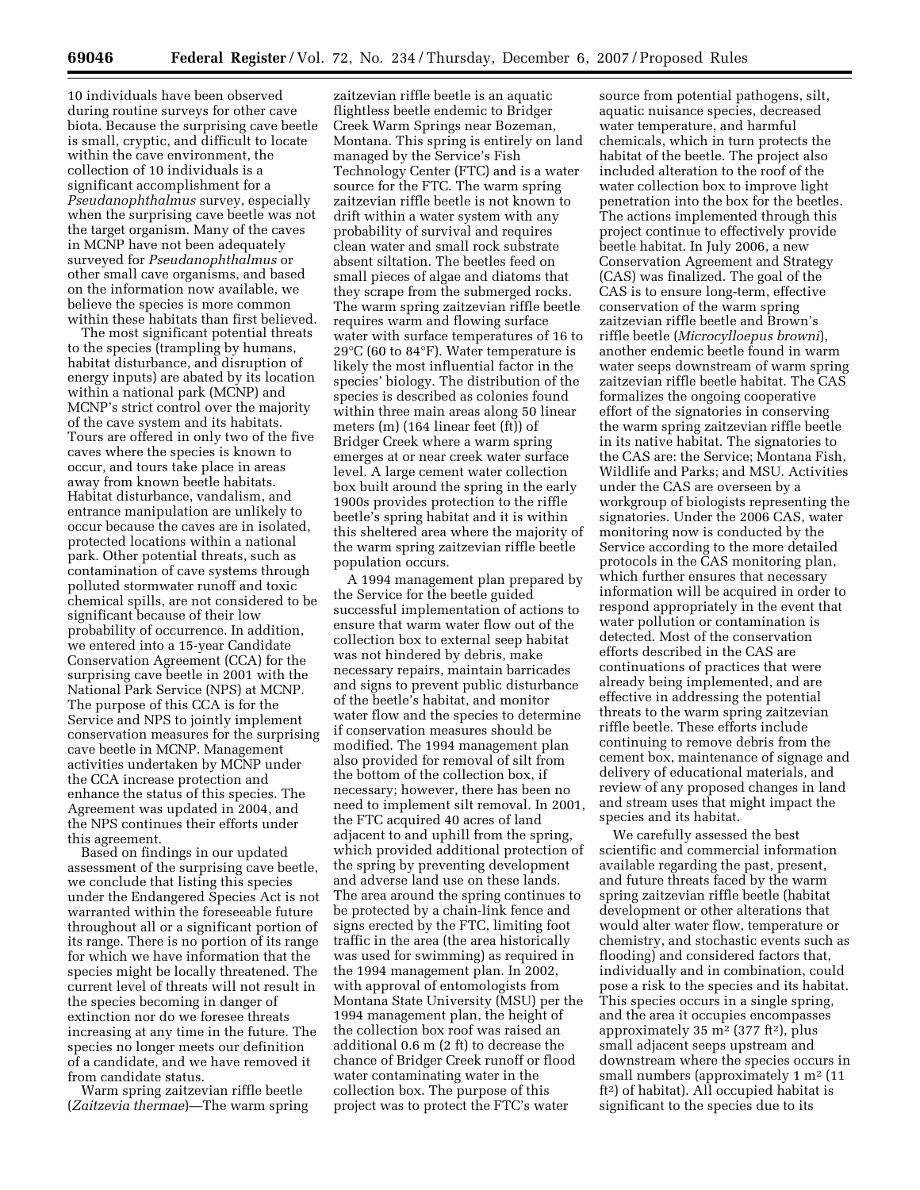10 individuals have been observed during routine surveys for other cave biota. Because the surprising cave beetle is small, cryptic, and difficult to locate within the cave environment, the collection of 10 individuals is a significant accomplishment for a *Pseudanophthalmus* survey, especially when the surprising cave beetle was not the target organism. Many of the caves in MCNP have not been adequately surveyed for *Pseudanophthalmus* or other small cave organisms, and based on the information now available, we believe the species is more common within these habitats than first believed.

The most significant potential threats to the species (trampling by humans, habitat disturbance, and disruption of energy inputs) are abated by its location within a national park (MCNP) and MCNP's strict control over the majority of the cave system and its habitats. Tours are offered in only two of the five caves where the species is known to occur, and tours take place in areas away from known beetle habitats. Habitat disturbance, vandalism, and entrance manipulation are unlikely to occur because the caves are in isolated, protected locations within a national park. Other potential threats, such as contamination of cave systems through polluted stormwater runoff and toxic chemical spills, are not considered to be significant because of their low probability of occurrence. In addition, we entered into a 15-year Candidate Conservation Agreement (CCA) for the surprising cave beetle in 2001 with the National Park Service (NPS) at MCNP. The purpose of this CCA is for the Service and NPS to jointly implement conservation measures for the surprising cave beetle in MCNP. Management activities undertaken by MCNP under the CCA increase protection and enhance the status of this species. The Agreement was updated in 2004, and the NPS continues their efforts under this agreement.

Based on findings in our updated assessment of the surprising cave beetle, we conclude that listing this species under the Endangered Species Act is not warranted within the foreseeable future throughout all or a significant portion of its range. There is no portion of its range for which we have information that the species might be locally threatened. The current level of threats will not result in the species becoming in danger of extinction nor do we foresee threats increasing at any time in the future. The species no longer meets our definition of a candidate, and we have removed it from candidate status.

Warm spring zaitzevian riffle beetle (*Zaitzevia thermae*)—The warm spring zaitzevian riffle beetle is an aquatic flightless beetle endemic to Bridger Creek Warm Springs near Bozeman, Montana. This spring is entirely on land managed by the Service's Fish Technology Center (FTC) and is a water source for the FTC. The warm spring zaitzevian riffle beetle is not known to drift within a water system with any probability of survival and requires clean water and small rock substrate absent siltation. The beetles feed on small pieces of algae and diatoms that they scrape from the submerged rocks. The warm spring zaitzevian riffle beetle requires warm and flowing surface water with surface temperatures of 16 to 29°C (60 to 84°F). Water temperature is likely the most influential factor in the species' biology. The distribution of the species is described as colonies found within three main areas along 50 linear meters (m) (164 linear feet (ft)) of Bridger Creek where a warm spring emerges at or near creek water surface level. A large cement water collection box built around the spring in the early 1900s provides protection to the riffle beetle's spring habitat and it is within this sheltered area where the majority of the warm spring zaitzevian riffle beetle population occurs.

A 1994 management plan prepared by the Service for the beetle guided successful implementation of actions to ensure that warm water flow out of the collection box to external seep habitat was not hindered by debris, make necessary repairs, maintain barricades and signs to prevent public disturbance of the beetle's habitat, and monitor water flow and the species to determine if conservation measures should be modified. The 1994 management plan also provided for removal of silt from the bottom of the collection box, if necessary; however, there has been no need to implement silt removal. In 2001, the FTC acquired 40 acres of land adjacent to and uphill from the spring, which provided additional protection of the spring by preventing development and adverse land use on these lands. The area around the spring continues to be protected by a chain-link fence and signs erected by the FTC, limiting foot traffic in the area (the area historically was used for swimming) as required in the 1994 management plan. In 2002, with approval of entomologists from Montana State University (MSU) per the 1994 management plan, the height of the collection box roof was raised an additional 0.6 m (2 ft) to decrease the chance of Bridger Creek runoff or flood water contaminating water in the collection box. The purpose of this project was to protect the FTC's water source from potential pathogens, silt, aquatic nuisance species, decreased water temperature, and harmful chemicals, which in turn protects the habitat of the beetle. The project also included alteration to the roof of the water collection box to improve light penetration into the box for the beetles. The actions implemented through this project continue to effectively provide beetle habitat. In July 2006, a new Conservation Agreement and Strategy (CAS) was finalized. The goal of the CAS is to ensure long-term, effective conservation of the warm spring zaitzevian riffle beetle and Brown's riffle beetle (*Microcylloepus browni*), another endemic beetle found in warm water seeps downstream of warm spring zaitzevian riffle beetle habitat. The CAS formalizes the ongoing cooperative effort of the signatories in conserving the warm spring zaitzevian riffle beetle in its native habitat. The signatories to the CAS are: the Service; Montana Fish, Wildlife and Parks; and MSU. Activities under the CAS are overseen by a workgroup of biologists representing the signatories. Under the 2006 CAS, water monitoring now is conducted by the Service according to the more detailed protocols in the CAS monitoring plan, which further ensures that necessary information will be acquired in order to respond appropriately in the event that water pollution or contamination is detected. Most of the conservation efforts described in the CAS are continuations of practices that were already being implemented, and are effective in addressing the potential threats to the warm spring zaitzevian riffle beetle. These efforts include continuing to remove debris from the cement box, maintenance of signage and delivery of educational materials, and review of any proposed changes in land and stream uses that might impact the species and its habitat.

We carefully assessed the best scientific and commercial information available regarding the past, present, and future threats faced by the warm spring zaitzevian riffle beetle (habitat development or other alterations that would alter water flow, temperature or chemistry, and stochastic events such as flooding) and considered factors that, individually and in combination, could pose a risk to the species and its habitat. This species occurs in a single spring, and the area it occupies encompasses approximately 35 $m^2$ (377 $ft^2$), plus small adjacent seeps upstream and downstream where the species occurs in small numbers (approximately 1 $m^2$ (11 $ft^2$) of habitat). All occupied habitat is significant to the species due to its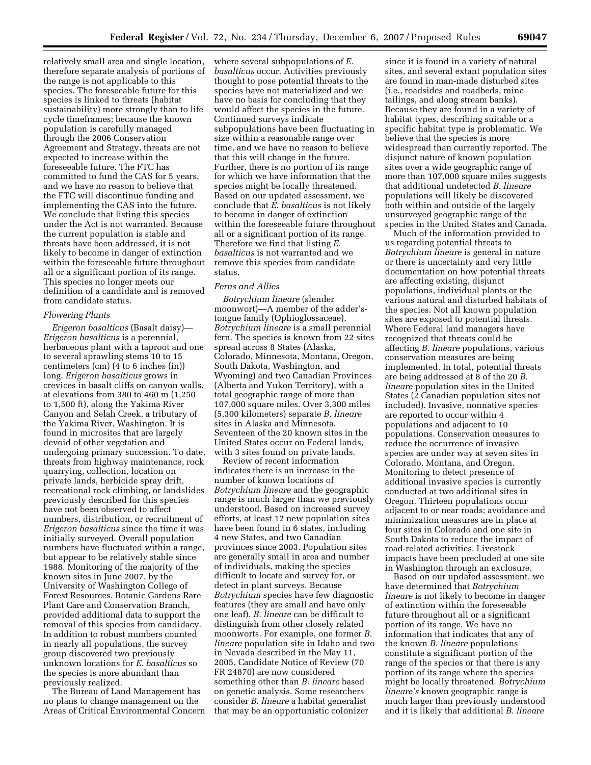relatively small area and single location, therefore separate analysis of portions of the range is not applicable to this species. The foreseeable future for this species is linked to threats (habitat sustainability) more strongly than to life cycle timeframes; because the known population is carefully managed through the 2006 Conservation Agreement and Strategy, threats are not expected to increase within the foreseeable future. The FTC has committed to fund the CAS for 5 years, and we have no reason to believe that the FTC will discontinue funding and implementing the CAS into the future. We conclude that listing this species under the Act is not warranted. Because the current population is stable and threats have been addressed, it is not likely to become in danger of extinction within the foreseeable future throughout all or a significant portion of its range. This species no longer meets our definition of a candidate and is removed from candidate status.

### *Flowering Plants*

*Erigeron basalticus* (Basalt daisy)—*Erigeron basalticus* is a perennial, herbaceous plant with a taproot and one to several sprawling stems 10 to 15 centimeters (cm) (4 to 6 inches (in)) long. *Erigeron basalticus* grows in crevices in basalt cliffs on canyon walls, at elevations from 380 to 460 m (1,250 to 1,500 ft), along the Yakima River Canyon and Selah Creek, a tributary of the Yakima River, Washington. It is found in microsites that are largely devoid of other vegetation and undergoing primary succession. To date, threats from highway maintenance, rock quarrying, collection, location on private lands, herbicide spray drift, recreational rock climbing, or landslides previously described for this species have not been observed to affect numbers, distribution, or recruitment of *Erigeron basalticus* since the time it was initially surveyed. Overall population numbers have fluctuated within a range, but appear to be relatively stable since 1988. Monitoring of the majority of the known sites in June 2007, by the University of Washington College of Forest Resources, Botanic Gardens Rare Plant Care and Conservation Branch, provided additional data to support the removal of this species from candidacy. In addition to robust numbers counted in nearly all populations, the survey group discovered two previously unknown locations for *E. basalticus* so the species is more abundant than previously realized.

The Bureau of Land Management has no plans to change management on the Areas of Critical Environmental Concern where several subpopulations of *E. basalticus* occur. Activities previously thought to pose potential threats to the species have not materialized and we have no basis for concluding that they would affect the species in the future. Continued surveys indicate subpopulations have been fluctuating in size within a reasonable range over time, and we have no reason to believe that this will change in the future. Further, there is no portion of its range for which we have information that the species might be locally threatened. Based on our updated assessment, we conclude that *E. basalticus* is not likely to become in danger of extinction within the foreseeable future throughout all or a significant portion of its range. Therefore we find that listing *E. basalticus* is not warranted and we remove this species from candidate status.

### *Ferns and Allies*

*Botrychium lineare* (slender moonwort)—A member of the adder's-tongue family (Ophioglossaceae), *Botrychium lineare* is a small perennial fern. The species is known from 22 sites spread across 8 States (Alaska, Colorado, Minnesota, Montana, Oregon, South Dakota, Washington, and Wyoming) and two Canadian Provinces (Alberta and Yukon Territory), with a total geographic range of more than 107,000 square miles. Over 3,300 miles (5,300 kilometers) separate *B. lineare* sites in Alaska and Minnesota. Seventeen of the 20 known sites in the United States occur on Federal lands, with 3 sites found on private lands.

Review of recent information indicates there is an increase in the number of known locations of *Botrychium lineare* and the geographic range is much larger than we previously understood. Based on increased survey efforts, at least 12 new population sites have been found in 6 states, including 4 new States, and two Canadian provinces since 2003. Population sites are generally small in area and number of individuals, making the species difficult to locate and survey for, or detect in plant surveys. Because *Botrychium* species have few diagnostic features (they are small and have only one leaf), *B. lineare* can be difficult to distinguish from other closely related moonworts. For example, one former *B. lineare* population site in Idaho and two in Nevada described in the May 11, 2005, Candidate Notice of Review (70 FR 24870) are now considered something other than *B. lineare* based on genetic analysis. Some researchers consider *B. lineare* a habitat generalist that may be an opportunistic colonizer since it is found in a variety of natural sites, and several extant population sites are found in man-made disturbed sites (i.e., roadsides and roadbeds, mine tailings, and along stream banks). Because they are found in a variety of habitat types, describing suitable or a specific habitat type is problematic. We believe that the species is more widespread than currently reported. The disjunct nature of known population sites over a wide geographic range of more than 107,000 square miles suggests that additional undetected *B. lineare* populations will likely be discovered both within and outside of the largely unsurveyed geographic range of the species in the United States and Canada.

Much of the information provided to us regarding potential threats to *Botrychium lineare* is general in nature or there is uncertainty and very little documentation on how potential threats are affecting existing, disjunct populations, individual plants or the various natural and disturbed habitats of the species. Not all known population sites are exposed to potential threats. Where Federal land managers have recognized that threats could be affecting *B. lineare* populations, various conservation measures are being implemented. In total, potential threats are being addressed at 8 of the 20 *B. lineare* population sites in the United States (2 Canadian population sites not included). Invasive, nonnative species are reported to occur within 4 populations and adjacent to 10 populations. Conservation measures to reduce the occurrence of invasive species are under way at seven sites in Colorado, Montana, and Oregon. Monitoring to detect presence of additional invasive species is currently conducted at two additional sites in Oregon. Thirteen populations occur adjacent to or near roads; avoidance and minimization measures are in place at four sites in Colorado and one site in South Dakota to reduce the impact of road-related activities. Livestock impacts have been precluded at one site in Washington through an exclosure.

Based on our updated assessment, we have determined that *Botrychium lineare* is not likely to become in danger of extinction within the foreseeable future throughout all or a significant portion of its range. We have no information that indicates that any of the known *B. lineare* populations constitute a significant portion of the range of the species or that there is any portion of its range where the species might be locally threatened. *Botrychium lineare's* known geographic range is much larger than previously understood and it is likely that additional *B. lineare*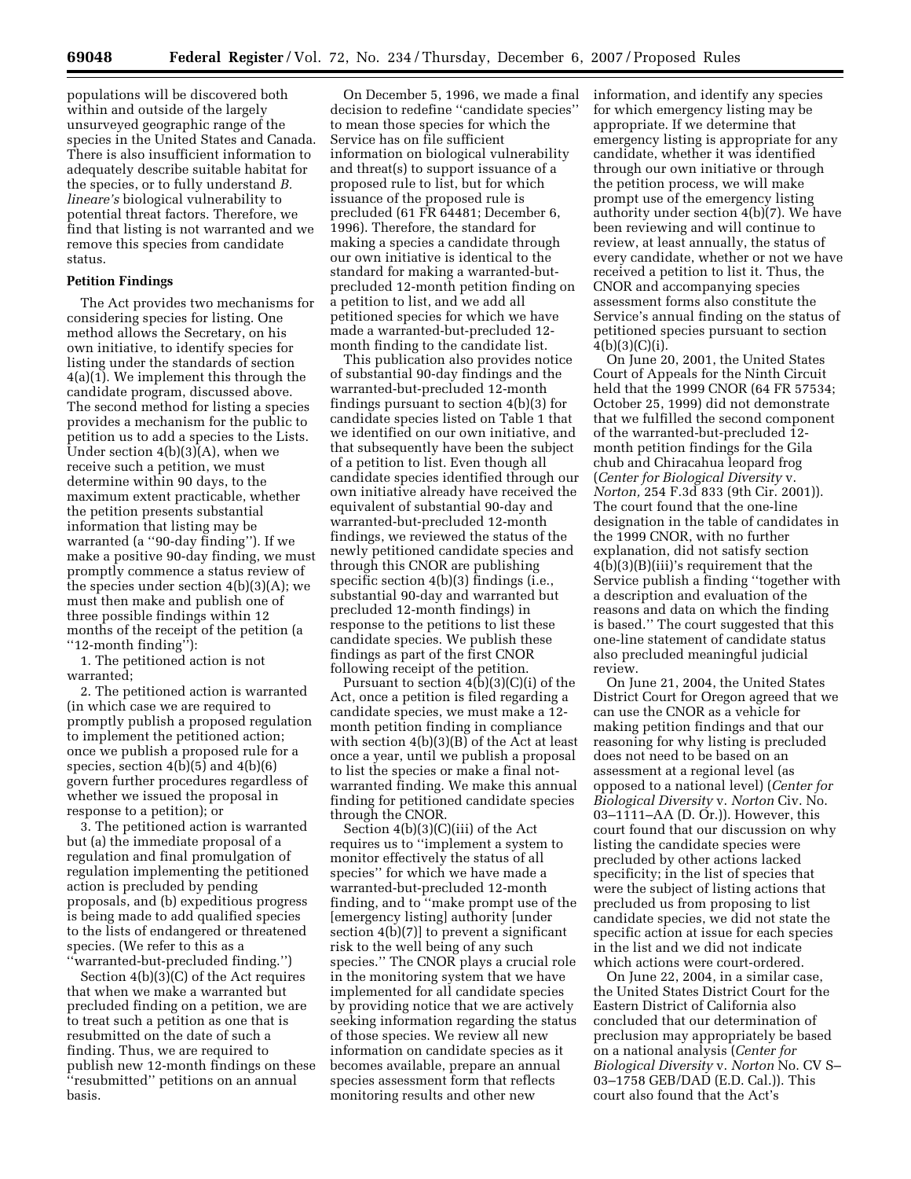populations will be discovered both within and outside of the largely unsurveyed geographic range of the species in the United States and Canada. There is also insufficient information to adequately describe suitable habitat for the species, or to fully understand *B. lineare's* biological vulnerability to potential threat factors. Therefore, we find that listing is not warranted and we remove this species from candidate status.

**Petition Findings**

The Act provides two mechanisms for considering species for listing. One method allows the Secretary, on his own initiative, to identify species for listing under the standards of section 4(a)(1). We implement this through the candidate program, discussed above. The second method for listing a species provides a mechanism for the public to petition us to add a species to the Lists. Under section 4(b)(3)(A), when we receive such a petition, we must determine within 90 days, to the maximum extent practicable, whether the petition presents substantial information that listing may be warranted (a ''90-day finding''). If we make a positive 90-day finding, we must promptly commence a status review of the species under section 4(b)(3)(A); we must then make and publish one of three possible findings within 12 months of the receipt of the petition (a ''12-month finding''):

1. The petitioned action is not warranted;

2. The petitioned action is warranted (in which case we are required to promptly publish a proposed regulation to implement the petitioned action; once we publish a proposed rule for a species, section 4(b)(5) and 4(b)(6) govern further procedures regardless of whether we issued the proposal in response to a petition); or

3. The petitioned action is warranted but (a) the immediate proposal of a regulation and final promulgation of regulation implementing the petitioned action is precluded by pending proposals, and (b) expeditious progress is being made to add qualified species to the lists of endangered or threatened species. (We refer to this as a ''warranted-but-precluded finding.'')

Section 4(b)(3)(C) of the Act requires that when we make a warranted but precluded finding on a petition, we are to treat such a petition as one that is resubmitted on the date of such a finding. Thus, we are required to publish new 12-month findings on these ''resubmitted'' petitions on an annual basis.

On December 5, 1996, we made a final decision to redefine ''candidate species'' to mean those species for which the Service has on file sufficient information on biological vulnerability and threat(s) to support issuance of a proposed rule to list, but for which issuance of the proposed rule is precluded (61 FR 64481; December 6, 1996). Therefore, the standard for making a species a candidate through our own initiative is identical to the standard for making a warranted-but-precluded 12-month petition finding on a petition to list, and we add all petitioned species for which we have made a warranted-but-precluded 12-month finding to the candidate list.

This publication also provides notice of substantial 90-day findings and the warranted-but-precluded 12-month findings pursuant to section 4(b)(3) for candidate species listed on Table 1 that we identified on our own initiative, and that subsequently have been the subject of a petition to list. Even though all candidate species identified through our own initiative already have received the equivalent of substantial 90-day and warranted-but-precluded 12-month findings, we reviewed the status of the newly petitioned candidate species and through this CNOR are publishing specific section 4(b)(3) findings (i.e., substantial 90-day and warranted but precluded 12-month findings) in response to the petitions to list these candidate species. We publish these findings as part of the first CNOR following receipt of the petition.

Pursuant to section 4(b)(3)(C)(i) of the Act, once a petition is filed regarding a candidate species, we must make a 12-month petition finding in compliance with section 4(b)(3)(B) of the Act at least once a year, until we publish a proposal to list the species or make a final not-warranted finding. We make this annual finding for petitioned candidate species through the CNOR.

Section 4(b)(3)(C)(iii) of the Act requires us to ''implement a system to monitor effectively the status of all species'' for which we have made a warranted-but-precluded 12-month finding, and to ''make prompt use of the [emergency listing] authority [under section 4(b)(7)] to prevent a significant risk to the well being of any such species.'' The CNOR plays a crucial role in the monitoring system that we have implemented for all candidate species by providing notice that we are actively seeking information regarding the status of those species. We review all new information on candidate species as it becomes available, prepare an annual species assessment form that reflects monitoring results and other new information, and identify any species for which emergency listing may be appropriate. If we determine that emergency listing is appropriate for any candidate, whether it was identified through our own initiative or through the petition process, we will make prompt use of the emergency listing authority under section 4(b)(7). We have been reviewing and will continue to review, at least annually, the status of every candidate, whether or not we have received a petition to list it. Thus, the CNOR and accompanying species assessment forms also constitute the Service's annual finding on the status of petitioned species pursuant to section 4(b)(3)(C)(i).

On June 20, 2001, the United States Court of Appeals for the Ninth Circuit held that the 1999 CNOR (64 FR 57534; October 25, 1999) did not demonstrate that we fulfilled the second component of the warranted-but-precluded 12-month petition findings for the Gila chub and Chiracahua leopard frog (*Center for Biological Diversity* v. *Norton,* 254 F.3d 833 (9th Cir. 2001)). The court found that the one-line designation in the table of candidates in the 1999 CNOR, with no further explanation, did not satisfy section 4(b)(3)(B)(iii)'s requirement that the Service publish a finding ''together with a description and evaluation of the reasons and data on which the finding is based.'' The court suggested that this one-line statement of candidate status also precluded meaningful judicial review.

On June 21, 2004, the United States District Court for Oregon agreed that we can use the CNOR as a vehicle for making petition findings and that our reasoning for why listing is precluded does not need to be based on an assessment at a regional level (as opposed to a national level) (*Center for Biological Diversity* v. *Norton* Civ. No. 03–1111–AA (D. Or.)). However, this court found that our discussion on why listing the candidate species were precluded by other actions lacked specificity; in the list of species that were the subject of listing actions that precluded us from proposing to list candidate species, we did not state the specific action at issue for each species in the list and we did not indicate which actions were court-ordered.

On June 22, 2004, in a similar case, the United States District Court for the Eastern District of California also concluded that our determination of preclusion may appropriately be based on a national analysis (*Center for Biological Diversity* v. *Norton* No. CV S–03–1758 GEB/DAD (E.D. Cal.)). This court also found that the Act's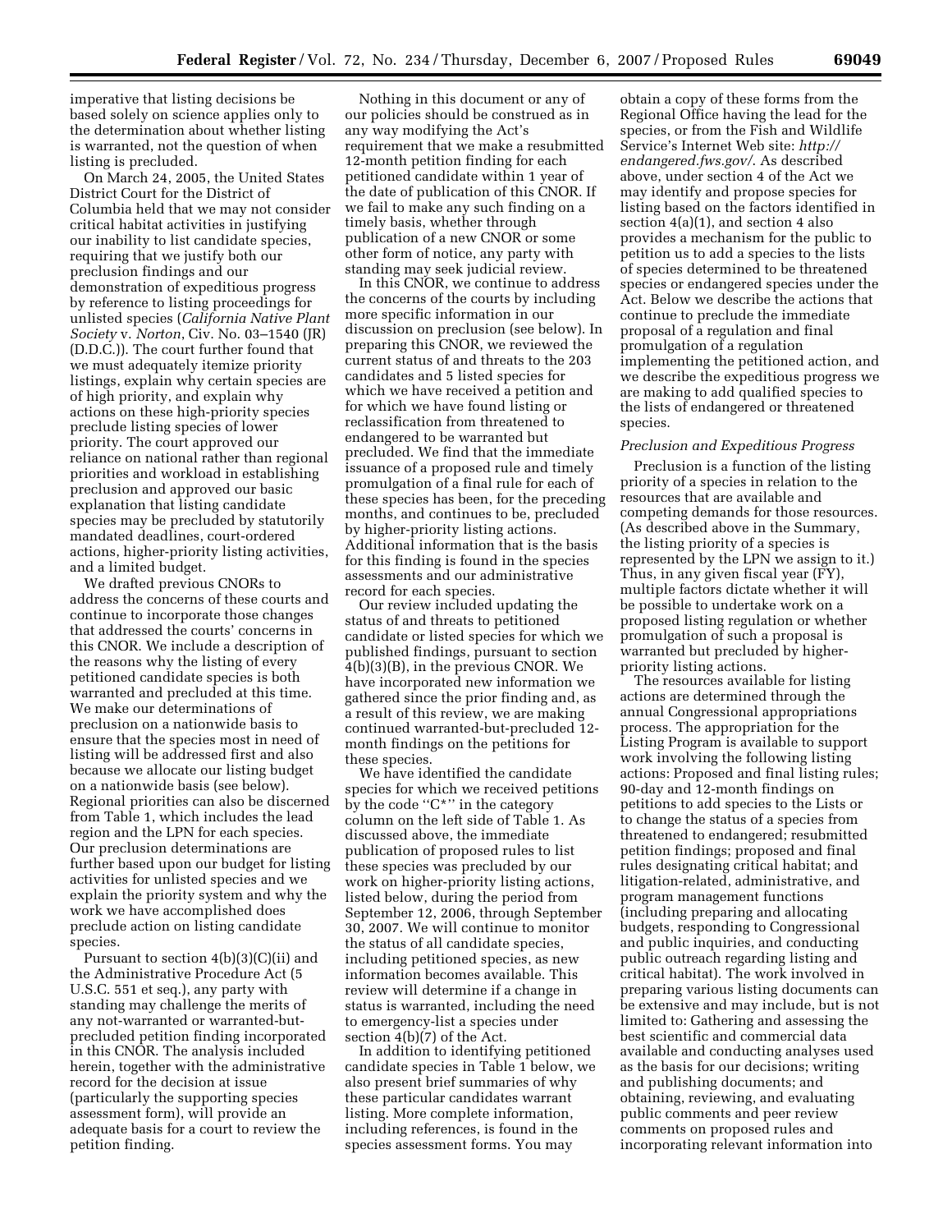imperative that listing decisions be based solely on science applies only to the determination about whether listing is warranted, not the question of when listing is precluded.

On March 24, 2005, the United States District Court for the District of Columbia held that we may not consider critical habitat activities in justifying our inability to list candidate species, requiring that we justify both our preclusion findings and our demonstration of expeditious progress by reference to listing proceedings for unlisted species (*California Native Plant Society* v. *Norton*, Civ. No. 03–1540 (JR) (D.D.C.)). The court further found that we must adequately itemize priority listings, explain why certain species are of high priority, and explain why actions on these high-priority species preclude listing species of lower priority. The court approved our reliance on national rather than regional priorities and workload in establishing preclusion and approved our basic explanation that listing candidate species may be precluded by statutorily mandated deadlines, court-ordered actions, higher-priority listing activities, and a limited budget.

We drafted previous CNORs to address the concerns of these courts and continue to incorporate those changes that addressed the courts' concerns in this CNOR. We include a description of the reasons why the listing of every petitioned candidate species is both warranted and precluded at this time. We make our determinations of preclusion on a nationwide basis to ensure that the species most in need of listing will be addressed first and also because we allocate our listing budget on a nationwide basis (see below). Regional priorities can also be discerned from Table 1, which includes the lead region and the LPN for each species. Our preclusion determinations are further based upon our budget for listing activities for unlisted species and we explain the priority system and why the work we have accomplished does preclude action on listing candidate species.

Pursuant to section 4(b)(3)(C)(ii) and the Administrative Procedure Act (5 U.S.C. 551 et seq.), any party with standing may challenge the merits of any not-warranted or warranted-but-precluded petition finding incorporated in this CNOR. The analysis included herein, together with the administrative record for the decision at issue (particularly the supporting species assessment form), will provide an adequate basis for a court to review the petition finding.

Nothing in this document or any of our policies should be construed as in any way modifying the Act's requirement that we make a resubmitted 12-month petition finding for each petitioned candidate within 1 year of the date of publication of this CNOR. If we fail to make any such finding on a timely basis, whether through publication of a new CNOR or some other form of notice, any party with standing may seek judicial review.

In this CNOR, we continue to address the concerns of the courts by including more specific information in our discussion on preclusion (see below). In preparing this CNOR, we reviewed the current status of and threats to the 203 candidates and 5 listed species for which we have received a petition and for which we have found listing or reclassification from threatened to endangered to be warranted but precluded. We find that the immediate issuance of a proposed rule and timely promulgation of a final rule for each of these species has been, for the preceding months, and continues to be, precluded by higher-priority listing actions. Additional information that is the basis for this finding is found in the species assessments and our administrative record for each species.

Our review included updating the status of and threats to petitioned candidate or listed species for which we published findings, pursuant to section 4(b)(3)(B), in the previous CNOR. We have incorporated new information we gathered since the prior finding and, as a result of this review, we are making continued warranted-but-precluded 12-month findings on the petitions for these species.

We have identified the candidate species for which we received petitions by the code "C*" in the category column on the left side of Table 1. As discussed above, the immediate publication of proposed rules to list these species was precluded by our work on higher-priority listing actions, listed below, during the period from September 12, 2006, through September 30, 2007. We will continue to monitor the status of all candidate species, including petitioned species, as new information becomes available. This review will determine if a change in status is warranted, including the need to emergency-list a species under section 4(b)(7) of the Act.

In addition to identifying petitioned candidate species in Table 1 below, we also present brief summaries of why these particular candidates warrant listing. More complete information, including references, is found in the species assessment forms. You may obtain a copy of these forms from the Regional Office having the lead for the species, or from the Fish and Wildlife Service's Internet Web site: *http://endangered.fws.gov/*. As described above, under section 4 of the Act we may identify and propose species for listing based on the factors identified in section 4(a)(1), and section 4 also provides a mechanism for the public to petition us to add a species to the lists of species determined to be threatened species or endangered species under the Act. Below we describe the actions that continue to preclude the immediate proposal of a regulation and final promulgation of a regulation implementing the petitioned action, and we describe the expeditious progress we are making to add qualified species to the lists of endangered or threatened species.

*Preclusion and Expeditious Progress*

Preclusion is a function of the listing priority of a species in relation to the resources that are available and competing demands for those resources. (As described above in the Summary, the listing priority of a species is represented by the LPN we assign to it.) Thus, in any given fiscal year (FY), multiple factors dictate whether it will be possible to undertake work on a proposed listing regulation or whether promulgation of such a proposal is warranted but precluded by higher-priority listing actions.

The resources available for listing actions are determined through the annual Congressional appropriations process. The appropriation for the Listing Program is available to support work involving the following listing actions: Proposed and final listing rules; 90-day and 12-month findings on petitions to add species to the Lists or to change the status of a species from threatened to endangered; resubmitted petition findings; proposed and final rules designating critical habitat; and litigation-related, administrative, and program management functions (including preparing and allocating budgets, responding to Congressional and public inquiries, and conducting public outreach regarding listing and critical habitat). The work involved in preparing various listing documents can be extensive and may include, but is not limited to: Gathering and assessing the best scientific and commercial data available and conducting analyses used as the basis for our decisions; writing and publishing documents; and obtaining, reviewing, and evaluating public comments and peer review comments on proposed rules and incorporating relevant information into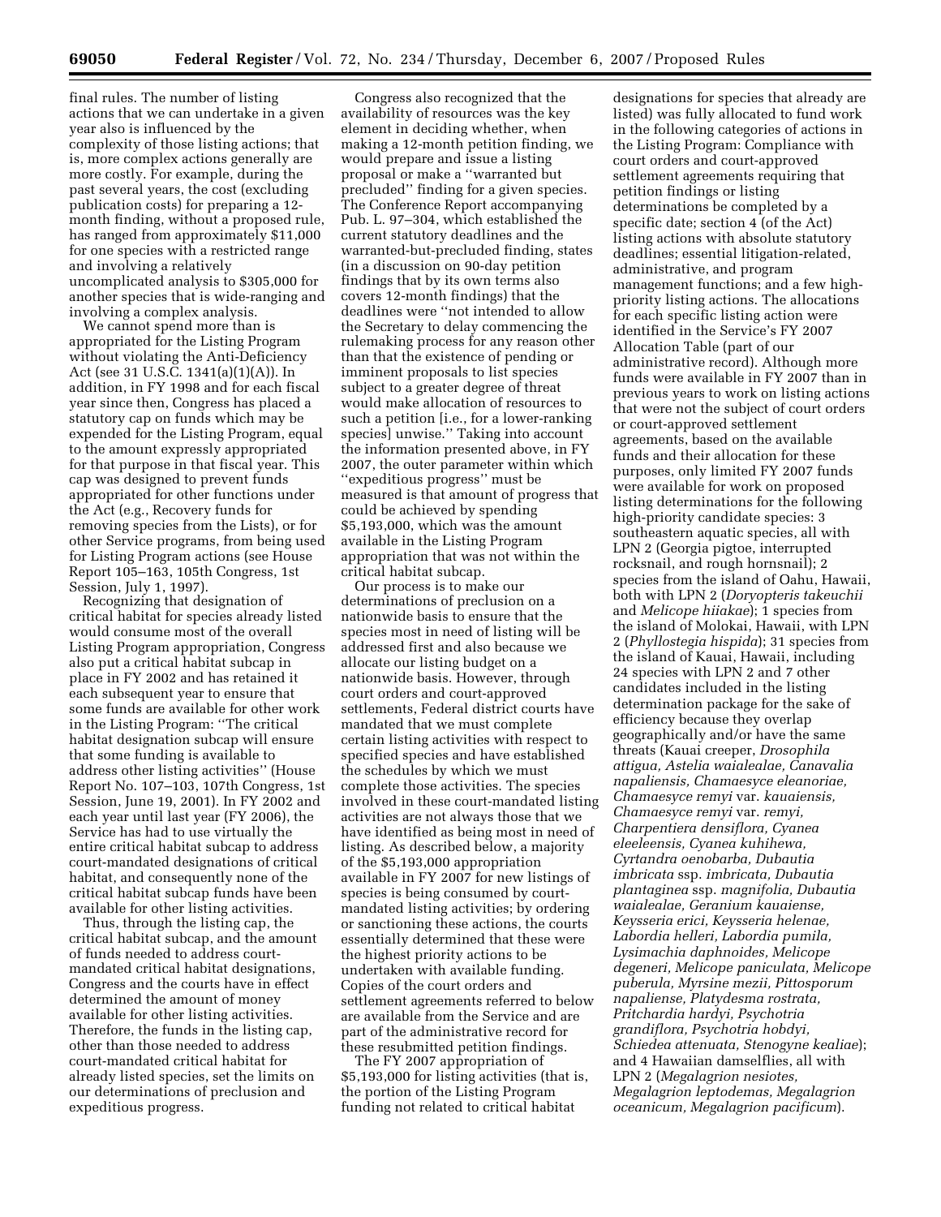final rules. The number of listing actions that we can undertake in a given year also is influenced by the complexity of those listing actions; that is, more complex actions generally are more costly. For example, during the past several years, the cost (excluding publication costs) for preparing a 12-month finding, without a proposed rule, has ranged from approximately $11,000 for one species with a restricted range and involving a relatively uncomplicated analysis to $305,000 for another species that is wide-ranging and involving a complex analysis.

We cannot spend more than is appropriated for the Listing Program without violating the Anti-Deficiency Act (see 31 U.S.C. 1341(a)(1)(A)). In addition, in FY 1998 and for each fiscal year since then, Congress has placed a statutory cap on funds which may be expended for the Listing Program, equal to the amount expressly appropriated for that purpose in that fiscal year. This cap was designed to prevent funds appropriated for other functions under the Act (e.g., Recovery funds for removing species from the Lists), or for other Service programs, from being used for Listing Program actions (see House Report 105–163, 105th Congress, 1st Session, July 1, 1997).

Recognizing that designation of critical habitat for species already listed would consume most of the overall Listing Program appropriation, Congress also put a critical habitat subcap in place in FY 2002 and has retained it each subsequent year to ensure that some funds are available for other work in the Listing Program: "The critical habitat designation subcap will ensure that some funding is available to address other listing activities" (House Report No. 107–103, 107th Congress, 1st Session, June 19, 2001). In FY 2002 and each year until last year (FY 2006), the Service has had to use virtually the entire critical habitat subcap to address court-mandated designations of critical habitat, and consequently none of the critical habitat subcap funds have been available for other listing activities.

Thus, through the listing cap, the critical habitat subcap, and the amount of funds needed to address court-mandated critical habitat designations, Congress and the courts have in effect determined the amount of money available for other listing activities. Therefore, the funds in the listing cap, other than those needed to address court-mandated critical habitat for already listed species, set the limits on our determinations of preclusion and expeditious progress.

Congress also recognized that the availability of resources was the key element in deciding whether, when making a 12-month petition finding, we would prepare and issue a listing proposal or make a "warranted but precluded" finding for a given species. The Conference Report accompanying Pub. L. 97–304, which established the current statutory deadlines and the warranted-but-precluded finding, states (in a discussion on 90-day petition findings that by its own terms also covers 12-month findings) that the deadlines were "not intended to allow the Secretary to delay commencing the rulemaking process for any reason other than that the existence of pending or imminent proposals to list species subject to a greater degree of threat would make allocation of resources to such a petition [i.e., for a lower-ranking species] unwise." Taking into account the information presented above, in FY 2007, the outer parameter within which "expeditious progress" must be measured is that amount of progress that could be achieved by spending $5,193,000, which was the amount available in the Listing Program appropriation that was not within the critical habitat subcap.

Our process is to make our determinations of preclusion on a nationwide basis to ensure that the species most in need of listing will be addressed first and also because we allocate our listing budget on a nationwide basis. However, through court orders and court-approved settlements, Federal district courts have mandated that we must complete certain listing activities with respect to specified species and have established the schedules by which we must complete those activities. The species involved in these court-mandated listing activities are not always those that we have identified as being most in need of listing. As described below, a majority of the $5,193,000 appropriation available in FY 2007 for new listings of species is being consumed by court-mandated listing activities; by ordering or sanctioning these actions, the courts essentially determined that these were the highest priority actions to be undertaken with available funding. Copies of the court orders and settlement agreements referred to below are available from the Service and are part of the administrative record for these resubmitted petition findings.

The FY 2007 appropriation of $5,193,000 for listing activities (that is, the portion of the Listing Program funding not related to critical habitat designations for species that already are listed) was fully allocated to fund work in the following categories of actions in the Listing Program: Compliance with court orders and court-approved settlement agreements requiring that petition findings or listing determinations be completed by a specific date; section 4 (of the Act) listing actions with absolute statutory deadlines; essential litigation-related, administrative, and program management functions; and a few high-priority listing actions. The allocations for each specific listing action were identified in the Service's FY 2007 Allocation Table (part of our administrative record). Although more funds were available in FY 2007 than in previous years to work on listing actions that were not the subject of court orders or court-approved settlement agreements, based on the available funds and their allocation for these purposes, only limited FY 2007 funds were available for work on proposed listing determinations for the following high-priority candidate species: 3 southeastern aquatic species, all with LPN 2 (Georgia pigtoe, interrupted rocksnail, and rough hornsnail); 2 species from the island of Oahu, Hawaii, both with LPN 2 (*Doryopteris takeuchii* and *Melicope hiiakae*); 1 species from the island of Molokai, Hawaii, with LPN 2 (*Phyllostegia hispida*); 31 species from the island of Kauai, Hawaii, including 24 species with LPN 2 and 7 other candidates included in the listing determination package for the sake of efficiency because they overlap geographically and/or have the same threats (Kauai creeper, *Drosophila attigua, Astelia waialealae, Canavalia napaliensis, Chamaesyce eleanoriae, Chamaesyce remyi* var. *kauaiensis, Chamaesyce remyi* var. *remyi, Charpentiera densiflora, Cyanea eleeleensis, Cyanea kuhihewa, Cyrtandra oenobarba, Dubautia imbricata* ssp. *imbricata, Dubautia plantaginea* ssp. *magnifolia, Dubautia waialealae, Geranium kauaiense, Keysseria erici, Keysseria helenae, Labordia helleri, Labordia pumila, Lysimachia daphnoides, Melicope degeneri, Melicope paniculata, Melicope puberula, Myrsine mezii, Pittosporum napaliense, Platydesma rostrata, Pritchardia hardyi, Psychotria grandiflora, Psychotria hobdyi, Schiedea attenuata, Stenogyne kealiae*); and 4 Hawaiian damselflies, all with LPN 2 (*Megalagrion nesiotes, Megalagrion leptodemas, Megalagrion oceanicum, Megalagrion pacificum*).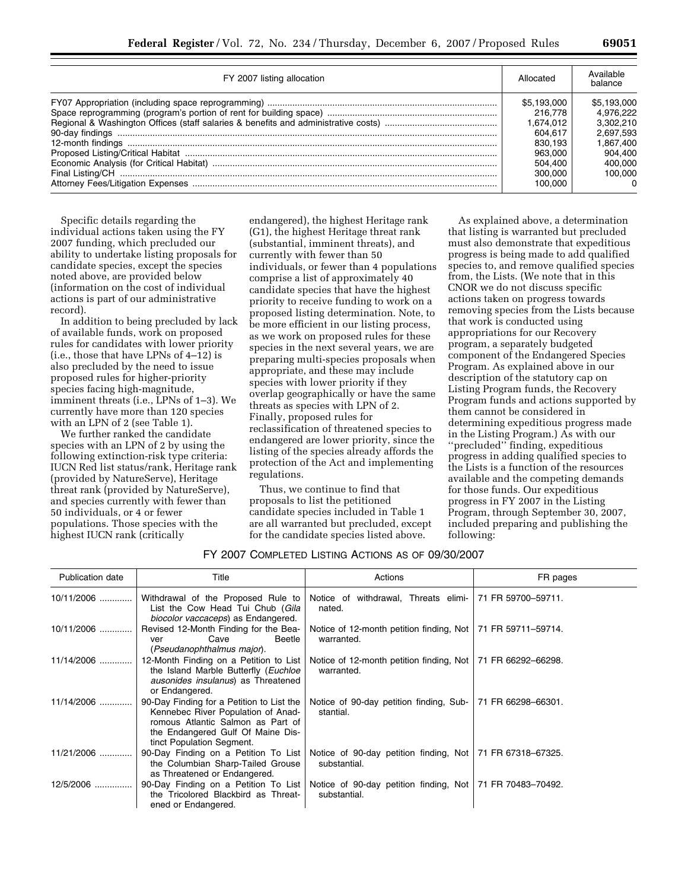| FY 2007 listing allocation | Allocated | Available balance |
|---|---|---|
| FY07 Appropriation (including space reprogramming) | $5,193,000 | $5,193,000 |
| Space reprogramming (program's portion of rent for building space) | 216,778 | 4,976,222 |
| Regional & Washington Offices (staff salaries & benefits and administrative costs) | 1,674,012 | 3,302,210 |
| 90-day findings | 604,617 | 2,697,593 |
| 12-month findings | 830,193 | 1,867,400 |
| Proposed Listing/Critical Habitat | 963,000 | 904,400 |
| Economic Analysis (for Critical Habitat) | 504,400 | 400,000 |
| Final Listing/CH | 300,000 | 100,000 |
| Attorney Fees/Litigation Expenses | 100,000 | 0 |

Specific details regarding the individual actions taken using the FY 2007 funding, which precluded our ability to undertake listing proposals for candidate species, except the species noted above, are provided below (information on the cost of individual actions is part of our administrative record).

In addition to being precluded by lack of available funds, work on proposed rules for candidates with lower priority (i.e., those that have LPNs of 4–12) is also precluded by the need to issue proposed rules for higher-priority species facing high-magnitude, imminent threats (i.e., LPNs of 1–3). We currently have more than 120 species with an LPN of 2 (see Table 1).

We further ranked the candidate species with an LPN of 2 by using the following extinction-risk type criteria: IUCN Red list status/rank, Heritage rank (provided by NatureServe), Heritage threat rank (provided by NatureServe), and species currently with fewer than 50 individuals, or 4 or fewer populations. Those species with the highest IUCN rank (critically endangered), the highest Heritage rank (G1), the highest Heritage threat rank (substantial, imminent threats), and currently with fewer than 50 individuals, or fewer than 4 populations comprise a list of approximately 40 candidate species that have the highest priority to receive funding to work on a proposed listing determination. Note, to be more efficient in our listing process, as we work on proposed rules for these species in the next several years, we are preparing multi-species proposals when appropriate, and these may include species with lower priority if they overlap geographically or have the same threats as species with LPN of 2. Finally, proposed rules for reclassification of threatened species to endangered are lower priority, since the listing of the species already affords the protection of the Act and implementing regulations.

Thus, we continue to find that proposals to list the petitioned candidate species included in Table 1 are all warranted but precluded, except for the candidate species listed above.

As explained above, a determination that listing is warranted but precluded must also demonstrate that expeditious progress is being made to add qualified species to, and remove qualified species from, the Lists. (We note that in this CNOR we do not discuss specific actions taken on progress towards removing species from the Lists because that work is conducted using appropriations for our Recovery program, a separately budgeted component of the Endangered Species Program. As explained above in our description of the statutory cap on Listing Program funds, the Recovery Program funds and actions supported by them cannot be considered in determining expeditious progress made in the Listing Program.) As with our ''precluded'' finding, expeditious progress in adding qualified species to the Lists is a function of the resources available and the competing demands for those funds. Our expeditious progress in FY 2007 in the Listing Program, through September 30, 2007, included preparing and publishing the following:

FY 2007 COMPLETED LISTING ACTIONS AS OF 09/30/2007

| Publication date | Title | Actions | FR pages |
|---|---|---|---|
| 10/11/2006 | Withdrawal of the Proposed Rule to List the Cow Head Tui Chub (*Gila biocolor vaccaceps*) as Endangered. | Notice of withdrawal, Threats eliminated. | 71 FR 59700–59711. |
| 10/11/2006 | Revised 12-Month Finding for the Beaver Cave Beetle (*Pseudanophthalmus major*). | Notice of 12-month petition finding, Not warranted. | 71 FR 59711–59714. |
| 11/14/2006 | 12-Month Finding on a Petition to List the Island Marble Butterfly (*Euchloe ausonides insulanus*) as Threatened or Endangered. | Notice of 12-month petition finding, Not warranted. | 71 FR 66292–66298. |
| 11/14/2006 | 90-Day Finding for a Petition to List the Kennebec River Population of Anadromous Atlantic Salmon as Part of the Endangered Gulf Of Maine Distinct Population Segment. | Notice of 90-day petition finding, Substantial. | 71 FR 66298–66301. |
| 11/21/2006 | 90-Day Finding on a Petition To List the Columbian Sharp-Tailed Grouse as Threatened or Endangered. | Notice of 90-day petition finding, Not substantial. | 71 FR 67318–67325. |
| 12/5/2006 | 90-Day Finding on a Petition To List the Tricolored Blackbird as Threatened or Endangered. | Notice of 90-day petition finding, Not substantial. | 71 FR 70483–70492. |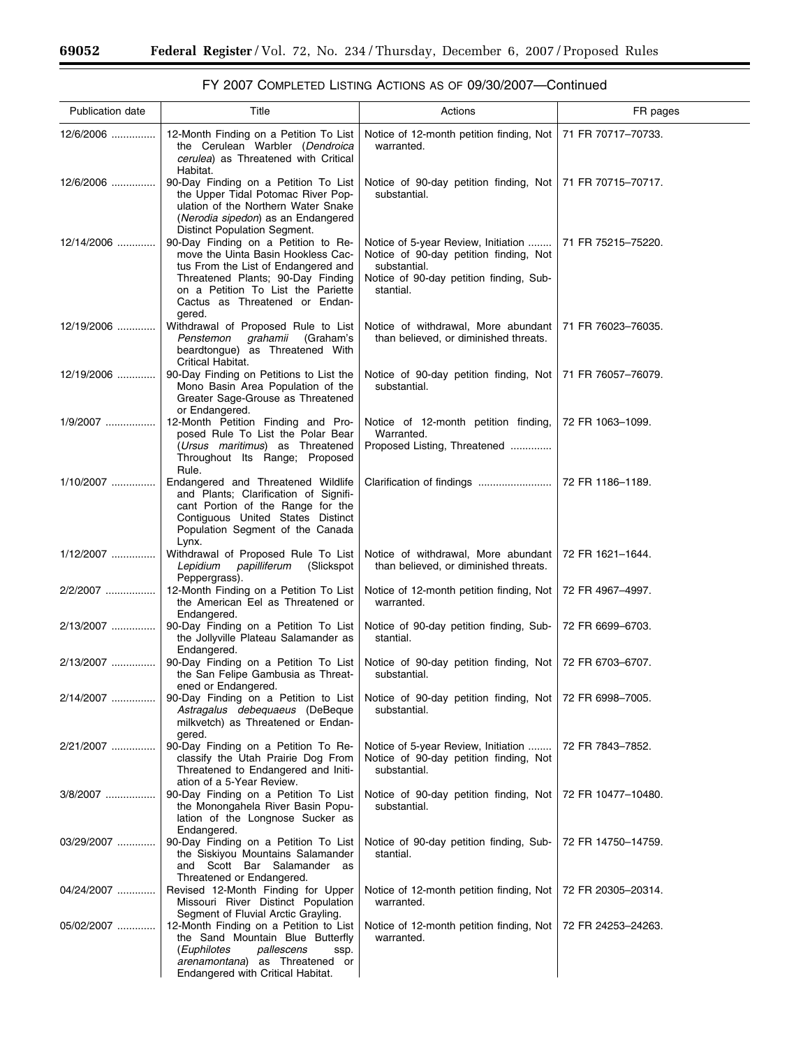## FY 2007 COMPLETED LISTING ACTIONS AS OF 09/30/2007—Continued

| Publication date | Title | Actions | FR pages |
|---|---|---|---|
| 12/6/2006 | 12-Month Finding on a Petition To List the Cerulean Warbler (*Dendroica cerulea*) as Threatened with Critical Habitat. | Notice of 12-month petition finding, Not warranted. | 71 FR 70717–70733. |
| 12/6/2006 | 90-Day Finding on a Petition To List the Upper Tidal Potomac River Population of the Northern Water Snake (*Nerodia sipedon*) as an Endangered Distinct Population Segment. | Notice of 90-day petition finding, Not substantial. | 71 FR 70715–70717. |
| 12/14/2006 | 90-Day Finding on a Petition to Remove the Uinta Basin Hookless Cactus From the List of Endangered and Threatened Plants; 90-Day Finding on a Petition To List the Pariette Cactus as Threatened or Endangered. | Notice of 5-year Review, Initiation<br>Notice of 90-day petition finding, Not substantial.<br>Notice of 90-day petition finding, Substantial. | 71 FR 75215–75220. |
| 12/19/2006 | Withdrawal of Proposed Rule to List *Penstemon grahamii* (Graham's beardtongue) as Threatened With Critical Habitat. | Notice of withdrawal, More abundant than believed, or diminished threats. | 71 FR 76023–76035. |
| 12/19/2006 | 90-Day Finding on Petitions to List the Mono Basin Area Population of the Greater Sage-Grouse as Threatened or Endangered. | Notice of 90-day petition finding, Not substantial. | 71 FR 76057–76079. |
| 1/9/2007 | 12-Month Petition Finding and Proposed Rule To List the Polar Bear (*Ursus maritimus*) as Threatened Throughout Its Range; Proposed Rule. | Notice of 12-month petition finding, Warranted.<br>Proposed Listing, Threatened | 72 FR 1063–1099. |
| 1/10/2007 | Endangered and Threatened Wildlife and Plants; Clarification of Significant Portion of the Range for the Contiguous United States Distinct Population Segment of the Canada Lynx. | Clarification of findings | 72 FR 1186–1189. |
| 1/12/2007 | Withdrawal of Proposed Rule To List *Lepidium papilliferum* (Slickspot Peppergrass). | Notice of withdrawal, More abundant than believed, or diminished threats. | 72 FR 1621–1644. |
| 2/2/2007 | 12-Month Finding on a Petition To List the American Eel as Threatened or Endangered. | Notice of 12-month petition finding, Not warranted. | 72 FR 4967–4997. |
| 2/13/2007 | 90-Day Finding on a Petition To List the Jollyville Plateau Salamander as Endangered. | Notice of 90-day petition finding, Substantial. | 72 FR 6699–6703. |
| 2/13/2007 | 90-Day Finding on a Petition To List the San Felipe Gambusia as Threatened or Endangered. | Notice of 90-day petition finding, Not substantial. | 72 FR 6703–6707. |
| 2/14/2007 | 90-Day Finding on a Petition to List *Astragalus debequaeus* (DeBeque milkvetch) as Threatened or Endangered. | Notice of 90-day petition finding, Not substantial. | 72 FR 6998–7005. |
| 2/21/2007 | 90-Day Finding on a Petition To Reclassify the Utah Prairie Dog From Threatened to Endangered and Initiation of a 5-Year Review. | Notice of 5-year Review, Initiation<br>Notice of 90-day petition finding, Not substantial. | 72 FR 7843–7852. |
| 3/8/2007 | 90-Day Finding on a Petition To List the Monongahela River Basin Population of the Longnose Sucker as Endangered. | Notice of 90-day petition finding, Not substantial. | 72 FR 10477–10480. |
| 03/29/2007 | 90-Day Finding on a Petition To List the Siskiyou Mountains Salamander and Scott Bar Salamander as Threatened or Endangered. | Notice of 90-day petition finding, Substantial. | 72 FR 14750–14759. |
| 04/24/2007 | Revised 12-Month Finding for Upper Missouri River Distinct Population Segment of Fluvial Arctic Grayling. | Notice of 12-month petition finding, Not warranted. | 72 FR 20305–20314. |
| 05/02/2007 | 12-Month Finding on a Petition to List the Sand Mountain Blue Butterfly (*Euphilotes pallescens* ssp. *arenamontana*) as Threatened or Endangered with Critical Habitat. | Notice of 12-month petition finding, Not warranted. | 72 FR 24253–24263. |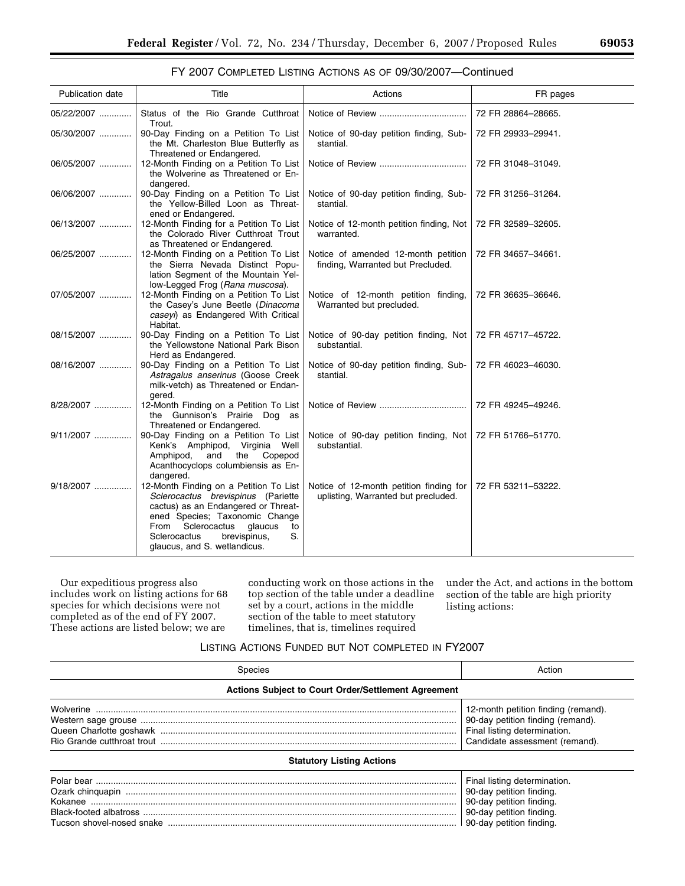## FY 2007 Completed Listing Actions as of 09/30/2007—Continued

| Publication date | Title | Actions | FR pages |
|---|---|---|---|
| 05/22/2007 | Status of the Rio Grande Cutthroat Trout. | Notice of Review | 72 FR 28864–28665. |
| 05/30/2007 | 90-Day Finding on a Petition To List the Mt. Charleston Blue Butterfly as Threatened or Endangered. | Notice of 90-day petition finding, Substantial. | 72 FR 29933–29941. |
| 06/05/2007 | 12-Month Finding on a Petition To List the Wolverine as Threatened or Endangered. | Notice of Review | 72 FR 31048–31049. |
| 06/06/2007 | 90-Day Finding on a Petition To List the Yellow-Billed Loon as Threatened or Endangered. | Notice of 90-day petition finding, Substantial. | 72 FR 31256–31264. |
| 06/13/2007 | 12-Month Finding for a Petition To List the Colorado River Cutthroat Trout as Threatened or Endangered. | Notice of 12-month petition finding, Not warranted. | 72 FR 32589–32605. |
| 06/25/2007 | 12-Month Finding on a Petition To List the Sierra Nevada Distinct Population Segment of the Mountain Yellow-Legged Frog (*Rana muscosa*). | Notice of amended 12-month petition finding, Warranted but Precluded. | 72 FR 34657–34661. |
| 07/05/2007 | 12-Month Finding on a Petition To List the Casey's June Beetle (*Dinacoma caseyi*) as Endangered With Critical Habitat. | Notice of 12-month petition finding, Warranted but precluded. | 72 FR 36635–36646. |
| 08/15/2007 | 90-Day Finding on a Petition To List the Yellowstone National Park Bison Herd as Endangered. | Notice of 90-day petition finding, Not substantial. | 72 FR 45717–45722. |
| 08/16/2007 | 90-Day Finding on a Petition To List *Astragalus anserinus* (Goose Creek milk-vetch) as Threatened or Endangered. | Notice of 90-day petition finding, Substantial. | 72 FR 46023–46030. |
| 8/28/2007 | 12-Month Finding on a Petition To List the Gunnison's Prairie Dog as Threatened or Endangered. | Notice of Review | 72 FR 49245–49246. |
| 9/11/2007 | 90-Day Finding on a Petition To List Kenk's Amphipod, Virginia Well Amphipod, and the Copepod Acanthocyclops columbiensis as Endangered. | Notice of 90-day petition finding, Not substantial. | 72 FR 51766–51770. |
| 9/18/2007 | 12-Month Finding on a Petition To List *Sclerocactus brevispinus* (Pariette cactus) as an Endangered or Threatened Species; Taxonomic Change From Sclerocactus glaucus to Sclerocactus brevispinus, S. glaucus, and S. wetlandicus. | Notice of 12-month petition finding for uplisting, Warranted but precluded. | 72 FR 53211–53222. |

Our expeditious progress also includes work on listing actions for 68 species for which decisions were not completed as of the end of FY 2007. These actions are listed below; we are conducting work on those actions in the top section of the table under a deadline set by a court, actions in the middle section of the table to meet statutory timelines, that is, timelines required under the Act, and actions in the bottom section of the table are high priority listing actions:

## Listing Actions Funded but Not completed in FY2007

| Species | Action |
|---|---|
| **Actions Subject to Court Order/Settlement Agreement** | |
| Wolverine | 12-month petition finding (remand). |
| Western sage grouse | 90-day petition finding (remand). |
| Queen Charlotte goshawk | Final listing determination. |
| Rio Grande cutthroat trout | Candidate assessment (remand). |
| **Statutory Listing Actions** | |
| Polar bear | Final listing determination. |
| Ozark chinquapin | 90-day petition finding. |
| Kokanee | 90-day petition finding. |
| Black-footed albatross | 90-day petition finding. |
| Tucson shovel-nosed snake | 90-day petition finding. |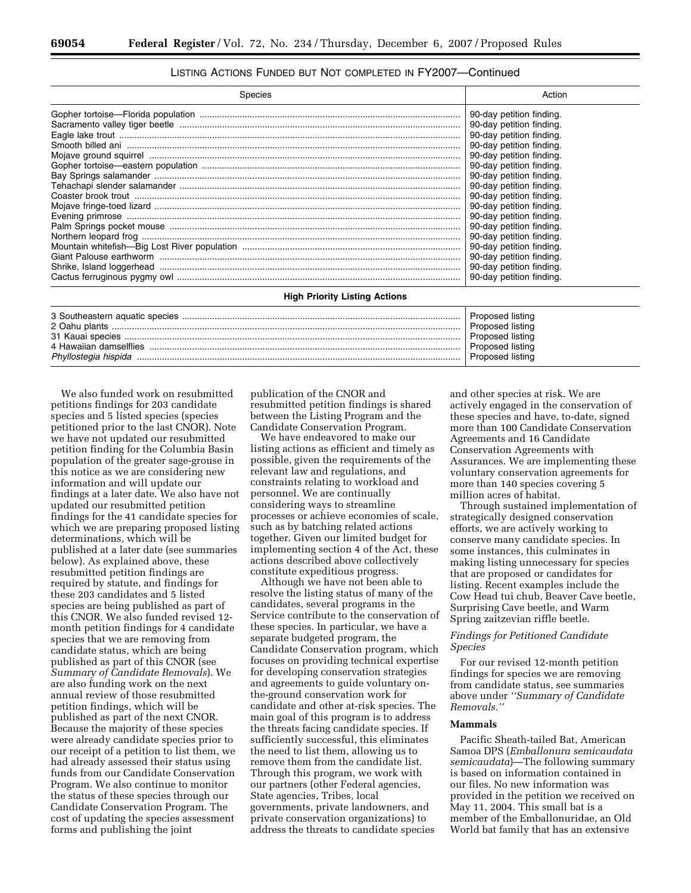LISTING ACTIONS FUNDED BUT NOT COMPLETED IN FY2007—Continued

| Species | Action |
| --- | --- |
| Gopher tortoise—Florida population | 90-day petition finding. |
| Sacramento valley tiger beetle | 90-day petition finding. |
| Eagle lake trout | 90-day petition finding. |
| Smooth billed ani | 90-day petition finding. |
| Mojave ground squirrel | 90-day petition finding. |
| Gopher tortoise—eastern population | 90-day petition finding. |
| Bay Springs salamander | 90-day petition finding. |
| Tehachapi slender salamander | 90-day petition finding. |
| Coaster brook trout | 90-day petition finding. |
| Mojave fringe-toed lizard | 90-day petition finding. |
| Evening primrose | 90-day petition finding. |
| Palm Springs pocket mouse | 90-day petition finding. |
| Northern leopard frog | 90-day petition finding. |
| Mountain whitefish—Big Lost River population | 90-day petition finding. |
| Giant Palouse earthworm | 90-day petition finding. |
| Shrike, Island loggerhead | 90-day petition finding. |
| Cactus ferruginous pygmy owl | 90-day petition finding. |
| **High Priority Listing Actions** | |
| 3 Southeastern aquatic species | Proposed listing |
| 2 Oahu plants | Proposed listing |
| 31 Kauai species | Proposed listing |
| 4 Hawaiian damselflies | Proposed listing |
| *Phyllostegia hispida* | Proposed listing |

We also funded work on resubmitted petitions findings for 203 candidate species and 5 listed species (species petitioned prior to the last CNOR). Note we have not updated our resubmitted petition finding for the Columbia Basin population of the greater sage-grouse in this notice as we are considering new information and will update our findings at a later date. We also have not updated our resubmitted petition findings for the 41 candidate species for which we are preparing proposed listing determinations, which will be published at a later date (see summaries below). As explained above, these resubmitted petition findings are required by statute, and findings for these 203 candidates and 5 listed species are being published as part of this CNOR. We also funded revised 12-month petition findings for 4 candidate species that we are removing from candidate status, which are being published as part of this CNOR (see *Summary of Candidate Removals*). We are also funding work on the next annual review of those resubmitted petition findings, which will be published as part of the next CNOR. Because the majority of these species were already candidate species prior to our receipt of a petition to list them, we had already assessed their status using funds from our Candidate Conservation Program. We also continue to monitor the status of these species through our Candidate Conservation Program. The cost of updating the species assessment forms and publishing the joint publication of the CNOR and resubmitted petition findings is shared between the Listing Program and the Candidate Conservation Program.

We have endeavored to make our listing actions as efficient and timely as possible, given the requirements of the relevant law and regulations, and constraints relating to workload and personnel. We are continually considering ways to streamline processes or achieve economies of scale, such as by batching related actions together. Given our limited budget for implementing section 4 of the Act, these actions described above collectively constitute expeditious progress.

Although we have not been able to resolve the listing status of many of the candidates, several programs in the Service contribute to the conservation of these species. In particular, we have a separate budgeted program, the Candidate Conservation program, which focuses on providing technical expertise for developing conservation strategies and agreements to guide voluntary on-the-ground conservation work for candidate and other at-risk species. The main goal of this program is to address the threats facing candidate species. If sufficiently successful, this eliminates the need to list them, allowing us to remove them from the candidate list. Through this program, we work with our partners (other Federal agencies, State agencies, Tribes, local governments, private landowners, and private conservation organizations) to address the threats to candidate species and other species at risk. We are actively engaged in the conservation of these species and have, to-date, signed more than 100 Candidate Conservation Agreements and 16 Candidate Conservation Agreements with Assurances. We are implementing these voluntary conservation agreements for more than 140 species covering 5 million acres of habitat.

Through sustained implementation of strategically designed conservation efforts, we are actively working to conserve many candidate species. In some instances, this culminates in making listing unnecessary for species that are proposed or candidates for listing. Recent examples include the Cow Head tui chub, Beaver Cave beetle, Surprising Cave beetle, and Warm Spring zaitzevian riffle beetle.

### *Findings for Petitioned Candidate Species*

For our revised 12-month petition findings for species we are removing from candidate status, see summaries above under *"Summary of Candidate Removals."*

### Mammals

Pacific Sheath-tailed Bat, American Samoa DPS (*Emballonura semicaudata semicaudata*)—The following summary is based on information contained in our files. No new information was provided in the petition we received on May 11, 2004. This small bat is a member of the Emballonuridae, an Old World bat family that has an extensive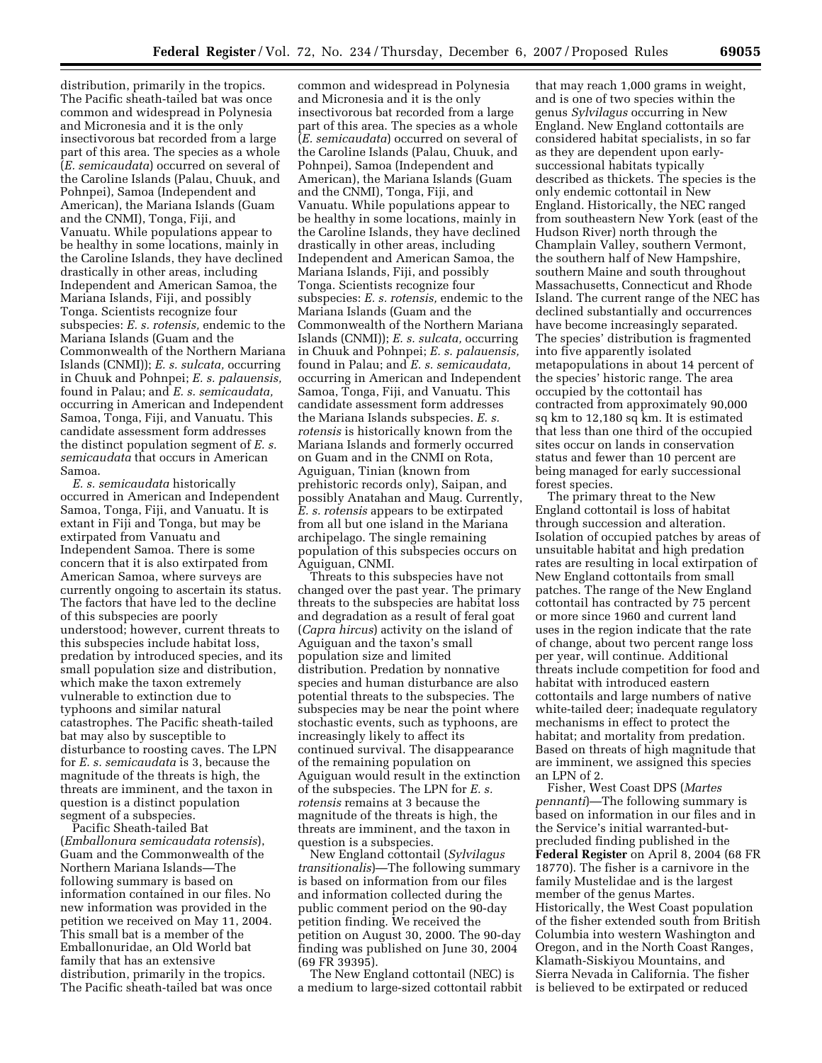distribution, primarily in the tropics. The Pacific sheath-tailed bat was once common and widespread in Polynesia and Micronesia and it is the only insectivorous bat recorded from a large part of this area. The species as a whole (*E. semicaudata*) occurred on several of the Caroline Islands (Palau, Chuuk, and Pohnpei), Samoa (Independent and American), the Mariana Islands (Guam and the CNMI), Tonga, Fiji, and Vanuatu. While populations appear to be healthy in some locations, mainly in the Caroline Islands, they have declined drastically in other areas, including Independent and American Samoa, the Mariana Islands, Fiji, and possibly Tonga. Scientists recognize four subspecies: *E. s. rotensis,* endemic to the Mariana Islands (Guam and the Commonwealth of the Northern Mariana Islands (CNMI)); *E. s. sulcata,* occurring in Chuuk and Pohnpei; *E. s. palauensis,* found in Palau; and *E. s. semicaudata,* occurring in American and Independent Samoa, Tonga, Fiji, and Vanuatu. This candidate assessment form addresses the distinct population segment of *E. s. semicaudata* that occurs in American Samoa.

*E. s. semicaudata* historically occurred in American and Independent Samoa, Tonga, Fiji, and Vanuatu. It is extant in Fiji and Tonga, but may be extirpated from Vanuatu and Independent Samoa. There is some concern that it is also extirpated from American Samoa, where surveys are currently ongoing to ascertain its status. The factors that have led to the decline of this subspecies are poorly understood; however, current threats to this subspecies include habitat loss, predation by introduced species, and its small population size and distribution, which make the taxon extremely vulnerable to extinction due to typhoons and similar natural catastrophes. The Pacific sheath-tailed bat may also by susceptible to disturbance to roosting caves. The LPN for *E. s. semicaudata* is 3, because the magnitude of the threats is high, the threats are imminent, and the taxon in question is a distinct population segment of a subspecies.

Pacific Sheath-tailed Bat (*Emballonura semicaudata rotensis*), Guam and the Commonwealth of the Northern Mariana Islands—The following summary is based on information contained in our files. No new information was provided in the petition we received on May 11, 2004. This small bat is a member of the Emballonuridae, an Old World bat family that has an extensive distribution, primarily in the tropics. The Pacific sheath-tailed bat was once common and widespread in Polynesia and Micronesia and it is the only insectivorous bat recorded from a large part of this area. The species as a whole (*E. semicaudata*) occurred on several of the Caroline Islands (Palau, Chuuk, and Pohnpei), Samoa (Independent and American), the Mariana Islands (Guam and the CNMI), Tonga, Fiji, and Vanuatu. While populations appear to be healthy in some locations, mainly in the Caroline Islands, they have declined drastically in other areas, including Independent and American Samoa, the Mariana Islands, Fiji, and possibly Tonga. Scientists recognize four subspecies: *E. s. rotensis,* endemic to the Mariana Islands (Guam and the Commonwealth of the Northern Mariana Islands (CNMI)); *E. s. sulcata,* occurring in Chuuk and Pohnpei; *E. s. palauensis,* found in Palau; and *E. s. semicaudata,* occurring in American and Independent Samoa, Tonga, Fiji, and Vanuatu. This candidate assessment form addresses the Mariana Islands subspecies. *E. s. rotensis* is historically known from the Mariana Islands and formerly occurred on Guam and in the CNMI on Rota, Aguiguan, Tinian (known from prehistoric records only), Saipan, and possibly Anatahan and Maug. Currently, *E. s. rotensis* appears to be extirpated from all but one island in the Mariana archipelago. The single remaining population of this subspecies occurs on Aguiguan, CNMI.

Threats to this subspecies have not changed over the past year. The primary threats to the subspecies are habitat loss and degradation as a result of feral goat (*Capra hircus*) activity on the island of Aguiguan and the taxon's small population size and limited distribution. Predation by nonnative species and human disturbance are also potential threats to the subspecies. The subspecies may be near the point where stochastic events, such as typhoons, are increasingly likely to affect its continued survival. The disappearance of the remaining population on Aguiguan would result in the extinction of the subspecies. The LPN for *E. s. rotensis* remains at 3 because the magnitude of the threats is high, the threats are imminent, and the taxon in question is a subspecies.

New England cottontail (*Sylvilagus transitionalis*)—The following summary is based on information from our files and information collected during the public comment period on the 90-day petition finding. We received the petition on August 30, 2000. The 90-day finding was published on June 30, 2004 (69 FR 39395).

The New England cottontail (NEC) is a medium to large-sized cottontail rabbit that may reach 1,000 grams in weight, and is one of two species within the genus *Sylvilagus* occurring in New England. New England cottontails are considered habitat specialists, in so far as they are dependent upon early-successional habitats typically described as thickets. The species is the only endemic cottontail in New England. Historically, the NEC ranged from southeastern New York (east of the Hudson River) north through the Champlain Valley, southern Vermont, the southern half of New Hampshire, southern Maine and south throughout Massachusetts, Connecticut and Rhode Island. The current range of the NEC has declined substantially and occurrences have become increasingly separated. The species' distribution is fragmented into five apparently isolated metapopulations in about 14 percent of the species' historic range. The area occupied by the cottontail has contracted from approximately 90,000 sq km to 12,180 sq km. It is estimated that less than one third of the occupied sites occur on lands in conservation status and fewer than 10 percent are being managed for early successional forest species.

The primary threat to the New England cottontail is loss of habitat through succession and alteration. Isolation of occupied patches by areas of unsuitable habitat and high predation rates are resulting in local extirpation of New England cottontails from small patches. The range of the New England cottontail has contracted by 75 percent or more since 1960 and current land uses in the region indicate that the rate of change, about two percent range loss per year, will continue. Additional threats include competition for food and habitat with introduced eastern cottontails and large numbers of native white-tailed deer; inadequate regulatory mechanisms in effect to protect the habitat; and mortality from predation. Based on threats of high magnitude that are imminent, we assigned this species an LPN of 2.

Fisher, West Coast DPS (*Martes pennanti*)—The following summary is based on information in our files and in the Service's initial warranted-but-precluded finding published in the **Federal Register** on April 8, 2004 (68 FR 18770). The fisher is a carnivore in the family Mustelidae and is the largest member of the genus Martes. Historically, the West Coast population of the fisher extended south from British Columbia into western Washington and Oregon, and in the North Coast Ranges, Klamath-Siskiyou Mountains, and Sierra Nevada in California. The fisher is believed to be extirpated or reduced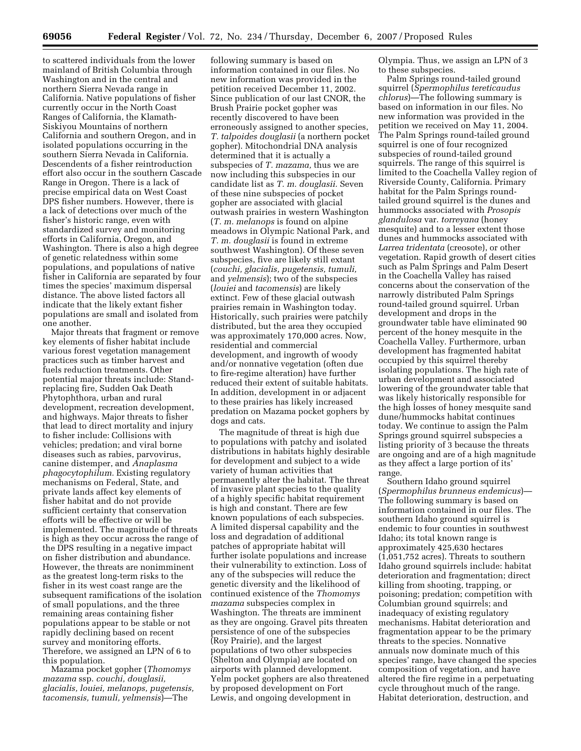to scattered individuals from the lower mainland of British Columbia through Washington and in the central and northern Sierra Nevada range in California. Native populations of fisher currently occur in the North Coast Ranges of California, the Klamath-Siskiyou Mountains of northern California and southern Oregon, and in isolated populations occurring in the southern Sierra Nevada in California. Descendents of a fisher reintroduction effort also occur in the southern Cascade Range in Oregon. There is a lack of precise empirical data on West Coast DPS fisher numbers. However, there is a lack of detections over much of the fisher's historic range, even with standardized survey and monitoring efforts in California, Oregon, and Washington. There is also a high degree of genetic relatedness within some populations, and populations of native fisher in California are separated by four times the species' maximum dispersal distance. The above listed factors all indicate that the likely extant fisher populations are small and isolated from one another.

Major threats that fragment or remove key elements of fisher habitat include various forest vegetation management practices such as timber harvest and fuels reduction treatments. Other potential major threats include: Stand-replacing fire, Sudden Oak Death Phytophthora, urban and rural development, recreation development, and highways. Major threats to fisher that lead to direct mortality and injury to fisher include: Collisions with vehicles; predation; and viral borne diseases such as rabies, parvovirus, canine distemper, and *Anaplasma phagocytophilum.* Existing regulatory mechanisms on Federal, State, and private lands affect key elements of fisher habitat and do not provide sufficient certainty that conservation efforts will be effective or will be implemented. The magnitude of threats is high as they occur across the range of the DPS resulting in a negative impact on fisher distribution and abundance. However, the threats are nonimminent as the greatest long-term risks to the fisher in its west coast range are the subsequent ramifications of the isolation of small populations, and the three remaining areas containing fisher populations appear to be stable or not rapidly declining based on recent survey and monitoring efforts. Therefore, we assigned an LPN of 6 to this population.

Mazama pocket gopher (*Thomomys mazama* ssp. *couchi, douglasii, glacialis, louiei, melanops, pugetensis, tacomensis, tumuli, yelmensis*)—The following summary is based on information contained in our files. No new information was provided in the petition received December 11, 2002. Since publication of our last CNOR, the Brush Prairie pocket gopher was recently discovered to have been erroneously assigned to another species, *T. talpoides douglasii* (a northern pocket gopher). Mitochondrial DNA analysis determined that it is actually a subspecies of *T. mazama,* thus we are now including this subspecies in our candidate list as *T. m. douglasii.* Seven of these nine subspecies of pocket gopher are associated with glacial outwash prairies in western Washington (*T. m. melanops* is found on alpine meadows in Olympic National Park, and *T. m. douglasii* is found in extreme southwest Washington). Of these seven subspecies, five are likely still extant (*couchi, glacialis, pugetensis, tumuli,* and *yelmensis*); two of the subspecies (*louiei* and *tacomensis*) are likely extinct. Few of these glacial outwash prairies remain in Washington today. Historically, such prairies were patchily distributed, but the area they occupied was approximately 170,000 acres. Now, residential and commercial development, and ingrowth of woody and/or nonnative vegetation (often due to fire-regime alteration) have further reduced their extent of suitable habitats. In addition, development in or adjacent to these prairies has likely increased predation on Mazama pocket gophers by dogs and cats.

The magnitude of threat is high due to populations with patchy and isolated distributions in habitats highly desirable for development and subject to a wide variety of human activities that permanently alter the habitat. The threat of invasive plant species to the quality of a highly specific habitat requirement is high and constant. There are few known populations of each subspecies. A limited dispersal capability and the loss and degradation of additional patches of appropriate habitat will further isolate populations and increase their vulnerability to extinction. Loss of any of the subspecies will reduce the genetic diversity and the likelihood of continued existence of the *Thomomys mazama* subspecies complex in Washington. The threats are imminent as they are ongoing. Gravel pits threaten persistence of one of the subspecies (Roy Prairie), and the largest populations of two other subspecies (Shelton and Olympia) are located on airports with planned development. Yelm pocket gophers are also threatened by proposed development on Fort Lewis, and ongoing development in Olympia. Thus, we assign an LPN of 3 to these subspecies.

Palm Springs round-tailed ground squirrel (*Spermophilus tereticaudus chlorus*)—The following summary is based on information in our files. No new information was provided in the petition we received on May 11, 2004. The Palm Springs round-tailed ground squirrel is one of four recognized subspecies of round-tailed ground squirrels. The range of this squirrel is limited to the Coachella Valley region of Riverside County, California. Primary habitat for the Palm Springs round-tailed ground squirrel is the dunes and hummocks associated with *Prosopis glandulosa* var. *torreyana* (honey mesquite) and to a lesser extent those dunes and hummocks associated with *Larrea tridentata* (creosote), or other vegetation. Rapid growth of desert cities such as Palm Springs and Palm Desert in the Coachella Valley has raised concerns about the conservation of the narrowly distributed Palm Springs round-tailed ground squirrel. Urban development and drops in the groundwater table have eliminated 90 percent of the honey mesquite in the Coachella Valley. Furthermore, urban development has fragmented habitat occupied by this squirrel thereby isolating populations. The high rate of urban development and associated lowering of the groundwater table that was likely historically responsible for the high losses of honey mesquite sand dune/hummocks habitat continues today. We continue to assign the Palm Springs ground squirrel subspecies a listing priority of 3 because the threats are ongoing and are of a high magnitude as they affect a large portion of its' range.

Southern Idaho ground squirrel (*Spermophilus brunneus endemicus*)—The following summary is based on information contained in our files. The southern Idaho ground squirrel is endemic to four counties in southwest Idaho; its total known range is approximately 425,630 hectares (1,051,752 acres). Threats to southern Idaho ground squirrels include: habitat deterioration and fragmentation; direct killing from shooting, trapping, or poisoning; predation; competition with Columbian ground squirrels; and inadequacy of existing regulatory mechanisms. Habitat deterioration and fragmentation appear to be the primary threats to the species. Nonnative annuals now dominate much of this species' range, have changed the species composition of vegetation, and have altered the fire regime in a perpetuating cycle throughout much of the range. Habitat deterioration, destruction, and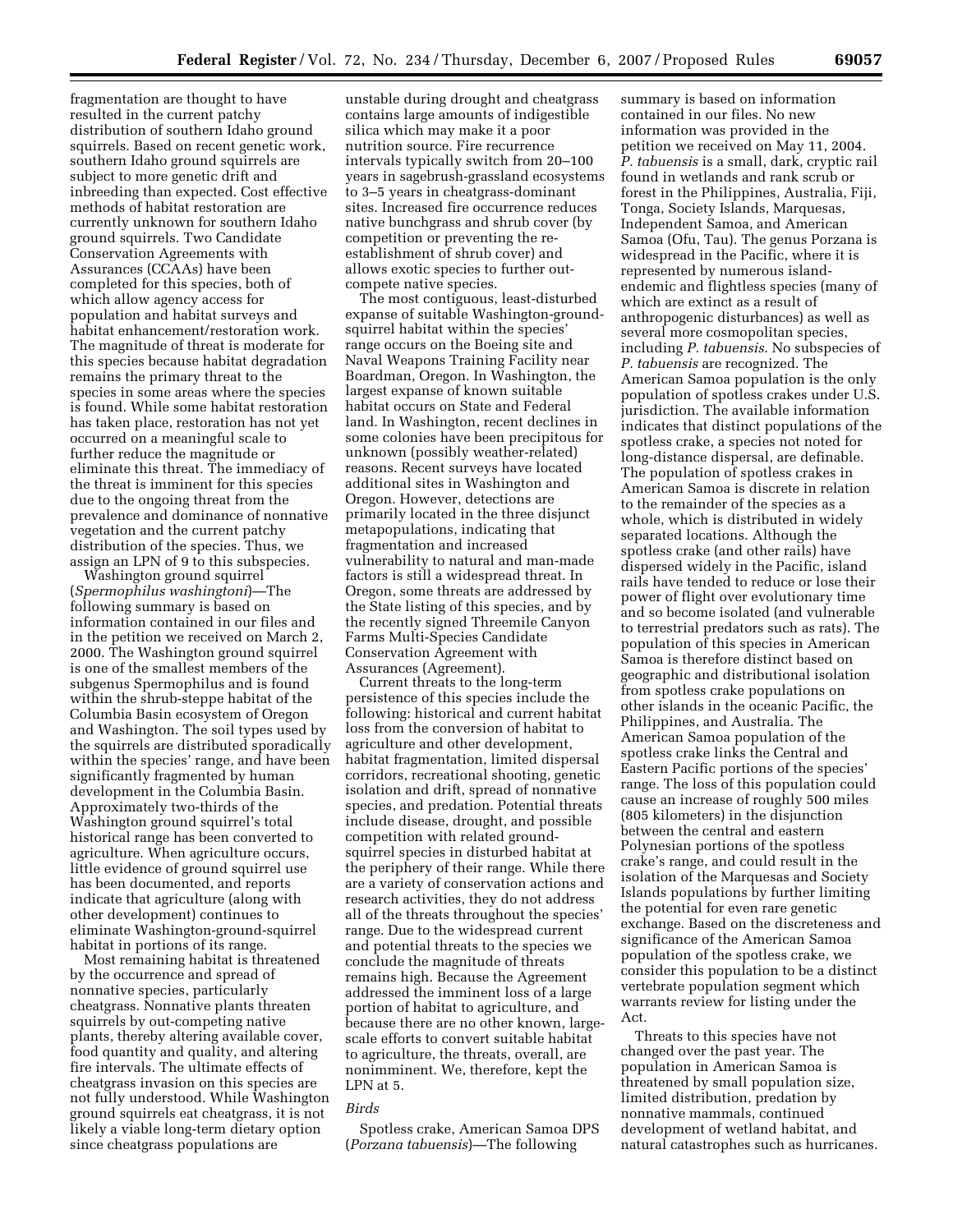fragmentation are thought to have resulted in the current patchy distribution of southern Idaho ground squirrels. Based on recent genetic work, southern Idaho ground squirrels are subject to more genetic drift and inbreeding than expected. Cost effective methods of habitat restoration are currently unknown for southern Idaho ground squirrels. Two Candidate Conservation Agreements with Assurances (CCAAs) have been completed for this species, both of which allow agency access for population and habitat surveys and habitat enhancement/restoration work. The magnitude of threat is moderate for this species because habitat degradation remains the primary threat to the species in some areas where the species is found. While some habitat restoration has taken place, restoration has not yet occurred on a meaningful scale to further reduce the magnitude or eliminate this threat. The immediacy of the threat is imminent for this species due to the ongoing threat from the prevalence and dominance of nonnative vegetation and the current patchy distribution of the species. Thus, we assign an LPN of 9 to this subspecies.

Washington ground squirrel (*Spermophilus washingtoni*)—The following summary is based on information contained in our files and in the petition we received on March 2, 2000. The Washington ground squirrel is one of the smallest members of the subgenus Spermophilus and is found within the shrub-steppe habitat of the Columbia Basin ecosystem of Oregon and Washington. The soil types used by the squirrels are distributed sporadically within the species' range, and have been significantly fragmented by human development in the Columbia Basin. Approximately two-thirds of the Washington ground squirrel's total historical range has been converted to agriculture. When agriculture occurs, little evidence of ground squirrel use has been documented, and reports indicate that agriculture (along with other development) continues to eliminate Washington-ground-squirrel habitat in portions of its range.

Most remaining habitat is threatened by the occurrence and spread of nonnative species, particularly cheatgrass. Nonnative plants threaten squirrels by out-competing native plants, thereby altering available cover, food quantity and quality, and altering fire intervals. The ultimate effects of cheatgrass invasion on this species are not fully understood. While Washington ground squirrels eat cheatgrass, it is not likely a viable long-term dietary option since cheatgrass populations are unstable during drought and cheatgrass contains large amounts of indigestible silica which may make it a poor nutrition source. Fire recurrence intervals typically switch from 20–100 years in sagebrush-grassland ecosystems to 3–5 years in cheatgrass-dominant sites. Increased fire occurrence reduces native bunchgrass and shrub cover (by competition or preventing the re-establishment of shrub cover) and allows exotic species to further out-compete native species.

The most contiguous, least-disturbed expanse of suitable Washington-ground-squirrel habitat within the species' range occurs on the Boeing site and Naval Weapons Training Facility near Boardman, Oregon. In Washington, the largest expanse of known suitable habitat occurs on State and Federal land. In Washington, recent declines in some colonies have been precipitous for unknown (possibly weather-related) reasons. Recent surveys have located additional sites in Washington and Oregon. However, detections are primarily located in the three disjunct metapopulations, indicating that fragmentation and increased vulnerability to natural and man-made factors is still a widespread threat. In Oregon, some threats are addressed by the State listing of this species, and by the recently signed Threemile Canyon Farms Multi-Species Candidate Conservation Agreement with Assurances (Agreement).

Current threats to the long-term persistence of this species include the following: historical and current habitat loss from the conversion of habitat to agriculture and other development, habitat fragmentation, limited dispersal corridors, recreational shooting, genetic isolation and drift, spread of nonnative species, and predation. Potential threats include disease, drought, and possible competition with related ground-squirrel species in disturbed habitat at the periphery of their range. While there are a variety of conservation actions and research activities, they do not address all of the threats throughout the species' range. Due to the widespread current and potential threats to the species we conclude the magnitude of threats remains high. Because the Agreement addressed the imminent loss of a large portion of habitat to agriculture, and because there are no other known, large-scale efforts to convert suitable habitat to agriculture, the threats, overall, are nonimminent. We, therefore, kept the LPN at 5.

*Birds*

Spotless crake, American Samoa DPS (*Porzana tabuensis*)—The following summary is based on information contained in our files. No new information was provided in the petition we received on May 11, 2004. *P. tabuensis* is a small, dark, cryptic rail found in wetlands and rank scrub or forest in the Philippines, Australia, Fiji, Tonga, Society Islands, Marquesas, Independent Samoa, and American Samoa (Ofu, Tau). The genus Porzana is widespread in the Pacific, where it is represented by numerous island-endemic and flightless species (many of which are extinct as a result of anthropogenic disturbances) as well as several more cosmopolitan species, including *P. tabuensis*. No subspecies of *P. tabuensis* are recognized. The American Samoa population is the only population of spotless crakes under U.S. jurisdiction. The available information indicates that distinct populations of the spotless crake, a species not noted for long-distance dispersal, are definable. The population of spotless crakes in American Samoa is discrete in relation to the remainder of the species as a whole, which is distributed in widely separated locations. Although the spotless crake (and other rails) have dispersed widely in the Pacific, island rails have tended to reduce or lose their power of flight over evolutionary time and so become isolated (and vulnerable to terrestrial predators such as rats). The population of this species in American Samoa is therefore distinct based on geographic and distributional isolation from spotless crake populations on other islands in the oceanic Pacific, the Philippines, and Australia. The American Samoa population of the spotless crake links the Central and Eastern Pacific portions of the species' range. The loss of this population could cause an increase of roughly 500 miles (805 kilometers) in the disjunction between the central and eastern Polynesian portions of the spotless crake's range, and could result in the isolation of the Marquesas and Society Islands populations by further limiting the potential for even rare genetic exchange. Based on the discreteness and significance of the American Samoa population of the spotless crake, we consider this population to be a distinct vertebrate population segment which warrants review for listing under the Act.

Threats to this species have not changed over the past year. The population in American Samoa is threatened by small population size, limited distribution, predation by nonnative mammals, continued development of wetland habitat, and natural catastrophes such as hurricanes.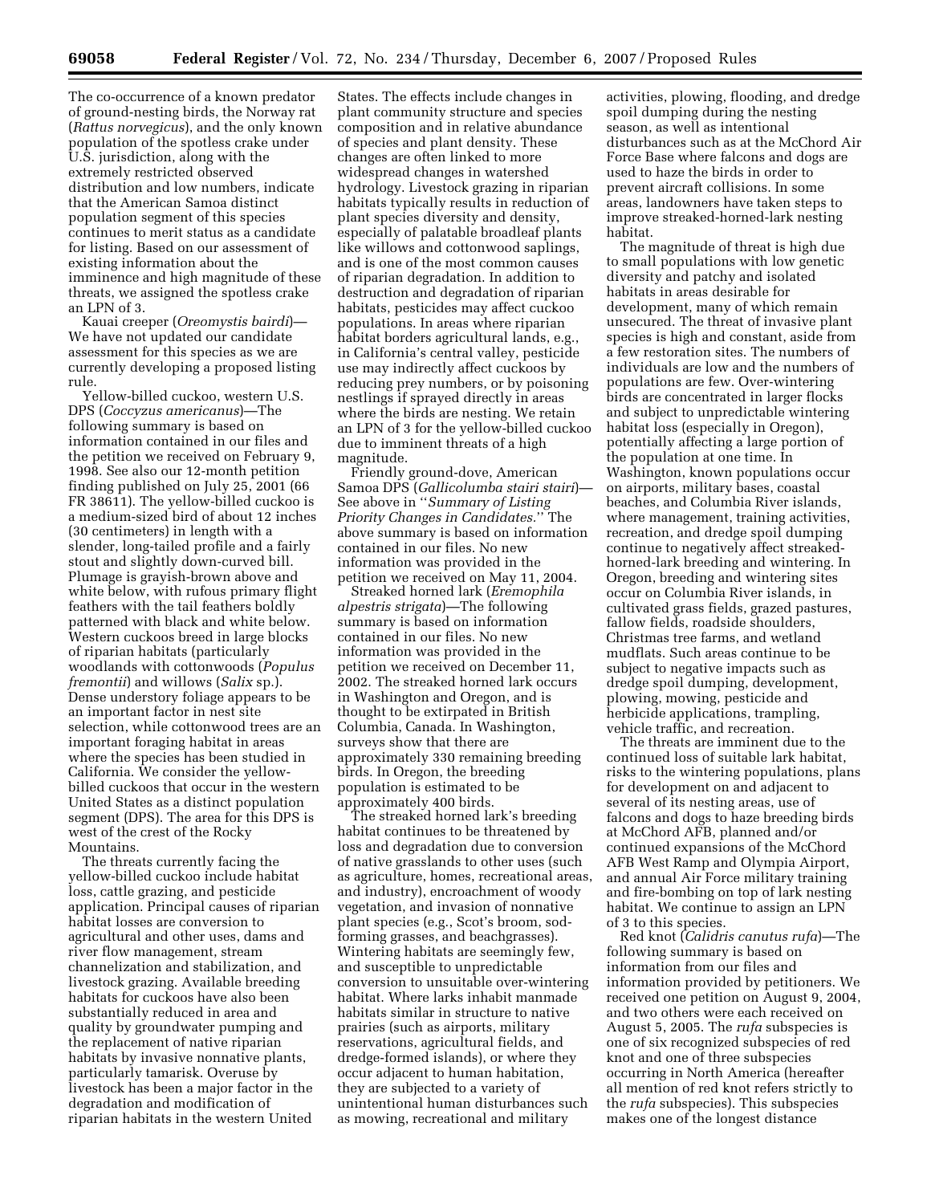The co-occurrence of a known predator of ground-nesting birds, the Norway rat (*Rattus norvegicus*), and the only known population of the spotless crake under U.S. jurisdiction, along with the extremely restricted observed distribution and low numbers, indicate that the American Samoa distinct population segment of this species continues to merit status as a candidate for listing. Based on our assessment of existing information about the imminence and high magnitude of these threats, we assigned the spotless crake an LPN of 3.

Kauai creeper (*Oreomystis bairdi*)—We have not updated our candidate assessment for this species as we are currently developing a proposed listing rule.

Yellow-billed cuckoo, western U.S. DPS (*Coccyzus americanus*)—The following summary is based on information contained in our files and the petition we received on February 9, 1998. See also our 12-month petition finding published on July 25, 2001 (66 FR 38611). The yellow-billed cuckoo is a medium-sized bird of about 12 inches (30 centimeters) in length with a slender, long-tailed profile and a fairly stout and slightly down-curved bill. Plumage is grayish-brown above and white below, with rufous primary flight feathers with the tail feathers boldly patterned with black and white below. Western cuckoos breed in large blocks of riparian habitats (particularly woodlands with cottonwoods (*Populus fremontii*) and willows (*Salix* sp.). Dense understory foliage appears to be an important factor in nest site selection, while cottonwood trees are an important foraging habitat in areas where the species has been studied in California. We consider the yellow-billed cuckoos that occur in the western United States as a distinct population segment (DPS). The area for this DPS is west of the crest of the Rocky Mountains.

The threats currently facing the yellow-billed cuckoo include habitat loss, cattle grazing, and pesticide application. Principal causes of riparian habitat losses are conversion to agricultural and other uses, dams and river flow management, stream channelization and stabilization, and livestock grazing. Available breeding habitats for cuckoos have also been substantially reduced in area and quality by groundwater pumping and the replacement of native riparian habitats by invasive nonnative plants, particularly tamarisk. Overuse by livestock has been a major factor in the degradation and modification of riparian habitats in the western United States. The effects include changes in plant community structure and species composition and in relative abundance of species and plant density. These changes are often linked to more widespread changes in watershed hydrology. Livestock grazing in riparian habitats typically results in reduction of plant species diversity and density, especially of palatable broadleaf plants like willows and cottonwood saplings, and is one of the most common causes of riparian degradation. In addition to destruction and degradation of riparian habitats, pesticides may affect cuckoo populations. In areas where riparian habitat borders agricultural lands, e.g., in California's central valley, pesticide use may indirectly affect cuckoos by reducing prey numbers, or by poisoning nestlings if sprayed directly in areas where the birds are nesting. We retain an LPN of 3 for the yellow-billed cuckoo due to imminent threats of a high magnitude.

Friendly ground-dove, American Samoa DPS (*Gallicolumba stairi stairi*)—See above in "*Summary of Listing Priority Changes in Candidates.*" The above summary is based on information contained in our files. No new information was provided in the petition we received on May 11, 2004.

Streaked horned lark (*Eremophila alpestris strigata*)—The following summary is based on information contained in our files. No new information was provided in the petition we received on December 11, 2002. The streaked horned lark occurs in Washington and Oregon, and is thought to be extirpated in British Columbia, Canada. In Washington, surveys show that there are approximately 330 remaining breeding birds. In Oregon, the breeding population is estimated to be approximately 400 birds.

The streaked horned lark's breeding habitat continues to be threatened by loss and degradation due to conversion of native grasslands to other uses (such as agriculture, homes, recreational areas, and industry), encroachment of woody vegetation, and invasion of nonnative plant species (e.g., Scot's broom, sod-forming grasses, and beachgrasses). Wintering habitats are seemingly few, and susceptible to unpredictable conversion to unsuitable over-wintering habitat. Where larks inhabit manmade habitats similar in structure to native prairies (such as airports, military reservations, agricultural fields, and dredge-formed islands), or where they occur adjacent to human habitation, they are subjected to a variety of unintentional human disturbances such as mowing, recreational and military activities, plowing, flooding, and dredge spoil dumping during the nesting season, as well as intentional disturbances such as at the McChord Air Force Base where falcons and dogs are used to haze the birds in order to prevent aircraft collisions. In some areas, landowners have taken steps to improve streaked-horned-lark nesting habitat.

The magnitude of threat is high due to small populations with low genetic diversity and patchy and isolated habitats in areas desirable for development, many of which remain unsecured. The threat of invasive plant species is high and constant, aside from a few restoration sites. The numbers of individuals are low and the numbers of populations are few. Over-wintering birds are concentrated in larger flocks and subject to unpredictable wintering habitat loss (especially in Oregon), potentially affecting a large portion of the population at one time. In Washington, known populations occur on airports, military bases, coastal beaches, and Columbia River islands, where management, training activities, recreation, and dredge spoil dumping continue to negatively affect streaked-horned-lark breeding and wintering. In Oregon, breeding and wintering sites occur on Columbia River islands, in cultivated grass fields, grazed pastures, fallow fields, roadside shoulders, Christmas tree farms, and wetland mudflats. Such areas continue to be subject to negative impacts such as dredge spoil dumping, development, plowing, mowing, pesticide and herbicide applications, trampling, vehicle traffic, and recreation.

The threats are imminent due to the continued loss of suitable lark habitat, risks to the wintering populations, plans for development on and adjacent to several of its nesting areas, use of falcons and dogs to haze breeding birds at McChord AFB, planned and/or continued expansions of the McChord AFB West Ramp and Olympia Airport, and annual Air Force military training and fire-bombing on top of lark nesting habitat. We continue to assign an LPN of 3 to this species.

Red knot (*Calidris canutus rufa*)—The following summary is based on information from our files and information provided by petitioners. We received one petition on August 9, 2004, and two others were each received on August 5, 2005. The *rufa* subspecies is one of six recognized subspecies of red knot and one of three subspecies occurring in North America (hereafter all mention of red knot refers strictly to the *rufa* subspecies). This subspecies makes one of the longest distance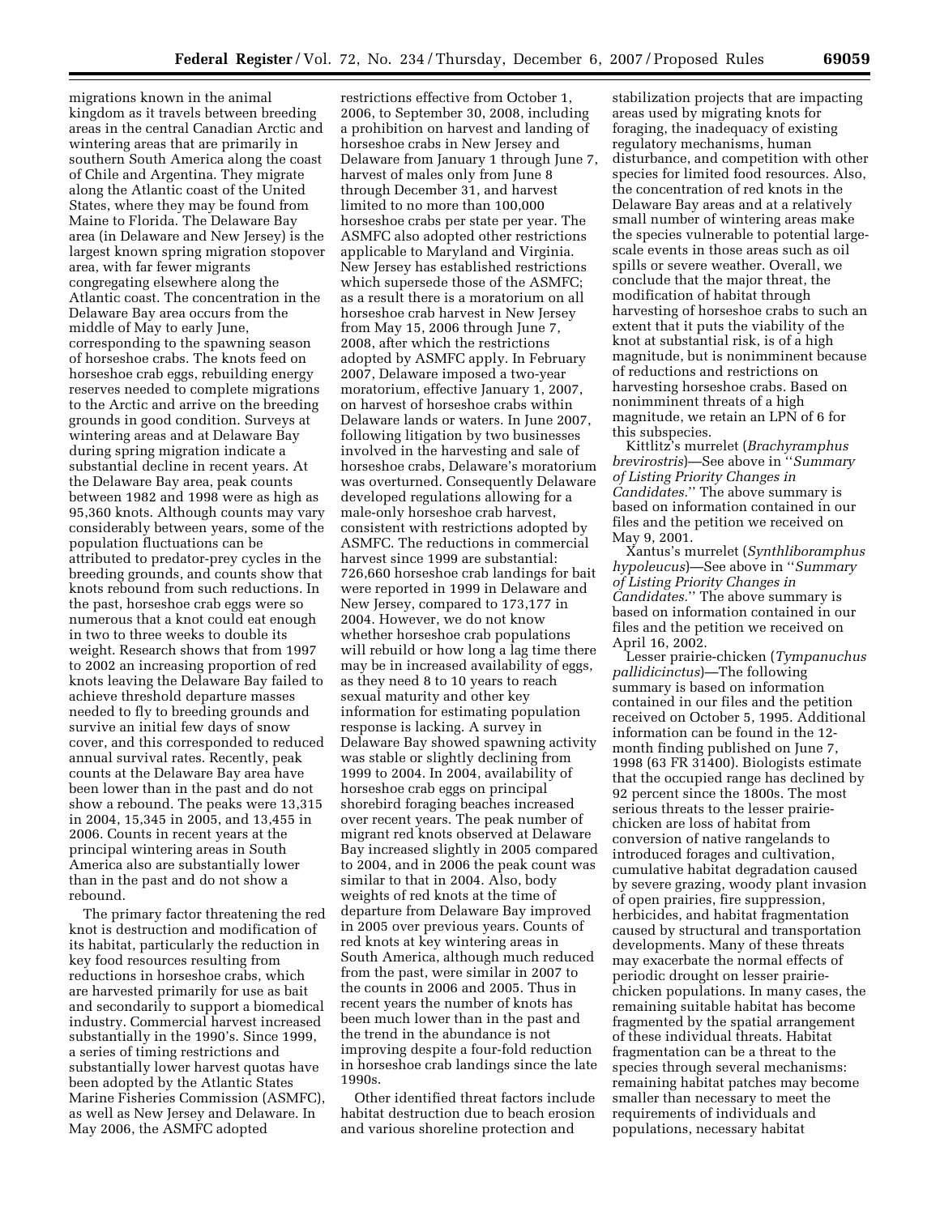migrations known in the animal kingdom as it travels between breeding areas in the central Canadian Arctic and wintering areas that are primarily in southern South America along the coast of Chile and Argentina. They migrate along the Atlantic coast of the United States, where they may be found from Maine to Florida. The Delaware Bay area (in Delaware and New Jersey) is the largest known spring migration stopover area, with far fewer migrants congregating elsewhere along the Atlantic coast. The concentration in the Delaware Bay area occurs from the middle of May to early June, corresponding to the spawning season of horseshoe crabs. The knots feed on horseshoe crab eggs, rebuilding energy reserves needed to complete migrations to the Arctic and arrive on the breeding grounds in good condition. Surveys at wintering areas and at Delaware Bay during spring migration indicate a substantial decline in recent years. At the Delaware Bay area, peak counts between 1982 and 1998 were as high as 95,360 knots. Although counts may vary considerably between years, some of the population fluctuations can be attributed to predator-prey cycles in the breeding grounds, and counts show that knots rebound from such reductions. In the past, horseshoe crab eggs were so numerous that a knot could eat enough in two to three weeks to double its weight. Research shows that from 1997 to 2002 an increasing proportion of red knots leaving the Delaware Bay failed to achieve threshold departure masses needed to fly to breeding grounds and survive an initial few days of snow cover, and this corresponded to reduced annual survival rates. Recently, peak counts at the Delaware Bay area have been lower than in the past and do not show a rebound. The peaks were 13,315 in 2004, 15,345 in 2005, and 13,455 in 2006. Counts in recent years at the principal wintering areas in South America also are substantially lower than in the past and do not show a rebound.

The primary factor threatening the red knot is destruction and modification of its habitat, particularly the reduction in key food resources resulting from reductions in horseshoe crabs, which are harvested primarily for use as bait and secondarily to support a biomedical industry. Commercial harvest increased substantially in the 1990's. Since 1999, a series of timing restrictions and substantially lower harvest quotas have been adopted by the Atlantic States Marine Fisheries Commission (ASMFC), as well as New Jersey and Delaware. In May 2006, the ASMFC adopted restrictions effective from October 1, 2006, to September 30, 2008, including a prohibition on harvest and landing of horseshoe crabs in New Jersey and Delaware from January 1 through June 7, harvest of males only from June 8 through December 31, and harvest limited to no more than 100,000 horseshoe crabs per state per year. The ASMFC also adopted other restrictions applicable to Maryland and Virginia. New Jersey has established restrictions which supersede those of the ASMFC; as a result there is a moratorium on all horseshoe crab harvest in New Jersey from May 15, 2006 through June 7, 2008, after which the restrictions adopted by ASMFC apply. In February 2007, Delaware imposed a two-year moratorium, effective January 1, 2007, on harvest of horseshoe crabs within Delaware lands or waters. In June 2007, following litigation by two businesses involved in the harvesting and sale of horseshoe crabs, Delaware's moratorium was overturned. Consequently Delaware developed regulations allowing for a male-only horseshoe crab harvest, consistent with restrictions adopted by ASMFC. The reductions in commercial harvest since 1999 are substantial: 726,660 horseshoe crab landings for bait were reported in 1999 in Delaware and New Jersey, compared to 173,177 in 2004. However, we do not know whether horseshoe crab populations will rebuild or how long a lag time there may be in increased availability of eggs, as they need 8 to 10 years to reach sexual maturity and other key information for estimating population response is lacking. A survey in Delaware Bay showed spawning activity was stable or slightly declining from 1999 to 2004. In 2004, availability of horseshoe crab eggs on principal shorebird foraging beaches increased over recent years. The peak number of migrant red knots observed at Delaware Bay increased slightly in 2005 compared to 2004, and in 2006 the peak count was similar to that in 2004. Also, body weights of red knots at the time of departure from Delaware Bay improved in 2005 over previous years. Counts of red knots at key wintering areas in South America, although much reduced from the past, were similar in 2007 to the counts in 2006 and 2005. Thus in recent years the number of knots has been much lower than in the past and the trend in the abundance is not improving despite a four-fold reduction in horseshoe crab landings since the late 1990s.

Other identified threat factors include habitat destruction due to beach erosion and various shoreline protection and stabilization projects that are impacting areas used by migrating knots for foraging, the inadequacy of existing regulatory mechanisms, human disturbance, and competition with other species for limited food resources. Also, the concentration of red knots in the Delaware Bay areas and at a relatively small number of wintering areas make the species vulnerable to potential large-scale events in those areas such as oil spills or severe weather. Overall, we conclude that the major threat, the modification of habitat through harvesting of horseshoe crabs to such an extent that it puts the viability of the knot at substantial risk, is of a high magnitude, but is nonimminent because of reductions and restrictions on harvesting horseshoe crabs. Based on nonimminent threats of a high magnitude, we retain an LPN of 6 for this subspecies.

Kittlitz's murrelet (*Brachyramphus brevirostris*)—See above in "*Summary of Listing Priority Changes in Candidates*." The above summary is based on information contained in our files and the petition we received on May 9, 2001.

Xantus's murrelet (*Synthliboramphus hypoleucus*)—See above in "*Summary of Listing Priority Changes in Candidates*." The above summary is based on information contained in our files and the petition we received on April 16, 2002.

Lesser prairie-chicken (*Tympanuchus pallidicinctus*)—The following summary is based on information contained in our files and the petition received on October 5, 1995. Additional information can be found in the 12-month finding published on June 7, 1998 (63 FR 31400). Biologists estimate that the occupied range has declined by 92 percent since the 1800s. The most serious threats to the lesser prairie-chicken are loss of habitat from conversion of native rangelands to introduced forages and cultivation, cumulative habitat degradation caused by severe grazing, woody plant invasion of open prairies, fire suppression, herbicides, and habitat fragmentation caused by structural and transportation developments. Many of these threats may exacerbate the normal effects of periodic drought on lesser prairie-chicken populations. In many cases, the remaining suitable habitat has become fragmented by the spatial arrangement of these individual threats. Habitat fragmentation can be a threat to the species through several mechanisms: remaining habitat patches may become smaller than necessary to meet the requirements of individuals and populations, necessary habitat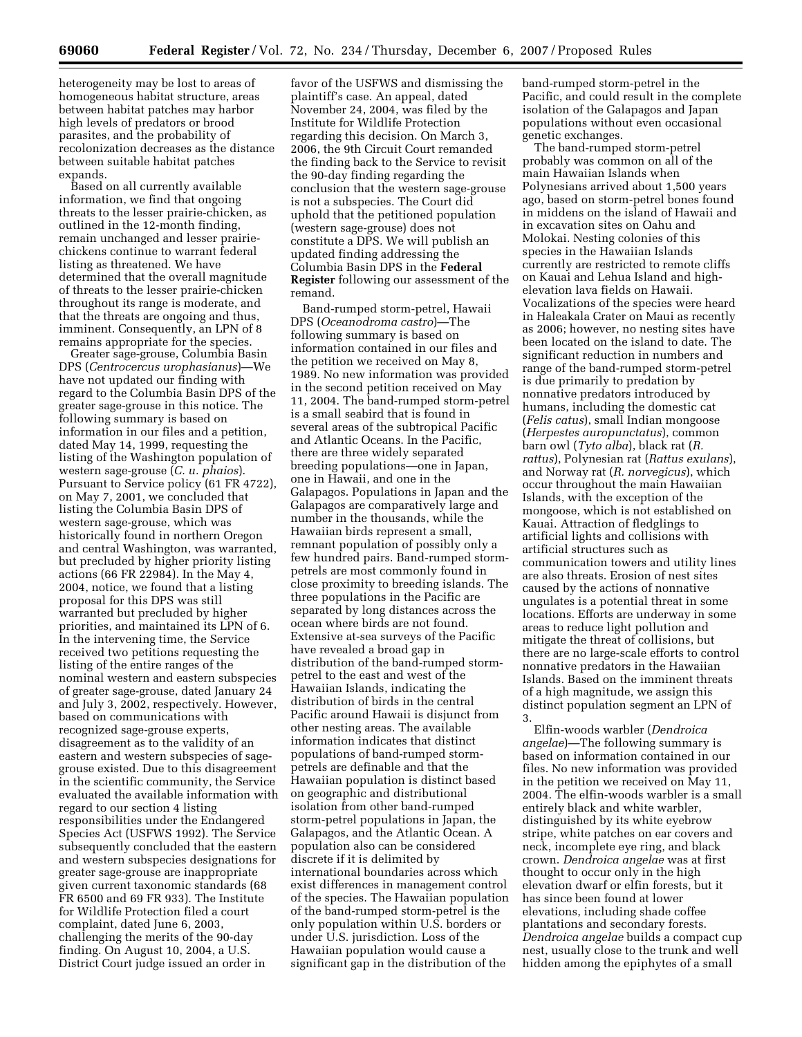heterogeneity may be lost to areas of homogeneous habitat structure, areas between habitat patches may harbor high levels of predators or brood parasites, and the probability of recolonization decreases as the distance between suitable habitat patches expands.

Based on all currently available information, we find that ongoing threats to the lesser prairie-chicken, as outlined in the 12-month finding, remain unchanged and lesser prairie-chickens continue to warrant federal listing as threatened. We have determined that the overall magnitude of threats to the lesser prairie-chicken throughout its range is moderate, and that the threats are ongoing and thus, imminent. Consequently, an LPN of 8 remains appropriate for the species.

Greater sage-grouse, Columbia Basin DPS (*Centrocercus urophasianus*)—We have not updated our finding with regard to the Columbia Basin DPS of the greater sage-grouse in this notice. The following summary is based on information in our files and a petition, dated May 14, 1999, requesting the listing of the Washington population of western sage-grouse (*C. u. phaios*). Pursuant to Service policy (61 FR 4722), on May 7, 2001, we concluded that listing the Columbia Basin DPS of western sage-grouse, which was historically found in northern Oregon and central Washington, was warranted, but precluded by higher priority listing actions (66 FR 22984). In the May 4, 2004, notice, we found that a listing proposal for this DPS was still warranted but precluded by higher priorities, and maintained its LPN of 6. In the intervening time, the Service received two petitions requesting the listing of the entire ranges of the nominal western and eastern subspecies of greater sage-grouse, dated January 24 and July 3, 2002, respectively. However, based on communications with recognized sage-grouse experts, disagreement as to the validity of an eastern and western subspecies of sage-grouse existed. Due to this disagreement in the scientific community, the Service evaluated the available information with regard to our section 4 listing responsibilities under the Endangered Species Act (USFWS 1992). The Service subsequently concluded that the eastern and western subspecies designations for greater sage-grouse are inappropriate given current taxonomic standards (68 FR 6500 and 69 FR 933). The Institute for Wildlife Protection filed a court complaint, dated June 6, 2003, challenging the merits of the 90-day finding. On August 10, 2004, a U.S. District Court judge issued an order in favor of the USFWS and dismissing the plaintiff's case. An appeal, dated November 24, 2004, was filed by the Institute for Wildlife Protection regarding this decision. On March 3, 2006, the 9th Circuit Court remanded the finding back to the Service to revisit the 90-day finding regarding the conclusion that the western sage-grouse is not a subspecies. The Court did uphold that the petitioned population (western sage-grouse) does not constitute a DPS. We will publish an updated finding addressing the Columbia Basin DPS in the **Federal Register** following our assessment of the remand.

Band-rumped storm-petrel, Hawaii DPS (*Oceanodroma castro*)—The following summary is based on information contained in our files and the petition we received on May 8, 1989. No new information was provided in the second petition received on May 11, 2004. The band-rumped storm-petrel is a small seabird that is found in several areas of the subtropical Pacific and Atlantic Oceans. In the Pacific, there are three widely separated breeding populations—one in Japan, one in Hawaii, and one in the Galapagos. Populations in Japan and the Galapagos are comparatively large and number in the thousands, while the Hawaiian birds represent a small, remnant population of possibly only a few hundred pairs. Band-rumped storm-petrels are most commonly found in close proximity to breeding islands. The three populations in the Pacific are separated by long distances across the ocean where birds are not found. Extensive at-sea surveys of the Pacific have revealed a broad gap in distribution of the band-rumped storm-petrel to the east and west of the Hawaiian Islands, indicating the distribution of birds in the central Pacific around Hawaii is disjunct from other nesting areas. The available information indicates that distinct populations of band-rumped storm-petrels are definable and that the Hawaiian population is distinct based on geographic and distributional isolation from other band-rumped storm-petrel populations in Japan, the Galapagos, and the Atlantic Ocean. A population also can be considered discrete if it is delimited by international boundaries across which exist differences in management control of the species. The Hawaiian population of the band-rumped storm-petrel is the only population within U.S. borders or under U.S. jurisdiction. Loss of the Hawaiian population would cause a significant gap in the distribution of the band-rumped storm-petrel in the Pacific, and could result in the complete isolation of the Galapagos and Japan populations without even occasional genetic exchanges.

The band-rumped storm-petrel probably was common on all of the main Hawaiian Islands when Polynesians arrived about 1,500 years ago, based on storm-petrel bones found in middens on the island of Hawaii and in excavation sites on Oahu and Molokai. Nesting colonies of this species in the Hawaiian Islands currently are restricted to remote cliffs on Kauai and Lehua Island and high-elevation lava fields on Hawaii. Vocalizations of the species were heard in Haleakala Crater on Maui as recently as 2006; however, no nesting sites have been located on the island to date. The significant reduction in numbers and range of the band-rumped storm-petrel is due primarily to predation by nonnative predators introduced by humans, including the domestic cat (*Felis catus*), small Indian mongoose (*Herpestes auropunctatus*), common barn owl (*Tyto alba*), black rat (*R. rattus*), Polynesian rat (*Rattus exulans*), and Norway rat (*R. norvegicus*), which occur throughout the main Hawaiian Islands, with the exception of the mongoose, which is not established on Kauai. Attraction of fledglings to artificial lights and collisions with artificial structures such as communication towers and utility lines are also threats. Erosion of nest sites caused by the actions of nonnative ungulates is a potential threat in some locations. Efforts are underway in some areas to reduce light pollution and mitigate the threat of collisions, but there are no large-scale efforts to control nonnative predators in the Hawaiian Islands. Based on the imminent threats of a high magnitude, we assign this distinct population segment an LPN of 3.

Elfin-woods warbler (*Dendroica angelae*)—The following summary is based on information contained in our files. No new information was provided in the petition we received on May 11, 2004. The elfin-woods warbler is a small entirely black and white warbler, distinguished by its white eyebrow stripe, white patches on ear covers and neck, incomplete eye ring, and black crown. *Dendroica angelae* was at first thought to occur only in the high elevation dwarf or elfin forests, but it has since been found at lower elevations, including shade coffee plantations and secondary forests. *Dendroica angelae* builds a compact cup nest, usually close to the trunk and well hidden among the epiphytes of a small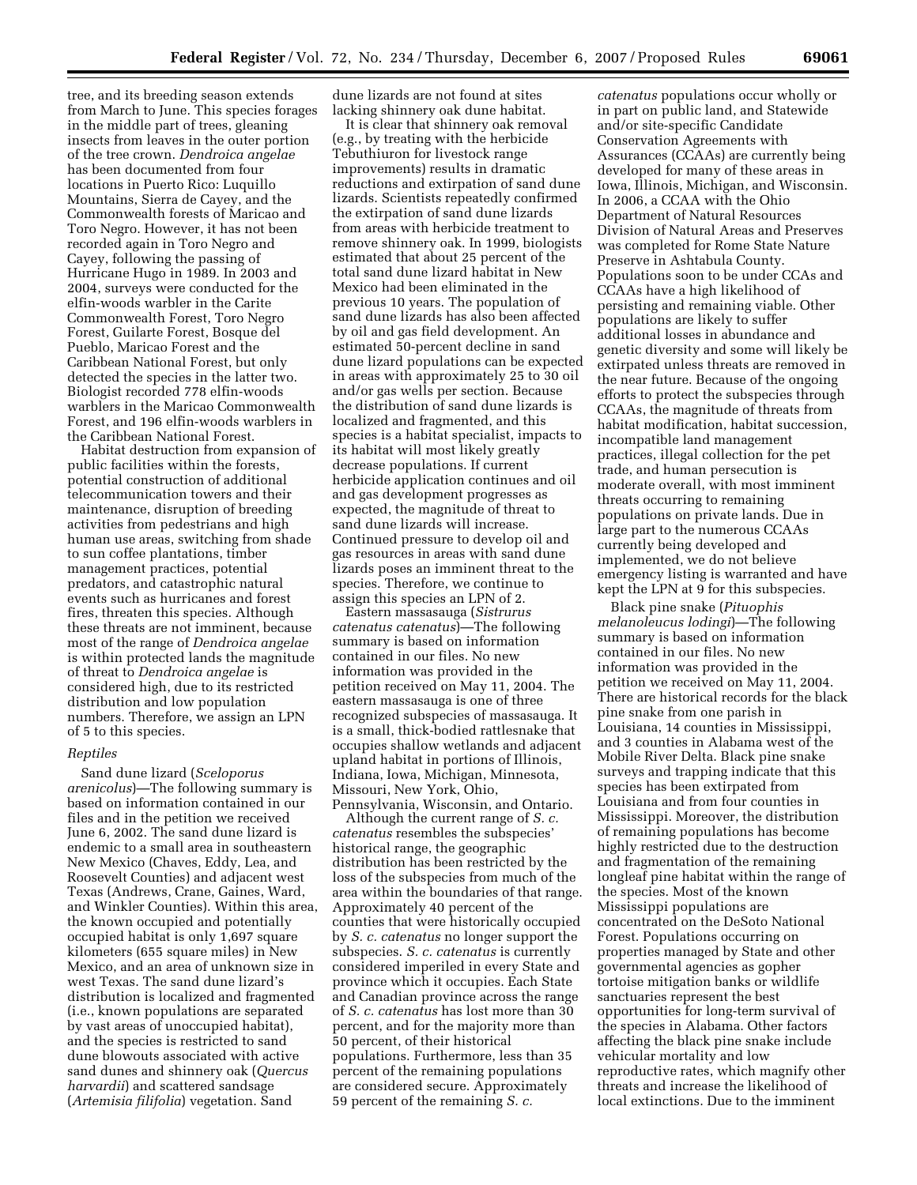tree, and its breeding season extends from March to June. This species forages in the middle part of trees, gleaning insects from leaves in the outer portion of the tree crown. *Dendroica angelae* has been documented from four locations in Puerto Rico: Luquillo Mountains, Sierra de Cayey, and the Commonwealth forests of Maricao and Toro Negro. However, it has not been recorded again in Toro Negro and Cayey, following the passing of Hurricane Hugo in 1989. In 2003 and 2004, surveys were conducted for the elfin-woods warbler in the Carite Commonwealth Forest, Toro Negro Forest, Guilarte Forest, Bosque del Pueblo, Maricao Forest and the Caribbean National Forest, but only detected the species in the latter two. Biologist recorded 778 elfin-woods warblers in the Maricao Commonwealth Forest, and 196 elfin-woods warblers in the Caribbean National Forest.

Habitat destruction from expansion of public facilities within the forests, potential construction of additional telecommunication towers and their maintenance, disruption of breeding activities from pedestrians and high human use areas, switching from shade to sun coffee plantations, timber management practices, potential predators, and catastrophic natural events such as hurricanes and forest fires, threaten this species. Although these threats are not imminent, because most of the range of *Dendroica angelae* is within protected lands the magnitude of threat to *Dendroica angelae* is considered high, due to its restricted distribution and low population numbers. Therefore, we assign an LPN of 5 to this species.

### *Reptiles*

Sand dune lizard (*Sceloporus arenicolus*)—The following summary is based on information contained in our files and in the petition we received June 6, 2002. The sand dune lizard is endemic to a small area in southeastern New Mexico (Chaves, Eddy, Lea, and Roosevelt Counties) and adjacent west Texas (Andrews, Crane, Gaines, Ward, and Winkler Counties). Within this area, the known occupied and potentially occupied habitat is only 1,697 square kilometers (655 square miles) in New Mexico, and an area of unknown size in west Texas. The sand dune lizard's distribution is localized and fragmented (i.e., known populations are separated by vast areas of unoccupied habitat), and the species is restricted to sand dune blowouts associated with active sand dunes and shinnery oak (*Quercus harvardii*) and scattered sandsage (*Artemisia filifolia*) vegetation. Sand dune lizards are not found at sites lacking shinnery oak dune habitat.

It is clear that shinnery oak removal (e.g., by treating with the herbicide Tebuthiuron for livestock range improvements) results in dramatic reductions and extirpation of sand dune lizards. Scientists repeatedly confirmed the extirpation of sand dune lizards from areas with herbicide treatment to remove shinnery oak. In 1999, biologists estimated that about 25 percent of the total sand dune lizard habitat in New Mexico had been eliminated in the previous 10 years. The population of sand dune lizards has also been affected by oil and gas field development. An estimated 50-percent decline in sand dune lizard populations can be expected in areas with approximately 25 to 30 oil and/or gas wells per section. Because the distribution of sand dune lizards is localized and fragmented, and this species is a habitat specialist, impacts to its habitat will most likely greatly decrease populations. If current herbicide application continues and oil and gas development progresses as expected, the magnitude of threat to sand dune lizards will increase. Continued pressure to develop oil and gas resources in areas with sand dune lizards poses an imminent threat to the species. Therefore, we continue to assign this species an LPN of 2.

Eastern massasauga (*Sistrurus catenatus catenatus*)—The following summary is based on information contained in our files. No new information was provided in the petition received on May 11, 2004. The eastern massasauga is one of three recognized subspecies of massasauga. It is a small, thick-bodied rattlesnake that occupies shallow wetlands and adjacent upland habitat in portions of Illinois, Indiana, Iowa, Michigan, Minnesota, Missouri, New York, Ohio, Pennsylvania, Wisconsin, and Ontario.

Although the current range of *S. c. catenatus* resembles the subspecies' historical range, the geographic distribution has been restricted by the loss of the subspecies from much of the area within the boundaries of that range. Approximately 40 percent of the counties that were historically occupied by *S. c. catenatus* no longer support the subspecies. *S. c. catenatus* is currently considered imperiled in every State and province which it occupies. Each State and Canadian province across the range of *S. c. catenatus* has lost more than 30 percent, and for the majority more than 50 percent, of their historical populations. Furthermore, less than 35 percent of the remaining populations are considered secure. Approximately 59 percent of the remaining *S. c. catenatus* populations occur wholly or in part on public land, and Statewide and/or site-specific Candidate Conservation Agreements with Assurances (CCAAs) are currently being developed for many of these areas in Iowa, Illinois, Michigan, and Wisconsin. In 2006, a CCAA with the Ohio Department of Natural Resources Division of Natural Areas and Preserves was completed for Rome State Nature Preserve in Ashtabula County. Populations soon to be under CCAs and CCAAs have a high likelihood of persisting and remaining viable. Other populations are likely to suffer additional losses in abundance and genetic diversity and some will likely be extirpated unless threats are removed in the near future. Because of the ongoing efforts to protect the subspecies through CCAAs, the magnitude of threats from habitat modification, habitat succession, incompatible land management practices, illegal collection for the pet trade, and human persecution is moderate overall, with most imminent threats occurring to remaining populations on private lands. Due in large part to the numerous CCAAs currently being developed and implemented, we do not believe emergency listing is warranted and have kept the LPN at 9 for this subspecies.

Black pine snake (*Pituophis melanoleucus lodingi*)—The following summary is based on information contained in our files. No new information was provided in the petition we received on May 11, 2004. There are historical records for the black pine snake from one parish in Louisiana, 14 counties in Mississippi, and 3 counties in Alabama west of the Mobile River Delta. Black pine snake surveys and trapping indicate that this species has been extirpated from Louisiana and from four counties in Mississippi. Moreover, the distribution of remaining populations has become highly restricted due to the destruction and fragmentation of the remaining longleaf pine habitat within the range of the species. Most of the known Mississippi populations are concentrated on the DeSoto National Forest. Populations occurring on properties managed by State and other governmental agencies as gopher tortoise mitigation banks or wildlife sanctuaries represent the best opportunities for long-term survival of the species in Alabama. Other factors affecting the black pine snake include vehicular mortality and low reproductive rates, which magnify other threats and increase the likelihood of local extinctions. Due to the imminent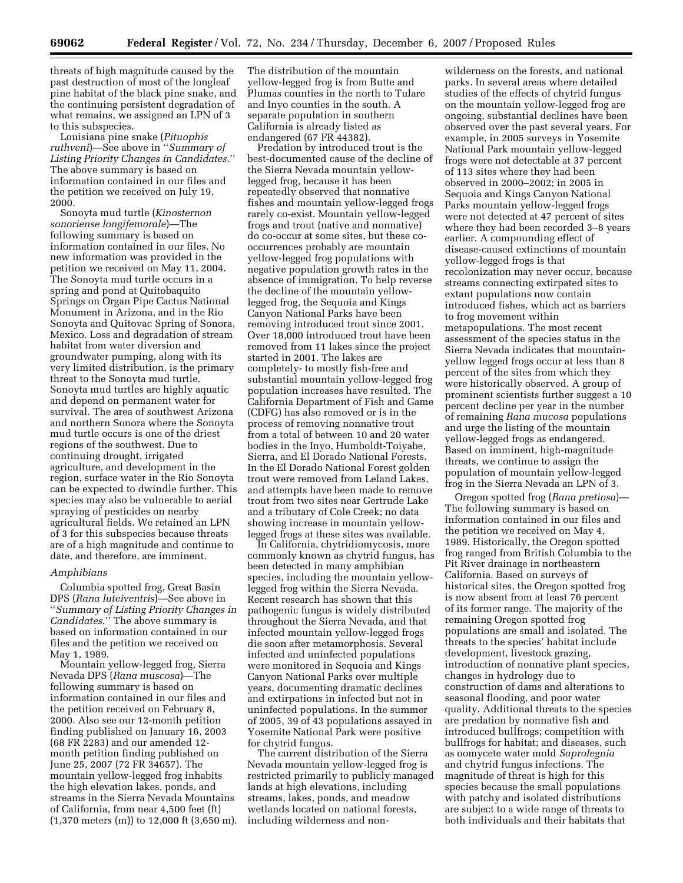threats of high magnitude caused by the past destruction of most of the longleaf pine habitat of the black pine snake, and the continuing persistent degradation of what remains, we assigned an LPN of 3 to this subspecies.

Louisiana pine snake (*Pituophis ruthveni*)—See above in ''*Summary of Listing Priority Changes in Candidates*.'' The above summary is based on information contained in our files and the petition we received on July 19, 2000.

Sonoyta mud turtle (*Kinosternon sonoriense longifemorale*)—The following summary is based on information contained in our files. No new information was provided in the petition we received on May 11, 2004. The Sonoyta mud turtle occurs in a spring and pond at Quitobaquito Springs on Organ Pipe Cactus National Monument in Arizona, and in the Rio Sonoyta and Quitovac Spring of Sonora, Mexico. Loss and degradation of stream habitat from water diversion and groundwater pumping, along with its very limited distribution, is the primary threat to the Sonoyta mud turtle. Sonoyta mud turtles are highly aquatic and depend on permanent water for survival. The area of southwest Arizona and northern Sonora where the Sonoyta mud turtle occurs is one of the driest regions of the southwest. Due to continuing drought, irrigated agriculture, and development in the region, surface water in the Rio Sonoyta can be expected to dwindle further. This species may also be vulnerable to aerial spraying of pesticides on nearby agricultural fields. We retained an LPN of 3 for this subspecies because threats are of a high magnitude and continue to date, and therefore, are imminent.

### *Amphibians*

Columbia spotted frog, Great Basin DPS (*Rana luteiventris*)—See above in ''*Summary of Listing Priority Changes in Candidates*.'' The above summary is based on information contained in our files and the petition we received on May 1, 1989.

Mountain yellow-legged frog, Sierra Nevada DPS (*Rana muscosa*)—The following summary is based on information contained in our files and the petition received on February 8, 2000. Also see our 12-month petition finding published on January 16, 2003 (68 FR 2283) and our amended 12-month petition finding published on June 25, 2007 (72 FR 34657). The mountain yellow-legged frog inhabits the high elevation lakes, ponds, and streams in the Sierra Nevada Mountains of California, from near 4,500 feet (ft) (1,370 meters (m)) to 12,000 ft (3,650 m). The distribution of the mountain yellow-legged frog is from Butte and Plumas counties in the north to Tulare and Inyo counties in the south. A separate population in southern California is already listed as endangered (67 FR 44382).

Predation by introduced trout is the best-documented cause of the decline of the Sierra Nevada mountain yellow-legged frog, because it has been repeatedly observed that nonnative fishes and mountain yellow-legged frogs rarely co-exist. Mountain yellow-legged frogs and trout (native and nonnative) do co-occur at some sites, but these co-occurrences probably are mountain yellow-legged frog populations with negative population growth rates in the absence of immigration. To help reverse the decline of the mountain yellow-legged frog, the Sequoia and Kings Canyon National Parks have been removing introduced trout since 2001. Over 18,000 introduced trout have been removed from 11 lakes since the project started in 2001. The lakes are completely- to mostly fish-free and substantial mountain yellow-legged frog population increases have resulted. The California Department of Fish and Game (CDFG) has also removed or is in the process of removing nonnative trout from a total of between 10 and 20 water bodies in the Inyo, Humboldt-Toiyabe, Sierra, and El Dorado National Forests. In the El Dorado National Forest golden trout were removed from Leland Lakes, and attempts have been made to remove trout from two sites near Gertrude Lake and a tributary of Cole Creek; no data showing increase in mountain yellow-legged frogs at these sites was available.

In California, chytridiomycosis, more commonly known as chytrid fungus, has been detected in many amphibian species, including the mountain yellow-legged frog within the Sierra Nevada. Recent research has shown that this pathogenic fungus is widely distributed throughout the Sierra Nevada, and that infected mountain yellow-legged frogs die soon after metamorphosis. Several infected and uninfected populations were monitored in Sequoia and Kings Canyon National Parks over multiple years, documenting dramatic declines and extirpations in infected but not in uninfected populations. In the summer of 2005, 39 of 43 populations assayed in Yosemite National Park were positive for chytrid fungus.

The current distribution of the Sierra Nevada mountain yellow-legged frog is restricted primarily to publicly managed lands at high elevations, including streams, lakes, ponds, and meadow wetlands located on national forests, including wilderness and non-wilderness on the forests, and national parks. In several areas where detailed studies of the effects of chytrid fungus on the mountain yellow-legged frog are ongoing, substantial declines have been observed over the past several years. For example, in 2005 surveys in Yosemite National Park mountain yellow-legged frogs were not detectable at 37 percent of 113 sites where they had been observed in 2000–2002; in 2005 in Sequoia and Kings Canyon National Parks mountain yellow-legged frogs were not detected at 47 percent of sites where they had been recorded 3–8 years earlier. A compounding effect of disease-caused extinctions of mountain yellow-legged frogs is that recolonization may never occur, because streams connecting extirpated sites to extant populations now contain introduced fishes, which act as barriers to frog movement within metapopulations. The most recent assessment of the species status in the Sierra Nevada indicates that mountain-yellow legged frogs occur at less than 8 percent of the sites from which they were historically observed. A group of prominent scientists further suggest a 10 percent decline per year in the number of remaining *Rana mucosa* populations and urge the listing of the mountain yellow-legged frogs as endangered. Based on imminent, high-magnitude threats, we continue to assign the population of mountain yellow-legged frog in the Sierra Nevada an LPN of 3.

Oregon spotted frog (*Rana pretiosa*)—The following summary is based on information contained in our files and the petition we received on May 4, 1989. Historically, the Oregon spotted frog ranged from British Columbia to the Pit River drainage in northeastern California. Based on surveys of historical sites, the Oregon spotted frog is now absent from at least 76 percent of its former range. The majority of the remaining Oregon spotted frog populations are small and isolated. The threats to the species' habitat include development, livestock grazing, introduction of nonnative plant species, changes in hydrology due to construction of dams and alterations to seasonal flooding, and poor water quality. Additional threats to the species are predation by nonnative fish and introduced bullfrogs; competition with bullfrogs for habitat; and diseases, such as oomycete water mold *Saprolegnia* and chytrid fungus infections. The magnitude of threat is high for this species because the small populations with patchy and isolated distributions are subject to a wide range of threats to both individuals and their habitats that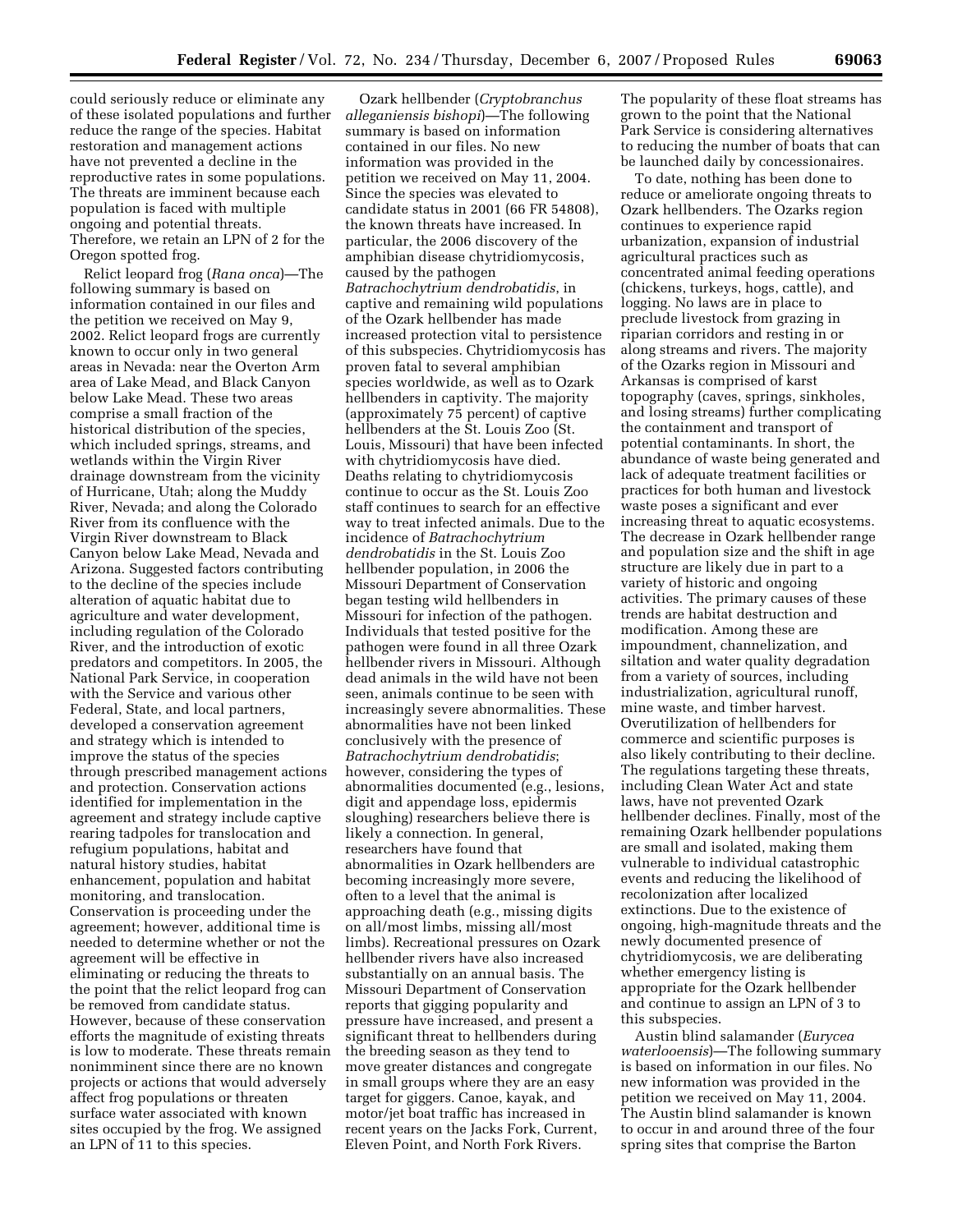could seriously reduce or eliminate any of these isolated populations and further reduce the range of the species. Habitat restoration and management actions have not prevented a decline in the reproductive rates in some populations. The threats are imminent because each population is faced with multiple ongoing and potential threats. Therefore, we retain an LPN of 2 for the Oregon spotted frog.

Relict leopard frog (*Rana onca*)—The following summary is based on information contained in our files and the petition we received on May 9, 2002. Relict leopard frogs are currently known to occur only in two general areas in Nevada: near the Overton Arm area of Lake Mead, and Black Canyon below Lake Mead. These two areas comprise a small fraction of the historical distribution of the species, which included springs, streams, and wetlands within the Virgin River drainage downstream from the vicinity of Hurricane, Utah; along the Muddy River, Nevada; and along the Colorado River from its confluence with the Virgin River downstream to Black Canyon below Lake Mead, Nevada and Arizona. Suggested factors contributing to the decline of the species include alteration of aquatic habitat due to agriculture and water development, including regulation of the Colorado River, and the introduction of exotic predators and competitors. In 2005, the National Park Service, in cooperation with the Service and various other Federal, State, and local partners, developed a conservation agreement and strategy which is intended to improve the status of the species through prescribed management actions and protection. Conservation actions identified for implementation in the agreement and strategy include captive rearing tadpoles for translocation and refugium populations, habitat and natural history studies, habitat enhancement, population and habitat monitoring, and translocation. Conservation is proceeding under the agreement; however, additional time is needed to determine whether or not the agreement will be effective in eliminating or reducing the threats to the point that the relict leopard frog can be removed from candidate status. However, because of these conservation efforts the magnitude of existing threats is low to moderate. These threats remain nonimminent since there are no known projects or actions that would adversely affect frog populations or threaten surface water associated with known sites occupied by the frog. We assigned an LPN of 11 to this species.

Ozark hellbender (*Cryptobranchus alleganiensis bishopi*)—The following summary is based on information contained in our files. No new information was provided in the petition we received on May 11, 2004. Since the species was elevated to candidate status in 2001 (66 FR 54808), the known threats have increased. In particular, the 2006 discovery of the amphibian disease chytridiomycosis, caused by the pathogen *Batrachochytrium dendrobatidis*, in captive and remaining wild populations of the Ozark hellbender has made increased protection vital to persistence of this subspecies. Chytridiomycosis has proven fatal to several amphibian species worldwide, as well as to Ozark hellbenders in captivity. The majority (approximately 75 percent) of captive hellbenders at the St. Louis Zoo (St. Louis, Missouri) that have been infected with chytridiomycosis have died. Deaths relating to chytridiomycosis continue to occur as the St. Louis Zoo staff continues to search for an effective way to treat infected animals. Due to the incidence of *Batrachochytrium dendrobatidis* in the St. Louis Zoo hellbender population, in 2006 the Missouri Department of Conservation began testing wild hellbenders in Missouri for infection of the pathogen. Individuals that tested positive for the pathogen were found in all three Ozark hellbender rivers in Missouri. Although dead animals in the wild have not been seen, animals continue to be seen with increasingly severe abnormalities. These abnormalities have not been linked conclusively with the presence of *Batrachochytrium dendrobatidis*; however, considering the types of abnormalities documented (e.g., lesions, digit and appendage loss, epidermis sloughing) researchers believe there is likely a connection. In general, researchers have found that abnormalities in Ozark hellbenders are becoming increasingly more severe, often to a level that the animal is approaching death (e.g., missing digits on all/most limbs, missing all/most limbs). Recreational pressures on Ozark hellbender rivers have also increased substantially on an annual basis. The Missouri Department of Conservation reports that gigging popularity and pressure have increased, and present a significant threat to hellbenders during the breeding season as they tend to move greater distances and congregate in small groups where they are an easy target for giggers. Canoe, kayak, and motor/jet boat traffic has increased in recent years on the Jacks Fork, Current, Eleven Point, and North Fork Rivers. The popularity of these float streams has grown to the point that the National Park Service is considering alternatives to reducing the number of boats that can be launched daily by concessionaires.

To date, nothing has been done to reduce or ameliorate ongoing threats to Ozark hellbenders. The Ozarks region continues to experience rapid urbanization, expansion of industrial agricultural practices such as concentrated animal feeding operations (chickens, turkeys, hogs, cattle), and logging. No laws are in place to preclude livestock from grazing in riparian corridors and resting in or along streams and rivers. The majority of the Ozarks region in Missouri and Arkansas is comprised of karst topography (caves, springs, sinkholes, and losing streams) further complicating the containment and transport of potential contaminants. In short, the abundance of waste being generated and lack of adequate treatment facilities or practices for both human and livestock waste poses a significant and ever increasing threat to aquatic ecosystems. The decrease in Ozark hellbender range and population size and the shift in age structure are likely due in part to a variety of historic and ongoing activities. The primary causes of these trends are habitat destruction and modification. Among these are impoundment, channelization, and siltation and water quality degradation from a variety of sources, including industrialization, agricultural runoff, mine waste, and timber harvest. Overutilization of hellbenders for commerce and scientific purposes is also likely contributing to their decline. The regulations targeting these threats, including Clean Water Act and state laws, have not prevented Ozark hellbender declines. Finally, most of the remaining Ozark hellbender populations are small and isolated, making them vulnerable to individual catastrophic events and reducing the likelihood of recolonization after localized extinctions. Due to the existence of ongoing, high-magnitude threats and the newly documented presence of chytridiomycosis, we are deliberating whether emergency listing is appropriate for the Ozark hellbender and continue to assign an LPN of 3 to this subspecies.

Austin blind salamander (*Eurycea waterlooensis*)—The following summary is based on information in our files. No new information was provided in the petition we received on May 11, 2004. The Austin blind salamander is known to occur in and around three of the four spring sites that comprise the Barton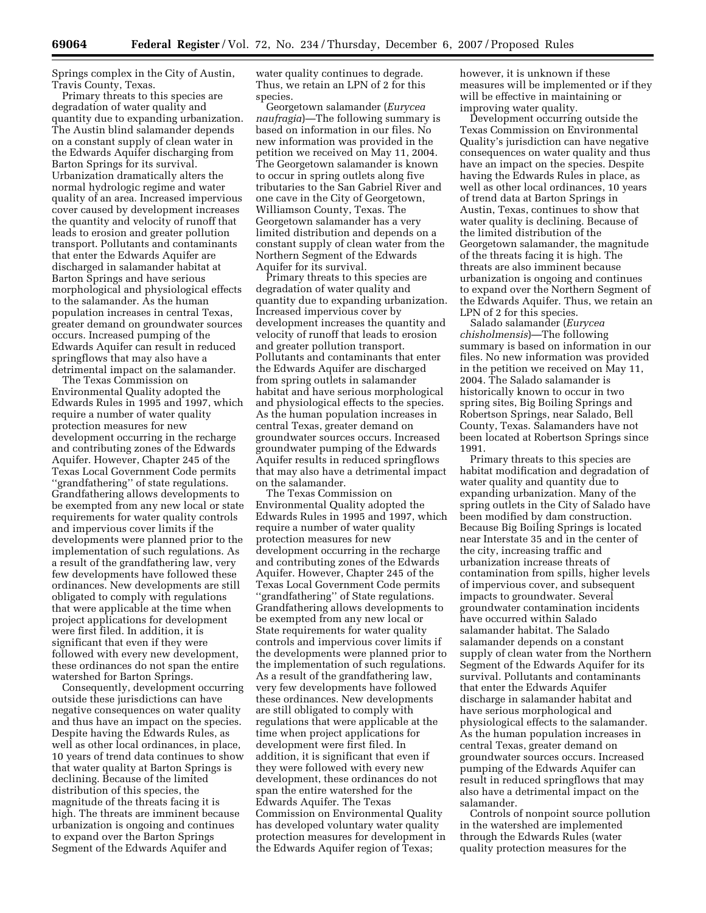Springs complex in the City of Austin, Travis County, Texas.

Primary threats to this species are degradation of water quality and quantity due to expanding urbanization. The Austin blind salamander depends on a constant supply of clean water in the Edwards Aquifer discharging from Barton Springs for its survival. Urbanization dramatically alters the normal hydrologic regime and water quality of an area. Increased impervious cover caused by development increases the quantity and velocity of runoff that leads to erosion and greater pollution transport. Pollutants and contaminants that enter the Edwards Aquifer are discharged in salamander habitat at Barton Springs and have serious morphological and physiological effects to the salamander. As the human population increases in central Texas, greater demand on groundwater sources occurs. Increased pumping of the Edwards Aquifer can result in reduced springflows that may also have a detrimental impact on the salamander.

The Texas Commission on Environmental Quality adopted the Edwards Rules in 1995 and 1997, which require a number of water quality protection measures for new development occurring in the recharge and contributing zones of the Edwards Aquifer. However, Chapter 245 of the Texas Local Government Code permits ''grandfathering'' of state regulations. Grandfathering allows developments to be exempted from any new local or state requirements for water quality controls and impervious cover limits if the developments were planned prior to the implementation of such regulations. As a result of the grandfathering law, very few developments have followed these ordinances. New developments are still obligated to comply with regulations that were applicable at the time when project applications for development were first filed. In addition, it is significant that even if they were followed with every new development, these ordinances do not span the entire watershed for Barton Springs.

Consequently, development occurring outside these jurisdictions can have negative consequences on water quality and thus have an impact on the species. Despite having the Edwards Rules, as well as other local ordinances, in place, 10 years of trend data continues to show that water quality at Barton Springs is declining. Because of the limited distribution of this species, the magnitude of the threats facing it is high. The threats are imminent because urbanization is ongoing and continues to expand over the Barton Springs Segment of the Edwards Aquifer and water quality continues to degrade. Thus, we retain an LPN of 2 for this species.

Georgetown salamander (*Eurycea naufragia*)—The following summary is based on information in our files. No new information was provided in the petition we received on May 11, 2004. The Georgetown salamander is known to occur in spring outlets along five tributaries to the San Gabriel River and one cave in the City of Georgetown, Williamson County, Texas. The Georgetown salamander has a very limited distribution and depends on a constant supply of clean water from the Northern Segment of the Edwards Aquifer for its survival.

Primary threats to this species are degradation of water quality and quantity due to expanding urbanization. Increased impervious cover by development increases the quantity and velocity of runoff that leads to erosion and greater pollution transport. Pollutants and contaminants that enter the Edwards Aquifer are discharged from spring outlets in salamander habitat and have serious morphological and physiological effects to the species. As the human population increases in central Texas, greater demand on groundwater sources occurs. Increased groundwater pumping of the Edwards Aquifer results in reduced springflows that may also have a detrimental impact on the salamander.

The Texas Commission on Environmental Quality adopted the Edwards Rules in 1995 and 1997, which require a number of water quality protection measures for new development occurring in the recharge and contributing zones of the Edwards Aquifer. However, Chapter 245 of the Texas Local Government Code permits ''grandfathering'' of State regulations. Grandfathering allows developments to be exempted from any new local or State requirements for water quality controls and impervious cover limits if the developments were planned prior to the implementation of such regulations. As a result of the grandfathering law, very few developments have followed these ordinances. New developments are still obligated to comply with regulations that were applicable at the time when project applications for development were first filed. In addition, it is significant that even if they were followed with every new development, these ordinances do not span the entire watershed for the Edwards Aquifer. The Texas Commission on Environmental Quality has developed voluntary water quality protection measures for development in the Edwards Aquifer region of Texas; however, it is unknown if these measures will be implemented or if they will be effective in maintaining or improving water quality.

Development occurring outside the Texas Commission on Environmental Quality's jurisdiction can have negative consequences on water quality and thus have an impact on the species. Despite having the Edwards Rules in place, as well as other local ordinances, 10 years of trend data at Barton Springs in Austin, Texas, continues to show that water quality is declining. Because of the limited distribution of the Georgetown salamander, the magnitude of the threats facing it is high. The threats are also imminent because urbanization is ongoing and continues to expand over the Northern Segment of the Edwards Aquifer. Thus, we retain an LPN of 2 for this species.

Salado salamander (*Eurycea chisholmensis*)—The following summary is based on information in our files. No new information was provided in the petition we received on May 11, 2004. The Salado salamander is historically known to occur in two spring sites, Big Boiling Springs and Robertson Springs, near Salado, Bell County, Texas. Salamanders have not been located at Robertson Springs since 1991.

Primary threats to this species are habitat modification and degradation of water quality and quantity due to expanding urbanization. Many of the spring outlets in the City of Salado have been modified by dam construction. Because Big Boiling Springs is located near Interstate 35 and in the center of the city, increasing traffic and urbanization increase threats of contamination from spills, higher levels of impervious cover, and subsequent impacts to groundwater. Several groundwater contamination incidents have occurred within Salado salamander habitat. The Salado salamander depends on a constant supply of clean water from the Northern Segment of the Edwards Aquifer for its survival. Pollutants and contaminants that enter the Edwards Aquifer discharge in salamander habitat and have serious morphological and physiological effects to the salamander. As the human population increases in central Texas, greater demand on groundwater sources occurs. Increased pumping of the Edwards Aquifer can result in reduced springflows that may also have a detrimental impact on the salamander.

Controls of nonpoint source pollution in the watershed are implemented through the Edwards Rules (water quality protection measures for the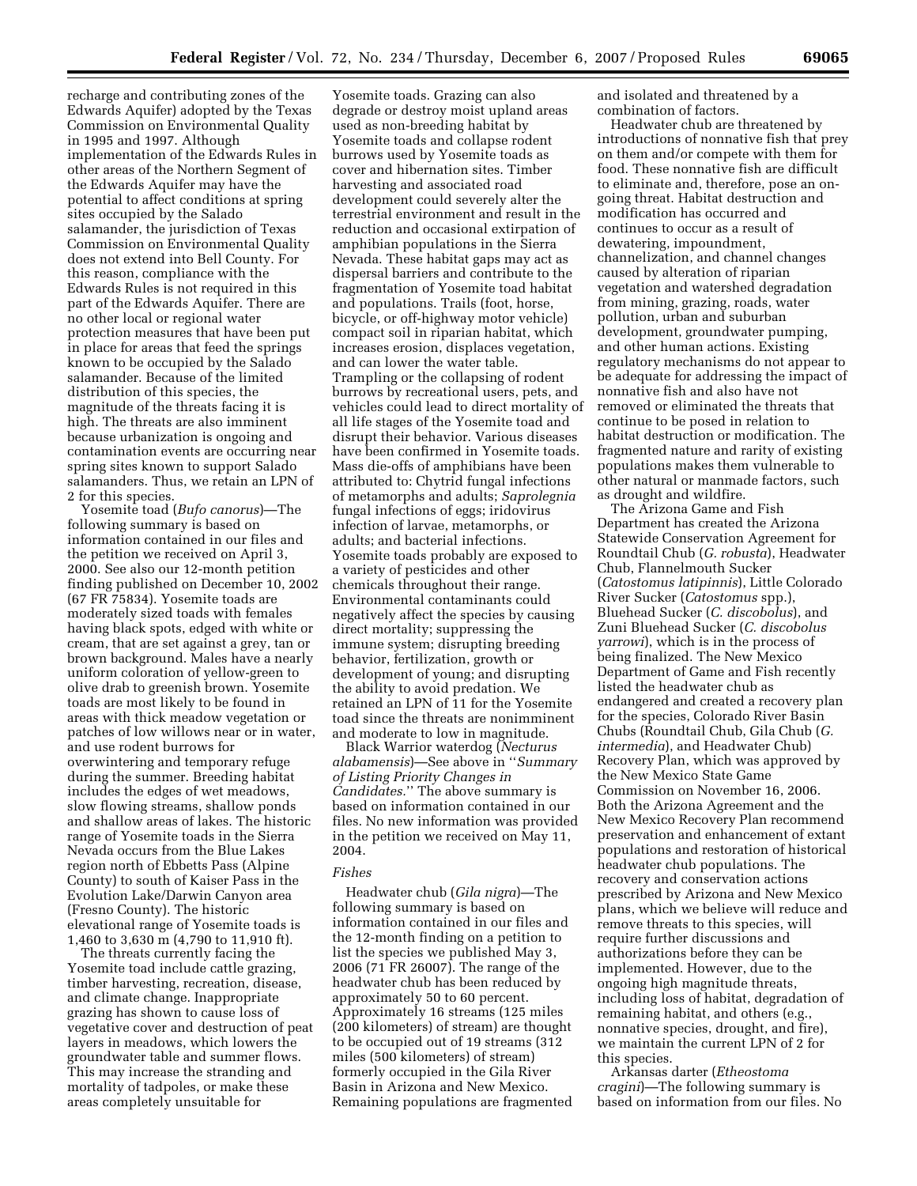recharge and contributing zones of the Edwards Aquifer) adopted by the Texas Commission on Environmental Quality in 1995 and 1997. Although implementation of the Edwards Rules in other areas of the Northern Segment of the Edwards Aquifer may have the potential to affect conditions at spring sites occupied by the Salado salamander, the jurisdiction of Texas Commission on Environmental Quality does not extend into Bell County. For this reason, compliance with the Edwards Rules is not required in this part of the Edwards Aquifer. There are no other local or regional water protection measures that have been put in place for areas that feed the springs known to be occupied by the Salado salamander. Because of the limited distribution of this species, the magnitude of the threats facing it is high. The threats are also imminent because urbanization is ongoing and contamination events are occurring near spring sites known to support Salado salamanders. Thus, we retain an LPN of 2 for this species.

Yosemite toad (*Bufo canorus*)—The following summary is based on information contained in our files and the petition we received on April 3, 2000. See also our 12-month petition finding published on December 10, 2002 (67 FR 75834). Yosemite toads are moderately sized toads with females having black spots, edged with white or cream, that are set against a grey, tan or brown background. Males have a nearly uniform coloration of yellow-green to olive drab to greenish brown. Yosemite toads are most likely to be found in areas with thick meadow vegetation or patches of low willows near or in water, and use rodent burrows for overwintering and temporary refuge during the summer. Breeding habitat includes the edges of wet meadows, slow flowing streams, shallow ponds and shallow areas of lakes. The historic range of Yosemite toads in the Sierra Nevada occurs from the Blue Lakes region north of Ebbetts Pass (Alpine County) to south of Kaiser Pass in the Evolution Lake/Darwin Canyon area (Fresno County). The historic elevational range of Yosemite toads is 1,460 to 3,630 m (4,790 to 11,910 ft).

The threats currently facing the Yosemite toad include cattle grazing, timber harvesting, recreation, disease, and climate change. Inappropriate grazing has shown to cause loss of vegetative cover and destruction of peat layers in meadows, which lowers the groundwater table and summer flows. This may increase the stranding and mortality of tadpoles, or make these areas completely unsuitable for Yosemite toads. Grazing can also degrade or destroy moist upland areas used as non-breeding habitat by Yosemite toads and collapse rodent burrows used by Yosemite toads as cover and hibernation sites. Timber harvesting and associated road development could severely alter the terrestrial environment and result in the reduction and occasional extirpation of amphibian populations in the Sierra Nevada. These habitat gaps may act as dispersal barriers and contribute to the fragmentation of Yosemite toad habitat and populations. Trails (foot, horse, bicycle, or off-highway motor vehicle) compact soil in riparian habitat, which increases erosion, displaces vegetation, and can lower the water table. Trampling or the collapsing of rodent burrows by recreational users, pets, and vehicles could lead to direct mortality of all life stages of the Yosemite toad and disrupt their behavior. Various diseases have been confirmed in Yosemite toads. Mass die-offs of amphibians have been attributed to: Chytrid fungal infections of metamorphs and adults; *Saprolegnia* fungal infections of eggs; iridovirus infection of larvae, metamorphs, or adults; and bacterial infections. Yosemite toads probably are exposed to a variety of pesticides and other chemicals throughout their range. Environmental contaminants could negatively affect the species by causing direct mortality; suppressing the immune system; disrupting breeding behavior, fertilization, growth or development of young; and disrupting the ability to avoid predation. We retained an LPN of 11 for the Yosemite toad since the threats are nonimminent and moderate to low in magnitude.

Black Warrior waterdog (*Necturus alabamensis*)—See above in ''*Summary of Listing Priority Changes in Candidates.*'' The above summary is based on information contained in our files. No new information was provided in the petition we received on May 11, 2004.

*Fishes*

Headwater chub (*Gila nigra*)—The following summary is based on information contained in our files and the 12-month finding on a petition to list the species we published May 3, 2006 (71 FR 26007). The range of the headwater chub has been reduced by approximately 50 to 60 percent. Approximately 16 streams (125 miles (200 kilometers) of stream) are thought to be occupied out of 19 streams (312 miles (500 kilometers) of stream) formerly occupied in the Gila River Basin in Arizona and New Mexico. Remaining populations are fragmented and isolated and threatened by a combination of factors.

Headwater chub are threatened by introductions of nonnative fish that prey on them and/or compete with them for food. These nonnative fish are difficult to eliminate and, therefore, pose an ongoing threat. Habitat destruction and modification has occurred and continues to occur as a result of dewatering, impoundment, channelization, and channel changes caused by alteration of riparian vegetation and watershed degradation from mining, grazing, roads, water pollution, urban and suburban development, groundwater pumping, and other human actions. Existing regulatory mechanisms do not appear to be adequate for addressing the impact of nonnative fish and also have not removed or eliminated the threats that continue to be posed in relation to habitat destruction or modification. The fragmented nature and rarity of existing populations makes them vulnerable to other natural or manmade factors, such as drought and wildfire.

The Arizona Game and Fish Department has created the Arizona Statewide Conservation Agreement for Roundtail Chub (*G. robusta*), Headwater Chub, Flannelmouth Sucker (*Catostomus latipinnis*), Little Colorado River Sucker (*Catostomus* spp.), Bluehead Sucker (*C. discobolus*), and Zuni Bluehead Sucker (*C. discobolus yarrowi*), which is in the process of being finalized. The New Mexico Department of Game and Fish recently listed the headwater chub as endangered and created a recovery plan for the species, Colorado River Basin Chubs (Roundtail Chub, Gila Chub (*G. intermedia*), and Headwater Chub) Recovery Plan, which was approved by the New Mexico State Game Commission on November 16, 2006. Both the Arizona Agreement and the New Mexico Recovery Plan recommend preservation and enhancement of extant populations and restoration of historical headwater chub populations. The recovery and conservation actions prescribed by Arizona and New Mexico plans, which we believe will reduce and remove threats to this species, will require further discussions and authorizations before they can be implemented. However, due to the ongoing high magnitude threats, including loss of habitat, degradation of remaining habitat, and others (e.g., nonnative species, drought, and fire), we maintain the current LPN of 2 for this species.

Arkansas darter (*Etheostoma cragini*)—The following summary is based on information from our files. No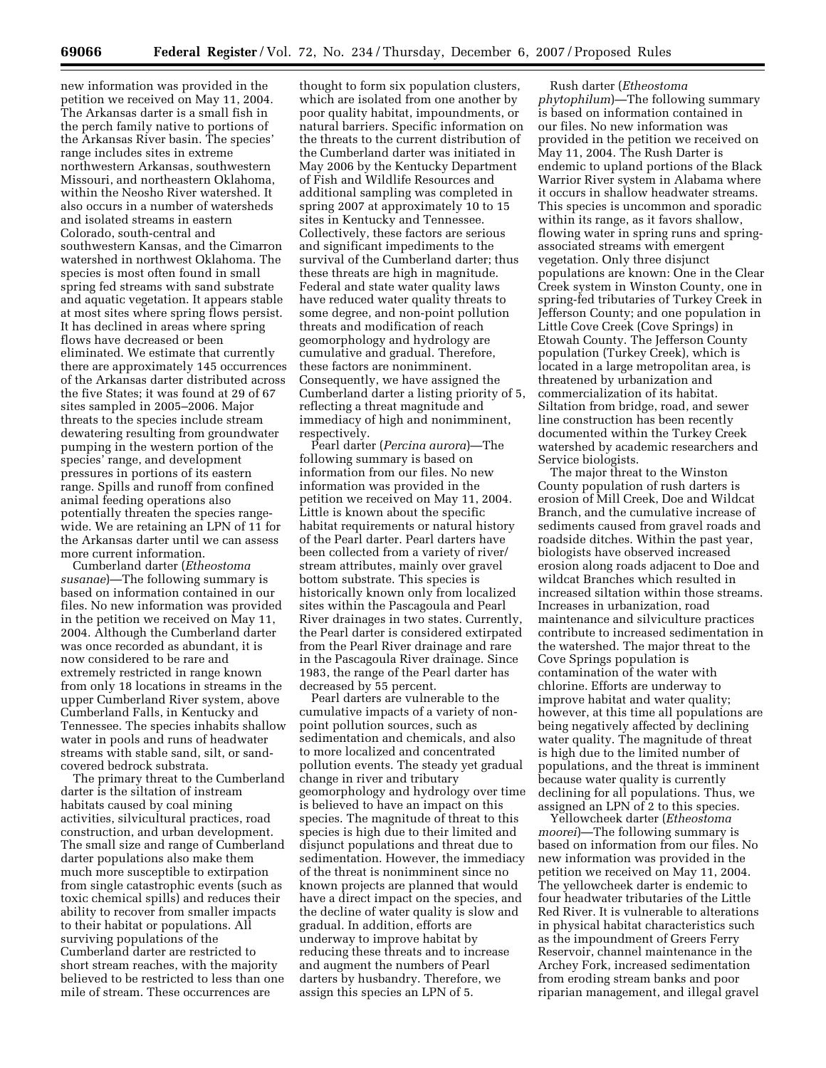new information was provided in the petition we received on May 11, 2004. The Arkansas darter is a small fish in the perch family native to portions of the Arkansas River basin. The species' range includes sites in extreme northwestern Arkansas, southwestern Missouri, and northeastern Oklahoma, within the Neosho River watershed. It also occurs in a number of watersheds and isolated streams in eastern Colorado, south-central and southwestern Kansas, and the Cimarron watershed in northwest Oklahoma. The species is most often found in small spring fed streams with sand substrate and aquatic vegetation. It appears stable at most sites where spring flows persist. It has declined in areas where spring flows have decreased or been eliminated. We estimate that currently there are approximately 145 occurrences of the Arkansas darter distributed across the five States; it was found at 29 of 67 sites sampled in 2005–2006. Major threats to the species include stream dewatering resulting from groundwater pumping in the western portion of the species' range, and development pressures in portions of its eastern range. Spills and runoff from confined animal feeding operations also potentially threaten the species range-wide. We are retaining an LPN of 11 for the Arkansas darter until we can assess more current information.

Cumberland darter (*Etheostoma susanae*)—The following summary is based on information contained in our files. No new information was provided in the petition we received on May 11, 2004. Although the Cumberland darter was once recorded as abundant, it is now considered to be rare and extremely restricted in range known from only 18 locations in streams in the upper Cumberland River system, above Cumberland Falls, in Kentucky and Tennessee. The species inhabits shallow water in pools and runs of headwater streams with stable sand, silt, or sand-covered bedrock substrata.

The primary threat to the Cumberland darter is the siltation of instream habitats caused by coal mining activities, silvicultural practices, road construction, and urban development. The small size and range of Cumberland darter populations also make them much more susceptible to extirpation from single catastrophic events (such as toxic chemical spills) and reduces their ability to recover from smaller impacts to their habitat or populations. All surviving populations of the Cumberland darter are restricted to short stream reaches, with the majority believed to be restricted to less than one mile of stream. These occurrences are thought to form six population clusters, which are isolated from one another by poor quality habitat, impoundments, or natural barriers. Specific information on the threats to the current distribution of the Cumberland darter was initiated in May 2006 by the Kentucky Department of Fish and Wildlife Resources and additional sampling was completed in spring 2007 at approximately 10 to 15 sites in Kentucky and Tennessee. Collectively, these factors are serious and significant impediments to the survival of the Cumberland darter; thus these threats are high in magnitude. Federal and state water quality laws have reduced water quality threats to some degree, and non-point pollution threats and modification of reach geomorphology and hydrology are cumulative and gradual. Therefore, these factors are nonimminent. Consequently, we have assigned the Cumberland darter a listing priority of 5, reflecting a threat magnitude and immediacy of high and nonimminent, respectively.

Pearl darter (*Percina aurora*)—The following summary is based on information from our files. No new information was provided in the petition we received on May 11, 2004. Little is known about the specific habitat requirements or natural history of the Pearl darter. Pearl darters have been collected from a variety of river/stream attributes, mainly over gravel bottom substrate. This species is historically known only from localized sites within the Pascagoula and Pearl River drainages in two states. Currently, the Pearl darter is considered extirpated from the Pearl River drainage and rare in the Pascagoula River drainage. Since 1983, the range of the Pearl darter has decreased by 55 percent.

Pearl darters are vulnerable to the cumulative impacts of a variety of non-point pollution sources, such as sedimentation and chemicals, and also to more localized and concentrated pollution events. The steady yet gradual change in river and tributary geomorphology and hydrology over time is believed to have an impact on this species. The magnitude of threat to this species is high due to their limited and disjunct populations and threat due to sedimentation. However, the immediacy of the threat is nonimminent since no known projects are planned that would have a direct impact on the species, and the decline of water quality is slow and gradual. In addition, efforts are underway to improve habitat by reducing these threats and to increase and augment the numbers of Pearl darters by husbandry. Therefore, we assign this species an LPN of 5.

Rush darter (*Etheostoma phytophilum*)—The following summary is based on information contained in our files. No new information was provided in the petition we received on May 11, 2004. The Rush Darter is endemic to upland portions of the Black Warrior River system in Alabama where it occurs in shallow headwater streams. This species is uncommon and sporadic within its range, as it favors shallow, flowing water in spring runs and spring-associated streams with emergent vegetation. Only three disjunct populations are known: One in the Clear Creek system in Winston County, one in spring-fed tributaries of Turkey Creek in Jefferson County; and one population in Little Cove Creek (Cove Springs) in Etowah County. The Jefferson County population (Turkey Creek), which is located in a large metropolitan area, is threatened by urbanization and commercialization of its habitat. Siltation from bridge, road, and sewer line construction has been recently documented within the Turkey Creek watershed by academic researchers and Service biologists.

The major threat to the Winston County population of rush darters is erosion of Mill Creek, Doe and Wildcat Branch, and the cumulative increase of sediments caused from gravel roads and roadside ditches. Within the past year, biologists have observed increased erosion along roads adjacent to Doe and wildcat Branches which resulted in increased siltation within those streams. Increases in urbanization, road maintenance and silviculture practices contribute to increased sedimentation in the watershed. The major threat to the Cove Springs population is contamination of the water with chlorine. Efforts are underway to improve habitat and water quality; however, at this time all populations are being negatively affected by declining water quality. The magnitude of threat is high due to the limited number of populations, and the threat is imminent because water quality is currently declining for all populations. Thus, we assigned an LPN of 2 to this species.

Yellowcheek darter (*Etheostoma moorei*)—The following summary is based on information from our files. No new information was provided in the petition we received on May 11, 2004. The yellowcheek darter is endemic to four headwater tributaries of the Little Red River. It is vulnerable to alterations in physical habitat characteristics such as the impoundment of Greers Ferry Reservoir, channel maintenance in the Archey Fork, increased sedimentation from eroding stream banks and poor riparian management, and illegal gravel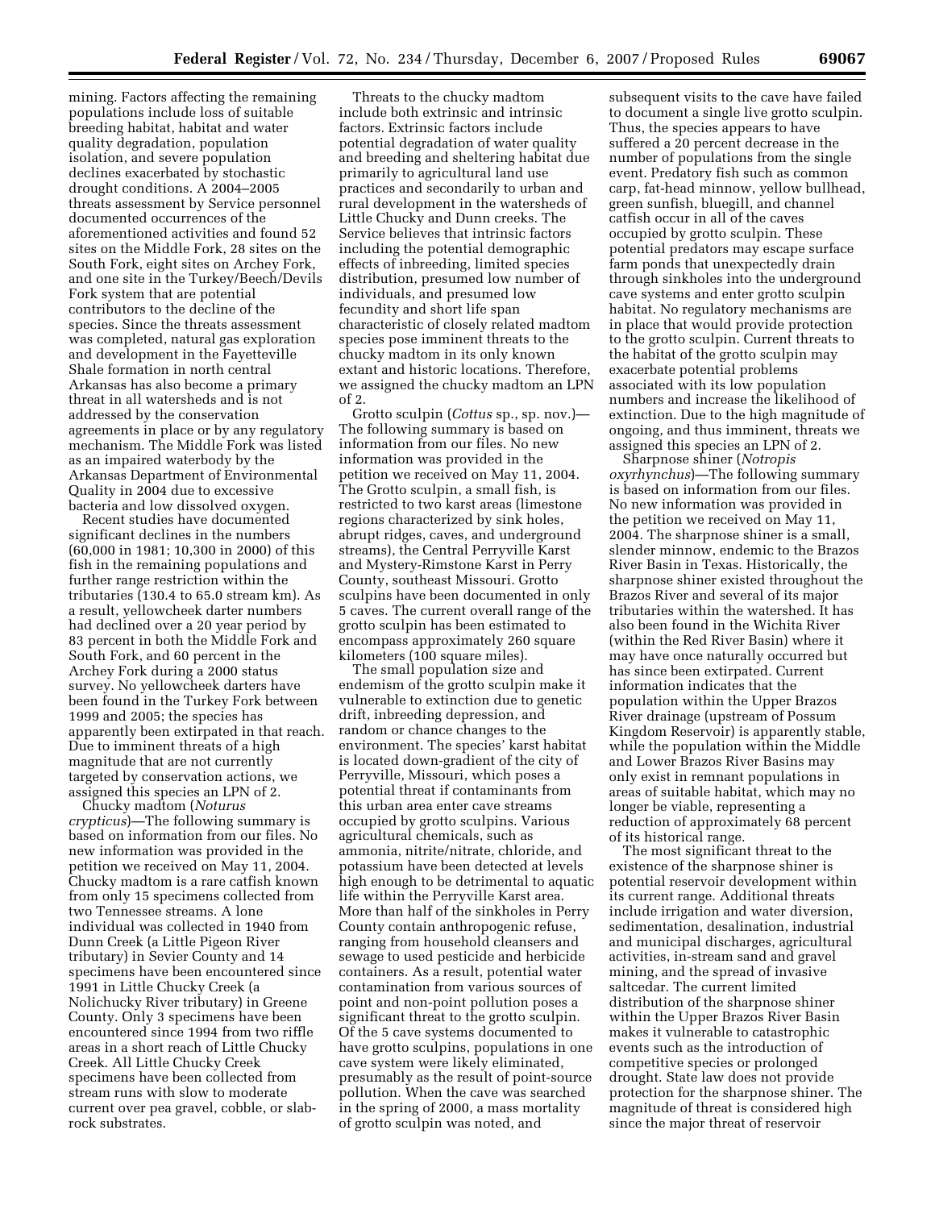mining. Factors affecting the remaining populations include loss of suitable breeding habitat, habitat and water quality degradation, population isolation, and severe population declines exacerbated by stochastic drought conditions. A 2004–2005 threats assessment by Service personnel documented occurrences of the aforementioned activities and found 52 sites on the Middle Fork, 28 sites on the South Fork, eight sites on Archey Fork, and one site in the Turkey/Beech/Devils Fork system that are potential contributors to the decline of the species. Since the threats assessment was completed, natural gas exploration and development in the Fayetteville Shale formation in north central Arkansas has also become a primary threat in all watersheds and is not addressed by the conservation agreements in place or by any regulatory mechanism. The Middle Fork was listed as an impaired waterbody by the Arkansas Department of Environmental Quality in 2004 due to excessive bacteria and low dissolved oxygen.

Recent studies have documented significant declines in the numbers (60,000 in 1981; 10,300 in 2000) of this fish in the remaining populations and further range restriction within the tributaries (130.4 to 65.0 stream km). As a result, yellowcheek darter numbers had declined over a 20 year period by 83 percent in both the Middle Fork and South Fork, and 60 percent in the Archey Fork during a 2000 status survey. No yellowcheek darters have been found in the Turkey Fork between 1999 and 2005; the species has apparently been extirpated in that reach. Due to imminent threats of a high magnitude that are not currently targeted by conservation actions, we assigned this species an LPN of 2.

Chucky madtom (*Noturus crypticus*)—The following summary is based on information from our files. No new information was provided in the petition we received on May 11, 2004. Chucky madtom is a rare catfish known from only 15 specimens collected from two Tennessee streams. A lone individual was collected in 1940 from Dunn Creek (a Little Pigeon River tributary) in Sevier County and 14 specimens have been encountered since 1991 in Little Chucky Creek (a Nolichucky River tributary) in Greene County. Only 3 specimens have been encountered since 1994 from two riffle areas in a short reach of Little Chucky Creek. All Little Chucky Creek specimens have been collected from stream runs with slow to moderate current over pea gravel, cobble, or slab-rock substrates.

Threats to the chucky madtom include both extrinsic and intrinsic factors. Extrinsic factors include potential degradation of water quality and breeding and sheltering habitat due primarily to agricultural land use practices and secondarily to urban and rural development in the watersheds of Little Chucky and Dunn creeks. The Service believes that intrinsic factors including the potential demographic effects of inbreeding, limited species distribution, presumed low number of individuals, and presumed low fecundity and short life span characteristic of closely related madtom species pose imminent threats to the chucky madtom in its only known extant and historic locations. Therefore, we assigned the chucky madtom an LPN of 2.

Grotto sculpin (*Cottus* sp., sp. nov.)—The following summary is based on information from our files. No new information was provided in the petition we received on May 11, 2004. The Grotto sculpin, a small fish, is restricted to two karst areas (limestone regions characterized by sink holes, abrupt ridges, caves, and underground streams), the Central Perryville Karst and Mystery-Rimstone Karst in Perry County, southeast Missouri. Grotto sculpins have been documented in only 5 caves. The current overall range of the grotto sculpin has been estimated to encompass approximately 260 square kilometers (100 square miles).

The small population size and endemism of the grotto sculpin make it vulnerable to extinction due to genetic drift, inbreeding depression, and random or chance changes to the environment. The species' karst habitat is located down-gradient of the city of Perryville, Missouri, which poses a potential threat if contaminants from this urban area enter cave streams occupied by grotto sculpins. Various agricultural chemicals, such as ammonia, nitrite/nitrate, chloride, and potassium have been detected at levels high enough to be detrimental to aquatic life within the Perryville Karst area. More than half of the sinkholes in Perry County contain anthropogenic refuse, ranging from household cleansers and sewage to used pesticide and herbicide containers. As a result, potential water contamination from various sources of point and non-point pollution poses a significant threat to the grotto sculpin. Of the 5 cave systems documented to have grotto sculpins, populations in one cave system were likely eliminated, presumably as the result of point-source pollution. When the cave was searched in the spring of 2000, a mass mortality of grotto sculpin was noted, and subsequent visits to the cave have failed to document a single live grotto sculpin. Thus, the species appears to have suffered a 20 percent decrease in the number of populations from the single event. Predatory fish such as common carp, fat-head minnow, yellow bullhead, green sunfish, bluegill, and channel catfish occur in all of the caves occupied by grotto sculpin. These potential predators may escape surface farm ponds that unexpectedly drain through sinkholes into the underground cave systems and enter grotto sculpin habitat. No regulatory mechanisms are in place that would provide protection to the grotto sculpin. Current threats to the habitat of the grotto sculpin may exacerbate potential problems associated with its low population numbers and increase the likelihood of extinction. Due to the high magnitude of ongoing, and thus imminent, threats we assigned this species an LPN of 2.

Sharpnose shiner (*Notropis oxyrhynchus*)—The following summary is based on information from our files. No new information was provided in the petition we received on May 11, 2004. The sharpnose shiner is a small, slender minnow, endemic to the Brazos River Basin in Texas. Historically, the sharpnose shiner existed throughout the Brazos River and several of its major tributaries within the watershed. It has also been found in the Wichita River (within the Red River Basin) where it may have once naturally occurred but has since been extirpated. Current information indicates that the population within the Upper Brazos River drainage (upstream of Possum Kingdom Reservoir) is apparently stable, while the population within the Middle and Lower Brazos River Basins may only exist in remnant populations in areas of suitable habitat, which may no longer be viable, representing a reduction of approximately 68 percent of its historical range.

The most significant threat to the existence of the sharpnose shiner is potential reservoir development within its current range. Additional threats include irrigation and water diversion, sedimentation, desalination, industrial and municipal discharges, agricultural activities, in-stream sand and gravel mining, and the spread of invasive saltcedar. The current limited distribution of the sharpnose shiner within the Upper Brazos River Basin makes it vulnerable to catastrophic events such as the introduction of competitive species or prolonged drought. State law does not provide protection for the sharpnose shiner. The magnitude of threat is considered high since the major threat of reservoir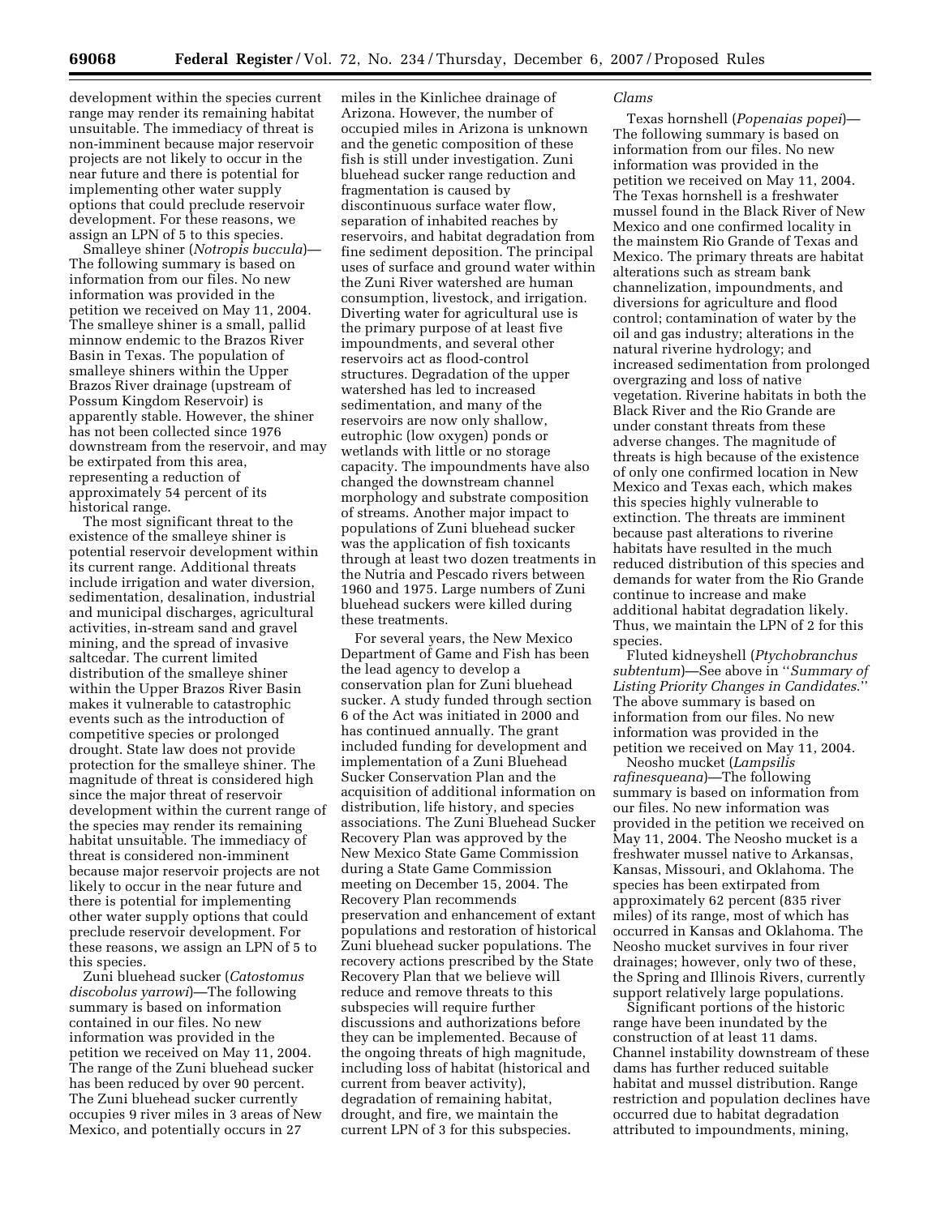development within the species current range may render its remaining habitat unsuitable. The immediacy of threat is non-imminent because major reservoir projects are not likely to occur in the near future and there is potential for implementing other water supply options that could preclude reservoir development. For these reasons, we assign an LPN of 5 to this species.

Smalleye shiner (*Notropis buccula*)—The following summary is based on information from our files. No new information was provided in the petition we received on May 11, 2004. The smalleye shiner is a small, pallid minnow endemic to the Brazos River Basin in Texas. The population of smalleye shiners within the Upper Brazos River drainage (upstream of Possum Kingdom Reservoir) is apparently stable. However, the shiner has not been collected since 1976 downstream from the reservoir, and may be extirpated from this area, representing a reduction of approximately 54 percent of its historical range.

The most significant threat to the existence of the smalleye shiner is potential reservoir development within its current range. Additional threats include irrigation and water diversion, sedimentation, desalination, industrial and municipal discharges, agricultural activities, in-stream sand and gravel mining, and the spread of invasive saltcedar. The current limited distribution of the smalleye shiner within the Upper Brazos River Basin makes it vulnerable to catastrophic events such as the introduction of competitive species or prolonged drought. State law does not provide protection for the smalleye shiner. The magnitude of threat is considered high since the major threat of reservoir development within the current range of the species may render its remaining habitat unsuitable. The immediacy of threat is considered non-imminent because major reservoir projects are not likely to occur in the near future and there is potential for implementing other water supply options that could preclude reservoir development. For these reasons, we assign an LPN of 5 to this species.

Zuni bluehead sucker (*Catostomus discobolus yarrowi*)—The following summary is based on information contained in our files. No new information was provided in the petition we received on May 11, 2004. The range of the Zuni bluehead sucker has been reduced by over 90 percent. The Zuni bluehead sucker currently occupies 9 river miles in 3 areas of New Mexico, and potentially occurs in 27 miles in the Kinlichee drainage of Arizona. However, the number of occupied miles in Arizona is unknown and the genetic composition of these fish is still under investigation. Zuni bluehead sucker range reduction and fragmentation is caused by discontinuous surface water flow, separation of inhabited reaches by reservoirs, and habitat degradation from fine sediment deposition. The principal uses of surface and ground water within the Zuni River watershed are human consumption, livestock, and irrigation. Diverting water for agricultural use is the primary purpose of at least five impoundments, and several other reservoirs act as flood-control structures. Degradation of the upper watershed has led to increased sedimentation, and many of the reservoirs are now only shallow, eutrophic (low oxygen) ponds or wetlands with little or no storage capacity. The impoundments have also changed the downstream channel morphology and substrate composition of streams. Another major impact to populations of Zuni bluehead sucker was the application of fish toxicants through at least two dozen treatments in the Nutria and Pescado rivers between 1960 and 1975. Large numbers of Zuni bluehead suckers were killed during these treatments.

For several years, the New Mexico Department of Game and Fish has been the lead agency to develop a conservation plan for Zuni bluehead sucker. A study funded through section 6 of the Act was initiated in 2000 and has continued annually. The grant included funding for development and implementation of a Zuni Bluehead Sucker Conservation Plan and the acquisition of additional information on distribution, life history, and species associations. The Zuni Bluehead Sucker Recovery Plan was approved by the New Mexico State Game Commission during a State Game Commission meeting on December 15, 2004. The Recovery Plan recommends preservation and enhancement of extant populations and restoration of historical Zuni bluehead sucker populations. The recovery actions prescribed by the State Recovery Plan that we believe will reduce and remove threats to this subspecies will require further discussions and authorizations before they can be implemented. Because of the ongoing threats of high magnitude, including loss of habitat (historical and current from beaver activity), degradation of remaining habitat, drought, and fire, we maintain the current LPN of 3 for this subspecies.

*Clams*

Texas hornshell (*Popenaias popei*)—The following summary is based on information from our files. No new information was provided in the petition we received on May 11, 2004. The Texas hornshell is a freshwater mussel found in the Black River of New Mexico and one confirmed locality in the mainstem Rio Grande of Texas and Mexico. The primary threats are habitat alterations such as stream bank channelization, impoundments, and diversions for agriculture and flood control; contamination of water by the oil and gas industry; alterations in the natural riverine hydrology; and increased sedimentation from prolonged overgrazing and loss of native vegetation. Riverine habitats in both the Black River and the Rio Grande are under constant threats from these adverse changes. The magnitude of threats is high because of the existence of only one confirmed location in New Mexico and Texas each, which makes this species highly vulnerable to extinction. The threats are imminent because past alterations to riverine habitats have resulted in the much reduced distribution of this species and demands for water from the Rio Grande continue to increase and make additional habitat degradation likely. Thus, we maintain the LPN of 2 for this species.

Fluted kidneyshell (*Ptychobranchus subtentum*)—See above in ''*Summary of Listing Priority Changes in Candidates.*'' The above summary is based on information from our files. No new information was provided in the petition we received on May 11, 2004.

Neosho mucket (*Lampsilis rafinesqueana*)—The following summary is based on information from our files. No new information was provided in the petition we received on May 11, 2004. The Neosho mucket is a freshwater mussel native to Arkansas, Kansas, Missouri, and Oklahoma. The species has been extirpated from approximately 62 percent (835 river miles) of its range, most of which has occurred in Kansas and Oklahoma. The Neosho mucket survives in four river drainages; however, only two of these, the Spring and Illinois Rivers, currently support relatively large populations.

Significant portions of the historic range have been inundated by the construction of at least 11 dams. Channel instability downstream of these dams has further reduced suitable habitat and mussel distribution. Range restriction and population declines have occurred due to habitat degradation attributed to impoundments, mining,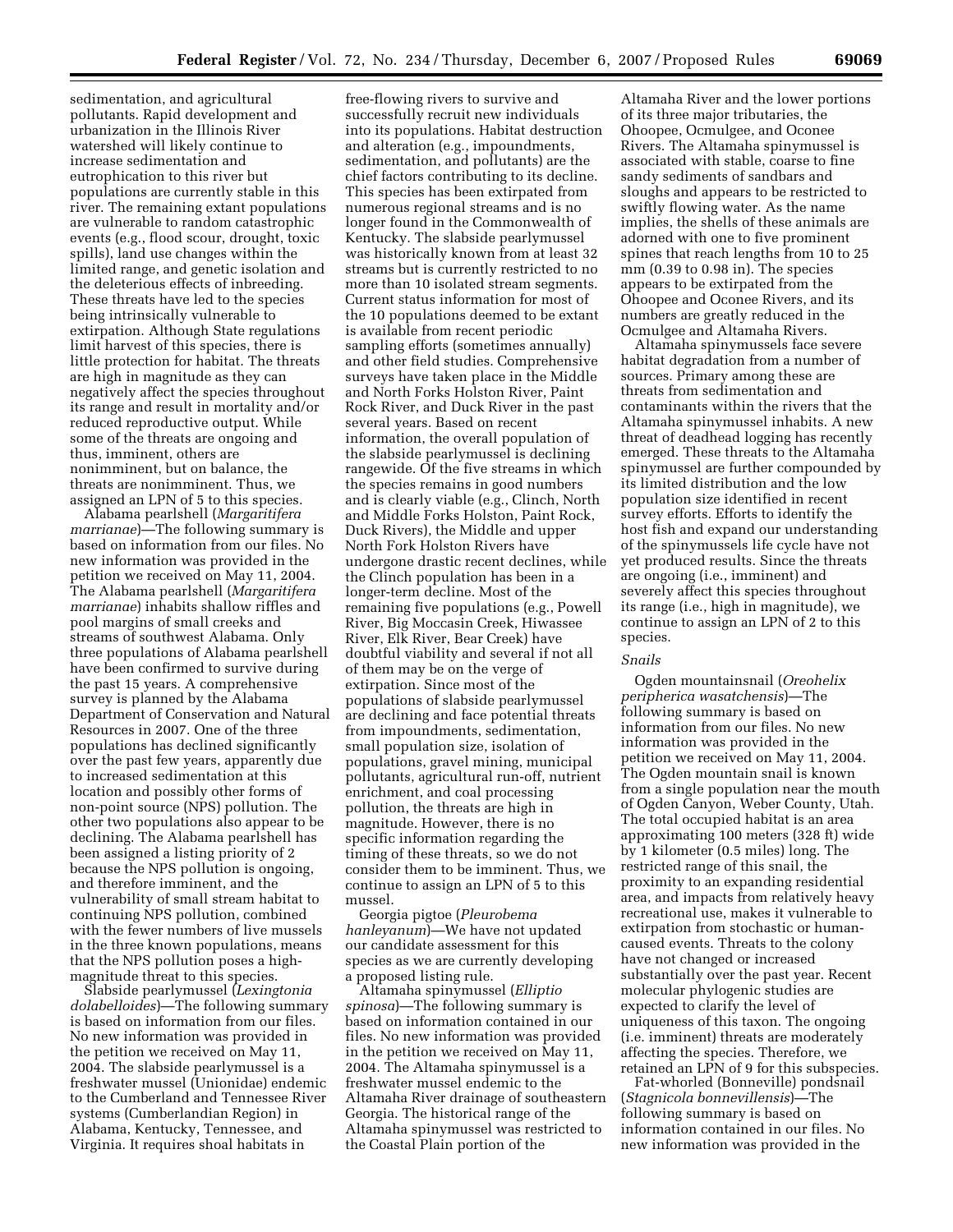sedimentation, and agricultural pollutants. Rapid development and urbanization in the Illinois River watershed will likely continue to increase sedimentation and eutrophication to this river but populations are currently stable in this river. The remaining extant populations are vulnerable to random catastrophic events (e.g., flood scour, drought, toxic spills), land use changes within the limited range, and genetic isolation and the deleterious effects of inbreeding. These threats have led to the species being intrinsically vulnerable to extirpation. Although State regulations limit harvest of this species, there is little protection for habitat. The threats are high in magnitude as they can negatively affect the species throughout its range and result in mortality and/or reduced reproductive output. While some of the threats are ongoing and thus, imminent, others are nonimminent, but on balance, the threats are nonimminent. Thus, we assigned an LPN of 5 to this species.

Alabama pearlshell (*Margaritifera marrianae*)—The following summary is based on information from our files. No new information was provided in the petition we received on May 11, 2004. The Alabama pearlshell (*Margaritifera marrianae*) inhabits shallow riffles and pool margins of small creeks and streams of southwest Alabama. Only three populations of Alabama pearlshell have been confirmed to survive during the past 15 years. A comprehensive survey is planned by the Alabama Department of Conservation and Natural Resources in 2007. One of the three populations has declined significantly over the past few years, apparently due to increased sedimentation at this location and possibly other forms of non-point source (NPS) pollution. The other two populations also appear to be declining. The Alabama pearlshell has been assigned a listing priority of 2 because the NPS pollution is ongoing, and therefore imminent, and the vulnerability of small stream habitat to continuing NPS pollution, combined with the fewer numbers of live mussels in the three known populations, means that the NPS pollution poses a high-magnitude threat to this species.

Slabside pearlymussel (*Lexingtonia dolabelloides*)—The following summary is based on information from our files. No new information was provided in the petition we received on May 11, 2004. The slabside pearlymussel is a freshwater mussel (Unionidae) endemic to the Cumberland and Tennessee River systems (Cumberlandian Region) in Alabama, Kentucky, Tennessee, and Virginia. It requires shoal habitats in free-flowing rivers to survive and successfully recruit new individuals into its populations. Habitat destruction and alteration (e.g., impoundments, sedimentation, and pollutants) are the chief factors contributing to its decline. This species has been extirpated from numerous regional streams and is no longer found in the Commonwealth of Kentucky. The slabside pearlymussel was historically known from at least 32 streams but is currently restricted to no more than 10 isolated stream segments. Current status information for most of the 10 populations deemed to be extant is available from recent periodic sampling efforts (sometimes annually) and other field studies. Comprehensive surveys have taken place in the Middle and North Forks Holston River, Paint Rock River, and Duck River in the past several years. Based on recent information, the overall population of the slabside pearlymussel is declining rangewide. Of the five streams in which the species remains in good numbers and is clearly viable (e.g., Clinch, North and Middle Forks Holston, Paint Rock, Duck Rivers), the Middle and upper North Fork Holston Rivers have undergone drastic recent declines, while the Clinch population has been in a longer-term decline. Most of the remaining five populations (e.g., Powell River, Big Moccasin Creek, Hiwassee River, Elk River, Bear Creek) have doubtful viability and several if not all of them may be on the verge of extirpation. Since most of the populations of slabside pearlymussel are declining and face potential threats from impoundments, sedimentation, small population size, isolation of populations, gravel mining, municipal pollutants, agricultural run-off, nutrient enrichment, and coal processing pollution, the threats are high in magnitude. However, there is no specific information regarding the timing of these threats, so we do not consider them to be imminent. Thus, we continue to assign an LPN of 5 to this mussel.

Georgia pigtoe (*Pleurobema hanleyanum*)—We have not updated our candidate assessment for this species as we are currently developing a proposed listing rule.

Altamaha spinymussel (*Elliptio spinosa*)—The following summary is based on information contained in our files. No new information was provided in the petition we received on May 11, 2004. The Altamaha spinymussel is a freshwater mussel endemic to the Altamaha River drainage of southeastern Georgia. The historical range of the Altamaha spinymussel was restricted to the Coastal Plain portion of the Altamaha River and the lower portions of its three major tributaries, the Ohoopee, Ocmulgee, and Oconee Rivers. The Altamaha spinymussel is associated with stable, coarse to fine sandy sediments of sandbars and sloughs and appears to be restricted to swiftly flowing water. As the name implies, the shells of these animals are adorned with one to five prominent spines that reach lengths from 10 to 25 mm (0.39 to 0.98 in). The species appears to be extirpated from the Ohoopee and Oconee Rivers, and its numbers are greatly reduced in the Ocmulgee and Altamaha Rivers.

Altamaha spinymussels face severe habitat degradation from a number of sources. Primary among these are threats from sedimentation and contaminants within the rivers that the Altamaha spinymussel inhabits. A new threat of deadhead logging has recently emerged. These threats to the Altamaha spinymussel are further compounded by its limited distribution and the low population size identified in recent survey efforts. Efforts to identify the host fish and expand our understanding of the spinymussels life cycle have not yet produced results. Since the threats are ongoing (i.e., imminent) and severely affect this species throughout its range (i.e., high in magnitude), we continue to assign an LPN of 2 to this species.

### *Snails*

Ogden mountainsnail (*Oreohelix peripherica wasatchensis*)—The following summary is based on information from our files. No new information was provided in the petition we received on May 11, 2004. The Ogden mountain snail is known from a single population near the mouth of Ogden Canyon, Weber County, Utah. The total occupied habitat is an area approximating 100 meters (328 ft) wide by 1 kilometer (0.5 miles) long. The restricted range of this snail, the proximity to an expanding residential area, and impacts from relatively heavy recreational use, makes it vulnerable to extirpation from stochastic or human-caused events. Threats to the colony have not changed or increased substantially over the past year. Recent molecular phylogenic studies are expected to clarify the level of uniqueness of this taxon. The ongoing (i.e. imminent) threats are moderately affecting the species. Therefore, we retained an LPN of 9 for this subspecies.

Fat-whorled (Bonneville) pondsnail (*Stagnicola bonnevillensis*)—The following summary is based on information contained in our files. No new information was provided in the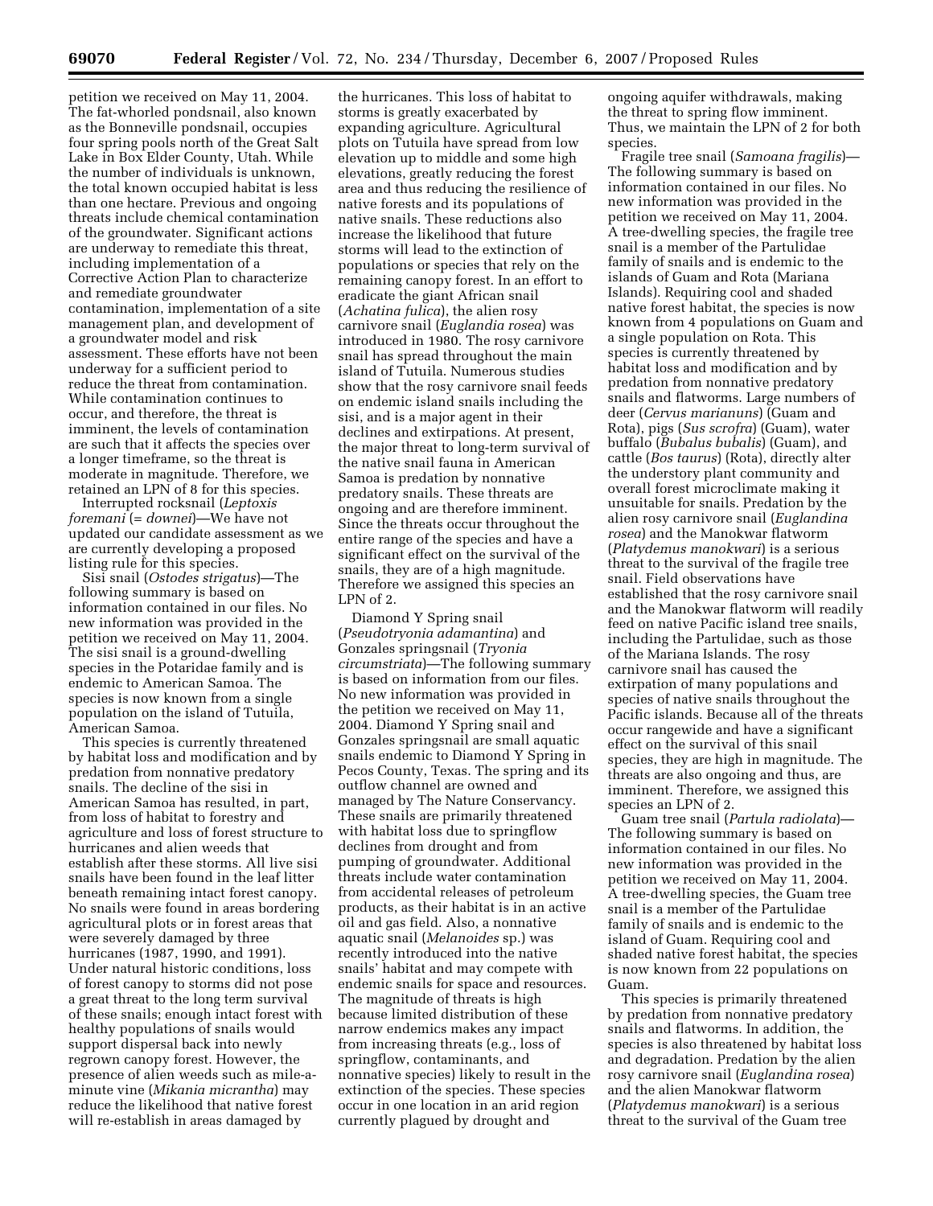petition we received on May 11, 2004. The fat-whorled pondsnail, also known as the Bonneville pondsnail, occupies four spring pools north of the Great Salt Lake in Box Elder County, Utah. While the number of individuals is unknown, the total known occupied habitat is less than one hectare. Previous and ongoing threats include chemical contamination of the groundwater. Significant actions are underway to remediate this threat, including implementation of a Corrective Action Plan to characterize and remediate groundwater contamination, implementation of a site management plan, and development of a groundwater model and risk assessment. These efforts have not been underway for a sufficient period to reduce the threat from contamination. While contamination continues to occur, and therefore, the threat is imminent, the levels of contamination are such that it affects the species over a longer timeframe, so the threat is moderate in magnitude. Therefore, we retained an LPN of 8 for this species.

Interrupted rocksnail (*Leptoxis foremani* (= *downei*)—We have not updated our candidate assessment as we are currently developing a proposed listing rule for this species.

Sisi snail (*Ostodes strigatus*)—The following summary is based on information contained in our files. No new information was provided in the petition we received on May 11, 2004. The sisi snail is a ground-dwelling species in the Potaridae family and is endemic to American Samoa. The species is now known from a single population on the island of Tutuila, American Samoa.

This species is currently threatened by habitat loss and modification and by predation from nonnative predatory snails. The decline of the sisi in American Samoa has resulted, in part, from loss of habitat to forestry and agriculture and loss of forest structure to hurricanes and alien weeds that establish after these storms. All live sisi snails have been found in the leaf litter beneath remaining intact forest canopy. No snails were found in areas bordering agricultural plots or in forest areas that were severely damaged by three hurricanes (1987, 1990, and 1991). Under natural historic conditions, loss of forest canopy to storms did not pose a great threat to the long term survival of these snails; enough intact forest with healthy populations of snails would support dispersal back into newly regrown canopy forest. However, the presence of alien weeds such as mile-a-minute vine (*Mikania micrantha*) may reduce the likelihood that native forest will re-establish in areas damaged by the hurricanes. This loss of habitat to storms is greatly exacerbated by expanding agriculture. Agricultural plots on Tutuila have spread from low elevation up to middle and some high elevations, greatly reducing the forest area and thus reducing the resilience of native forests and its populations of native snails. These reductions also increase the likelihood that future storms will lead to the extinction of populations or species that rely on the remaining canopy forest. In an effort to eradicate the giant African snail (*Achatina fulica*), the alien rosy carnivore snail (*Euglandia rosea*) was introduced in 1980. The rosy carnivore snail has spread throughout the main island of Tutuila. Numerous studies show that the rosy carnivore snail feeds on endemic island snails including the sisi, and is a major agent in their declines and extirpations. At present, the major threat to long-term survival of the native snail fauna in American Samoa is predation by nonnative predatory snails. These threats are ongoing and are therefore imminent. Since the threats occur throughout the entire range of the species and have a significant effect on the survival of the snails, they are of a high magnitude. Therefore we assigned this species an LPN of 2.

Diamond Y Spring snail (*Pseudotryonia adamantina*) and Gonzales springsnail (*Tryonia circumstriata*)—The following summary is based on information from our files. No new information was provided in the petition we received on May 11, 2004. Diamond Y Spring snail and Gonzales springsnail are small aquatic snails endemic to Diamond Y Spring in Pecos County, Texas. The spring and its outflow channel are owned and managed by The Nature Conservancy. These snails are primarily threatened with habitat loss due to springflow declines from drought and from pumping of groundwater. Additional threats include water contamination from accidental releases of petroleum products, as their habitat is in an active oil and gas field. Also, a nonnative aquatic snail (*Melanoides* sp.) was recently introduced into the native snails' habitat and may compete with endemic snails for space and resources. The magnitude of threats is high because limited distribution of these narrow endemics makes any impact from increasing threats (e.g., loss of springflow, contaminants, and nonnative species) likely to result in the extinction of the species. These species occur in one location in an arid region currently plagued by drought and ongoing aquifer withdrawals, making the threat to spring flow imminent. Thus, we maintain the LPN of 2 for both species.

Fragile tree snail (*Samoana fragilis*)—The following summary is based on information contained in our files. No new information was provided in the petition we received on May 11, 2004. A tree-dwelling species, the fragile tree snail is a member of the Partulidae family of snails and is endemic to the islands of Guam and Rota (Mariana Islands). Requiring cool and shaded native forest habitat, the species is now known from 4 populations on Guam and a single population on Rota. This species is currently threatened by habitat loss and modification and by predation from nonnative predatory snails and flatworms. Large numbers of deer (*Cervus marianuns*) (Guam and Rota), pigs (*Sus scrofra*) (Guam), water buffalo (*Bubalus bubalis*) (Guam), and cattle (*Bos taurus*) (Rota), directly alter the understory plant community and overall forest microclimate making it unsuitable for snails. Predation by the alien rosy carnivore snail (*Euglandina rosea*) and the Manokwar flatworm (*Platydemus manokwari*) is a serious threat to the survival of the fragile tree snail. Field observations have established that the rosy carnivore snail and the Manokwar flatworm will readily feed on native Pacific island tree snails, including the Partulidae, such as those of the Mariana Islands. The rosy carnivore snail has caused the extirpation of many populations and species of native snails throughout the Pacific islands. Because all of the threats occur rangewide and have a significant effect on the survival of this snail species, they are high in magnitude. The threats are also ongoing and thus, are imminent. Therefore, we assigned this species an LPN of 2.

Guam tree snail (*Partula radiolata*)—The following summary is based on information contained in our files. No new information was provided in the petition we received on May 11, 2004. A tree-dwelling species, the Guam tree snail is a member of the Partulidae family of snails and is endemic to the island of Guam. Requiring cool and shaded native forest habitat, the species is now known from 22 populations on Guam.

This species is primarily threatened by predation from nonnative predatory snails and flatworms. In addition, the species is also threatened by habitat loss and degradation. Predation by the alien rosy carnivore snail (*Euglandina rosea*) and the alien Manokwar flatworm (*Platydemus manokwari*) is a serious threat to the survival of the Guam tree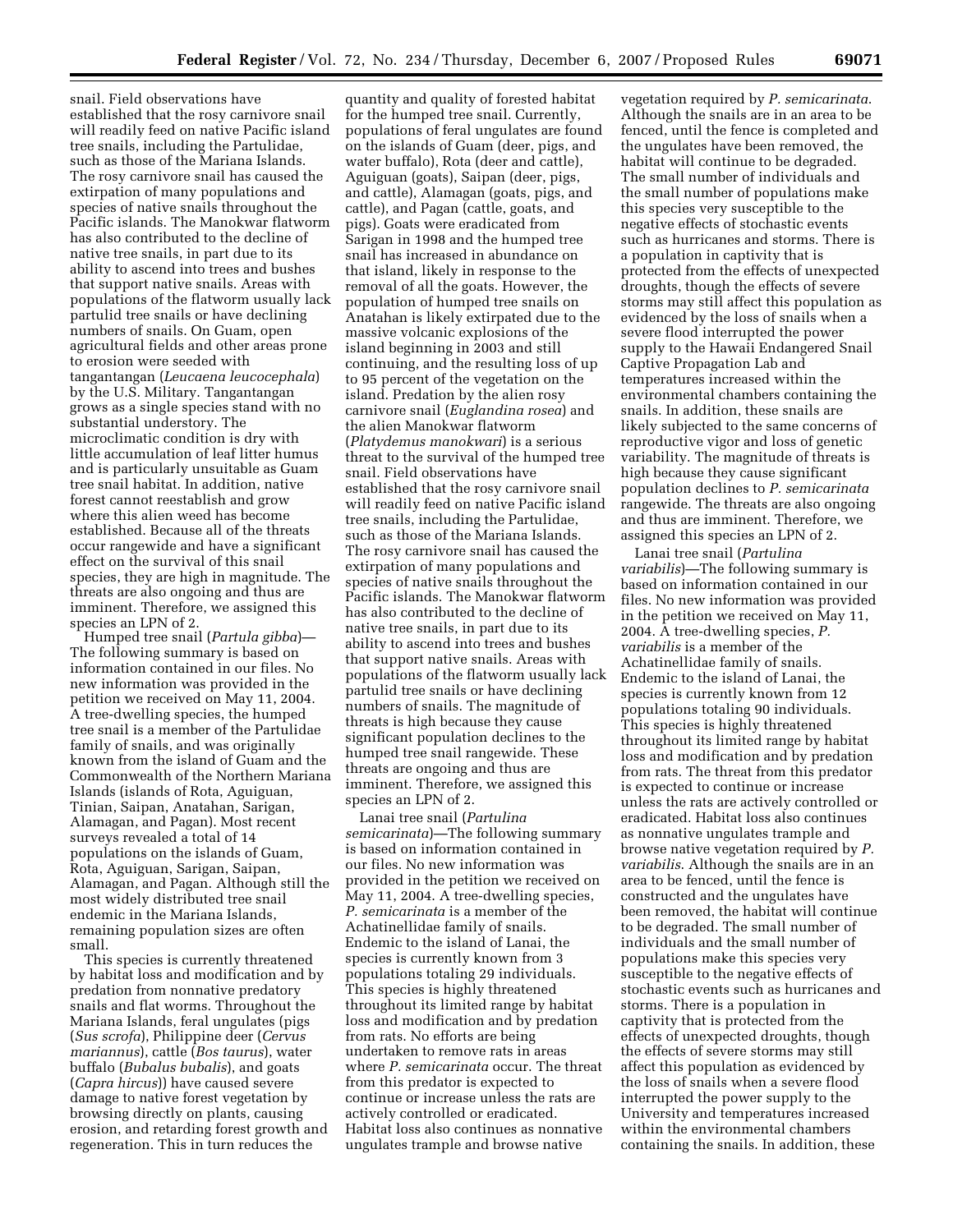snail. Field observations have established that the rosy carnivore snail will readily feed on native Pacific island tree snails, including the Partulidae, such as those of the Mariana Islands. The rosy carnivore snail has caused the extirpation of many populations and species of native snails throughout the Pacific islands. The Manokwar flatworm has also contributed to the decline of native tree snails, in part due to its ability to ascend into trees and bushes that support native snails. Areas with populations of the flatworm usually lack partulid tree snails or have declining numbers of snails. On Guam, open agricultural fields and other areas prone to erosion were seeded with tangantangan (*Leucaena leucocephala*) by the U.S. Military. Tangantangan grows as a single species stand with no substantial understory. The microclimatic condition is dry with little accumulation of leaf litter humus and is particularly unsuitable as Guam tree snail habitat. In addition, native forest cannot reestablish and grow where this alien weed has become established. Because all of the threats occur rangewide and have a significant effect on the survival of this snail species, they are high in magnitude. The threats are also ongoing and thus are imminent. Therefore, we assigned this species an LPN of 2.

Humped tree snail (*Partula gibba*)—The following summary is based on information contained in our files. No new information was provided in the petition we received on May 11, 2004. A tree-dwelling species, the humped tree snail is a member of the Partulidae family of snails, and was originally known from the island of Guam and the Commonwealth of the Northern Mariana Islands (islands of Rota, Aguiguan, Tinian, Saipan, Anatahan, Sarigan, Alamagan, and Pagan). Most recent surveys revealed a total of 14 populations on the islands of Guam, Rota, Aguiguan, Sarigan, Saipan, Alamagan, and Pagan. Although still the most widely distributed tree snail endemic in the Mariana Islands, remaining population sizes are often small.

This species is currently threatened by habitat loss and modification and by predation from nonnative predatory snails and flat worms. Throughout the Mariana Islands, feral ungulates (pigs (*Sus scrofa*), Philippine deer (*Cervus mariannus*), cattle (*Bos taurus*), water buffalo (*Bubalus bubalis*), and goats (*Capra hircus*)) have caused severe damage to native forest vegetation by browsing directly on plants, causing erosion, and retarding forest growth and regeneration. This in turn reduces the quantity and quality of forested habitat for the humped tree snail. Currently, populations of feral ungulates are found on the islands of Guam (deer, pigs, and water buffalo), Rota (deer and cattle), Aguiguan (goats), Saipan (deer, pigs, and cattle), Alamagan (goats, pigs, and cattle), and Pagan (cattle, goats, and pigs). Goats were eradicated from Sarigan in 1998 and the humped tree snail has increased in abundance on that island, likely in response to the removal of all the goats. However, the population of humped tree snails on Anatahan is likely extirpated due to the massive volcanic explosions of the island beginning in 2003 and still continuing, and the resulting loss of up to 95 percent of the vegetation on the island. Predation by the alien rosy carnivore snail (*Euglandina rosea*) and the alien Manokwar flatworm (*Platydemus manokwari*) is a serious threat to the survival of the humped tree snail. Field observations have established that the rosy carnivore snail will readily feed on native Pacific island tree snails, including the Partulidae, such as those of the Mariana Islands. The rosy carnivore snail has caused the extirpation of many populations and species of native snails throughout the Pacific islands. The Manokwar flatworm has also contributed to the decline of native tree snails, in part due to its ability to ascend into trees and bushes that support native snails. Areas with populations of the flatworm usually lack partulid tree snails or have declining numbers of snails. The magnitude of threats is high because they cause significant population declines to the humped tree snail rangewide. These threats are ongoing and thus are imminent. Therefore, we assigned this species an LPN of 2.

Lanai tree snail (*Partulina semicarinata*)—The following summary is based on information contained in our files. No new information was provided in the petition we received on May 11, 2004. A tree-dwelling species, *P. semicarinata* is a member of the Achatinellidae family of snails. Endemic to the island of Lanai, the species is currently known from 3 populations totaling 29 individuals. This species is highly threatened throughout its limited range by habitat loss and modification and by predation from rats. No efforts are being undertaken to remove rats in areas where *P. semicarinata* occur. The threat from this predator is expected to continue or increase unless the rats are actively controlled or eradicated. Habitat loss also continues as nonnative ungulates trample and browse native vegetation required by *P. semicarinata*. Although the snails are in an area to be fenced, until the fence is completed and the ungulates have been removed, the habitat will continue to be degraded. The small number of individuals and the small number of populations make this species very susceptible to the negative effects of stochastic events such as hurricanes and storms. There is a population in captivity that is protected from the effects of unexpected droughts, though the effects of severe storms may still affect this population as evidenced by the loss of snails when a severe flood interrupted the power supply to the Hawaii Endangered Snail Captive Propagation Lab and temperatures increased within the environmental chambers containing the snails. In addition, these snails are likely subjected to the same concerns of reproductive vigor and loss of genetic variability. The magnitude of threats is high because they cause significant population declines to *P. semicarinata* rangewide. The threats are also ongoing and thus are imminent. Therefore, we assigned this species an LPN of 2.

Lanai tree snail (*Partulina variabilis*)—The following summary is based on information contained in our files. No new information was provided in the petition we received on May 11, 2004. A tree-dwelling species, *P. variabilis* is a member of the Achatinellidae family of snails. Endemic to the island of Lanai, the species is currently known from 12 populations totaling 90 individuals. This species is highly threatened throughout its limited range by habitat loss and modification and by predation from rats. The threat from this predator is expected to continue or increase unless the rats are actively controlled or eradicated. Habitat loss also continues as nonnative ungulates trample and browse native vegetation required by *P. variabilis*. Although the snails are in an area to be fenced, until the fence is constructed and the ungulates have been removed, the habitat will continue to be degraded. The small number of individuals and the small number of populations make this species very susceptible to the negative effects of stochastic events such as hurricanes and storms. There is a population in captivity that is protected from the effects of unexpected droughts, though the effects of severe storms may still affect this population as evidenced by the loss of snails when a severe flood interrupted the power supply to the University and temperatures increased within the environmental chambers containing the snails. In addition, these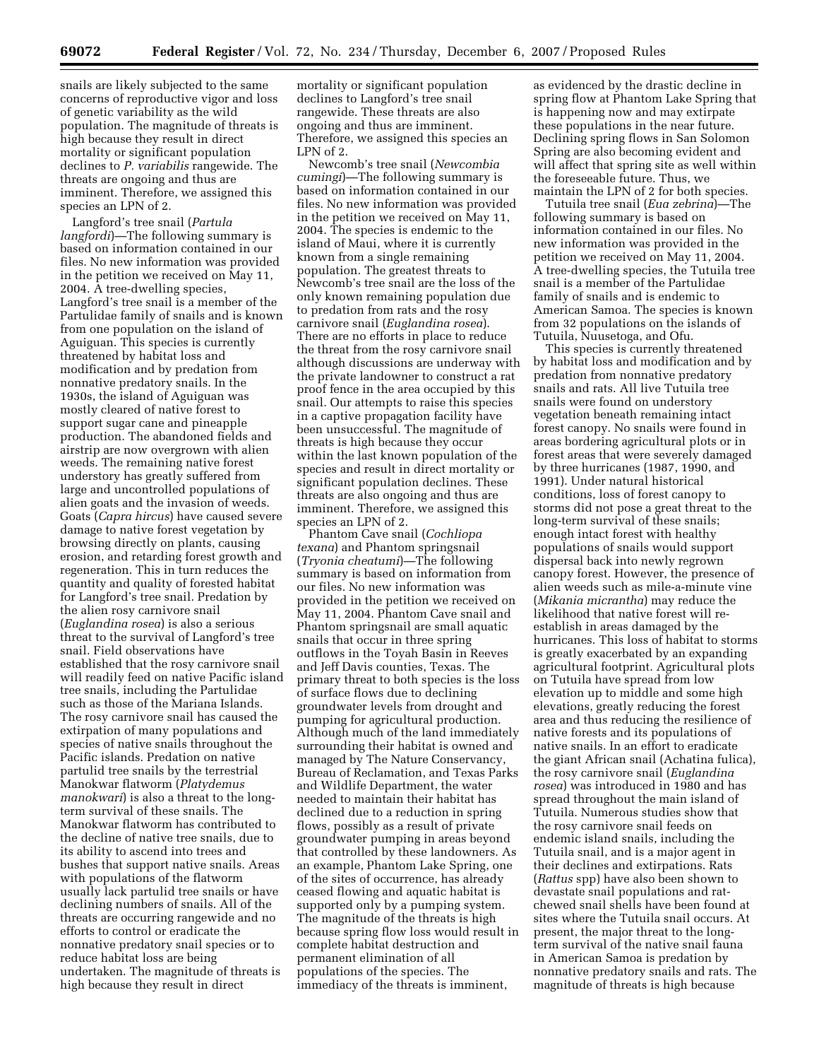snails are likely subjected to the same concerns of reproductive vigor and loss of genetic variability as the wild population. The magnitude of threats is high because they result in direct mortality or significant population declines to *P. variabilis* rangewide. The threats are ongoing and thus are imminent. Therefore, we assigned this species an LPN of 2.

Langford's tree snail (*Partula langfordi*)—The following summary is based on information contained in our files. No new information was provided in the petition we received on May 11, 2004. A tree-dwelling species, Langford's tree snail is a member of the Partulidae family of snails and is known from one population on the island of Aguiguan. This species is currently threatened by habitat loss and modification and by predation from nonnative predatory snails. In the 1930s, the island of Aguiguan was mostly cleared of native forest to support sugar cane and pineapple production. The abandoned fields and airstrip are now overgrown with alien weeds. The remaining native forest understory has greatly suffered from large and uncontrolled populations of alien goats and the invasion of weeds. Goats (*Capra hircus*) have caused severe damage to native forest vegetation by browsing directly on plants, causing erosion, and retarding forest growth and regeneration. This in turn reduces the quantity and quality of forested habitat for Langford's tree snail. Predation by the alien rosy carnivore snail (*Euglandina rosea*) is also a serious threat to the survival of Langford's tree snail. Field observations have established that the rosy carnivore snail will readily feed on native Pacific island tree snails, including the Partulidae such as those of the Mariana Islands. The rosy carnivore snail has caused the extirpation of many populations and species of native snails throughout the Pacific islands. Predation on native partulid tree snails by the terrestrial Manokwar flatworm (*Platydemus manokwari*) is also a threat to the long-term survival of these snails. The Manokwar flatworm has contributed to the decline of native tree snails, due to its ability to ascend into trees and bushes that support native snails. Areas with populations of the flatworm usually lack partulid tree snails or have declining numbers of snails. All of the threats are occurring rangewide and no efforts to control or eradicate the nonnative predatory snail species or to reduce habitat loss are being undertaken. The magnitude of threats is high because they result in direct mortality or significant population declines to Langford's tree snail rangewide. These threats are also ongoing and thus are imminent. Therefore, we assigned this species an LPN of 2.

Newcomb's tree snail (*Newcombia cumingi*)—The following summary is based on information contained in our files. No new information was provided in the petition we received on May 11, 2004. The species is endemic to the island of Maui, where it is currently known from a single remaining population. The greatest threats to Newcomb's tree snail are the loss of the only known remaining population due to predation from rats and the rosy carnivore snail (*Euglandina rosea*). There are no efforts in place to reduce the threat from the rosy carnivore snail although discussions are underway with the private landowner to construct a rat proof fence in the area occupied by this snail. Our attempts to raise this species in a captive propagation facility have been unsuccessful. The magnitude of threats is high because they occur within the last known population of the species and result in direct mortality or significant population declines. These threats are also ongoing and thus are imminent. Therefore, we assigned this species an LPN of 2.

Phantom Cave snail (*Cochliopa texana*) and Phantom springsnail (*Tryonia cheatumi*)—The following summary is based on information from our files. No new information was provided in the petition we received on May 11, 2004. Phantom Cave snail and Phantom springsnail are small aquatic snails that occur in three spring outflows in the Toyah Basin in Reeves and Jeff Davis counties, Texas. The primary threat to both species is the loss of surface flows due to declining groundwater levels from drought and pumping for agricultural production. Although much of the land immediately surrounding their habitat is owned and managed by The Nature Conservancy, Bureau of Reclamation, and Texas Parks and Wildlife Department, the water needed to maintain their habitat has declined due to a reduction in spring flows, possibly as a result of private groundwater pumping in areas beyond that controlled by these landowners. As an example, Phantom Lake Spring, one of the sites of occurrence, has already ceased flowing and aquatic habitat is supported only by a pumping system. The magnitude of the threats is high because spring flow loss would result in complete habitat destruction and permanent elimination of all populations of the species. The immediacy of the threats is imminent, as evidenced by the drastic decline in spring flow at Phantom Lake Spring that is happening now and may extirpate these populations in the near future. Declining spring flows in San Solomon Spring are also becoming evident and will affect that spring site as well within the foreseeable future. Thus, we maintain the LPN of 2 for both species.

Tutuila tree snail (*Eua zebrina*)—The following summary is based on information contained in our files. No new information was provided in the petition we received on May 11, 2004. A tree-dwelling species, the Tutuila tree snail is a member of the Partulidae family of snails and is endemic to American Samoa. The species is known from 32 populations on the islands of Tutuila, Nuusetoga, and Ofu.

This species is currently threatened by habitat loss and modification and by predation from nonnative predatory snails and rats. All live Tutuila tree snails were found on understory vegetation beneath remaining intact forest canopy. No snails were found in areas bordering agricultural plots or in forest areas that were severely damaged by three hurricanes (1987, 1990, and 1991). Under natural historical conditions, loss of forest canopy to storms did not pose a great threat to the long-term survival of these snails; enough intact forest with healthy populations of snails would support dispersal back into newly regrown canopy forest. However, the presence of alien weeds such as mile-a-minute vine (*Mikania micrantha*) may reduce the likelihood that native forest will re-establish in areas damaged by the hurricanes. This loss of habitat to storms is greatly exacerbated by an expanding agricultural footprint. Agricultural plots on Tutuila have spread from low elevation up to middle and some high elevations, greatly reducing the forest area and thus reducing the resilience of native forests and its populations of native snails. In an effort to eradicate the giant African snail (Achatina fulica), the rosy carnivore snail (*Euglandina rosea*) was introduced in 1980 and has spread throughout the main island of Tutuila. Numerous studies show that the rosy carnivore snail feeds on endemic island snails, including the Tutuila snail, and is a major agent in their declines and extirpations. Rats (*Rattus* spp) have also been shown to devastate snail populations and rat-chewed snail shells have been found at sites where the Tutuila snail occurs. At present, the major threat to the long-term survival of the native snail fauna in American Samoa is predation by nonnative predatory snails and rats. The magnitude of threats is high because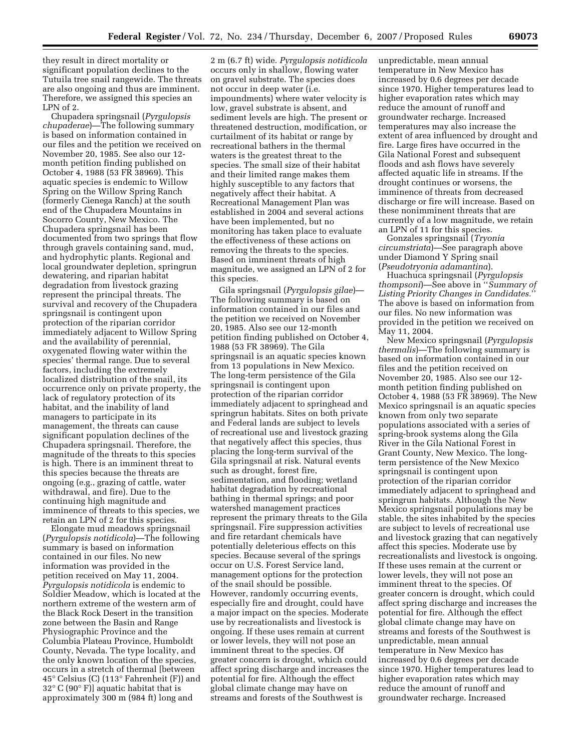they result in direct mortality or significant population declines to the Tutuila tree snail rangewide. The threats are also ongoing and thus are imminent. Therefore, we assigned this species an LPN of 2.

Chupadera springsnail (*Pyrgulopsis chupaderae*)—The following summary is based on information contained in our files and the petition we received on November 20, 1985. See also our 12-month petition finding published on October 4, 1988 (53 FR 38969). This aquatic species is endemic to Willow Spring on the Willow Spring Ranch (formerly Cienega Ranch) at the south end of the Chupadera Mountains in Socorro County, New Mexico. The Chupadera springsnail has been documented from two springs that flow through gravels containing sand, mud, and hydrophytic plants. Regional and local groundwater depletion, springrun dewatering, and riparian habitat degradation from livestock grazing represent the principal threats. The survival and recovery of the Chupadera springsnail is contingent upon protection of the riparian corridor immediately adjacent to Willow Spring and the availability of perennial, oxygenated flowing water within the species' thermal range. Due to several factors, including the extremely localized distribution of the snail, its occurrence only on private property, the lack of regulatory protection of its habitat, and the inability of land managers to participate in its management, the threats can cause significant population declines of the Chupadera springsnail. Therefore, the magnitude of the threats to this species is high. There is an imminent threat to this species because the threats are ongoing (e.g., grazing of cattle, water withdrawal, and fire). Due to the continuing high magnitude and imminence of threats to this species, we retain an LPN of 2 for this species.

Elongate mud meadows springsnail (*Pyrgulopsis notidicola*)—The following summary is based on information contained in our files. No new information was provided in the petition received on May 11, 2004. *Pyrgulopsis notidicola* is endemic to Soldier Meadow, which is located at the northern extreme of the western arm of the Black Rock Desert in the transition zone between the Basin and Range Physiographic Province and the Columbia Plateau Province, Humboldt County, Nevada. The type locality, and the only known location of the species, occurs in a stretch of thermal [between 45° Celsius (C) (113° Fahrenheit (F)) and 32° C (90° F)] aquatic habitat that is approximately 300 m (984 ft) long and 2 m (6.7 ft) wide. *Pyrgulopsis notidicola* occurs only in shallow, flowing water on gravel substrate. The species does not occur in deep water (i.e. impoundments) where water velocity is low, gravel substrate is absent, and sediment levels are high. The present or threatened destruction, modification, or curtailment of its habitat or range by recreational bathers in the thermal waters is the greatest threat to the species. The small size of their habitat and their limited range makes them highly susceptible to any factors that negatively affect their habitat. A Recreational Management Plan was established in 2004 and several actions have been implemented, but no monitoring has taken place to evaluate the effectiveness of these actions on removing the threats to the species. Based on imminent threats of high magnitude, we assigned an LPN of 2 for this species.

Gila springsnail (*Pyrgulopsis gilae*)—The following summary is based on information contained in our files and the petition we received on November 20, 1985. Also see our 12-month petition finding published on October 4, 1988 (53 FR 38969). The Gila springsnail is an aquatic species known from 13 populations in New Mexico. The long-term persistence of the Gila springsnail is contingent upon protection of the riparian corridor immediately adjacent to springhead and springrun habitats. Sites on both private and Federal lands are subject to levels of recreational use and livestock grazing that negatively affect this species, thus placing the long-term survival of the Gila springsnail at risk. Natural events such as drought, forest fire, sedimentation, and flooding; wetland habitat degradation by recreational bathing in thermal springs; and poor watershed management practices represent the primary threats to the Gila springsnail. Fire suppression activities and fire retardant chemicals have potentially deleterious effects on this species. Because several of the springs occur on U.S. Forest Service land, management options for the protection of the snail should be possible. However, randomly occurring events, especially fire and drought, could have a major impact on the species. Moderate use by recreationalists and livestock is ongoing. If these uses remain at current or lower levels, they will not pose an imminent threat to the species. Of greater concern is drought, which could affect spring discharge and increases the potential for fire. Although the effect global climate change may have on streams and forests of the Southwest is unpredictable, mean annual temperature in New Mexico has increased by 0.6 degrees per decade since 1970. Higher temperatures lead to higher evaporation rates which may reduce the amount of runoff and groundwater recharge. Increased temperatures may also increase the extent of area influenced by drought and fire. Large fires have occurred in the Gila National Forest and subsequent floods and ash flows have severely affected aquatic life in streams. If the drought continues or worsens, the imminence of threats from decreased discharge or fire will increase. Based on these nonimminent threats that are currently of a low magnitude, we retain an LPN of 11 for this species.

Gonzales springsnail (*Tryonia circumstriata*)—See paragraph above under Diamond Y Spring snail (*Pseudotryonia adamantina*).

Huachuca springsnail (*Pyrgulopsis thompsoni*)—See above in ''*Summary of Listing Priority Changes in Candidates.*'' The above is based on information from our files. No new information was provided in the petition we received on May 11, 2004.

New Mexico springsnail (*Pyrgulopsis thermalis*)—The following summary is based on information contained in our files and the petition received on November 20, 1985. Also see our 12-month petition finding published on October 4, 1988 (53 FR 38969). The New Mexico springsnail is an aquatic species known from only two separate populations associated with a series of spring-brook systems along the Gila River in the Gila National Forest in Grant County, New Mexico. The long-term persistence of the New Mexico springsnail is contingent upon protection of the riparian corridor immediately adjacent to springhead and springrun habitats. Although the New Mexico springsnail populations may be stable, the sites inhabited by the species are subject to levels of recreational use and livestock grazing that can negatively affect this species. Moderate use by recreationalists and livestock is ongoing. If these uses remain at the current or lower levels, they will not pose an imminent threat to the species. Of greater concern is drought, which could affect spring discharge and increases the potential for fire. Although the effect global climate change may have on streams and forests of the Southwest is unpredictable, mean annual temperature in New Mexico has increased by 0.6 degrees per decade since 1970. Higher temperatures lead to higher evaporation rates which may reduce the amount of runoff and groundwater recharge. Increased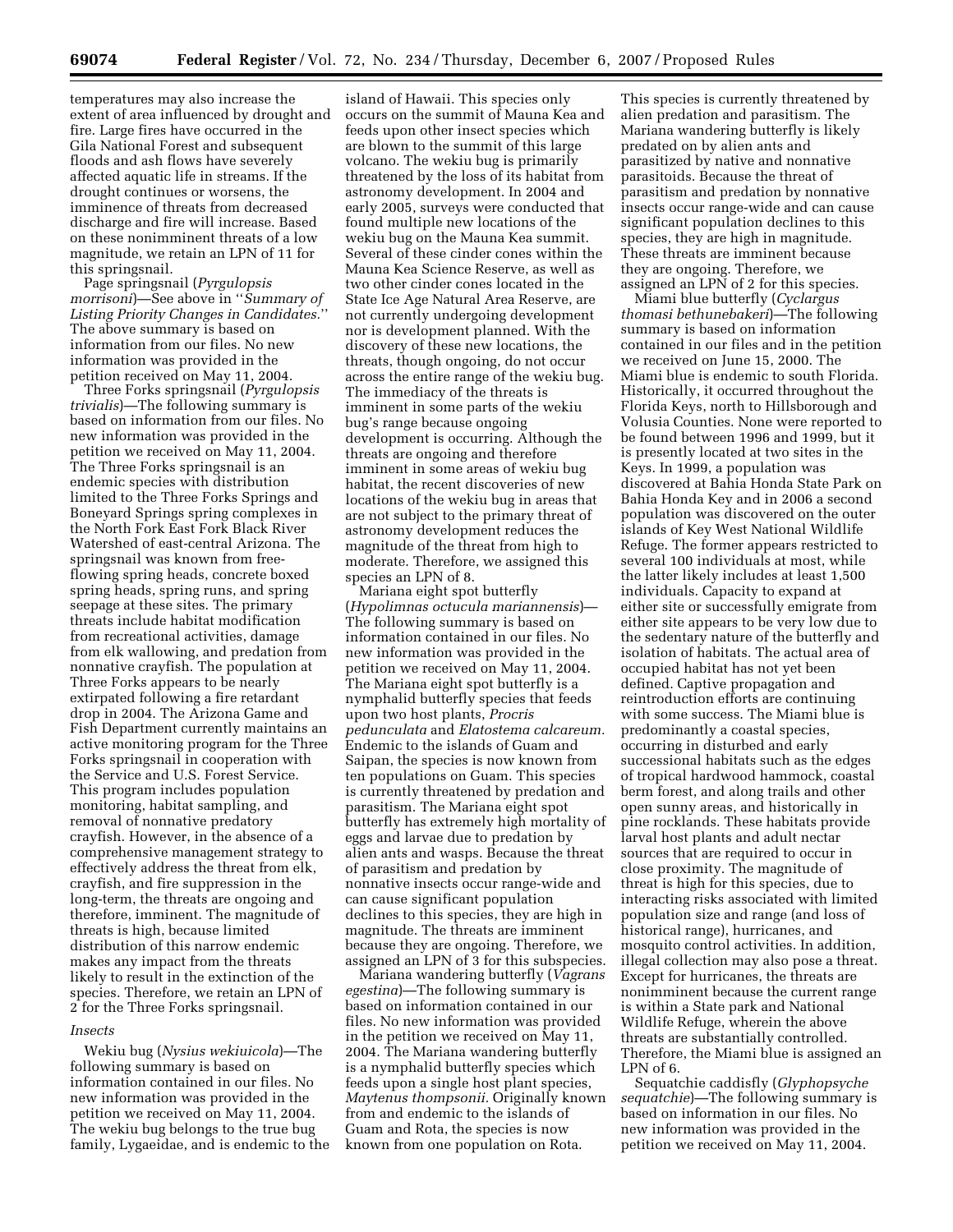temperatures may also increase the extent of area influenced by drought and fire. Large fires have occurred in the Gila National Forest and subsequent floods and ash flows have severely affected aquatic life in streams. If the drought continues or worsens, the imminence of threats from decreased discharge and fire will increase. Based on these nonimminent threats of a low magnitude, we retain an LPN of 11 for this springsnail.

Page springsnail (*Pyrgulopsis morrisoni*)—See above in ''*Summary of Listing Priority Changes in Candidates.*'' The above summary is based on information from our files. No new information was provided in the petition received on May 11, 2004.

Three Forks springsnail (*Pyrgulopsis trivialis*)—The following summary is based on information from our files. No new information was provided in the petition we received on May 11, 2004. The Three Forks springsnail is an endemic species with distribution limited to the Three Forks Springs and Boneyard Springs spring complexes in the North Fork East Fork Black River Watershed of east-central Arizona. The springsnail was known from free-flowing spring heads, concrete boxed spring heads, spring runs, and spring seepage at these sites. The primary threats include habitat modification from recreational activities, damage from elk wallowing, and predation from nonnative crayfish. The population at Three Forks appears to be nearly extirpated following a fire retardant drop in 2004. The Arizona Game and Fish Department currently maintains an active monitoring program for the Three Forks springsnail in cooperation with the Service and U.S. Forest Service. This program includes population monitoring, habitat sampling, and removal of nonnative predatory crayfish. However, in the absence of a comprehensive management strategy to effectively address the threat from elk, crayfish, and fire suppression in the long-term, the threats are ongoing and therefore, imminent. The magnitude of threats is high, because limited distribution of this narrow endemic makes any impact from the threats likely to result in the extinction of the species. Therefore, we retain an LPN of 2 for the Three Forks springsnail.

*Insects*

Wekiu bug (*Nysius wekiuicola*)—The following summary is based on information contained in our files. No new information was provided in the petition we received on May 11, 2004. The wekiu bug belongs to the true bug family, Lygaeidae, and is endemic to the island of Hawaii. This species only occurs on the summit of Mauna Kea and feeds upon other insect species which are blown to the summit of this large volcano. The wekiu bug is primarily threatened by the loss of its habitat from astronomy development. In 2004 and early 2005, surveys were conducted that found multiple new locations of the wekiu bug on the Mauna Kea summit. Several of these cinder cones within the Mauna Kea Science Reserve, as well as two other cinder cones located in the State Ice Age Natural Area Reserve, are not currently undergoing development nor is development planned. With the discovery of these new locations, the threats, though ongoing, do not occur across the entire range of the wekiu bug. The immediacy of the threats is imminent in some parts of the wekiu bug's range because ongoing development is occurring. Although the threats are ongoing and therefore imminent in some areas of wekiu bug habitat, the recent discoveries of new locations of the wekiu bug in areas that are not subject to the primary threat of astronomy development reduces the magnitude of the threat from high to moderate. Therefore, we assigned this species an LPN of 8.

Mariana eight spot butterfly (*Hypolimnas octucula mariannensis*)—The following summary is based on information contained in our files. No new information was provided in the petition we received on May 11, 2004. The Mariana eight spot butterfly is a nymphalid butterfly species that feeds upon two host plants, *Procris pedunculata* and *Elatostema calcareum.* Endemic to the islands of Guam and Saipan, the species is now known from ten populations on Guam. This species is currently threatened by predation and parasitism. The Mariana eight spot butterfly has extremely high mortality of eggs and larvae due to predation by alien ants and wasps. Because the threat of parasitism and predation by nonnative insects occur range-wide and can cause significant population declines to this species, they are high in magnitude. The threats are imminent because they are ongoing. Therefore, we assigned an LPN of 3 for this subspecies.

Mariana wandering butterfly (*Vagrans egestina*)—The following summary is based on information contained in our files. No new information was provided in the petition we received on May 11, 2004. The Mariana wandering butterfly is a nymphalid butterfly species which feeds upon a single host plant species, *Maytenus thompsonii.* Originally known from and endemic to the islands of Guam and Rota, the species is now known from one population on Rota. This species is currently threatened by alien predation and parasitism. The Mariana wandering butterfly is likely predated on by alien ants and parasitized by native and nonnative parasitoids. Because the threat of parasitism and predation by nonnative insects occur range-wide and can cause significant population declines to this species, they are high in magnitude. These threats are imminent because they are ongoing. Therefore, we assigned an LPN of 2 for this species.

Miami blue butterfly (*Cyclargus thomasi bethunebakeri*)—The following summary is based on information contained in our files and in the petition we received on June 15, 2000. The Miami blue is endemic to south Florida. Historically, it occurred throughout the Florida Keys, north to Hillsborough and Volusia Counties. None were reported to be found between 1996 and 1999, but it is presently located at two sites in the Keys. In 1999, a population was discovered at Bahia Honda State Park on Bahia Honda Key and in 2006 a second population was discovered on the outer islands of Key West National Wildlife Refuge. The former appears restricted to several 100 individuals at most, while the latter likely includes at least 1,500 individuals. Capacity to expand at either site or successfully emigrate from either site appears to be very low due to the sedentary nature of the butterfly and isolation of habitats. The actual area of occupied habitat has not yet been defined. Captive propagation and reintroduction efforts are continuing with some success. The Miami blue is predominantly a coastal species, occurring in disturbed and early successional habitats such as the edges of tropical hardwood hammock, coastal berm forest, and along trails and other open sunny areas, and historically in pine rocklands. These habitats provide larval host plants and adult nectar sources that are required to occur in close proximity. The magnitude of threat is high for this species, due to interacting risks associated with limited population size and range (and loss of historical range), hurricanes, and mosquito control activities. In addition, illegal collection may also pose a threat. Except for hurricanes, the threats are nonimminent because the current range is within a State park and National Wildlife Refuge, wherein the above threats are substantially controlled. Therefore, the Miami blue is assigned an LPN of 6.

Sequatchie caddisfly (*Glyphopsyche sequatchie*)—The following summary is based on information in our files. No new information was provided in the petition we received on May 11, 2004.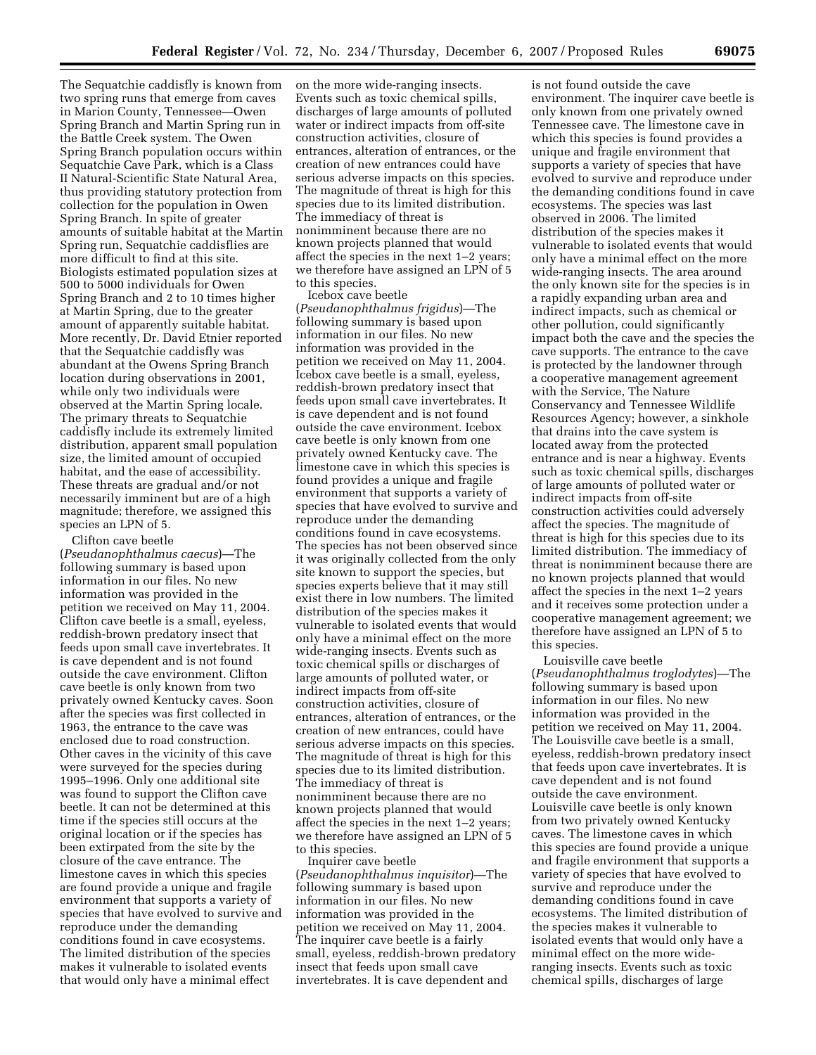The Sequatchie caddisfly is known from two spring runs that emerge from caves in Marion County, Tennessee—Owen Spring Branch and Martin Spring run in the Battle Creek system. The Owen Spring Branch population occurs within Sequatchie Cave Park, which is a Class II Natural-Scientific State Natural Area, thus providing statutory protection from collection for the population in Owen Spring Branch. In spite of greater amounts of suitable habitat at the Martin Spring run, Sequatchie caddisflies are more difficult to find at this site. Biologists estimated population sizes at 500 to 5000 individuals for Owen Spring Branch and 2 to 10 times higher at Martin Spring, due to the greater amount of apparently suitable habitat. More recently, Dr. David Etnier reported that the Sequatchie caddisfly was abundant at the Owens Spring Branch location during observations in 2001, while only two individuals were observed at the Martin Spring locale. The primary threats to Sequatchie caddisfly include its extremely limited distribution, apparent small population size, the limited amount of occupied habitat, and the ease of accessibility. These threats are gradual and/or not necessarily imminent but are of a high magnitude; therefore, we assigned this species an LPN of 5.

Clifton cave beetle (*Pseudanophthalmus caecus*)—The following summary is based upon information in our files. No new information was provided in the petition we received on May 11, 2004. Clifton cave beetle is a small, eyeless, reddish-brown predatory insect that feeds upon small cave invertebrates. It is cave dependent and is not found outside the cave environment. Clifton cave beetle is only known from two privately owned Kentucky caves. Soon after the species was first collected in 1963, the entrance to the cave was enclosed due to road construction. Other caves in the vicinity of this cave were surveyed for the species during 1995–1996. Only one additional site was found to support the Clifton cave beetle. It can not be determined at this time if the species still occurs at the original location or if the species has been extirpated from the site by the closure of the cave entrance. The limestone caves in which this species are found provide a unique and fragile environment that supports a variety of species that have evolved to survive and reproduce under the demanding conditions found in cave ecosystems. The limited distribution of the species makes it vulnerable to isolated events that would only have a minimal effect on the more wide-ranging insects. Events such as toxic chemical spills, discharges of large amounts of polluted water or indirect impacts from off-site construction activities, closure of entrances, alteration of entrances, or the creation of new entrances could have serious adverse impacts on this species. The magnitude of threat is high for this species due to its limited distribution. The immediacy of threat is nonimminent because there are no known projects planned that would affect the species in the next 1–2 years; we therefore have assigned an LPN of 5 to this species.

Icebox cave beetle (*Pseudanophthalmus frigidus*)—The following summary is based upon information in our files. No new information was provided in the petition we received on May 11, 2004. Icebox cave beetle is a small, eyeless, reddish-brown predatory insect that feeds upon small cave invertebrates. It is cave dependent and is not found outside the cave environment. Icebox cave beetle is only known from one privately owned Kentucky cave. The limestone cave in which this species is found provides a unique and fragile environment that supports a variety of species that have evolved to survive and reproduce under the demanding conditions found in cave ecosystems. The species has not been observed since it was originally collected from the only site known to support the species, but species experts believe that it may still exist there in low numbers. The limited distribution of the species makes it vulnerable to isolated events that would only have a minimal effect on the more wide-ranging insects. Events such as toxic chemical spills or discharges of large amounts of polluted water, or indirect impacts from off-site construction activities, closure of entrances, alteration of entrances, or the creation of new entrances, could have serious adverse impacts on this species. The magnitude of threat is high for this species due to its limited distribution. The immediacy of threat is nonimminent because there are no known projects planned that would affect the species in the next 1–2 years; we therefore have assigned an LPN of 5 to this species.

Inquirer cave beetle (*Pseudanophthalmus inquisitor*)—The following summary is based upon information in our files. No new information was provided in the petition we received on May 11, 2004. The inquirer cave beetle is a fairly small, eyeless, reddish-brown predatory insect that feeds upon small cave invertebrates. It is cave dependent and is not found outside the cave environment. The inquirer cave beetle is only known from one privately owned Tennessee cave. The limestone cave in which this species is found provides a unique and fragile environment that supports a variety of species that have evolved to survive and reproduce under the demanding conditions found in cave ecosystems. The species was last observed in 2006. The limited distribution of the species makes it vulnerable to isolated events that would only have a minimal effect on the more wide-ranging insects. The area around the only known site for the species is in a rapidly expanding urban area and indirect impacts, such as chemical or other pollution, could significantly impact both the cave and the species the cave supports. The entrance to the cave is protected by the landowner through a cooperative management agreement with the Service, The Nature Conservancy and Tennessee Wildlife Resources Agency; however, a sinkhole that drains into the cave system is located away from the protected entrance and is near a highway. Events such as toxic chemical spills, discharges of large amounts of polluted water or indirect impacts from off-site construction activities could adversely affect the species. The magnitude of threat is high for this species due to its limited distribution. The immediacy of threat is nonimminent because there are no known projects planned that would affect the species in the next 1–2 years and it receives some protection under a cooperative management agreement; we therefore have assigned an LPN of 5 to this species.

Louisville cave beetle (*Pseudanophthalmus troglodytes*)—The following summary is based upon information in our files. No new information was provided in the petition we received on May 11, 2004. The Louisville cave beetle is a small, eyeless, reddish-brown predatory insect that feeds upon cave invertebrates. It is cave dependent and is not found outside the cave environment. Louisville cave beetle is only known from two privately owned Kentucky caves. The limestone caves in which this species are found provide a unique and fragile environment that supports a variety of species that have evolved to survive and reproduce under the demanding conditions found in cave ecosystems. The limited distribution of the species makes it vulnerable to isolated events that would only have a minimal effect on the more wide-ranging insects. Events such as toxic chemical spills, discharges of large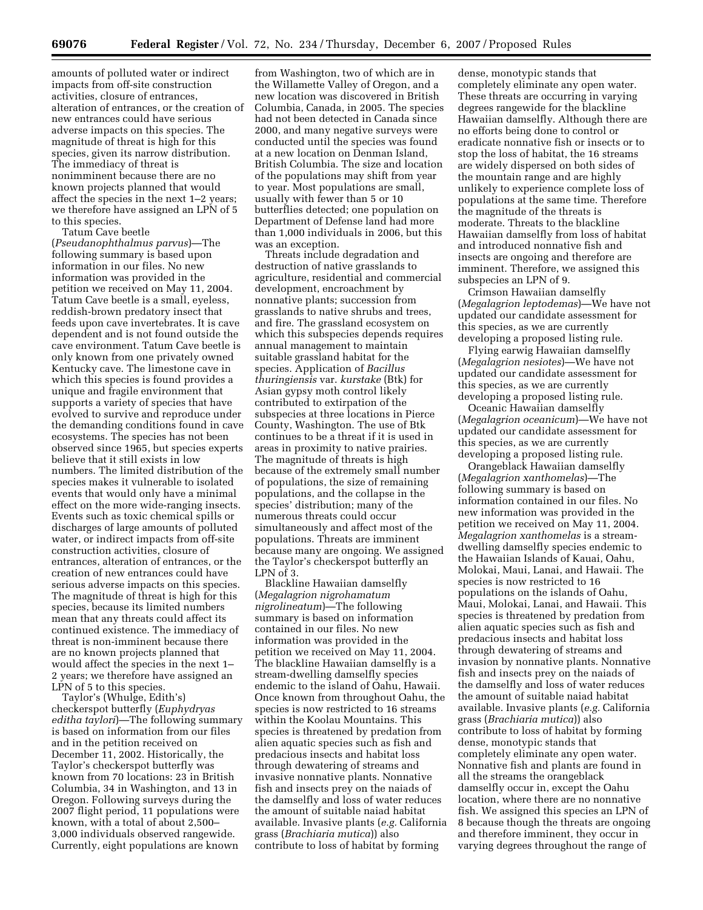amounts of polluted water or indirect impacts from off-site construction activities, closure of entrances, alteration of entrances, or the creation of new entrances could have serious adverse impacts on this species. The magnitude of threat is high for this species, given its narrow distribution. The immediacy of threat is nonimminent because there are no known projects planned that would affect the species in the next 1–2 years; we therefore have assigned an LPN of 5 to this species.

Tatum Cave beetle (*Pseudanophthalmus parvus*)—The following summary is based upon information in our files. No new information was provided in the petition we received on May 11, 2004. Tatum Cave beetle is a small, eyeless, reddish-brown predatory insect that feeds upon cave invertebrates. It is cave dependent and is not found outside the cave environment. Tatum Cave beetle is only known from one privately owned Kentucky cave. The limestone cave in which this species is found provides a unique and fragile environment that supports a variety of species that have evolved to survive and reproduce under the demanding conditions found in cave ecosystems. The species has not been observed since 1965, but species experts believe that it still exists in low numbers. The limited distribution of the species makes it vulnerable to isolated events that would only have a minimal effect on the more wide-ranging insects. Events such as toxic chemical spills or discharges of large amounts of polluted water, or indirect impacts from off-site construction activities, closure of entrances, alteration of entrances, or the creation of new entrances could have serious adverse impacts on this species. The magnitude of threat is high for this species, because its limited numbers mean that any threats could affect its continued existence. The immediacy of threat is non-imminent because there are no known projects planned that would affect the species in the next 1–2 years; we therefore have assigned an LPN of 5 to this species.

Taylor's (Whulge, Edith's) checkerspot butterfly (*Euphydryas editha taylori*)—The following summary is based on information from our files and in the petition received on December 11, 2002. Historically, the Taylor's checkerspot butterfly was known from 70 locations: 23 in British Columbia, 34 in Washington, and 13 in Oregon. Following surveys during the 2007 flight period, 11 populations were known, with a total of about 2,500–3,000 individuals observed rangewide. Currently, eight populations are known from Washington, two of which are in the Willamette Valley of Oregon, and a new location was discovered in British Columbia, Canada, in 2005. The species had not been detected in Canada since 2000, and many negative surveys were conducted until the species was found at a new location on Denman Island, British Columbia. The size and location of the populations may shift from year to year. Most populations are small, usually with fewer than 5 or 10 butterflies detected; one population on Department of Defense land had more than 1,000 individuals in 2006, but this was an exception.

Threats include degradation and destruction of native grasslands to agriculture, residential and commercial development, encroachment by nonnative plants; succession from grasslands to native shrubs and trees, and fire. The grassland ecosystem on which this subspecies depends requires annual management to maintain suitable grassland habitat for the species. Application of *Bacillus thuringiensis* var. *kurstake* (Btk) for Asian gypsy moth control likely contributed to extirpation of the subspecies at three locations in Pierce County, Washington. The use of Btk continues to be a threat if it is used in areas in proximity to native prairies. The magnitude of threats is high because of the extremely small number of populations, the size of remaining populations, and the collapse in the species' distribution; many of the numerous threats could occur simultaneously and affect most of the populations. Threats are imminent because many are ongoing. We assigned the Taylor's checkerspot butterfly an LPN of 3.

Blackline Hawaiian damselfly (*Megalagrion nigrohamatum nigrolineatum*)—The following summary is based on information contained in our files. No new information was provided in the petition we received on May 11, 2004. The blackline Hawaiian damselfly is a stream-dwelling damselfly species endemic to the island of Oahu, Hawaii. Once known from throughout Oahu, the species is now restricted to 16 streams within the Koolau Mountains. This species is threatened by predation from alien aquatic species such as fish and predacious insects and habitat loss through dewatering of streams and invasive nonnative plants. Nonnative fish and insects prey on the naiads of the damselfly and loss of water reduces the amount of suitable naiad habitat available. Invasive plants (*e.g.* California grass (*Brachiaria mutica*)) also contribute to loss of habitat by forming dense, monotypic stands that completely eliminate any open water. These threats are occurring in varying degrees rangewide for the blackline Hawaiian damselfly. Although there are no efforts being done to control or eradicate nonnative fish or insects or to stop the loss of habitat, the 16 streams are widely dispersed on both sides of the mountain range and are highly unlikely to experience complete loss of populations at the same time. Therefore the magnitude of the threats is moderate. Threats to the blackline Hawaiian damselfly from loss of habitat and introduced nonnative fish and insects are ongoing and therefore are imminent. Therefore, we assigned this subspecies an LPN of 9.

Crimson Hawaiian damselfly (*Megalagrion leptodemas*)—We have not updated our candidate assessment for this species, as we are currently developing a proposed listing rule.

Flying earwig Hawaiian damselfly (*Megalagrion nesiotes*)—We have not updated our candidate assessment for this species, as we are currently developing a proposed listing rule.

Oceanic Hawaiian damselfly (*Megalagrion oceanicum*)—We have not updated our candidate assessment for this species, as we are currently developing a proposed listing rule.

Orangeblack Hawaiian damselfly (*Megalagrion xanthomelas*)—The following summary is based on information contained in our files. No new information was provided in the petition we received on May 11, 2004. *Megalagrion xanthomelas* is a stream-dwelling damselfly species endemic to the Hawaiian Islands of Kauai, Oahu, Molokai, Maui, Lanai, and Hawaii. The species is now restricted to 16 populations on the islands of Oahu, Maui, Molokai, Lanai, and Hawaii. This species is threatened by predation from alien aquatic species such as fish and predacious insects and habitat loss through dewatering of streams and invasion by nonnative plants. Nonnative fish and insects prey on the naiads of the damselfly and loss of water reduces the amount of suitable naiad habitat available. Invasive plants (*e.g.* California grass (*Brachiaria mutica*)) also contribute to loss of habitat by forming dense, monotypic stands that completely eliminate any open water. Nonnative fish and plants are found in all the streams the orangeblack damselfly occur in, except the Oahu location, where there are no nonnative fish. We assigned this species an LPN of 8 because though the threats are ongoing and therefore imminent, they occur in varying degrees throughout the range of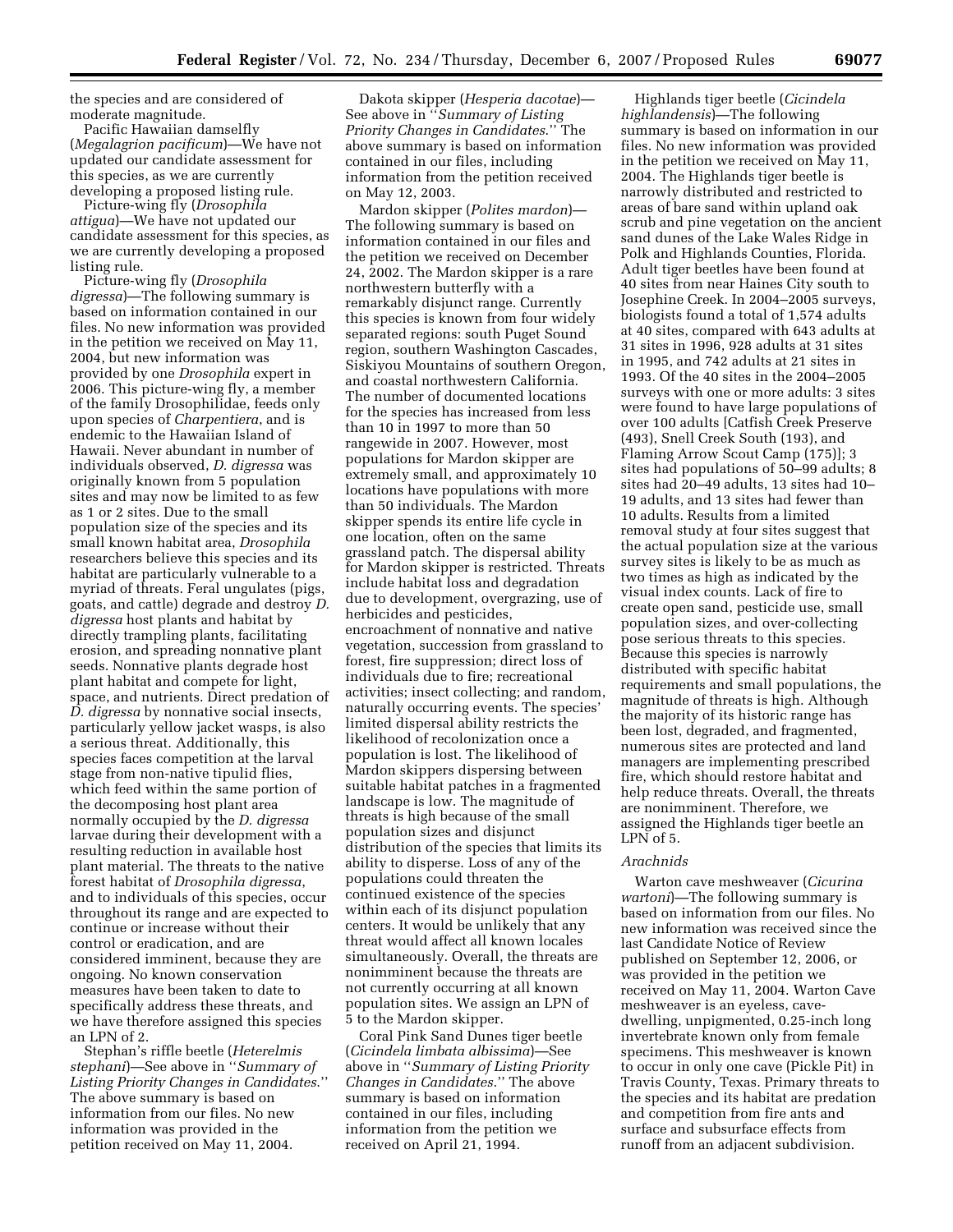the species and are considered of moderate magnitude.

Pacific Hawaiian damselfly (*Megalagrion pacificum*)—We have not updated our candidate assessment for this species, as we are currently developing a proposed listing rule.

Picture-wing fly (*Drosophila attigua*)—We have not updated our candidate assessment for this species, as we are currently developing a proposed listing rule.

Picture-wing fly (*Drosophila digressa*)—The following summary is based on information contained in our files. No new information was provided in the petition we received on May 11, 2004, but new information was provided by one *Drosophila* expert in 2006. This picture-wing fly, a member of the family Drosophilidae, feeds only upon species of *Charpentiera*, and is endemic to the Hawaiian Island of Hawaii. Never abundant in number of individuals observed, *D. digressa* was originally known from 5 population sites and may now be limited to as few as 1 or 2 sites. Due to the small population size of the species and its small known habitat area, *Drosophila* researchers believe this species and its habitat are particularly vulnerable to a myriad of threats. Feral ungulates (pigs, goats, and cattle) degrade and destroy *D. digressa* host plants and habitat by directly trampling plants, facilitating erosion, and spreading nonnative plant seeds. Nonnative plants degrade host plant habitat and compete for light, space, and nutrients. Direct predation of *D. digressa* by nonnative social insects, particularly yellow jacket wasps, is also a serious threat. Additionally, this species faces competition at the larval stage from non-native tipulid flies, which feed within the same portion of the decomposing host plant area normally occupied by the *D. digressa* larvae during their development with a resulting reduction in available host plant material. The threats to the native forest habitat of *Drosophila digressa*, and to individuals of this species, occur throughout its range and are expected to continue or increase without their control or eradication, and are considered imminent, because they are ongoing. No known conservation measures have been taken to date to specifically address these threats, and we have therefore assigned this species an LPN of 2.

Stephan's riffle beetle (*Heterelmis stephani*)—See above in ''*Summary of Listing Priority Changes in Candidates*.'' The above summary is based on information from our files. No new information was provided in the petition received on May 11, 2004.

Dakota skipper (*Hesperia dacotae*)—See above in ''*Summary of Listing Priority Changes in Candidates*.'' The above summary is based on information contained in our files, including information from the petition received on May 12, 2003.

Mardon skipper (*Polites mardon*)—The following summary is based on information contained in our files and the petition we received on December 24, 2002. The Mardon skipper is a rare northwestern butterfly with a remarkably disjunct range. Currently this species is known from four widely separated regions: south Puget Sound region, southern Washington Cascades, Siskiyou Mountains of southern Oregon, and coastal northwestern California. The number of documented locations for the species has increased from less than 10 in 1997 to more than 50 rangewide in 2007. However, most populations for Mardon skipper are extremely small, and approximately 10 locations have populations with more than 50 individuals. The Mardon skipper spends its entire life cycle in one location, often on the same grassland patch. The dispersal ability for Mardon skipper is restricted. Threats include habitat loss and degradation due to development, overgrazing, use of herbicides and pesticides, encroachment of nonnative and native vegetation, succession from grassland to forest, fire suppression; direct loss of individuals due to fire; recreational activities; insect collecting; and random, naturally occurring events. The species' limited dispersal ability restricts the likelihood of recolonization once a population is lost. The likelihood of Mardon skippers dispersing between suitable habitat patches in a fragmented landscape is low. The magnitude of threats is high because of the small population sizes and disjunct distribution of the species that limits its ability to disperse. Loss of any of the populations could threaten the continued existence of the species within each of its disjunct population centers. It would be unlikely that any threat would affect all known locales simultaneously. Overall, the threats are nonimminent because the threats are not currently occurring at all known population sites. We assign an LPN of 5 to the Mardon skipper.

Coral Pink Sand Dunes tiger beetle (*Cicindela limbata albissima*)—See above in ''*Summary of Listing Priority Changes in Candidates*.'' The above summary is based on information contained in our files, including information from the petition we received on April 21, 1994.

Highlands tiger beetle (*Cicindela highlandensis*)—The following summary is based on information in our files. No new information was provided in the petition we received on May 11, 2004. The Highlands tiger beetle is narrowly distributed and restricted to areas of bare sand within upland oak scrub and pine vegetation on the ancient sand dunes of the Lake Wales Ridge in Polk and Highlands Counties, Florida. Adult tiger beetles have been found at 40 sites from near Haines City south to Josephine Creek. In 2004–2005 surveys, biologists found a total of 1,574 adults at 40 sites, compared with 643 adults at 31 sites in 1996, 928 adults at 31 sites in 1995, and 742 adults at 21 sites in 1993. Of the 40 sites in the 2004–2005 surveys with one or more adults: 3 sites were found to have large populations of over 100 adults [Catfish Creek Preserve (493), Snell Creek South (193), and Flaming Arrow Scout Camp (175)]; 3 sites had populations of 50–99 adults; 8 sites had 20–49 adults, 13 sites had 10–19 adults, and 13 sites had fewer than 10 adults. Results from a limited removal study at four sites suggest that the actual population size at the various survey sites is likely to be as much as two times as high as indicated by the visual index counts. Lack of fire to create open sand, pesticide use, small population sizes, and over-collecting pose serious threats to this species. Because this species is narrowly distributed with specific habitat requirements and small populations, the magnitude of threats is high. Although the majority of its historic range has been lost, degraded, and fragmented, numerous sites are protected and land managers are implementing prescribed fire, which should restore habitat and help reduce threats. Overall, the threats are nonimminent. Therefore, we assigned the Highlands tiger beetle an LPN of 5.

*Arachnids*

Warton cave meshweaver (*Cicurina wartoni*)—The following summary is based on information from our files. No new information was received since the last Candidate Notice of Review published on September 12, 2006, or was provided in the petition we received on May 11, 2004. Warton Cave meshweaver is an eyeless, cave-dwelling, unpigmented, 0.25-inch long invertebrate known only from female specimens. This meshweaver is known to occur in only one cave (Pickle Pit) in Travis County, Texas. Primary threats to the species and its habitat are predation and competition from fire ants and surface and subsurface effects from runoff from an adjacent subdivision.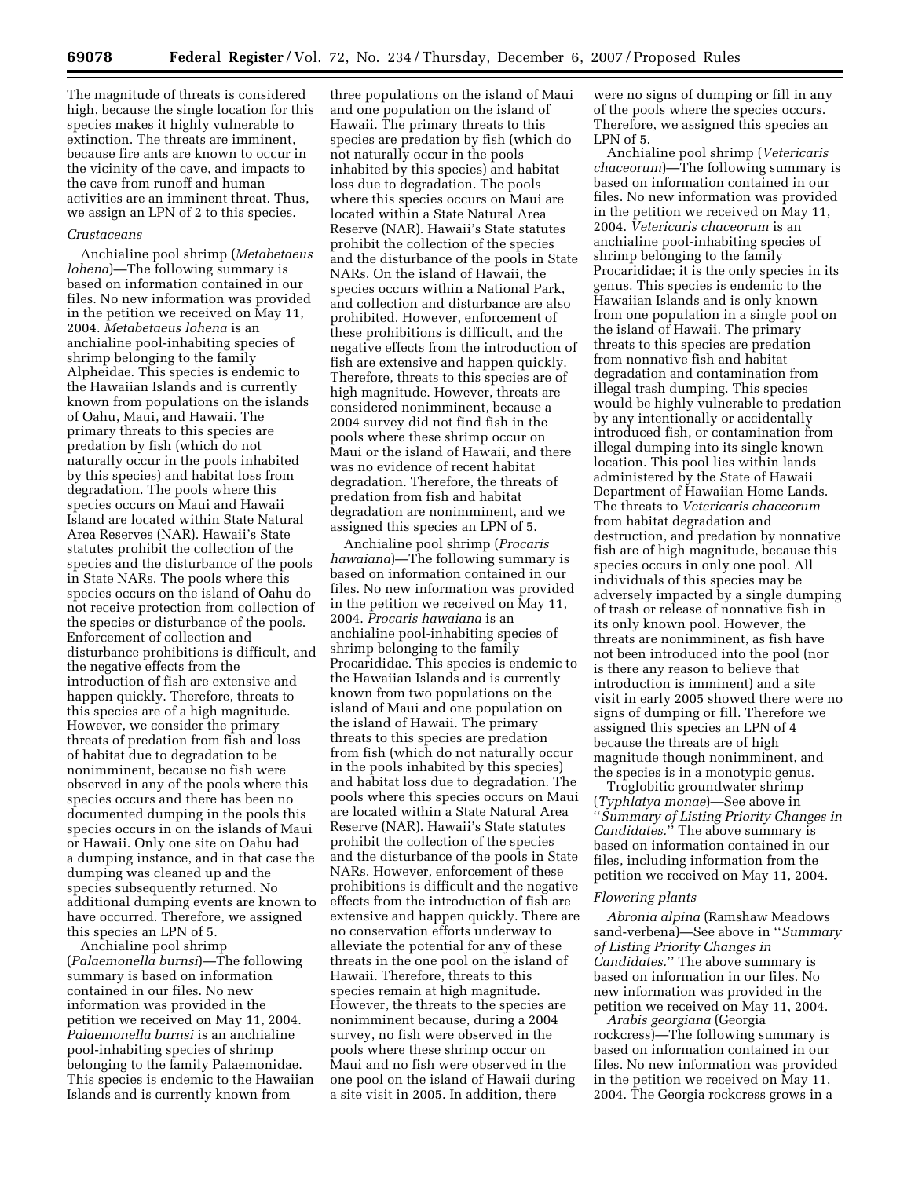The magnitude of threats is considered high, because the single location for this species makes it highly vulnerable to extinction. The threats are imminent, because fire ants are known to occur in the vicinity of the cave, and impacts to the cave from runoff and human activities are an imminent threat. Thus, we assign an LPN of 2 to this species.

*Crustaceans*

Anchialine pool shrimp (*Metabetaeus lohena*)—The following summary is based on information contained in our files. No new information was provided in the petition we received on May 11, 2004. *Metabetaeus lohena* is an anchialine pool-inhabiting species of shrimp belonging to the family Alpheidae. This species is endemic to the Hawaiian Islands and is currently known from populations on the islands of Oahu, Maui, and Hawaii. The primary threats to this species are predation by fish (which do not naturally occur in the pools inhabited by this species) and habitat loss from degradation. The pools where this species occurs on Maui and Hawaii Island are located within State Natural Area Reserves (NAR). Hawaii's State statutes prohibit the collection of the species and the disturbance of the pools in State NARs. The pools where this species occurs on the island of Oahu do not receive protection from collection of the species or disturbance of the pools. Enforcement of collection and disturbance prohibitions is difficult, and the negative effects from the introduction of fish are extensive and happen quickly. Therefore, threats to this species are of a high magnitude. However, we consider the primary threats of predation from fish and loss of habitat due to degradation to be nonimminent, because no fish were observed in any of the pools where this species occurs and there has been no documented dumping in the pools this species occurs in on the islands of Maui or Hawaii. Only one site on Oahu had a dumping instance, and in that case the dumping was cleaned up and the species subsequently returned. No additional dumping events are known to have occurred. Therefore, we assigned this species an LPN of 5.

Anchialine pool shrimp (*Palaemonella burnsi*)—The following summary is based on information contained in our files. No new information was provided in the petition we received on May 11, 2004. *Palaemonella burnsi* is an anchialine pool-inhabiting species of shrimp belonging to the family Palaemonidae. This species is endemic to the Hawaiian Islands and is currently known from three populations on the island of Maui and one population on the island of Hawaii. The primary threats to this species are predation by fish (which do not naturally occur in the pools inhabited by this species) and habitat loss due to degradation. The pools where this species occurs on Maui are located within a State Natural Area Reserve (NAR). Hawaii's State statutes prohibit the collection of the species and the disturbance of the pools in State NARs. On the island of Hawaii, the species occurs within a National Park, and collection and disturbance are also prohibited. However, enforcement of these prohibitions is difficult, and the negative effects from the introduction of fish are extensive and happen quickly. Therefore, threats to this species are of high magnitude. However, threats are considered nonimminent, because a 2004 survey did not find fish in the pools where these shrimp occur on Maui or the island of Hawaii, and there was no evidence of recent habitat degradation. Therefore, the threats of predation from fish and habitat degradation are nonimminent, and we assigned this species an LPN of 5.

Anchialine pool shrimp (*Procaris hawaiana*)—The following summary is based on information contained in our files. No new information was provided in the petition we received on May 11, 2004. *Procaris hawaiana* is an anchialine pool-inhabiting species of shrimp belonging to the family Procarididae. This species is endemic to the Hawaiian Islands and is currently known from two populations on the island of Maui and one population on the island of Hawaii. The primary threats to this species are predation from fish (which do not naturally occur in the pools inhabited by this species) and habitat loss due to degradation. The pools where this species occurs on Maui are located within a State Natural Area Reserve (NAR). Hawaii's State statutes prohibit the collection of the species and the disturbance of the pools in State NARs. However, enforcement of these prohibitions is difficult and the negative effects from the introduction of fish are extensive and happen quickly. There are no conservation efforts underway to alleviate the potential for any of these threats in the one pool on the island of Hawaii. Therefore, threats to this species remain at high magnitude. However, the threats to the species are nonimminent because, during a 2004 survey, no fish were observed in the pools where these shrimp occur on Maui and no fish were observed in the one pool on the island of Hawaii during a site visit in 2005. In addition, there were no signs of dumping or fill in any of the pools where the species occurs. Therefore, we assigned this species an LPN of 5.

Anchialine pool shrimp (*Vetericaris chaceorum*)—The following summary is based on information contained in our files. No new information was provided in the petition we received on May 11, 2004. *Vetericaris chaceorum* is an anchialine pool-inhabiting species of shrimp belonging to the family Procarididae; it is the only species in its genus. This species is endemic to the Hawaiian Islands and is only known from one population in a single pool on the island of Hawaii. The primary threats to this species are predation from nonnative fish and habitat degradation and contamination from illegal trash dumping. This species would be highly vulnerable to predation by any intentionally or accidentally introduced fish, or contamination from illegal dumping into its single known location. This pool lies within lands administered by the State of Hawaii Department of Hawaiian Home Lands. The threats to *Vetericaris chaceorum* from habitat degradation and destruction, and predation by nonnative fish are of high magnitude, because this species occurs in only one pool. All individuals of this species may be adversely impacted by a single dumping of trash or release of nonnative fish in its only known pool. However, the threats are nonimminent, as fish have not been introduced into the pool (nor is there any reason to believe that introduction is imminent) and a site visit in early 2005 showed there were no signs of dumping or fill. Therefore we assigned this species an LPN of 4 because the threats are of high magnitude though nonimminent, and the species is in a monotypic genus.

Troglobitic groundwater shrimp (*Typhlatya monae*)—See above in ''*Summary of Listing Priority Changes in Candidates*.'' The above summary is based on information contained in our files, including information from the petition we received on May 11, 2004.

*Flowering plants*

*Abronia alpina* (Ramshaw Meadows sand-verbena)—See above in ''*Summary of Listing Priority Changes in Candidates*.'' The above summary is based on information in our files. No new information was provided in the petition we received on May 11, 2004.

*Arabis georgiana* (Georgia rockcress)—The following summary is based on information contained in our files. No new information was provided in the petition we received on May 11, 2004. The Georgia rockcress grows in a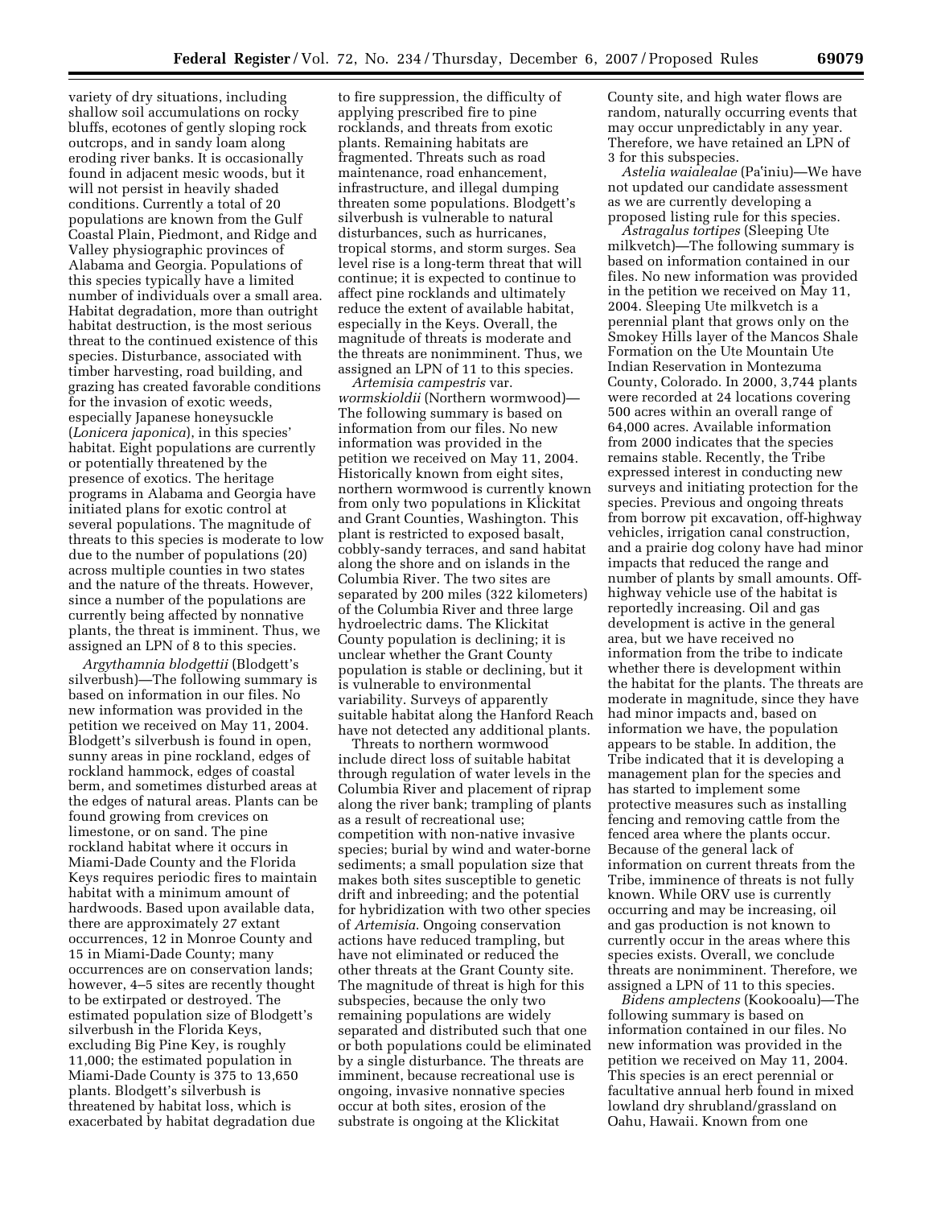variety of dry situations, including shallow soil accumulations on rocky bluffs, ecotones of gently sloping rock outcrops, and in sandy loam along eroding river banks. It is occasionally found in adjacent mesic woods, but it will not persist in heavily shaded conditions. Currently a total of 20 populations are known from the Gulf Coastal Plain, Piedmont, and Ridge and Valley physiographic provinces of Alabama and Georgia. Populations of this species typically have a limited number of individuals over a small area. Habitat degradation, more than outright habitat destruction, is the most serious threat to the continued existence of this species. Disturbance, associated with timber harvesting, road building, and grazing has created favorable conditions for the invasion of exotic weeds, especially Japanese honeysuckle (*Lonicera japonica*), in this species' habitat. Eight populations are currently or potentially threatened by the presence of exotics. The heritage programs in Alabama and Georgia have initiated plans for exotic control at several populations. The magnitude of threats to this species is moderate to low due to the number of populations (20) across multiple counties in two states and the nature of the threats. However, since a number of the populations are currently being affected by nonnative plants, the threat is imminent. Thus, we assigned an LPN of 8 to this species.

*Argythamnia blodgettii* (Blodgett's silverbush)—The following summary is based on information in our files. No new information was provided in the petition we received on May 11, 2004. Blodgett's silverbush is found in open, sunny areas in pine rockland, edges of rockland hammock, edges of coastal berm, and sometimes disturbed areas at the edges of natural areas. Plants can be found growing from crevices on limestone, or on sand. The pine rockland habitat where it occurs in Miami-Dade County and the Florida Keys requires periodic fires to maintain habitat with a minimum amount of hardwoods. Based upon available data, there are approximately 27 extant occurrences, 12 in Monroe County and 15 in Miami-Dade County; many occurrences are on conservation lands; however, 4–5 sites are recently thought to be extirpated or destroyed. The estimated population size of Blodgett's silverbush in the Florida Keys, excluding Big Pine Key, is roughly 11,000; the estimated population in Miami-Dade County is 375 to 13,650 plants. Blodgett's silverbush is threatened by habitat loss, which is exacerbated by habitat degradation due to fire suppression, the difficulty of applying prescribed fire to pine rocklands, and threats from exotic plants. Remaining habitats are fragmented. Threats such as road maintenance, road enhancement, infrastructure, and illegal dumping threaten some populations. Blodgett's silverbush is vulnerable to natural disturbances, such as hurricanes, tropical storms, and storm surges. Sea level rise is a long-term threat that will continue; it is expected to continue to affect pine rocklands and ultimately reduce the extent of available habitat, especially in the Keys. Overall, the magnitude of threats is moderate and the threats are nonimminent. Thus, we assigned an LPN of 11 to this species.

*Artemisia campestris* var. *wormskioldii* (Northern wormwood)—The following summary is based on information from our files. No new information was provided in the petition we received on May 11, 2004. Historically known from eight sites, northern wormwood is currently known from only two populations in Klickitat and Grant Counties, Washington. This plant is restricted to exposed basalt, cobbly-sandy terraces, and sand habitat along the shore and on islands in the Columbia River. The two sites are separated by 200 miles (322 kilometers) of the Columbia River and three large hydroelectric dams. The Klickitat County population is declining; it is unclear whether the Grant County population is stable or declining, but it is vulnerable to environmental variability. Surveys of apparently suitable habitat along the Hanford Reach have not detected any additional plants.

Threats to northern wormwood include direct loss of suitable habitat through regulation of water levels in the Columbia River and placement of riprap along the river bank; trampling of plants as a result of recreational use; competition with non-native invasive species; burial by wind and water-borne sediments; a small population size that makes both sites susceptible to genetic drift and inbreeding; and the potential for hybridization with two other species of *Artemisia*. Ongoing conservation actions have reduced trampling, but have not eliminated or reduced the other threats at the Grant County site. The magnitude of threat is high for this subspecies, because the only two remaining populations are widely separated and distributed such that one or both populations could be eliminated by a single disturbance. The threats are imminent, because recreational use is ongoing, invasive nonnative species occur at both sites, erosion of the substrate is ongoing at the Klickitat County site, and high water flows are random, naturally occurring events that may occur unpredictably in any year. Therefore, we have retained an LPN of 3 for this subspecies.

*Astelia waialealae* (Pa'iniu)—We have not updated our candidate assessment as we are currently developing a proposed listing rule for this species.

*Astragalus tortipes* (Sleeping Ute milkvetch)—The following summary is based on information contained in our files. No new information was provided in the petition we received on May 11, 2004. Sleeping Ute milkvetch is a perennial plant that grows only on the Smokey Hills layer of the Mancos Shale Formation on the Ute Mountain Ute Indian Reservation in Montezuma County, Colorado. In 2000, 3,744 plants were recorded at 24 locations covering 500 acres within an overall range of 64,000 acres. Available information from 2000 indicates that the species remains stable. Recently, the Tribe expressed interest in conducting new surveys and initiating protection for the species. Previous and ongoing threats from borrow pit excavation, off-highway vehicles, irrigation canal construction, and a prairie dog colony have had minor impacts that reduced the range and number of plants by small amounts. Off-highway vehicle use of the habitat is reportedly increasing. Oil and gas development is active in the general area, but we have received no information from the tribe to indicate whether there is development within the habitat for the plants. The threats are moderate in magnitude, since they have had minor impacts and, based on information we have, the population appears to be stable. In addition, the Tribe indicated that it is developing a management plan for the species and has started to implement some protective measures such as installing fencing and removing cattle from the fenced area where the plants occur. Because of the general lack of information on current threats from the Tribe, imminence of threats is not fully known. While ORV use is currently occurring and may be increasing, oil and gas production is not known to currently occur in the areas where this species exists. Overall, we conclude threats are nonimminent. Therefore, we assigned a LPN of 11 to this species.

*Bidens amplectens* (Kookooalu)—The following summary is based on information contained in our files. No new information was provided in the petition we received on May 11, 2004. This species is an erect perennial or facultative annual herb found in mixed lowland dry shrubland/grassland on Oahu, Hawaii. Known from one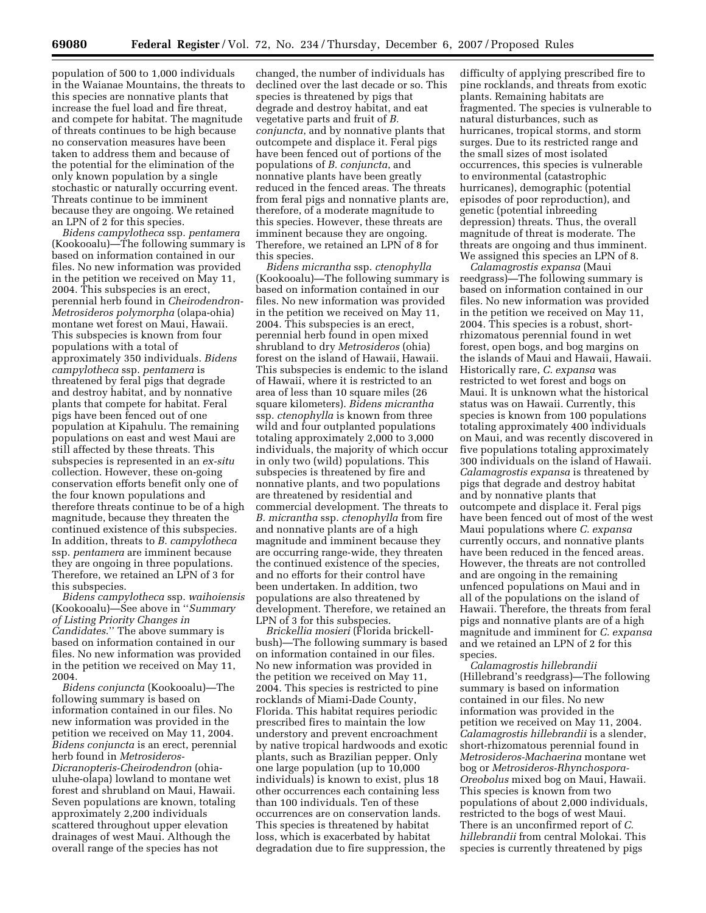population of 500 to 1,000 individuals in the Waianae Mountains, the threats to this species are nonnative plants that increase the fuel load and fire threat, and compete for habitat. The magnitude of threats continues to be high because no conservation measures have been taken to address them and because of the potential for the elimination of the only known population by a single stochastic or naturally occurring event. Threats continue to be imminent because they are ongoing. We retained an LPN of 2 for this species.

*Bidens campylotheca* ssp. *pentamera* (Kookooalu)—The following summary is based on information contained in our files. No new information was provided in the petition we received on May 11, 2004. This subspecies is an erect, perennial herb found in *Cheirodendron-Metrosideros polymorpha* (olapa-ohia) montane wet forest on Maui, Hawaii. This subspecies is known from four populations with a total of approximately 350 individuals. *Bidens campylotheca* ssp. *pentamera* is threatened by feral pigs that degrade and destroy habitat, and by nonnative plants that compete for habitat. Feral pigs have been fenced out of one population at Kipahulu. The remaining populations on east and west Maui are still affected by these threats. This subspecies is represented in an *ex-situ* collection. However, these on-going conservation efforts benefit only one of the four known populations and therefore threats continue to be of a high magnitude, because they threaten the continued existence of this subspecies. In addition, threats to *B. campylotheca* ssp. *pentamera* are imminent because they are ongoing in three populations. Therefore, we retained an LPN of 3 for this subspecies.

*Bidens campylotheca* ssp. *waihoiensis* (Kookooalu)—See above in ''*Summary of Listing Priority Changes in Candidates*.'' The above summary is based on information contained in our files. No new information was provided in the petition we received on May 11, 2004.

*Bidens conjuncta* (Kookooalu)—The following summary is based on information contained in our files. No new information was provided in the petition we received on May 11, 2004. *Bidens conjuncta* is an erect, perennial herb found in *Metrosideros-Dicranopteris-Cheirodendron* (ohia-uluhe-olapa) lowland to montane wet forest and shrubland on Maui, Hawaii. Seven populations are known, totaling approximately 2,200 individuals scattered throughout upper elevation drainages of west Maui. Although the overall range of the species has not changed, the number of individuals has declined over the last decade or so. This species is threatened by pigs that degrade and destroy habitat, and eat vegetative parts and fruit of *B. conjuncta*, and by nonnative plants that outcompete and displace it. Feral pigs have been fenced out of portions of the populations of *B. conjuncta*, and nonnative plants have been greatly reduced in the fenced areas. The threats from feral pigs and nonnative plants are, therefore, of a moderate magnitude to this species. However, these threats are imminent because they are ongoing. Therefore, we retained an LPN of 8 for this species.

*Bidens micrantha* ssp. *ctenophylla* (Kookooalu)—The following summary is based on information contained in our files. No new information was provided in the petition we received on May 11, 2004. This subspecies is an erect, perennial herb found in open mixed shrubland to dry *Metrosideros* (ohia) forest on the island of Hawaii, Hawaii. This subspecies is endemic to the island of Hawaii, where it is restricted to an area of less than 10 square miles (26 square kilometers). *Bidens micrantha* ssp. *ctenophylla* is known from three wild and four outplanted populations totaling approximately 2,000 to 3,000 individuals, the majority of which occur in only two (wild) populations. This subspecies is threatened by fire and nonnative plants, and two populations are threatened by residential and commercial development. The threats to *B. micrantha* ssp. *ctenophylla* from fire and nonnative plants are of a high magnitude and imminent because they are occurring range-wide, they threaten the continued existence of the species, and no efforts for their control have been undertaken. In addition, two populations are also threatened by development. Therefore, we retained an LPN of 3 for this subspecies.

*Brickellia mosieri* (Florida brickell-bush)—The following summary is based on information contained in our files. No new information was provided in the petition we received on May 11, 2004. This species is restricted to pine rocklands of Miami-Dade County, Florida. This habitat requires periodic prescribed fires to maintain the low understory and prevent encroachment by native tropical hardwoods and exotic plants, such as Brazilian pepper. Only one large population (up to 10,000 individuals) is known to exist, plus 18 other occurrences each containing less than 100 individuals. Ten of these occurrences are on conservation lands. This species is threatened by habitat loss, which is exacerbated by habitat degradation due to fire suppression, the difficulty of applying prescribed fire to pine rocklands, and threats from exotic plants. Remaining habitats are fragmented. The species is vulnerable to natural disturbances, such as hurricanes, tropical storms, and storm surges. Due to its restricted range and the small sizes of most isolated occurrences, this species is vulnerable to environmental (catastrophic hurricanes), demographic (potential episodes of poor reproduction), and genetic (potential inbreeding depression) threats. Thus, the overall magnitude of threat is moderate. The threats are ongoing and thus imminent. We assigned this species an LPN of 8.

*Calamagrostis expansa* (Maui reedgrass)—The following summary is based on information contained in our files. No new information was provided in the petition we received on May 11, 2004. This species is a robust, short-rhizomatous perennial found in wet forest, open bogs, and bog margins on the islands of Maui and Hawaii, Hawaii. Historically rare, *C. expansa* was restricted to wet forest and bogs on Maui. It is unknown what the historical status was on Hawaii. Currently, this species is known from 100 populations totaling approximately 400 individuals on Maui, and was recently discovered in five populations totaling approximately 300 individuals on the island of Hawaii. *Calamagrostis expansa* is threatened by pigs that degrade and destroy habitat and by nonnative plants that outcompete and displace it. Feral pigs have been fenced out of most of the west Maui populations where *C. expansa* currently occurs, and nonnative plants have been reduced in the fenced areas. However, the threats are not controlled and are ongoing in the remaining unfenced populations on Maui and in all of the populations on the island of Hawaii. Therefore, the threats from feral pigs and nonnative plants are of a high magnitude and imminent for *C. expansa* and we retained an LPN of 2 for this species.

*Calamagrostis hillebrandii* (Hillebrand's reedgrass)—The following summary is based on information contained in our files. No new information was provided in the petition we received on May 11, 2004. *Calamagrostis hillebrandii* is a slender, short-rhizomatous perennial found in *Metrosideros-Machaerina* montane wet bog or *Metrosideros-Rhynchospora-Oreobolus* mixed bog on Maui, Hawaii. This species is known from two populations of about 2,000 individuals, restricted to the bogs of west Maui. There is an unconfirmed report of *C. hillebrandii* from central Molokai. This species is currently threatened by pigs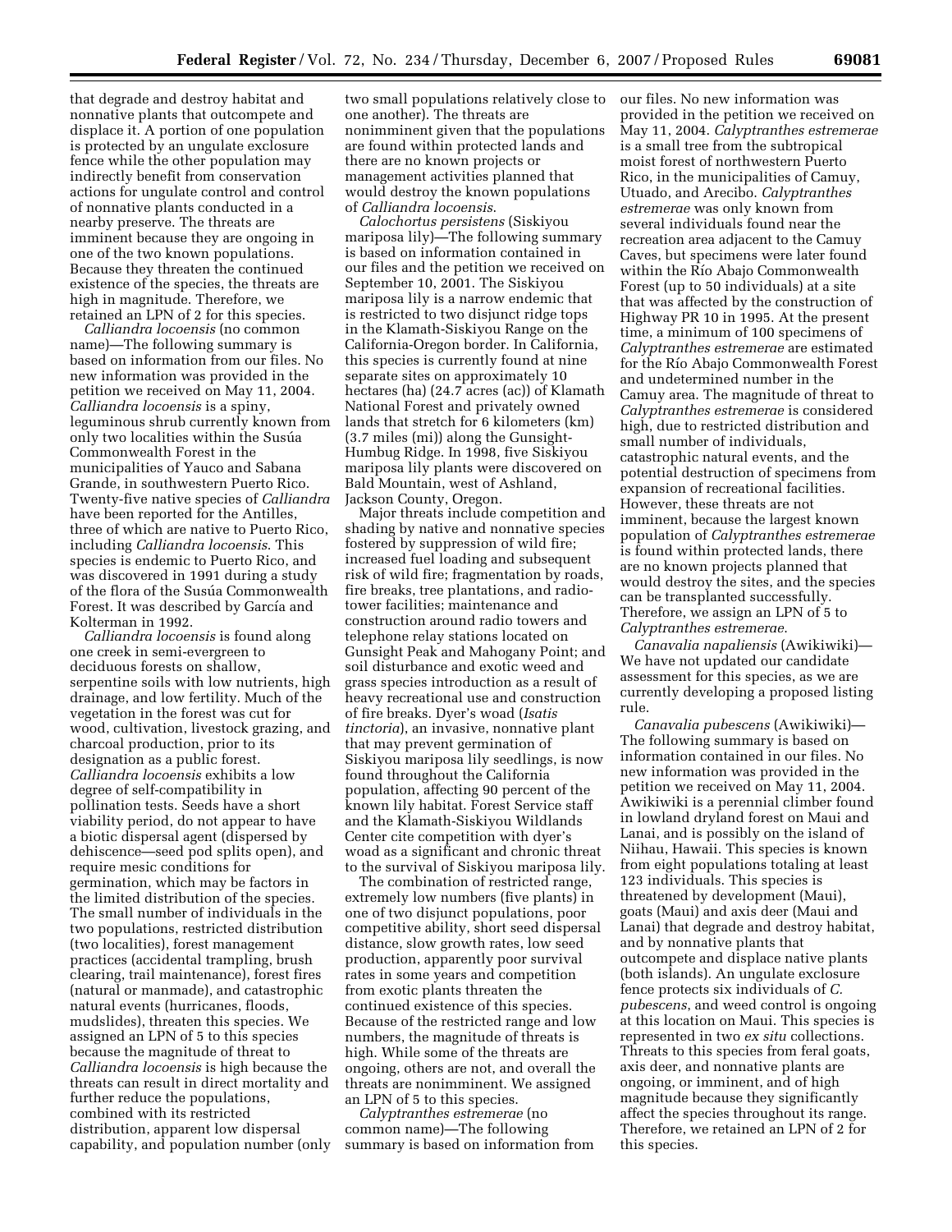that degrade and destroy habitat and nonnative plants that outcompete and displace it. A portion of one population is protected by an ungulate exclosure fence while the other population may indirectly benefit from conservation actions for ungulate control and control of nonnative plants conducted in a nearby preserve. The threats are imminent because they are ongoing in one of the two known populations. Because they threaten the continued existence of the species, the threats are high in magnitude. Therefore, we retained an LPN of 2 for this species.

*Calliandra locoensis* (no common name)—The following summary is based on information from our files. No new information was provided in the petition we received on May 11, 2004. *Calliandra locoensis* is a spiny, leguminous shrub currently known from only two localities within the Susúa Commonwealth Forest in the municipalities of Yauco and Sabana Grande, in southwestern Puerto Rico. Twenty-five native species of *Calliandra* have been reported for the Antilles, three of which are native to Puerto Rico, including *Calliandra locoensis*. This species is endemic to Puerto Rico, and was discovered in 1991 during a study of the flora of the Susúa Commonwealth Forest. It was described by García and Kolterman in 1992.

*Calliandra locoensis* is found along one creek in semi-evergreen to deciduous forests on shallow, serpentine soils with low nutrients, high drainage, and low fertility. Much of the vegetation in the forest was cut for wood, cultivation, livestock grazing, and charcoal production, prior to its designation as a public forest. *Calliandra locoensis* exhibits a low degree of self-compatibility in pollination tests. Seeds have a short viability period, do not appear to have a biotic dispersal agent (dispersed by dehiscence—seed pod splits open), and require mesic conditions for germination, which may be factors in the limited distribution of the species. The small number of individuals in the two populations, restricted distribution (two localities), forest management practices (accidental trampling, brush clearing, trail maintenance), forest fires (natural or manmade), and catastrophic natural events (hurricanes, floods, mudslides), threaten this species. We assigned an LPN of 5 to this species because the magnitude of threat to *Calliandra locoensis* is high because the threats can result in direct mortality and further reduce the populations, combined with its restricted distribution, apparent low dispersal capability, and population number (only two small populations relatively close to one another). The threats are nonimminent given that the populations are found within protected lands and there are no known projects or management activities planned that would destroy the known populations of *Calliandra locoensis*.

*Calochortus persistens* (Siskiyou mariposa lily)—The following summary is based on information contained in our files and the petition we received on September 10, 2001. The Siskiyou mariposa lily is a narrow endemic that is restricted to two disjunct ridge tops in the Klamath-Siskiyou Range on the California-Oregon border. In California, this species is currently found at nine separate sites on approximately 10 hectares (ha) (24.7 acres (ac)) of Klamath National Forest and privately owned lands that stretch for 6 kilometers (km) (3.7 miles (mi)) along the Gunsight-Humbug Ridge. In 1998, five Siskiyou mariposa lily plants were discovered on Bald Mountain, west of Ashland, Jackson County, Oregon.

Major threats include competition and shading by native and nonnative species fostered by suppression of wild fire; increased fuel loading and subsequent risk of wild fire; fragmentation by roads, fire breaks, tree plantations, and radio-tower facilities; maintenance and construction around radio towers and telephone relay stations located on Gunsight Peak and Mahogany Point; and soil disturbance and exotic weed and grass species introduction as a result of heavy recreational use and construction of fire breaks. Dyer's woad (*Isatis tinctoria*), an invasive, nonnative plant that may prevent germination of Siskiyou mariposa lily seedlings, is now found throughout the California population, affecting 90 percent of the known lily habitat. Forest Service staff and the Klamath-Siskiyou Wildlands Center cite competition with dyer's woad as a significant and chronic threat to the survival of Siskiyou mariposa lily.

The combination of restricted range, extremely low numbers (five plants) in one of two disjunct populations, poor competitive ability, short seed dispersal distance, slow growth rates, low seed production, apparently poor survival rates in some years and competition from exotic plants threaten the continued existence of this species. Because of the restricted range and low numbers, the magnitude of threats is high. While some of the threats are ongoing, others are not, and overall the threats are nonimminent. We assigned an LPN of 5 to this species.

*Calyptranthes estremerae* (no common name)—The following summary is based on information from our files. No new information was provided in the petition we received on May 11, 2004. *Calyptranthes estremerae* is a small tree from the subtropical moist forest of northwestern Puerto Rico, in the municipalities of Camuy, Utuado, and Arecibo. *Calyptranthes estremerae* was only known from several individuals found near the recreation area adjacent to the Camuy Caves, but specimens were later found within the Río Abajo Commonwealth Forest (up to 50 individuals) at a site that was affected by the construction of Highway PR 10 in 1995. At the present time, a minimum of 100 specimens of *Calyptranthes estremerae* are estimated for the Río Abajo Commonwealth Forest and undetermined number in the Camuy area. The magnitude of threat to *Calyptranthes estremerae* is considered high, due to restricted distribution and small number of individuals, catastrophic natural events, and the potential destruction of specimens from expansion of recreational facilities. However, these threats are not imminent, because the largest known population of *Calyptranthes estremerae* is found within protected lands, there are no known projects planned that would destroy the sites, and the species can be transplanted successfully. Therefore, we assign an LPN of 5 to *Calyptranthes estremerae.*

*Canavalia napaliensis* (Awikiwiki)—We have not updated our candidate assessment for this species, as we are currently developing a proposed listing rule.

*Canavalia pubescens* (Awikiwiki)—The following summary is based on information contained in our files. No new information was provided in the petition we received on May 11, 2004. Awikiwiki is a perennial climber found in lowland dryland forest on Maui and Lanai, and is possibly on the island of Niihau, Hawaii. This species is known from eight populations totaling at least 123 individuals. This species is threatened by development (Maui), goats (Maui) and axis deer (Maui and Lanai) that degrade and destroy habitat, and by nonnative plants that outcompete and displace native plants (both islands). An ungulate exclosure fence protects six individuals of *C. pubescens*, and weed control is ongoing at this location on Maui. This species is represented in two *ex situ* collections. Threats to this species from feral goats, axis deer, and nonnative plants are ongoing, or imminent, and of high magnitude because they significantly affect the species throughout its range. Therefore, we retained an LPN of 2 for this species.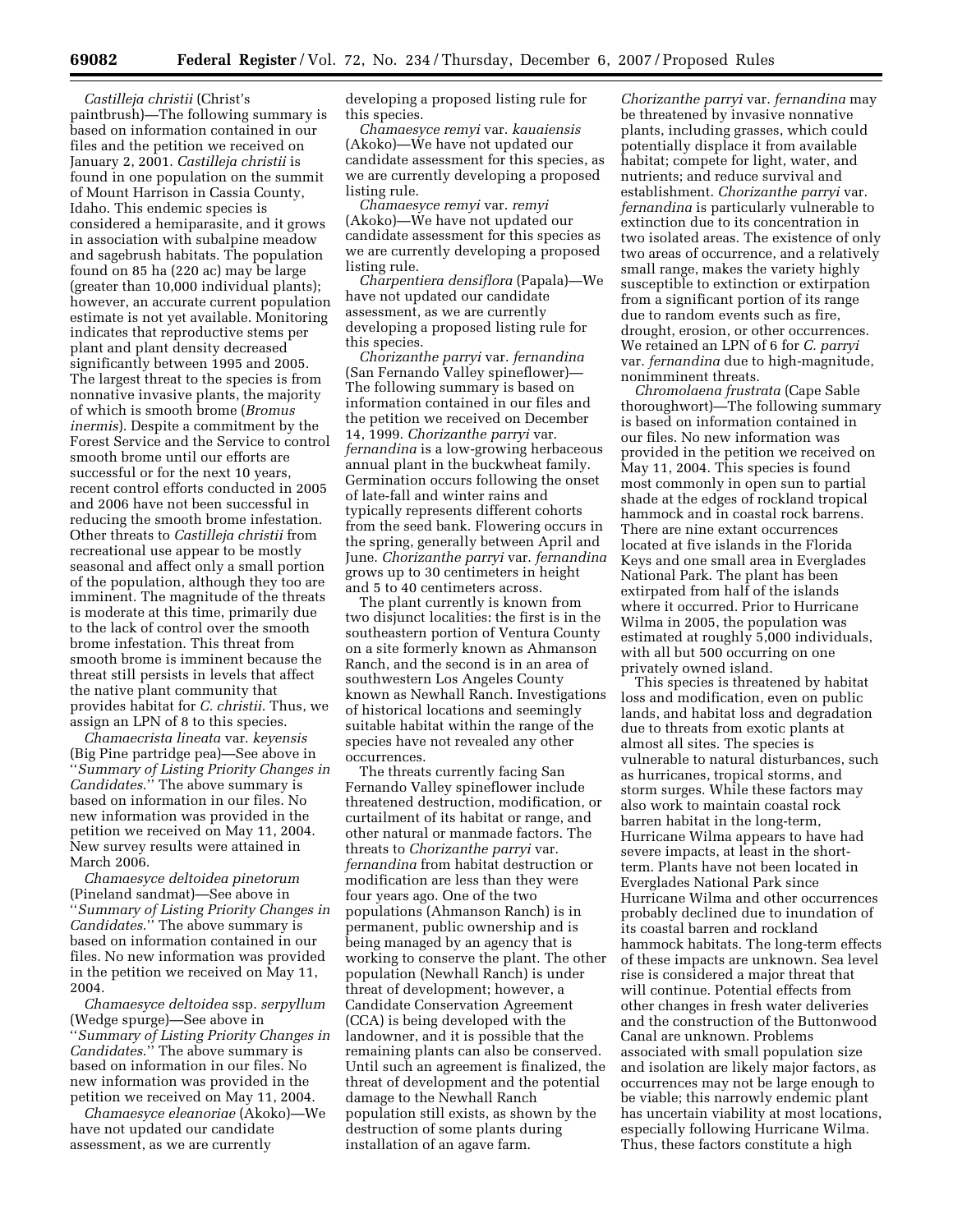*Castilleja christii* (Christ's paintbrush)—The following summary is based on information contained in our files and the petition we received on January 2, 2001. *Castilleja christii* is found in one population on the summit of Mount Harrison in Cassia County, Idaho. This endemic species is considered a hemiparasite, and it grows in association with subalpine meadow and sagebrush habitats. The population found on 85 ha (220 ac) may be large (greater than 10,000 individual plants); however, an accurate current population estimate is not yet available. Monitoring indicates that reproductive stems per plant and plant density decreased significantly between 1995 and 2005. The largest threat to the species is from nonnative invasive plants, the majority of which is smooth brome (*Bromus inermis*). Despite a commitment by the Forest Service and the Service to control smooth brome until our efforts are successful or for the next 10 years, recent control efforts conducted in 2005 and 2006 have not been successful in reducing the smooth brome infestation. Other threats to *Castilleja christii* from recreational use appear to be mostly seasonal and affect only a small portion of the population, although they too are imminent. The magnitude of the threats is moderate at this time, primarily due to the lack of control over the smooth brome infestation. This threat from smooth brome is imminent because the threat still persists in levels that affect the native plant community that provides habitat for *C. christii*. Thus, we assign an LPN of 8 to this species.

*Chamaecrista lineata* var. *keyensis* (Big Pine partridge pea)—See above in ''*Summary of Listing Priority Changes in Candidates*.'' The above summary is based on information in our files. No new information was provided in the petition we received on May 11, 2004. New survey results were attained in March 2006.

*Chamaesyce deltoidea pinetorum* (Pineland sandmat)—See above in ''*Summary of Listing Priority Changes in Candidates*.'' The above summary is based on information contained in our files. No new information was provided in the petition we received on May 11, 2004.

*Chamaesyce deltoidea* ssp. *serpyllum* (Wedge spurge)—See above in ''*Summary of Listing Priority Changes in Candidates*.'' The above summary is based on information in our files. No new information was provided in the petition we received on May 11, 2004.

*Chamaesyce eleanoriae* (Akoko)—We have not updated our candidate assessment, as we are currently developing a proposed listing rule for this species.

*Chamaesyce remyi* var. *kauaiensis* (Akoko)—We have not updated our candidate assessment for this species, as we are currently developing a proposed listing rule.

*Chamaesyce remyi* var. *remyi* (Akoko)—We have not updated our candidate assessment for this species as we are currently developing a proposed listing rule.

*Charpentiera densiflora* (Papala)—We have not updated our candidate assessment, as we are currently developing a proposed listing rule for this species.

*Chorizanthe parryi* var. *fernandina* (San Fernando Valley spineflower)—The following summary is based on information contained in our files and the petition we received on December 14, 1999. *Chorizanthe parryi* var. *fernandina* is a low-growing herbaceous annual plant in the buckwheat family. Germination occurs following the onset of late-fall and winter rains and typically represents different cohorts from the seed bank. Flowering occurs in the spring, generally between April and June. *Chorizanthe parryi* var. *fernandina* grows up to 30 centimeters in height and 5 to 40 centimeters across.

The plant currently is known from two disjunct localities: the first is in the southeastern portion of Ventura County on a site formerly known as Ahmanson Ranch, and the second is in an area of southwestern Los Angeles County known as Newhall Ranch. Investigations of historical locations and seemingly suitable habitat within the range of the species have not revealed any other occurrences.

The threats currently facing San Fernando Valley spineflower include threatened destruction, modification, or curtailment of its habitat or range, and other natural or manmade factors. The threats to *Chorizanthe parryi* var. *fernandina* from habitat destruction or modification are less than they were four years ago. One of the two populations (Ahmanson Ranch) is in permanent, public ownership and is being managed by an agency that is working to conserve the plant. The other population (Newhall Ranch) is under threat of development; however, a Candidate Conservation Agreement (CCA) is being developed with the landowner, and it is possible that the remaining plants can also be conserved. Until such an agreement is finalized, the threat of development and the potential damage to the Newhall Ranch population still exists, as shown by the destruction of some plants during installation of an agave farm.

*Chorizanthe parryi* var. *fernandina* may be threatened by invasive nonnative plants, including grasses, which could potentially displace it from available habitat; compete for light, water, and nutrients; and reduce survival and establishment. *Chorizanthe parryi* var. *fernandina* is particularly vulnerable to extinction due to its concentration in two isolated areas. The existence of only two areas of occurrence, and a relatively small range, makes the variety highly susceptible to extinction or extirpation from a significant portion of its range due to random events such as fire, drought, erosion, or other occurrences. We retained an LPN of 6 for *C. parryi* var. *fernandina* due to high-magnitude, nonimminent threats.

*Chromolaena frustrata* (Cape Sable thoroughwort)—The following summary is based on information contained in our files. No new information was provided in the petition we received on May 11, 2004. This species is found most commonly in open sun to partial shade at the edges of rockland tropical hammock and in coastal rock barrens. There are nine extant occurrences located at five islands in the Florida Keys and one small area in Everglades National Park. The plant has been extirpated from half of the islands where it occurred. Prior to Hurricane Wilma in 2005, the population was estimated at roughly 5,000 individuals, with all but 500 occurring on one privately owned island.

This species is threatened by habitat loss and modification, even on public lands, and habitat loss and degradation due to threats from exotic plants at almost all sites. The species is vulnerable to natural disturbances, such as hurricanes, tropical storms, and storm surges. While these factors may also work to maintain coastal rock barren habitat in the long-term, Hurricane Wilma appears to have had severe impacts, at least in the short-term. Plants have not been located in Everglades National Park since Hurricane Wilma and other occurrences probably declined due to inundation of its coastal barren and rockland hammock habitats. The long-term effects of these impacts are unknown. Sea level rise is considered a major threat that will continue. Potential effects from other changes in fresh water deliveries and the construction of the Buttonwood Canal are unknown. Problems associated with small population size and isolation are likely major factors, as occurrences may not be large enough to be viable; this narrowly endemic plant has uncertain viability at most locations, especially following Hurricane Wilma. Thus, these factors constitute a high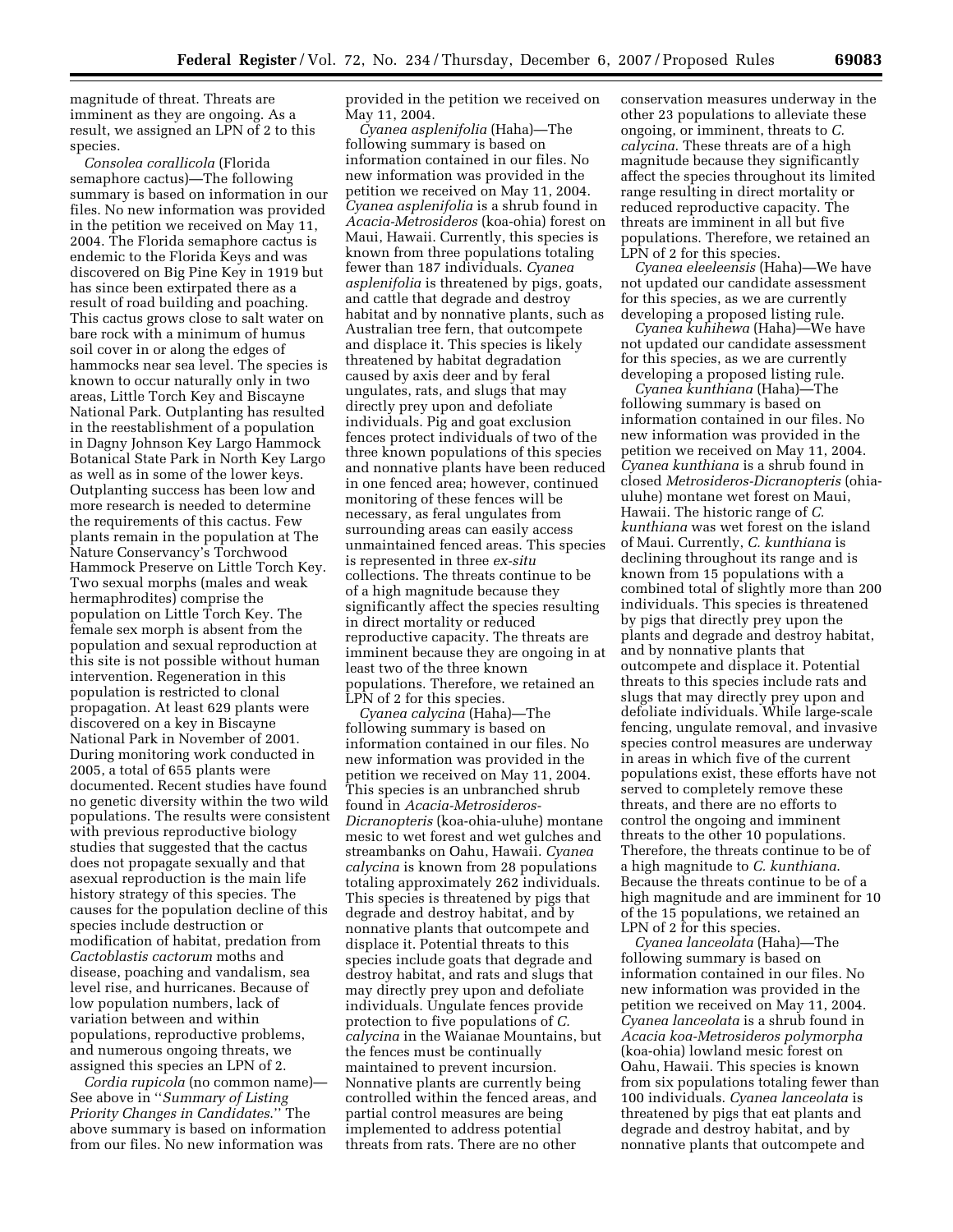magnitude of threat. Threats are imminent as they are ongoing. As a result, we assigned an LPN of 2 to this species.

*Consolea corallicola* (Florida semaphore cactus)—The following summary is based on information in our files. No new information was provided in the petition we received on May 11, 2004. The Florida semaphore cactus is endemic to the Florida Keys and was discovered on Big Pine Key in 1919 but has since been extirpated there as a result of road building and poaching. This cactus grows close to salt water on bare rock with a minimum of humus soil cover in or along the edges of hammocks near sea level. The species is known to occur naturally only in two areas, Little Torch Key and Biscayne National Park. Outplanting has resulted in the reestablishment of a population in Dagny Johnson Key Largo Hammock Botanical State Park in North Key Largo as well as in some of the lower keys. Outplanting success has been low and more research is needed to determine the requirements of this cactus. Few plants remain in the population at The Nature Conservancy's Torchwood Hammock Preserve on Little Torch Key. Two sexual morphs (males and weak hermaphrodites) comprise the population on Little Torch Key. The female sex morph is absent from the population and sexual reproduction at this site is not possible without human intervention. Regeneration in this population is restricted to clonal propagation. At least 629 plants were discovered on a key in Biscayne National Park in November of 2001. During monitoring work conducted in 2005, a total of 655 plants were documented. Recent studies have found no genetic diversity within the two wild populations. The results were consistent with previous reproductive biology studies that suggested that the cactus does not propagate sexually and that asexual reproduction is the main life history strategy of this species. The causes for the population decline of this species include destruction or modification of habitat, predation from *Cactoblastis cactorum* moths and disease, poaching and vandalism, sea level rise, and hurricanes. Because of low population numbers, lack of variation between and within populations, reproductive problems, and numerous ongoing threats, we assigned this species an LPN of 2.

*Cordia rupicola* (no common name)—See above in ''*Summary of Listing Priority Changes in Candidates*.'' The above summary is based on information from our files. No new information was provided in the petition we received on May 11, 2004.

*Cyanea asplenifolia* (Haha)—The following summary is based on information contained in our files. No new information was provided in the petition we received on May 11, 2004. *Cyanea asplenifolia* is a shrub found in *Acacia-Metrosideros* (koa-ohia) forest on Maui, Hawaii. Currently, this species is known from three populations totaling fewer than 187 individuals. *Cyanea asplenifolia* is threatened by pigs, goats, and cattle that degrade and destroy habitat and by nonnative plants, such as Australian tree fern, that outcompete and displace it. This species is likely threatened by habitat degradation caused by axis deer and by feral ungulates, rats, and slugs that may directly prey upon and defoliate individuals. Pig and goat exclusion fences protect individuals of two of the three known populations of this species and nonnative plants have been reduced in one fenced area; however, continued monitoring of these fences will be necessary, as feral ungulates from surrounding areas can easily access unmaintained fenced areas. This species is represented in three *ex-situ* collections. The threats continue to be of a high magnitude because they significantly affect the species resulting in direct mortality or reduced reproductive capacity. The threats are imminent because they are ongoing in at least two of the three known populations. Therefore, we retained an LPN of 2 for this species.

*Cyanea calycina* (Haha)—The following summary is based on information contained in our files. No new information was provided in the petition we received on May 11, 2004. This species is an unbranched shrub found in *Acacia-Metrosideros-Dicranopteris* (koa-ohia-uluhe) montane mesic to wet forest and wet gulches and streambanks on Oahu, Hawaii. *Cyanea calycina* is known from 28 populations totaling approximately 262 individuals. This species is threatened by pigs that degrade and destroy habitat, and by nonnative plants that outcompete and displace it. Potential threats to this species include goats that degrade and destroy habitat, and rats and slugs that may directly prey upon and defoliate individuals. Ungulate fences provide protection to five populations of *C. calycina* in the Waianae Mountains, but the fences must be continually maintained to prevent incursion. Nonnative plants are currently being controlled within the fenced areas, and partial control measures are being implemented to address potential threats from rats. There are no other conservation measures underway in the other 23 populations to alleviate these ongoing, or imminent, threats to *C. calycina*. These threats are of a high magnitude because they significantly affect the species throughout its limited range resulting in direct mortality or reduced reproductive capacity. The threats are imminent in all but five populations. Therefore, we retained an LPN of 2 for this species.

*Cyanea eleeleensis* (Haha)—We have not updated our candidate assessment for this species, as we are currently developing a proposed listing rule.

*Cyanea kuhihewa* (Haha)—We have not updated our candidate assessment for this species, as we are currently developing a proposed listing rule.

*Cyanea kunthiana* (Haha)—The following summary is based on information contained in our files. No new information was provided in the petition we received on May 11, 2004. *Cyanea kunthiana* is a shrub found in closed *Metrosideros-Dicranopteris* (ohia-uluhe) montane wet forest on Maui, Hawaii. The historic range of *C. kunthiana* was wet forest on the island of Maui. Currently, *C. kunthiana* is declining throughout its range and is known from 15 populations with a combined total of slightly more than 200 individuals. This species is threatened by pigs that directly prey upon the plants and degrade and destroy habitat, and by nonnative plants that outcompete and displace it. Potential threats to this species include rats and slugs that may directly prey upon and defoliate individuals. While large-scale fencing, ungulate removal, and invasive species control measures are underway in areas in which five of the current populations exist, these efforts have not served to completely remove these threats, and there are no efforts to control the ongoing and imminent threats to the other 10 populations. Therefore, the threats continue to be of a high magnitude to *C. kunthiana*. Because the threats continue to be of a high magnitude and are imminent for 10 of the 15 populations, we retained an LPN of 2 for this species.

*Cyanea lanceolata* (Haha)—The following summary is based on information contained in our files. No new information was provided in the petition we received on May 11, 2004. *Cyanea lanceolata* is a shrub found in *Acacia koa-Metrosideros polymorpha* (koa-ohia) lowland mesic forest on Oahu, Hawaii. This species is known from six populations totaling fewer than 100 individuals. *Cyanea lanceolata* is threatened by pigs that eat plants and degrade and destroy habitat, and by nonnative plants that outcompete and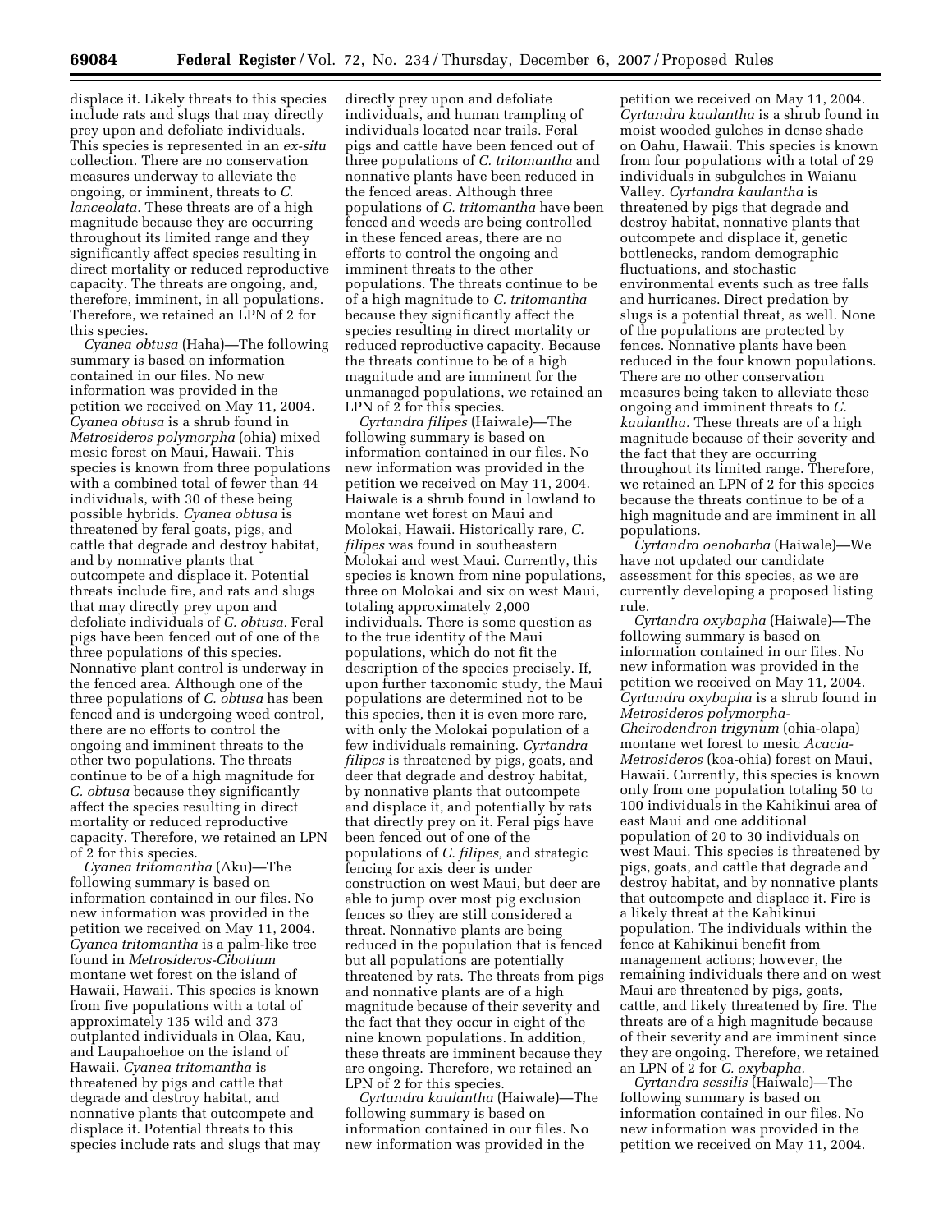displace it. Likely threats to this species include rats and slugs that may directly prey upon and defoliate individuals. This species is represented in an *ex-situ* collection. There are no conservation measures underway to alleviate the ongoing, or imminent, threats to *C. lanceolata.* These threats are of a high magnitude because they are occurring throughout its limited range and they significantly affect species resulting in direct mortality or reduced reproductive capacity. The threats are ongoing, and, therefore, imminent, in all populations. Therefore, we retained an LPN of 2 for this species.

*Cyanea obtusa* (Haha)—The following summary is based on information contained in our files. No new information was provided in the petition we received on May 11, 2004. *Cyanea obtusa* is a shrub found in *Metrosideros polymorpha* (ohia) mixed mesic forest on Maui, Hawaii. This species is known from three populations with a combined total of fewer than 44 individuals, with 30 of these being possible hybrids. *Cyanea obtusa* is threatened by feral goats, pigs, and cattle that degrade and destroy habitat, and by nonnative plants that outcompete and displace it. Potential threats include fire, and rats and slugs that may directly prey upon and defoliate individuals of *C. obtusa.* Feral pigs have been fenced out of one of the three populations of this species. Nonnative plant control is underway in the fenced area. Although one of the three populations of *C. obtusa* has been fenced and is undergoing weed control, there are no efforts to control the ongoing and imminent threats to the other two populations. The threats continue to be of a high magnitude for *C. obtusa* because they significantly affect the species resulting in direct mortality or reduced reproductive capacity. Therefore, we retained an LPN of 2 for this species.

*Cyanea tritomantha* (Aku)—The following summary is based on information contained in our files. No new information was provided in the petition we received on May 11, 2004. *Cyanea tritomantha* is a palm-like tree found in *Metrosideros-Cibotium* montane wet forest on the island of Hawaii, Hawaii. This species is known from five populations with a total of approximately 135 wild and 373 outplanted individuals in Olaa, Kau, and Laupahoehoe on the island of Hawaii. *Cyanea tritomantha* is threatened by pigs and cattle that degrade and destroy habitat, and nonnative plants that outcompete and displace it. Potential threats to this species include rats and slugs that may directly prey upon and defoliate individuals, and human trampling of individuals located near trails. Feral pigs and cattle have been fenced out of three populations of *C. tritomantha* and nonnative plants have been reduced in the fenced areas. Although three populations of *C. tritomantha* have been fenced and weeds are being controlled in these fenced areas, there are no efforts to control the ongoing and imminent threats to the other populations. The threats continue to be of a high magnitude to *C. tritomantha* because they significantly affect the species resulting in direct mortality or reduced reproductive capacity. Because the threats continue to be of a high magnitude and are imminent for the unmanaged populations, we retained an LPN of 2 for this species.

*Cyrtandra filipes* (Haiwale)—The following summary is based on information contained in our files. No new information was provided in the petition we received on May 11, 2004. Haiwale is a shrub found in lowland to montane wet forest on Maui and Molokai, Hawaii. Historically rare, *C. filipes* was found in southeastern Molokai and west Maui. Currently, this species is known from nine populations, three on Molokai and six on west Maui, totaling approximately 2,000 individuals. There is some question as to the true identity of the Maui populations, which do not fit the description of the species precisely. If, upon further taxonomic study, the Maui populations are determined not to be this species, then it is even more rare, with only the Molokai population of a few individuals remaining. *Cyrtandra filipes* is threatened by pigs, goats, and deer that degrade and destroy habitat, by nonnative plants that outcompete and displace it, and potentially by rats that directly prey on it. Feral pigs have been fenced out of one of the populations of *C. filipes,* and strategic fencing for axis deer is under construction on west Maui, but deer are able to jump over most pig exclusion fences so they are still considered a threat. Nonnative plants are being reduced in the population that is fenced but all populations are potentially threatened by rats. The threats from pigs and nonnative plants are of a high magnitude because of their severity and the fact that they occur in eight of the nine known populations. In addition, these threats are imminent because they are ongoing. Therefore, we retained an LPN of 2 for this species.

*Cyrtandra kaulantha* (Haiwale)—The following summary is based on information contained in our files. No new information was provided in the petition we received on May 11, 2004. *Cyrtandra kaulantha* is a shrub found in moist wooded gulches in dense shade on Oahu, Hawaii. This species is known from four populations with a total of 29 individuals in subgulches in Waianu Valley. *Cyrtandra kaulantha* is threatened by pigs that degrade and destroy habitat, nonnative plants that outcompete and displace it, genetic bottlenecks, random demographic fluctuations, and stochastic environmental events such as tree falls and hurricanes. Direct predation by slugs is a potential threat, as well. None of the populations are protected by fences. Nonnative plants have been reduced in the four known populations. There are no other conservation measures being taken to alleviate these ongoing and imminent threats to *C. kaulantha.* These threats are of a high magnitude because of their severity and the fact that they are occurring throughout its limited range. Therefore, we retained an LPN of 2 for this species because the threats continue to be of a high magnitude and are imminent in all populations.

*Cyrtandra oenobarba* (Haiwale)—We have not updated our candidate assessment for this species, as we are currently developing a proposed listing rule.

*Cyrtandra oxybapha* (Haiwale)—The following summary is based on information contained in our files. No new information was provided in the petition we received on May 11, 2004. *Cyrtandra oxybapha* is a shrub found in *Metrosideros polymorpha-Cheirodendron trigynum* (ohia-olapa) montane wet forest to mesic *Acacia-Metrosideros* (koa-ohia) forest on Maui, Hawaii. Currently, this species is known only from one population totaling 50 to 100 individuals in the Kahikinui area of east Maui and one additional population of 20 to 30 individuals on west Maui. This species is threatened by pigs, goats, and cattle that degrade and destroy habitat, and by nonnative plants that outcompete and displace it. Fire is a likely threat at the Kahikinui population. The individuals within the fence at Kahikinui benefit from management actions; however, the remaining individuals there and on west Maui are threatened by pigs, goats, cattle, and likely threatened by fire. The threats are of a high magnitude because of their severity and are imminent since they are ongoing. Therefore, we retained an LPN of 2 for *C. oxybapha.*

*Cyrtandra sessilis* (Haiwale)—The following summary is based on information contained in our files. No new information was provided in the petition we received on May 11, 2004.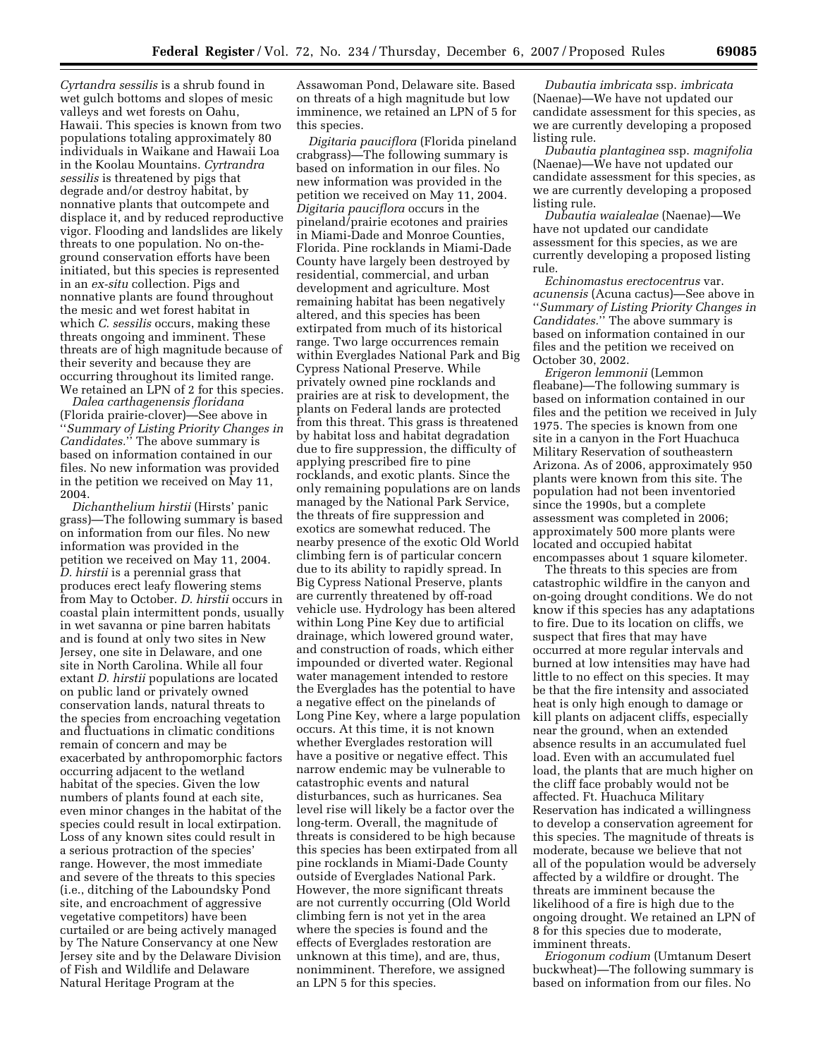*Cyrtandra sessilis* is a shrub found in wet gulch bottoms and slopes of mesic valleys and wet forests on Oahu, Hawaii. This species is known from two populations totaling approximately 80 individuals in Waikane and Hawaii Loa in the Koolau Mountains. *Cyrtrandra sessilis* is threatened by pigs that degrade and/or destroy habitat, by nonnative plants that outcompete and displace it, and by reduced reproductive vigor. Flooding and landslides are likely threats to one population. No on-the-ground conservation efforts have been initiated, but this species is represented in an *ex-situ* collection. Pigs and nonnative plants are found throughout the mesic and wet forest habitat in which *C. sessilis* occurs, making these threats ongoing and imminent. These threats are of high magnitude because of their severity and because they are occurring throughout its limited range. We retained an LPN of 2 for this species.

*Dalea carthagenensis floridana* (Florida prairie-clover)—See above in ''*Summary of Listing Priority Changes in Candidates*.'' The above summary is based on information contained in our files. No new information was provided in the petition we received on May 11, 2004.

*Dichanthelium hirstii* (Hirsts' panic grass)—The following summary is based on information from our files. No new information was provided in the petition we received on May 11, 2004. *D. hirstii* is a perennial grass that produces erect leafy flowering stems from May to October. *D. hirstii* occurs in coastal plain intermittent ponds, usually in wet savanna or pine barren habitats and is found at only two sites in New Jersey, one site in Delaware, and one site in North Carolina. While all four extant *D. hirstii* populations are located on public land or privately owned conservation lands, natural threats to the species from encroaching vegetation and fluctuations in climatic conditions remain of concern and may be exacerbated by anthropomorphic factors occurring adjacent to the wetland habitat of the species. Given the low numbers of plants found at each site, even minor changes in the habitat of the species could result in local extirpation. Loss of any known sites could result in a serious protraction of the species' range. However, the most immediate and severe of the threats to this species (i.e., ditching of the Laboundsky Pond site, and encroachment of aggressive vegetative competitors) have been curtailed or are being actively managed by The Nature Conservancy at one New Jersey site and by the Delaware Division of Fish and Wildlife and Delaware Natural Heritage Program at the Assawoman Pond, Delaware site. Based on threats of a high magnitude but low imminence, we retained an LPN of 5 for this species.

*Digitaria pauciflora* (Florida pineland crabgrass)—The following summary is based on information in our files. No new information was provided in the petition we received on May 11, 2004. *Digitaria pauciflora* occurs in the pineland/prairie ecotones and prairies in Miami-Dade and Monroe Counties, Florida. Pine rocklands in Miami-Dade County have largely been destroyed by residential, commercial, and urban development and agriculture. Most remaining habitat has been negatively altered, and this species has been extirpated from much of its historical range. Two large occurrences remain within Everglades National Park and Big Cypress National Preserve. While privately owned pine rocklands and prairies are at risk to development, the plants on Federal lands are protected from this threat. This grass is threatened by habitat loss and habitat degradation due to fire suppression, the difficulty of applying prescribed fire to pine rocklands, and exotic plants. Since the only remaining populations are on lands managed by the National Park Service, the threats of fire suppression and exotics are somewhat reduced. The nearby presence of the exotic Old World climbing fern is of particular concern due to its ability to rapidly spread. In Big Cypress National Preserve, plants are currently threatened by off-road vehicle use. Hydrology has been altered within Long Pine Key due to artificial drainage, which lowered ground water, and construction of roads, which either impounded or diverted water. Regional water management intended to restore the Everglades has the potential to have a negative effect on the pinelands of Long Pine Key, where a large population occurs. At this time, it is not known whether Everglades restoration will have a positive or negative effect. This narrow endemic may be vulnerable to catastrophic events and natural disturbances, such as hurricanes. Sea level rise will likely be a factor over the long-term. Overall, the magnitude of threats is considered to be high because this species has been extirpated from all pine rocklands in Miami-Dade County outside of Everglades National Park. However, the more significant threats are not currently occurring (Old World climbing fern is not yet in the area where the species is found and the effects of Everglades restoration are unknown at this time), and are, thus, nonimminent. Therefore, we assigned an LPN 5 for this species.

*Dubautia imbricata* ssp. *imbricata* (Naenae)—We have not updated our candidate assessment for this species, as we are currently developing a proposed listing rule.

*Dubautia plantaginea* ssp. *magnifolia* (Naenae)—We have not updated our candidate assessment for this species, as we are currently developing a proposed listing rule.

*Dubautia waialealae* (Naenae)—We have not updated our candidate assessment for this species, as we are currently developing a proposed listing rule.

*Echinomastus erectocentrus* var. *acunensis* (Acuna cactus)—See above in ''*Summary of Listing Priority Changes in Candidates*.'' The above summary is based on information contained in our files and the petition we received on October 30, 2002.

*Erigeron lemmonii* (Lemmon fleabane)—The following summary is based on information contained in our files and the petition we received in July 1975. The species is known from one site in a canyon in the Fort Huachuca Military Reservation of southeastern Arizona. As of 2006, approximately 950 plants were known from this site. The population had not been inventoried since the 1990s, but a complete assessment was completed in 2006; approximately 500 more plants were located and occupied habitat encompasses about 1 square kilometer.

The threats to this species are from catastrophic wildfire in the canyon and on-going drought conditions. We do not know if this species has any adaptations to fire. Due to its location on cliffs, we suspect that fires that may have occurred at more regular intervals and burned at low intensities may have had little to no effect on this species. It may be that the fire intensity and associated heat is only high enough to damage or kill plants on adjacent cliffs, especially near the ground, when an extended absence results in an accumulated fuel load. Even with an accumulated fuel load, the plants that are much higher on the cliff face probably would not be affected. Ft. Huachuca Military Reservation has indicated a willingness to develop a conservation agreement for this species. The magnitude of threats is moderate, because we believe that not all of the population would be adversely affected by a wildfire or drought. The threats are imminent because the likelihood of a fire is high due to the ongoing drought. We retained an LPN of 8 for this species due to moderate, imminent threats.

*Eriogonum codium* (Umtanum Desert buckwheat)—The following summary is based on information from our files. No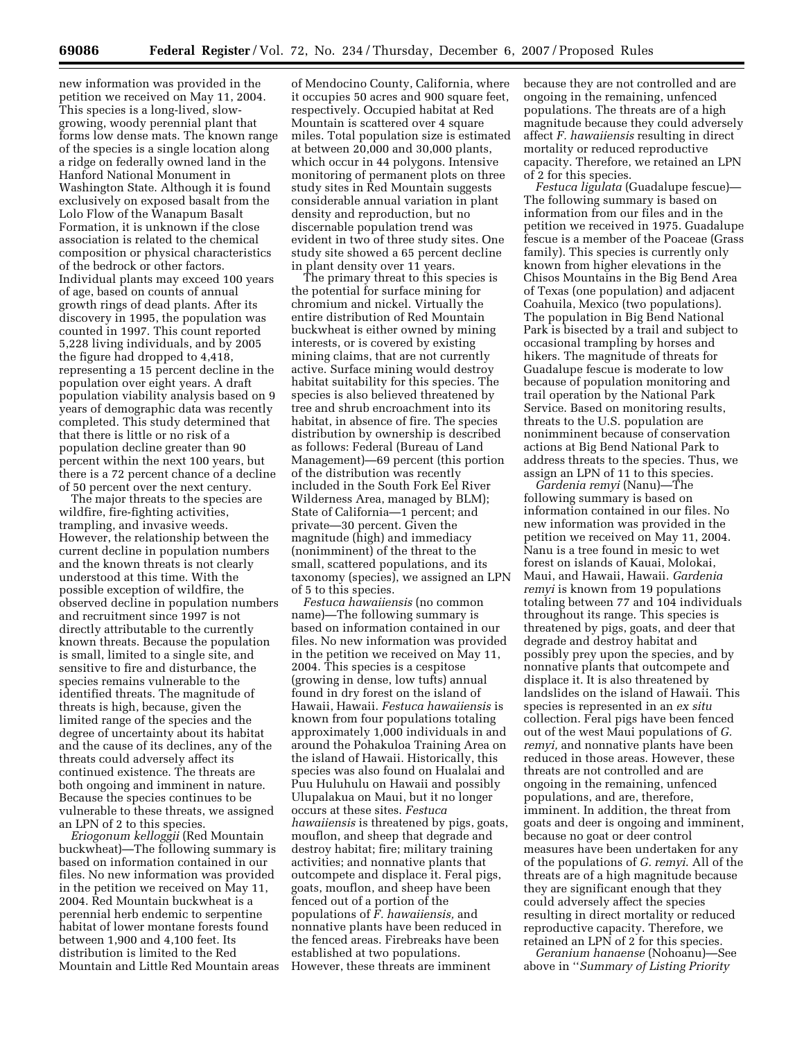new information was provided in the petition we received on May 11, 2004. This species is a long-lived, slow-growing, woody perennial plant that forms low dense mats. The known range of the species is a single location along a ridge on federally owned land in the Hanford National Monument in Washington State. Although it is found exclusively on exposed basalt from the Lolo Flow of the Wanapum Basalt Formation, it is unknown if the close association is related to the chemical composition or physical characteristics of the bedrock or other factors. Individual plants may exceed 100 years of age, based on counts of annual growth rings of dead plants. After its discovery in 1995, the population was counted in 1997. This count reported 5,228 living individuals, and by 2005 the figure had dropped to 4,418, representing a 15 percent decline in the population over eight years. A draft population viability analysis based on 9 years of demographic data was recently completed. This study determined that that there is little or no risk of a population decline greater than 90 percent within the next 100 years, but there is a 72 percent chance of a decline of 50 percent over the next century.

The major threats to the species are wildfire, fire-fighting activities, trampling, and invasive weeds. However, the relationship between the current decline in population numbers and the known threats is not clearly understood at this time. With the possible exception of wildfire, the observed decline in population numbers and recruitment since 1997 is not directly attributable to the currently known threats. Because the population is small, limited to a single site, and sensitive to fire and disturbance, the species remains vulnerable to the identified threats. The magnitude of threats is high, because, given the limited range of the species and the degree of uncertainty about its habitat and the cause of its declines, any of the threats could adversely affect its continued existence. The threats are both ongoing and imminent in nature. Because the species continues to be vulnerable to these threats, we assigned an LPN of 2 to this species.

*Eriogonum kelloggii* (Red Mountain buckwheat)—The following summary is based on information contained in our files. No new information was provided in the petition we received on May 11, 2004. Red Mountain buckwheat is a perennial herb endemic to serpentine habitat of lower montane forests found between 1,900 and 4,100 feet. Its distribution is limited to the Red Mountain and Little Red Mountain areas of Mendocino County, California, where it occupies 50 acres and 900 square feet, respectively. Occupied habitat at Red Mountain is scattered over 4 square miles. Total population size is estimated at between 20,000 and 30,000 plants, which occur in 44 polygons. Intensive monitoring of permanent plots on three study sites in Red Mountain suggests considerable annual variation in plant density and reproduction, but no discernable population trend was evident in two of three study sites. One study site showed a 65 percent decline in plant density over 11 years.

The primary threat to this species is the potential for surface mining for chromium and nickel. Virtually the entire distribution of Red Mountain buckwheat is either owned by mining interests, or is covered by existing mining claims, that are not currently active. Surface mining would destroy habitat suitability for this species. The species is also believed threatened by tree and shrub encroachment into its habitat, in absence of fire. The species distribution by ownership is described as follows: Federal (Bureau of Land Management)—69 percent (this portion of the distribution was recently included in the South Fork Eel River Wilderness Area, managed by BLM); State of California—1 percent; and private—30 percent. Given the magnitude (high) and immediacy (nonimminent) of the threat to the small, scattered populations, and its taxonomy (species), we assigned an LPN of 5 to this species.

*Festuca hawaiiensis* (no common name)—The following summary is based on information contained in our files. No new information was provided in the petition we received on May 11, 2004. This species is a cespitose (growing in dense, low tufts) annual found in dry forest on the island of Hawaii, Hawaii. *Festuca hawaiiensis* is known from four populations totaling approximately 1,000 individuals in and around the Pohakuloa Training Area on the island of Hawaii. Historically, this species was also found on Hualalai and Puu Huluhulu on Hawaii and possibly Ulupalakua on Maui, but it no longer occurs at these sites. *Festuca hawaiiensis* is threatened by pigs, goats, mouflon, and sheep that degrade and destroy habitat; fire; military training activities; and nonnative plants that outcompete and displace it. Feral pigs, goats, mouflon, and sheep have been fenced out of a portion of the populations of *F. hawaiiensis,* and nonnative plants have been reduced in the fenced areas. Firebreaks have been established at two populations. However, these threats are imminent because they are not controlled and are ongoing in the remaining, unfenced populations. The threats are of a high magnitude because they could adversely affect *F. hawaiiensis* resulting in direct mortality or reduced reproductive capacity. Therefore, we retained an LPN of 2 for this species.

*Festuca ligulata* (Guadalupe fescue)—The following summary is based on information from our files and in the petition we received in 1975. Guadalupe fescue is a member of the Poaceae (Grass family). This species is currently only known from higher elevations in the Chisos Mountains in the Big Bend Area of Texas (one population) and adjacent Coahuila, Mexico (two populations). The population in Big Bend National Park is bisected by a trail and subject to occasional trampling by horses and hikers. The magnitude of threats for Guadalupe fescue is moderate to low because of population monitoring and trail operation by the National Park Service. Based on monitoring results, threats to the U.S. population are nonimminent because of conservation actions at Big Bend National Park to address threats to the species. Thus, we assign an LPN of 11 to this species.

*Gardenia remyi* (Nanu)—The following summary is based on information contained in our files. No new information was provided in the petition we received on May 11, 2004. Nanu is a tree found in mesic to wet forest on islands of Kauai, Molokai, Maui, and Hawaii, Hawaii. *Gardenia remyi* is known from 19 populations totaling between 77 and 104 individuals throughout its range. This species is threatened by pigs, goats, and deer that degrade and destroy habitat and possibly prey upon the species, and by nonnative plants that outcompete and displace it. It is also threatened by landslides on the island of Hawaii. This species is represented in an *ex situ* collection. Feral pigs have been fenced out of the west Maui populations of *G. remyi,* and nonnative plants have been reduced in those areas. However, these threats are not controlled and are ongoing in the remaining, unfenced populations, and are, therefore, imminent. In addition, the threat from goats and deer is ongoing and imminent, because no goat or deer control measures have been undertaken for any of the populations of *G. remyi*. All of the threats are of a high magnitude because they are significant enough that they could adversely affect the species resulting in direct mortality or reduced reproductive capacity. Therefore, we retained an LPN of 2 for this species.

*Geranium hanaense* (Nohoanu)—See above in ''*Summary of Listing Priority*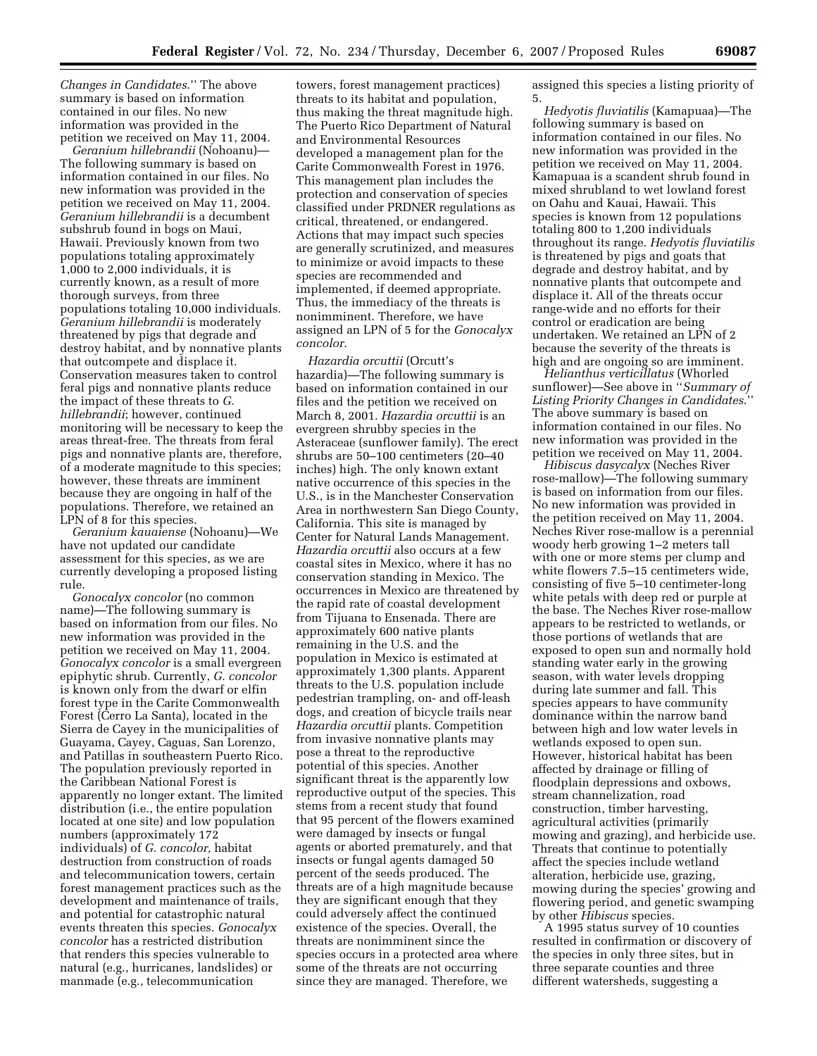*Changes in Candidates.*'' The above summary is based on information contained in our files. No new information was provided in the petition we received on May 11, 2004.

*Geranium hillebrandii* (Nohoanu)—The following summary is based on information contained in our files. No new information was provided in the petition we received on May 11, 2004. *Geranium hillebrandii* is a decumbent subshrub found in bogs on Maui, Hawaii. Previously known from two populations totaling approximately 1,000 to 2,000 individuals, it is currently known, as a result of more thorough surveys, from three populations totaling 10,000 individuals. *Geranium hillebrandii* is moderately threatened by pigs that degrade and destroy habitat, and by nonnative plants that outcompete and displace it. Conservation measures taken to control feral pigs and nonnative plants reduce the impact of these threats to *G. hillebrandii*; however, continued monitoring will be necessary to keep the areas threat-free. The threats from feral pigs and nonnative plants are, therefore, of a moderate magnitude to this species; however, these threats are imminent because they are ongoing in half of the populations. Therefore, we retained an LPN of 8 for this species.

*Geranium kauaiense* (Nohoanu)—We have not updated our candidate assessment for this species, as we are currently developing a proposed listing rule.

*Gonocalyx concolor* (no common name)—The following summary is based on information from our files. No new information was provided in the petition we received on May 11, 2004. *Gonocalyx concolor* is a small evergreen epiphytic shrub. Currently, *G. concolor* is known only from the dwarf or elfin forest type in the Carite Commonwealth Forest (Cerro La Santa), located in the Sierra de Cayey in the municipalities of Guayama, Cayey, Caguas, San Lorenzo, and Patillas in southeastern Puerto Rico. The population previously reported in the Caribbean National Forest is apparently no longer extant. The limited distribution (i.e., the entire population located at one site) and low population numbers (approximately 172 individuals) of *G. concolor,* habitat destruction from construction of roads and telecommunication towers, certain forest management practices such as the development and maintenance of trails, and potential for catastrophic natural events threaten this species. *Gonocalyx concolor* has a restricted distribution that renders this species vulnerable to natural (e.g., hurricanes, landslides) or manmade (e.g., telecommunication towers, forest management practices) threats to its habitat and population, thus making the threat magnitude high. The Puerto Rico Department of Natural and Environmental Resources developed a management plan for the Carite Commonwealth Forest in 1976. This management plan includes the protection and conservation of species classified under PRDNER regulations as critical, threatened, or endangered. Actions that may impact such species are generally scrutinized, and measures to minimize or avoid impacts to these species are recommended and implemented, if deemed appropriate. Thus, the immediacy of the threats is nonimminent. Therefore, we have assigned an LPN of 5 for the *Gonocalyx concolor*.

*Hazardia orcuttii* (Orcutt's hazardia)—The following summary is based on information contained in our files and the petition we received on March 8, 2001. *Hazardia orcuttii* is an evergreen shrubby species in the Asteraceae (sunflower family). The erect shrubs are 50–100 centimeters (20–40 inches) high. The only known extant native occurrence of this species in the U.S., is in the Manchester Conservation Area in northwestern San Diego County, California. This site is managed by Center for Natural Lands Management. *Hazardia orcuttii* also occurs at a few coastal sites in Mexico, where it has no conservation standing in Mexico. The occurrences in Mexico are threatened by the rapid rate of coastal development from Tijuana to Ensenada. There are approximately 600 native plants remaining in the U.S. and the population in Mexico is estimated at approximately 1,300 plants. Apparent threats to the U.S. population include pedestrian trampling, on- and off-leash dogs, and creation of bicycle trails near *Hazardia orcuttii* plants. Competition from invasive nonnative plants may pose a threat to the reproductive potential of this species. Another significant threat is the apparently low reproductive output of the species. This stems from a recent study that found that 95 percent of the flowers examined were damaged by insects or fungal agents or aborted prematurely, and that insects or fungal agents damaged 50 percent of the seeds produced. The threats are of a high magnitude because they are significant enough that they could adversely affect the continued existence of the species. Overall, the threats are nonimminent since the species occurs in a protected area where some of the threats are not occurring since they are managed. Therefore, we assigned this species a listing priority of 5.

*Hedyotis fluviatilis* (Kamapuaa)—The following summary is based on information contained in our files. No new information was provided in the petition we received on May 11, 2004. Kamapuaa is a scandent shrub found in mixed shrubland to wet lowland forest on Oahu and Kauai, Hawaii. This species is known from 12 populations totaling 800 to 1,200 individuals throughout its range. *Hedyotis fluviatilis* is threatened by pigs and goats that degrade and destroy habitat, and by nonnative plants that outcompete and displace it. All of the threats occur range-wide and no efforts for their control or eradication are being undertaken. We retained an LPN of 2 because the severity of the threats is high and are ongoing so are imminent.

*Helianthus verticillatus* (Whorled sunflower)—See above in ''*Summary of Listing Priority Changes in Candidates.*'' The above summary is based on information contained in our files. No new information was provided in the petition we received on May 11, 2004.

*Hibiscus dasycalyx* (Neches River rose-mallow)—The following summary is based on information from our files. No new information was provided in the petition received on May 11, 2004. Neches River rose-mallow is a perennial woody herb growing 1–2 meters tall with one or more stems per clump and white flowers 7.5–15 centimeters wide, consisting of five 5–10 centimeter-long white petals with deep red or purple at the base. The Neches River rose-mallow appears to be restricted to wetlands, or those portions of wetlands that are exposed to open sun and normally hold standing water early in the growing season, with water levels dropping during late summer and fall. This species appears to have community dominance within the narrow band between high and low water levels in wetlands exposed to open sun. However, historical habitat has been affected by drainage or filling of floodplain depressions and oxbows, stream channelization, road construction, timber harvesting, agricultural activities (primarily mowing and grazing), and herbicide use. Threats that continue to potentially affect the species include wetland alteration, herbicide use, grazing, mowing during the species' growing and flowering period, and genetic swamping by other *Hibiscus* species.

A 1995 status survey of 10 counties resulted in confirmation or discovery of the species in only three sites, but in three separate counties and three different watersheds, suggesting a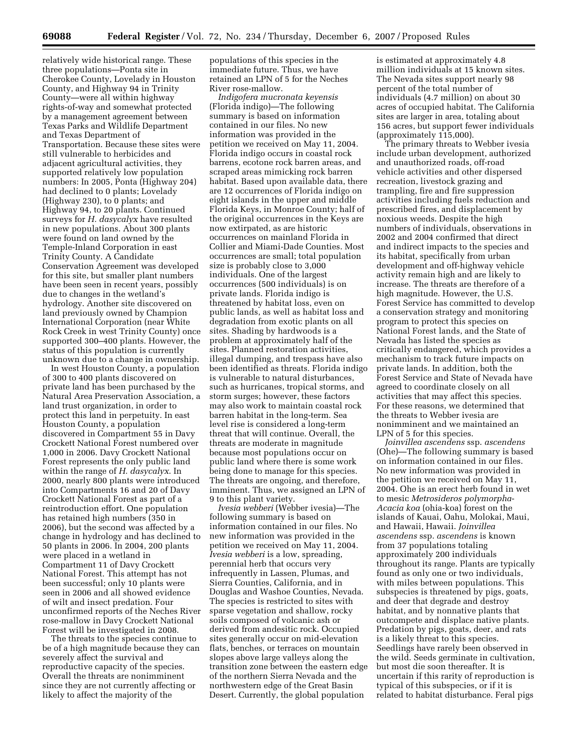relatively wide historical range. These three populations—Ponta site in Cherokee County, Lovelady in Houston County, and Highway 94 in Trinity County—were all within highway rights-of-way and somewhat protected by a management agreement between Texas Parks and Wildlife Department and Texas Department of Transportation. Because these sites were still vulnerable to herbicides and adjacent agricultural activities, they supported relatively low population numbers: In 2005, Ponta (Highway 204) had declined to 0 plants; Lovelady (Highway 230), to 0 plants; and Highway 94, to 20 plants. Continued surveys for *H. dasycalyx* have resulted in new populations. About 300 plants were found on land owned by the Temple-Inland Corporation in east Trinity County. A Candidate Conservation Agreement was developed for this site, but smaller plant numbers have been seen in recent years, possibly due to changes in the wetland's hydrology. Another site discovered on land previously owned by Champion International Corporation (near White Rock Creek in west Trinity County) once supported 300–400 plants. However, the status of this population is currently unknown due to a change in ownership.

In west Houston County, a population of 300 to 400 plants discovered on private land has been purchased by the Natural Area Preservation Association, a land trust organization, in order to protect this land in perpetuity. In east Houston County, a population discovered in Compartment 55 in Davy Crockett National Forest numbered over 1,000 in 2006. Davy Crockett National Forest represents the only public land within the range of *H. dasycalyx*. In 2000, nearly 800 plants were introduced into Compartments 16 and 20 of Davy Crockett National Forest as part of a reintroduction effort. One population has retained high numbers (350 in 2006), but the second was affected by a change in hydrology and has declined to 50 plants in 2006. In 2004, 200 plants were placed in a wetland in Compartment 11 of Davy Crockett National Forest. This attempt has not been successful; only 10 plants were seen in 2006 and all showed evidence of wilt and insect predation. Four unconfirmed reports of the Neches River rose-mallow in Davy Crockett National Forest will be investigated in 2008.

The threats to the species continue to be of a high magnitude because they can severely affect the survival and reproductive capacity of the species. Overall the threats are nonimminent since they are not currently affecting or likely to affect the majority of the populations of this species in the immediate future. Thus, we have retained an LPN of 5 for the Neches River rose-mallow.

*Indigofera mucronata keyensis* (Florida indigo)—The following summary is based on information contained in our files. No new information was provided in the petition we received on May 11, 2004. Florida indigo occurs in coastal rock barrens, ecotone rock barren areas, and scraped areas mimicking rock barren habitat. Based upon available data, there are 12 occurrences of Florida indigo on eight islands in the upper and middle Florida Keys, in Monroe County; half of the original occurrences in the Keys are now extirpated, as are historic occurrences on mainland Florida in Collier and Miami-Dade Counties. Most occurrences are small; total population size is probably close to 3,000 individuals. One of the largest occurrences (500 individuals) is on private lands. Florida indigo is threatened by habitat loss, even on public lands, as well as habitat loss and degradation from exotic plants on all sites. Shading by hardwoods is a problem at approximately half of the sites. Planned restoration activities, illegal dumping, and trespass have also been identified as threats. Florida indigo is vulnerable to natural disturbances, such as hurricanes, tropical storms, and storm surges; however, these factors may also work to maintain coastal rock barren habitat in the long-term. Sea level rise is considered a long-term threat that will continue. Overall, the threats are moderate in magnitude because most populations occur on public land where there is some work being done to manage for this species. The threats are ongoing, and therefore, imminent. Thus, we assigned an LPN of 9 to this plant variety.

*Ivesia webberi* (Webber ivesia)—The following summary is based on information contained in our files. No new information was provided in the petition we received on May 11, 2004. *Ivesia webberi* is a low, spreading, perennial herb that occurs very infrequently in Lassen, Plumas, and Sierra Counties, California, and in Douglas and Washoe Counties, Nevada. The species is restricted to sites with sparse vegetation and shallow, rocky soils composed of volcanic ash or derived from andesitic rock. Occupied sites generally occur on mid-elevation flats, benches, or terraces on mountain slopes above large valleys along the transition zone between the eastern edge of the northern Sierra Nevada and the northwestern edge of the Great Basin Desert. Currently, the global population is estimated at approximately 4.8 million individuals at 15 known sites. The Nevada sites support nearly 98 percent of the total number of individuals (4.7 million) on about 30 acres of occupied habitat. The California sites are larger in area, totaling about 156 acres, but support fewer individuals (approximately 115,000).

The primary threats to Webber ivesia include urban development, authorized and unauthorized roads, off-road vehicle activities and other dispersed recreation, livestock grazing and trampling, fire and fire suppression activities including fuels reduction and prescribed fires, and displacement by noxious weeds. Despite the high numbers of individuals, observations in 2002 and 2004 confirmed that direct and indirect impacts to the species and its habitat, specifically from urban development and off-highway vehicle activity remain high and are likely to increase. The threats are therefore of a high magnitude. However, the U.S. Forest Service has committed to develop a conservation strategy and monitoring program to protect this species on National Forest lands, and the State of Nevada has listed the species as critically endangered, which provides a mechanism to track future impacts on private lands. In addition, both the Forest Service and State of Nevada have agreed to coordinate closely on all activities that may affect this species. For these reasons, we determined that the threats to Webber ivesia are nonimminent and we maintained an LPN of 5 for this species.

*Joinvillea ascendens* ssp. *ascendens* (Ohe)—The following summary is based on information contained in our files. No new information was provided in the petition we received on May 11, 2004. Ohe is an erect herb found in wet to mesic *Metrosideros polymorpha*-*Acacia koa* (ohia-koa) forest on the islands of Kauai, Oahu, Molokai, Maui, and Hawaii, Hawaii. *Joinvillea ascendens* ssp. *ascendens* is known from 37 populations totaling approximately 200 individuals throughout its range. Plants are typically found as only one or two individuals, with miles between populations. This subspecies is threatened by pigs, goats, and deer that degrade and destroy habitat, and by nonnative plants that outcompete and displace native plants. Predation by pigs, goats, deer, and rats is a likely threat to this species. Seedlings have rarely been observed in the wild. Seeds germinate in cultivation, but most die soon thereafter. It is uncertain if this rarity of reproduction is typical of this subspecies, or if it is related to habitat disturbance. Feral pigs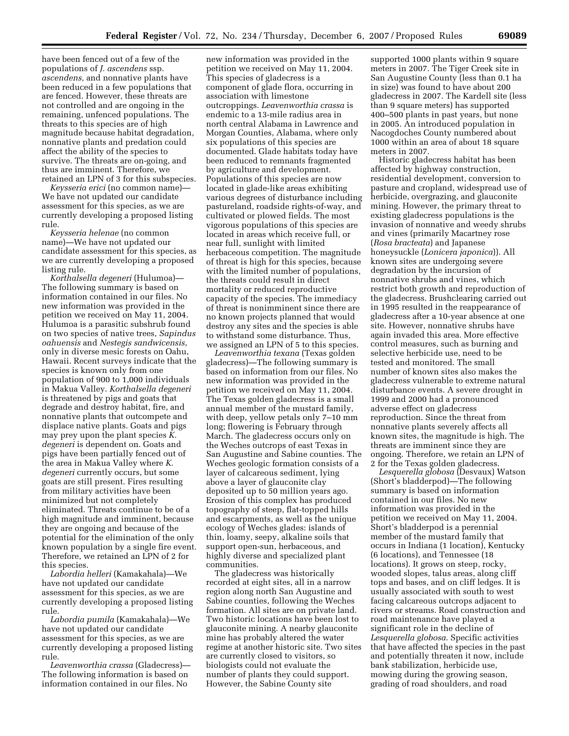have been fenced out of a few of the populations of *J. ascendens* ssp. *ascendens,* and nonnative plants have been reduced in a few populations that are fenced. However, these threats are not controlled and are ongoing in the remaining, unfenced populations. The threats to this species are of high magnitude because habitat degradation, nonnative plants and predation could affect the ability of the species to survive. The threats are on-going, and thus are imminent. Therefore, we retained an LPN of 3 for this subspecies.

*Keysseria erici* (no common name)—We have not updated our candidate assessment for this species, as we are currently developing a proposed listing rule.

*Keysseria helenae* (no common name)—We have not updated our candidate assessment for this species, as we are currently developing a proposed listing rule.

*Korthalsella degeneri* (Hulumoa)—The following summary is based on information contained in our files. No new information was provided in the petition we received on May 11, 2004. Hulumoa is a parasitic subshrub found on two species of native trees, *Sapindus oahuensis* and *Nestegis sandwicensis*, only in diverse mesic forests on Oahu, Hawaii. Recent surveys indicate that the species is known only from one population of 900 to 1,000 individuals in Makua Valley. *Korthalsella degeneri* is threatened by pigs and goats that degrade and destroy habitat, fire, and nonnative plants that outcompete and displace native plants. Goats and pigs may prey upon the plant species *K. degeneri* is dependent on. Goats and pigs have been partially fenced out of the area in Makua Valley where *K. degeneri* currently occurs, but some goats are still present. Fires resulting from military activities have been minimized but not completely eliminated. Threats continue to be of a high magnitude and imminent, because they are ongoing and because of the potential for the elimination of the only known population by a single fire event. Therefore, we retained an LPN of 2 for this species.

*Labordia helleri* (Kamakahala)—We have not updated our candidate assessment for this species, as we are currently developing a proposed listing rule.

*Labordia pumila* (Kamakahala)—We have not updated our candidate assessment for this species, as we are currently developing a proposed listing rule.

*Leavenworthia crassa* (Gladecress)—The following information is based on information contained in our files. No new information was provided in the petition we received on May 11, 2004. This species of gladecress is a component of glade flora, occurring in association with limestone outcroppings. *Leavenworthia crassa* is endemic to a 13-mile radius area in north central Alabama in Lawrence and Morgan Counties, Alabama, where only six populations of this species are documented. Glade habitats today have been reduced to remnants fragmented by agriculture and development. Populations of this species are now located in glade-like areas exhibiting various degrees of disturbance including pastureland, roadside rights-of-way, and cultivated or plowed fields. The most vigorous populations of this species are located in areas which receive full, or near full, sunlight with limited herbaceous competition. The magnitude of threat is high for this species, because with the limited number of populations, the threats could result in direct mortality or reduced reproductive capacity of the species. The immediacy of threat is nonimminent since there are no known projects planned that would destroy any sites and the species is able to withstand some disturbance. Thus, we assigned an LPN of 5 to this species.

*Leavenworthia texana* (Texas golden gladecress)—The following summary is based on information from our files. No new information was provided in the petition we received on May 11, 2004. The Texas golden gladecress is a small annual member of the mustard family, with deep, yellow petals only 7–10 mm long; flowering is February through March. The gladecress occurs only on the Weches outcrops of east Texas in San Augustine and Sabine counties. The Weches geologic formation consists of a layer of calcareous sediment, lying above a layer of glauconite clay deposited up to 50 million years ago. Erosion of this complex has produced topography of steep, flat-topped hills and escarpments, as well as the unique ecology of Weches glades: islands of thin, loamy, seepy, alkaline soils that support open-sun, herbaceous, and highly diverse and specialized plant communities.

The gladecress was historically recorded at eight sites, all in a narrow region along north San Augustine and Sabine counties, following the Weches formation. All sites are on private land. Two historic locations have been lost to glauconite mining. A nearby glauconite mine has probably altered the water regime at another historic site. Two sites are currently closed to visitors, so biologists could not evaluate the number of plants they could support. However, the Sabine County site supported 1000 plants within 9 square meters in 2007. The Tiger Creek site in San Augustine County (less than 0.1 ha in size) was found to have about 200 gladecress in 2007. The Kardell site (less than 9 square meters) has supported 400–500 plants in past years, but none in 2005. An introduced population in Nacogdoches County numbered about 1000 within an area of about 18 square meters in 2007.

Historic gladecress habitat has been affected by highway construction, residential development, conversion to pasture and cropland, widespread use of herbicide, overgrazing, and glauconite mining. However, the primary threat to existing gladecress populations is the invasion of nonnative and weedy shrubs and vines (primarily Macartney rose (*Rosa bracteata*) and Japanese honeysuckle (*Lonicera japonica*)). All known sites are undergoing severe degradation by the incursion of nonnative shrubs and vines, which restrict both growth and reproduction of the gladecress. Brushclearing carried out in 1995 resulted in the reappearance of gladecress after a 10-year absence at one site. However, nonnative shrubs have again invaded this area. More effective control measures, such as burning and selective herbicide use, need to be tested and monitored. The small number of known sites also makes the gladecress vulnerable to extreme natural disturbance events. A severe drought in 1999 and 2000 had a pronounced adverse effect on gladecress reproduction. Since the threat from nonnative plants severely affects all known sites, the magnitude is high. The threats are imminent since they are ongoing. Therefore, we retain an LPN of 2 for the Texas golden gladecress.

*Lesquerella globosa* (Desvaux) Watson (Short's bladderpod)—The following summary is based on information contained in our files. No new information was provided in the petition we received on May 11, 2004. Short's bladderpod is a perennial member of the mustard family that occurs in Indiana (1 location), Kentucky (6 locations), and Tennessee (18 locations). It grows on steep, rocky, wooded slopes, talus areas, along cliff tops and bases, and on cliff ledges. It is usually associated with south to west facing calcareous outcrops adjacent to rivers or streams. Road construction and road maintenance have played a significant role in the decline of *Lesquerella globosa*. Specific activities that have affected the species in the past and potentially threaten it now, include bank stabilization, herbicide use, mowing during the growing season, grading of road shoulders, and road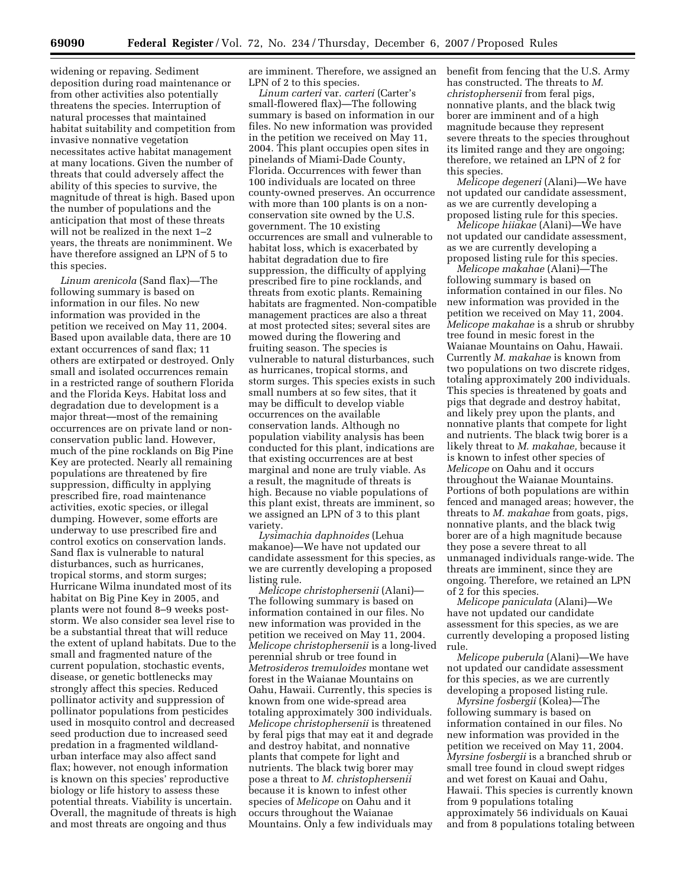widening or repaving. Sediment deposition during road maintenance or from other activities also potentially threatens the species. Interruption of natural processes that maintained habitat suitability and competition from invasive nonnative vegetation necessitates active habitat management at many locations. Given the number of threats that could adversely affect the ability of this species to survive, the magnitude of threat is high. Based upon the number of populations and the anticipation that most of these threats will not be realized in the next 1–2 years, the threats are nonimminent. We have therefore assigned an LPN of 5 to this species.

*Linum arenicola* (Sand flax)—The following summary is based on information in our files. No new information was provided in the petition we received on May 11, 2004. Based upon available data, there are 10 extant occurrences of sand flax; 11 others are extirpated or destroyed. Only small and isolated occurrences remain in a restricted range of southern Florida and the Florida Keys. Habitat loss and degradation due to development is a major threat—most of the remaining occurrences are on private land or non-conservation public land. However, much of the pine rocklands on Big Pine Key are protected. Nearly all remaining populations are threatened by fire suppression, difficulty in applying prescribed fire, road maintenance activities, exotic species, or illegal dumping. However, some efforts are underway to use prescribed fire and control exotics on conservation lands. Sand flax is vulnerable to natural disturbances, such as hurricanes, tropical storms, and storm surges; Hurricane Wilma inundated most of its habitat on Big Pine Key in 2005, and plants were not found 8–9 weeks post-storm. We also consider sea level rise to be a substantial threat that will reduce the extent of upland habitats. Due to the small and fragmented nature of the current population, stochastic events, disease, or genetic bottlenecks may strongly affect this species. Reduced pollinator activity and suppression of pollinator populations from pesticides used in mosquito control and decreased seed production due to increased seed predation in a fragmented wildland-urban interface may also affect sand flax; however, not enough information is known on this species' reproductive biology or life history to assess these potential threats. Viability is uncertain. Overall, the magnitude of threats is high and most threats are ongoing and thus are imminent. Therefore, we assigned an LPN of 2 to this species.

*Linum carteri* var. *carteri* (Carter's small-flowered flax)—The following summary is based on information in our files. No new information was provided in the petition we received on May 11, 2004. This plant occupies open sites in pinelands of Miami-Dade County, Florida. Occurrences with fewer than 100 individuals are located on three county-owned preserves. An occurrence with more than 100 plants is on a non-conservation site owned by the U.S. government. The 10 existing occurrences are small and vulnerable to habitat loss, which is exacerbated by habitat degradation due to fire suppression, the difficulty of applying prescribed fire to pine rocklands, and threats from exotic plants. Remaining habitats are fragmented. Non-compatible management practices are also a threat at most protected sites; several sites are mowed during the flowering and fruiting season. The species is vulnerable to natural disturbances, such as hurricanes, tropical storms, and storm surges. This species exists in such small numbers at so few sites, that it may be difficult to develop viable occurrences on the available conservation lands. Although no population viability analysis has been conducted for this plant, indications are that existing occurrences are at best marginal and none are truly viable. As a result, the magnitude of threats is high. Because no viable populations of this plant exist, threats are imminent, so we assigned an LPN of 3 to this plant variety.

*Lysimachia daphnoides* (Lehua makanoe)—We have not updated our candidate assessment for this species, as we are currently developing a proposed listing rule.

*Melicope christophersenii* (Alani)—The following summary is based on information contained in our files. No new information was provided in the petition we received on May 11, 2004. *Melicope christophersenii* is a long-lived perennial shrub or tree found in *Metrosideros tremuloides* montane wet forest in the Waianae Mountains on Oahu, Hawaii. Currently, this species is known from one wide-spread area totaling approximately 300 individuals. *Melicope christophersenii* is threatened by feral pigs that may eat it and degrade and destroy habitat, and nonnative plants that compete for light and nutrients. The black twig borer may pose a threat to *M. christophersenii* because it is known to infest other species of *Melicope* on Oahu and it occurs throughout the Waianae Mountains. Only a few individuals may benefit from fencing that the U.S. Army has constructed. The threats to *M. christophersenii* from feral pigs, nonnative plants, and the black twig borer are imminent and of a high magnitude because they represent severe threats to the species throughout its limited range and they are ongoing; therefore, we retained an LPN of 2 for this species.

*Melicope degeneri* (Alani)—We have not updated our candidate assessment, as we are currently developing a proposed listing rule for this species.

*Melicope hiiakae* (Alani)—We have not updated our candidate assessment, as we are currently developing a proposed listing rule for this species.

*Melicope makahae* (Alani)—The following summary is based on information contained in our files. No new information was provided in the petition we received on May 11, 2004. *Melicope makahae* is a shrub or shrubby tree found in mesic forest in the Waianae Mountains on Oahu, Hawaii. Currently *M. makahae* is known from two populations on two discrete ridges, totaling approximately 200 individuals. This species is threatened by goats and pigs that degrade and destroy habitat, and likely prey upon the plants, and nonnative plants that compete for light and nutrients. The black twig borer is a likely threat to *M. makahae,* because it is known to infest other species of *Melicope* on Oahu and it occurs throughout the Waianae Mountains. Portions of both populations are within fenced and managed areas; however, the threats to *M. makahae* from goats, pigs, nonnative plants, and the black twig borer are of a high magnitude because they pose a severe threat to all unmanaged individuals range-wide. The threats are imminent, since they are ongoing. Therefore, we retained an LPN of 2 for this species.

*Melicope paniculata* (Alani)—We have not updated our candidate assessment for this species, as we are currently developing a proposed listing rule.

*Melicope puberula* (Alani)—We have not updated our candidate assessment for this species, as we are currently developing a proposed listing rule.

*Myrsine fosbergii* (Kolea)—The following summary is based on information contained in our files. No new information was provided in the petition we received on May 11, 2004. *Myrsine fosbergii* is a branched shrub or small tree found in cloud swept ridges and wet forest on Kauai and Oahu, Hawaii. This species is currently known from 9 populations totaling approximately 56 individuals on Kauai and from 8 populations totaling between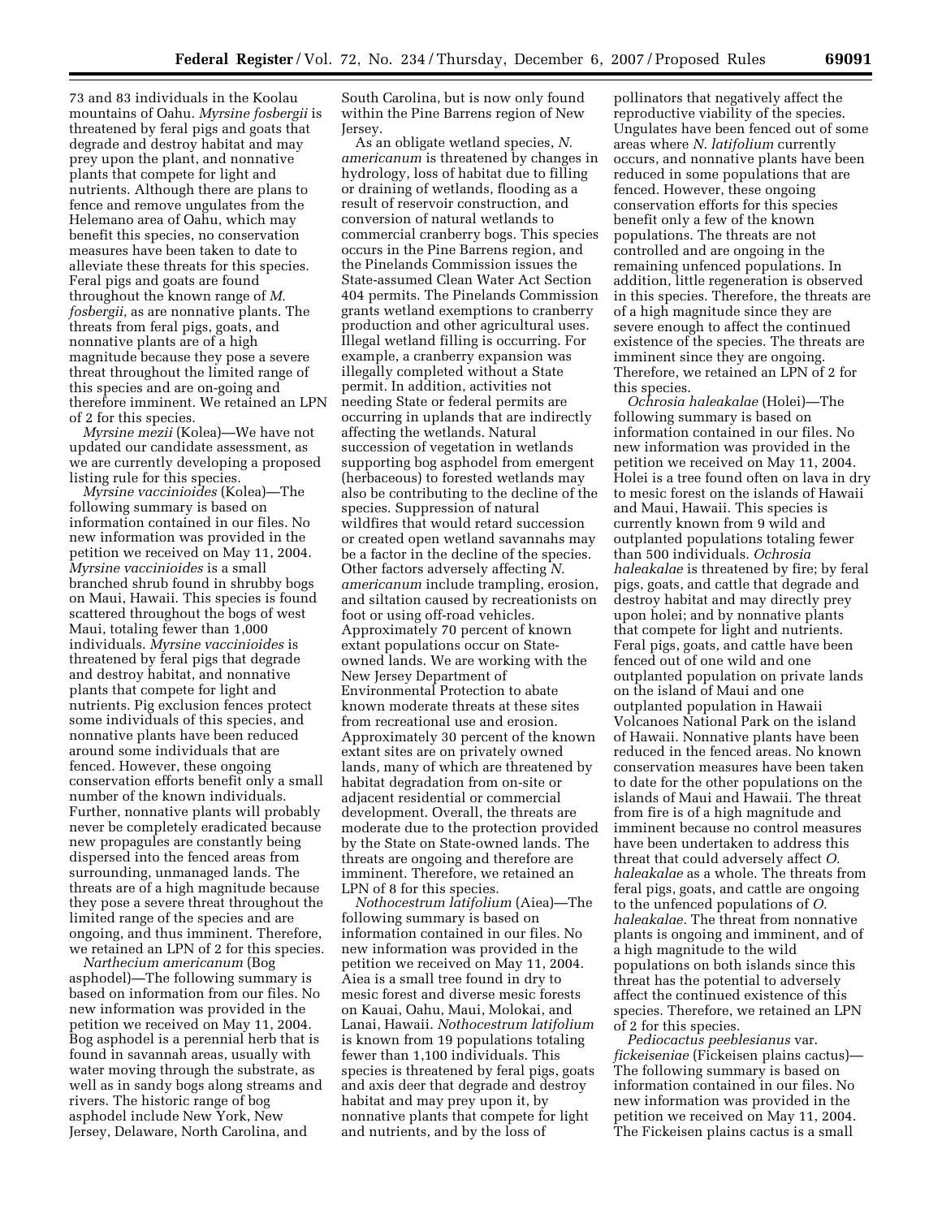73 and 83 individuals in the Koolau mountains of Oahu. *Myrsine fosbergii* is threatened by feral pigs and goats that degrade and destroy habitat and may prey upon the plant, and nonnative plants that compete for light and nutrients. Although there are plans to fence and remove ungulates from the Helemano area of Oahu, which may benefit this species, no conservation measures have been taken to date to alleviate these threats for this species. Feral pigs and goats are found throughout the known range of *M. fosbergii,* as are nonnative plants. The threats from feral pigs, goats, and nonnative plants are of a high magnitude because they pose a severe threat throughout the limited range of this species and are on-going and therefore imminent. We retained an LPN of 2 for this species.

*Myrsine mezii* (Kolea)—We have not updated our candidate assessment, as we are currently developing a proposed listing rule for this species.

*Myrsine vaccinioides* (Kolea)—The following summary is based on information contained in our files. No new information was provided in the petition we received on May 11, 2004. *Myrsine vaccinioides* is a small branched shrub found in shrubby bogs on Maui, Hawaii. This species is found scattered throughout the bogs of west Maui, totaling fewer than 1,000 individuals. *Myrsine vaccinioides* is threatened by feral pigs that degrade and destroy habitat, and nonnative plants that compete for light and nutrients. Pig exclusion fences protect some individuals of this species, and nonnative plants have been reduced around some individuals that are fenced. However, these ongoing conservation efforts benefit only a small number of the known individuals. Further, nonnative plants will probably never be completely eradicated because new propagules are constantly being dispersed into the fenced areas from surrounding, unmanaged lands. The threats are of a high magnitude because they pose a severe threat throughout the limited range of the species and are ongoing, and thus imminent. Therefore, we retained an LPN of 2 for this species.

*Narthecium americanum* (Bog asphodel)—The following summary is based on information from our files. No new information was provided in the petition we received on May 11, 2004. Bog asphodel is a perennial herb that is found in savannah areas, usually with water moving through the substrate, as well as in sandy bogs along streams and rivers. The historic range of bog asphodel include New York, New Jersey, Delaware, North Carolina, and South Carolina, but is now only found within the Pine Barrens region of New Jersey.

As an obligate wetland species, *N. americanum* is threatened by changes in hydrology, loss of habitat due to filling or draining of wetlands, flooding as a result of reservoir construction, and conversion of natural wetlands to commercial cranberry bogs. This species occurs in the Pine Barrens region, and the Pinelands Commission issues the State-assumed Clean Water Act Section 404 permits. The Pinelands Commission grants wetland exemptions to cranberry production and other agricultural uses. Illegal wetland filling is occurring. For example, a cranberry expansion was illegally completed without a State permit. In addition, activities not needing State or federal permits are occurring in uplands that are indirectly affecting the wetlands. Natural succession of vegetation in wetlands supporting bog asphodel from emergent (herbaceous) to forested wetlands may also be contributing to the decline of the species. Suppression of natural wildfires that would retard succession or created open wetland savannahs may be a factor in the decline of the species. Other factors adversely affecting *N. americanum* include trampling, erosion, and siltation caused by recreationists on foot or using off-road vehicles. Approximately 70 percent of known extant populations occur on State-owned lands. We are working with the New Jersey Department of Environmental Protection to abate known moderate threats at these sites from recreational use and erosion. Approximately 30 percent of the known extant sites are on privately owned lands, many of which are threatened by habitat degradation from on-site or adjacent residential or commercial development. Overall, the threats are moderate due to the protection provided by the State on State-owned lands. The threats are ongoing and therefore are imminent. Therefore, we retained an LPN of 8 for this species.

*Nothocestrum latifolium* (Aiea)—The following summary is based on information contained in our files. No new information was provided in the petition we received on May 11, 2004. Aiea is a small tree found in dry to mesic forest and diverse mesic forests on Kauai, Oahu, Maui, Molokai, and Lanai, Hawaii. *Nothocestrum latifolium* is known from 19 populations totaling fewer than 1,100 individuals. This species is threatened by feral pigs, goats and axis deer that degrade and destroy habitat and may prey upon it, by nonnative plants that compete for light and nutrients, and by the loss of pollinators that negatively affect the reproductive viability of the species. Ungulates have been fenced out of some areas where *N. latifolium* currently occurs, and nonnative plants have been reduced in some populations that are fenced. However, these ongoing conservation efforts for this species benefit only a few of the known populations. The threats are not controlled and are ongoing in the remaining unfenced populations. In addition, little regeneration is observed in this species. Therefore, the threats are of a high magnitude since they are severe enough to affect the continued existence of the species. The threats are imminent since they are ongoing. Therefore, we retained an LPN of 2 for this species.

*Ochrosia haleakalae* (Holei)—The following summary is based on information contained in our files. No new information was provided in the petition we received on May 11, 2004. Holei is a tree found often on lava in dry to mesic forest on the islands of Hawaii and Maui, Hawaii. This species is currently known from 9 wild and outplanted populations totaling fewer than 500 individuals. *Ochrosia haleakalae* is threatened by fire; by feral pigs, goats, and cattle that degrade and destroy habitat and may directly prey upon holei; and by nonnative plants that compete for light and nutrients. Feral pigs, goats, and cattle have been fenced out of one wild and one outplanted population on private lands on the island of Maui and one outplanted population in Hawaii Volcanoes National Park on the island of Hawaii. Nonnative plants have been reduced in the fenced areas. No known conservation measures have been taken to date for the other populations on the islands of Maui and Hawaii. The threat from fire is of a high magnitude and imminent because no control measures have been undertaken to address this threat that could adversely affect *O. haleakalae* as a whole. The threats from feral pigs, goats, and cattle are ongoing to the unfenced populations of *O. haleakalae.* The threat from nonnative plants is ongoing and imminent, and of a high magnitude to the wild populations on both islands since this threat has the potential to adversely affect the continued existence of this species. Therefore, we retained an LPN of 2 for this species.

*Pediocactus peeblesianus* var. *fickeiseniae* (Fickeisen plains cactus)—The following summary is based on information contained in our files. No new information was provided in the petition we received on May 11, 2004. The Fickeisen plains cactus is a small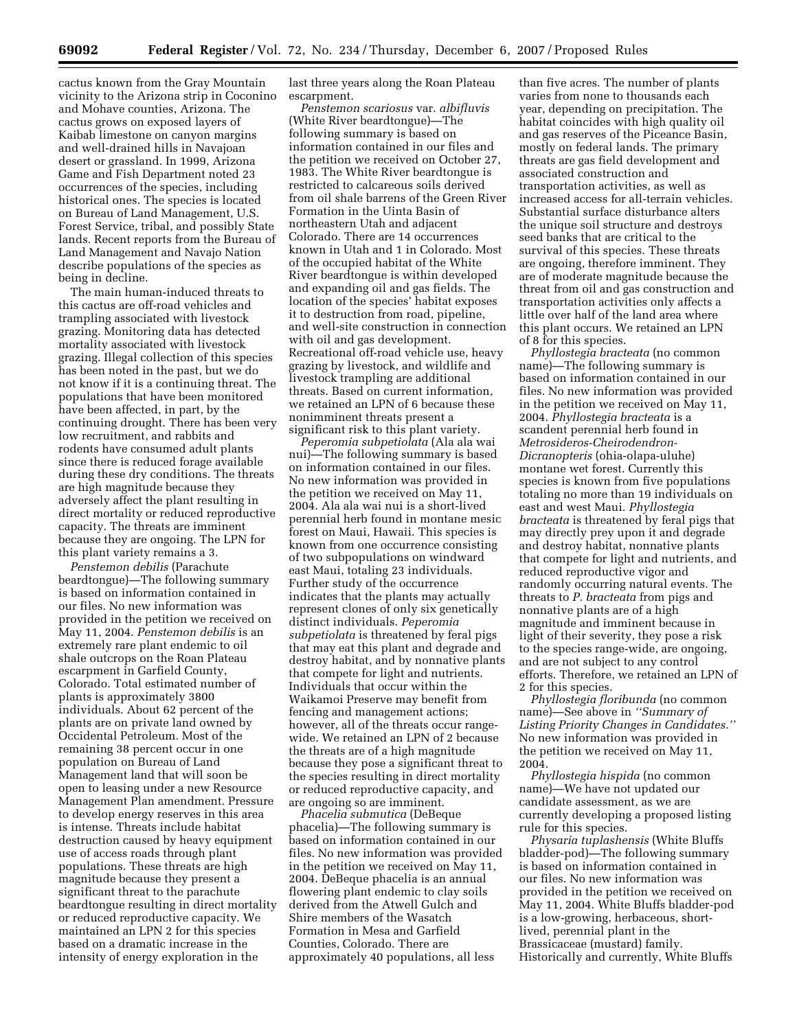cactus known from the Gray Mountain vicinity to the Arizona strip in Coconino and Mohave counties, Arizona. The cactus grows on exposed layers of Kaibab limestone on canyon margins and well-drained hills in Navajoan desert or grassland. In 1999, Arizona Game and Fish Department noted 23 occurrences of the species, including historical ones. The species is located on Bureau of Land Management, U.S. Forest Service, tribal, and possibly State lands. Recent reports from the Bureau of Land Management and Navajo Nation describe populations of the species as being in decline.

The main human-induced threats to this cactus are off-road vehicles and trampling associated with livestock grazing. Monitoring data has detected mortality associated with livestock grazing. Illegal collection of this species has been noted in the past, but we do not know if it is a continuing threat. The populations that have been monitored have been affected, in part, by the continuing drought. There has been very low recruitment, and rabbits and rodents have consumed adult plants since there is reduced forage available during these dry conditions. The threats are high magnitude because they adversely affect the plant resulting in direct mortality or reduced reproductive capacity. The threats are imminent because they are ongoing. The LPN for this plant variety remains a 3.

*Penstemon debilis* (Parachute beardtongue)—The following summary is based on information contained in our files. No new information was provided in the petition we received on May 11, 2004. *Penstemon debilis* is an extremely rare plant endemic to oil shale outcrops on the Roan Plateau escarpment in Garfield County, Colorado. Total estimated number of plants is approximately 3800 individuals. About 62 percent of the plants are on private land owned by Occidental Petroleum. Most of the remaining 38 percent occur in one population on Bureau of Land Management land that will soon be open to leasing under a new Resource Management Plan amendment. Pressure to develop energy reserves in this area is intense. Threats include habitat destruction caused by heavy equipment use of access roads through plant populations. These threats are high magnitude because they present a significant threat to the parachute beardtongue resulting in direct mortality or reduced reproductive capacity. We maintained an LPN 2 for this species based on a dramatic increase in the intensity of energy exploration in the last three years along the Roan Plateau escarpment.

*Penstemon scariosus* var. *albifluvis* (White River beardtongue)—The following summary is based on information contained in our files and the petition we received on October 27, 1983. The White River beardtongue is restricted to calcareous soils derived from oil shale barrens of the Green River Formation in the Uinta Basin of northeastern Utah and adjacent Colorado. There are 14 occurrences known in Utah and 1 in Colorado. Most of the occupied habitat of the White River beardtongue is within developed and expanding oil and gas fields. The location of the species' habitat exposes it to destruction from road, pipeline, and well-site construction in connection with oil and gas development. Recreational off-road vehicle use, heavy grazing by livestock, and wildlife and livestock trampling are additional threats. Based on current information, we retained an LPN of 6 because these nonimminent threats present a significant risk to this plant variety.

*Peperomia subpetiolata* (Ala ala wai nui)—The following summary is based on information contained in our files. No new information was provided in the petition we received on May 11, 2004. Ala ala wai nui is a short-lived perennial herb found in montane mesic forest on Maui, Hawaii. This species is known from one occurrence consisting of two subpopulations on windward east Maui, totaling 23 individuals. Further study of the occurrence indicates that the plants may actually represent clones of only six genetically distinct individuals. *Peperomia subpetiolata* is threatened by feral pigs that may eat this plant and degrade and destroy habitat, and by nonnative plants that compete for light and nutrients. Individuals that occur within the Waikamoi Preserve may benefit from fencing and management actions; however, all of the threats occur range-wide. We retained an LPN of 2 because the threats are of a high magnitude because they pose a significant threat to the species resulting in direct mortality or reduced reproductive capacity, and are ongoing so are imminent.

*Phacelia submutica* (DeBeque phacelia)—The following summary is based on information contained in our files. No new information was provided in the petition we received on May 11, 2004. DeBeque phacelia is an annual flowering plant endemic to clay soils derived from the Atwell Gulch and Shire members of the Wasatch Formation in Mesa and Garfield Counties, Colorado. There are approximately 40 populations, all less than five acres. The number of plants varies from none to thousands each year, depending on precipitation. The habitat coincides with high quality oil and gas reserves of the Piceance Basin, mostly on federal lands. The primary threats are gas field development and associated construction and transportation activities, as well as increased access for all-terrain vehicles. Substantial surface disturbance alters the unique soil structure and destroys seed banks that are critical to the survival of this species. These threats are ongoing, therefore imminent. They are of moderate magnitude because the threat from oil and gas construction and transportation activities only affects a little over half of the land area where this plant occurs. We retained an LPN of 8 for this species.

*Phyllostegia bracteata* (no common name)—The following summary is based on information contained in our files. No new information was provided in the petition we received on May 11, 2004. *Phyllostegia bracteata* is a scandent perennial herb found in *Metrosideros-Cheirodendron-Dicranopteris* (ohia-olapa-uluhe) montane wet forest. Currently this species is known from five populations totaling no more than 19 individuals on east and west Maui. *Phyllostegia bracteata* is threatened by feral pigs that may directly prey upon it and degrade and destroy habitat, nonnative plants that compete for light and nutrients, and reduced reproductive vigor and randomly occurring natural events. The threats to *P. bracteata* from pigs and nonnative plants are of a high magnitude and imminent because in light of their severity, they pose a risk to the species range-wide, are ongoing, and are not subject to any control efforts. Therefore, we retained an LPN of 2 for this species.

*Phyllostegia floribunda* (no common name)—See above in *"Summary of Listing Priority Changes in Candidates."* No new information was provided in the petition we received on May 11, 2004.

*Phyllostegia hispida* (no common name)—We have not updated our candidate assessment, as we are currently developing a proposed listing rule for this species.

*Physaria tuplashensis* (White Bluffs bladder-pod)—The following summary is based on information contained in our files. No new information was provided in the petition we received on May 11, 2004. White Bluffs bladder-pod is a low-growing, herbaceous, short-lived, perennial plant in the Brassicaceae (mustard) family. Historically and currently, White Bluffs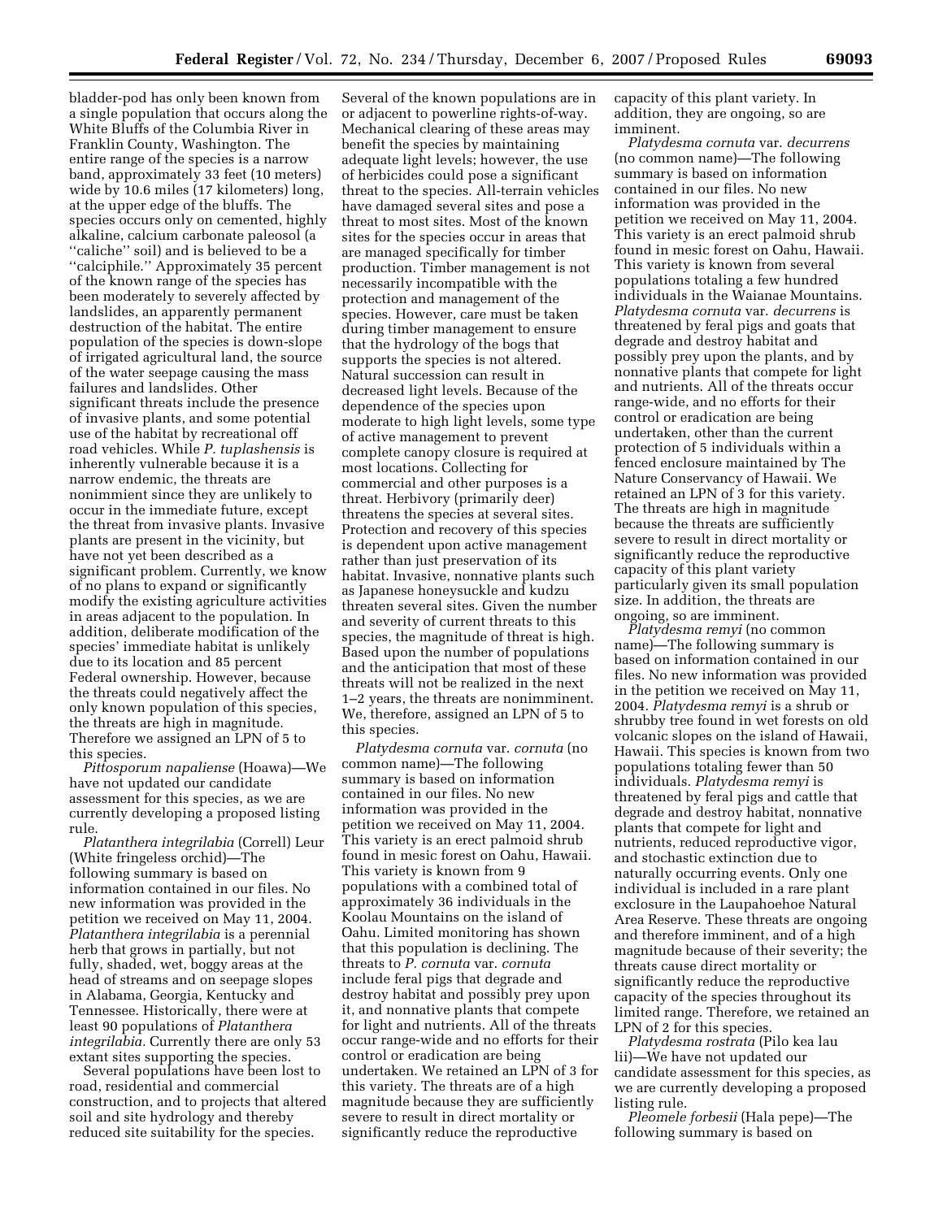bladder-pod has only been known from a single population that occurs along the White Bluffs of the Columbia River in Franklin County, Washington. The entire range of the species is a narrow band, approximately 33 feet (10 meters) wide by 10.6 miles (17 kilometers) long, at the upper edge of the bluffs. The species occurs only on cemented, highly alkaline, calcium carbonate paleosol (a ''caliche'' soil) and is believed to be a ''calciphile.'' Approximately 35 percent of the known range of the species has been moderately to severely affected by landslides, an apparently permanent destruction of the habitat. The entire population of the species is down-slope of irrigated agricultural land, the source of the water seepage causing the mass failures and landslides. Other significant threats include the presence of invasive plants, and some potential use of the habitat by recreational off road vehicles. While *P. tuplashensis* is inherently vulnerable because it is a narrow endemic, the threats are nonimmient since they are unlikely to occur in the immediate future, except the threat from invasive plants. Invasive plants are present in the vicinity, but have not yet been described as a significant problem. Currently, we know of no plans to expand or significantly modify the existing agriculture activities in areas adjacent to the population. In addition, deliberate modification of the species' immediate habitat is unlikely due to its location and 85 percent Federal ownership. However, because the threats could negatively affect the only known population of this species, the threats are high in magnitude. Therefore we assigned an LPN of 5 to this species.

*Pittosporum napaliense* (Hoawa)—We have not updated our candidate assessment for this species, as we are currently developing a proposed listing rule.

*Platanthera integrilabia* (Correll) Leur (White fringeless orchid)—The following summary is based on information contained in our files. No new information was provided in the petition we received on May 11, 2004. *Platanthera integrilabia* is a perennial herb that grows in partially, but not fully, shaded, wet, boggy areas at the head of streams and on seepage slopes in Alabama, Georgia, Kentucky and Tennessee. Historically, there were at least 90 populations of *Platanthera integrilabia.* Currently there are only 53 extant sites supporting the species.

Several populations have been lost to road, residential and commercial construction, and to projects that altered soil and site hydrology and thereby reduced site suitability for the species. Several of the known populations are in or adjacent to powerline rights-of-way. Mechanical clearing of these areas may benefit the species by maintaining adequate light levels; however, the use of herbicides could pose a significant threat to the species. All-terrain vehicles have damaged several sites and pose a threat to most sites. Most of the known sites for the species occur in areas that are managed specifically for timber production. Timber management is not necessarily incompatible with the protection and management of the species. However, care must be taken during timber management to ensure that the hydrology of the bogs that supports the species is not altered. Natural succession can result in decreased light levels. Because of the dependence of the species upon moderate to high light levels, some type of active management to prevent complete canopy closure is required at most locations. Collecting for commercial and other purposes is a threat. Herbivory (primarily deer) threatens the species at several sites. Protection and recovery of this species is dependent upon active management rather than just preservation of its habitat. Invasive, nonnative plants such as Japanese honeysuckle and kudzu threaten several sites. Given the number and severity of current threats to this species, the magnitude of threat is high. Based upon the number of populations and the anticipation that most of these threats will not be realized in the next 1–2 years, the threats are nonimminent. We, therefore, assigned an LPN of 5 to this species.

*Platydesma cornuta* var. *cornuta* (no common name)—The following summary is based on information contained in our files. No new information was provided in the petition we received on May 11, 2004. This variety is an erect palmoid shrub found in mesic forest on Oahu, Hawaii. This variety is known from 9 populations with a combined total of approximately 36 individuals in the Koolau Mountains on the island of Oahu. Limited monitoring has shown that this population is declining. The threats to *P. cornuta* var. *cornuta* include feral pigs that degrade and destroy habitat and possibly prey upon it, and nonnative plants that compete for light and nutrients. All of the threats occur range-wide and no efforts for their control or eradication are being undertaken. We retained an LPN of 3 for this variety. The threats are of a high magnitude because they are sufficiently severe to result in direct mortality or significantly reduce the reproductive capacity of this plant variety. In addition, they are ongoing, so are imminent.

*Platydesma cornuta* var. *decurrens* (no common name)—The following summary is based on information contained in our files. No new information was provided in the petition we received on May 11, 2004. This variety is an erect palmoid shrub found in mesic forest on Oahu, Hawaii. This variety is known from several populations totaling a few hundred individuals in the Waianae Mountains. *Platydesma cornuta* var. *decurrens* is threatened by feral pigs and goats that degrade and destroy habitat and possibly prey upon the plants, and by nonnative plants that compete for light and nutrients. All of the threats occur range-wide, and no efforts for their control or eradication are being undertaken, other than the current protection of 5 individuals within a fenced enclosure maintained by The Nature Conservancy of Hawaii. We retained an LPN of 3 for this variety. The threats are high in magnitude because the threats are sufficiently severe to result in direct mortality or significantly reduce the reproductive capacity of this plant variety particularly given its small population size. In addition, the threats are ongoing, so are imminent.

*Platydesma remyi* (no common name)—The following summary is based on information contained in our files. No new information was provided in the petition we received on May 11, 2004. *Platydesma remyi* is a shrub or shrubby tree found in wet forests on old volcanic slopes on the island of Hawaii, Hawaii. This species is known from two populations totaling fewer than 50 individuals. *Platydesma remyi* is threatened by feral pigs and cattle that degrade and destroy habitat, nonnative plants that compete for light and nutrients, reduced reproductive vigor, and stochastic extinction due to naturally occurring events. Only one individual is included in a rare plant exclosure in the Laupahoehoe Natural Area Reserve. These threats are ongoing and therefore imminent, and of a high magnitude because of their severity; the threats cause direct mortality or significantly reduce the reproductive capacity of the species throughout its limited range. Therefore, we retained an LPN of 2 for this species.

*Platydesma rostrata* (Pilo kea lau lii)—We have not updated our candidate assessment for this species, as we are currently developing a proposed listing rule.

*Pleomele forbesii* (Hala pepe)—The following summary is based on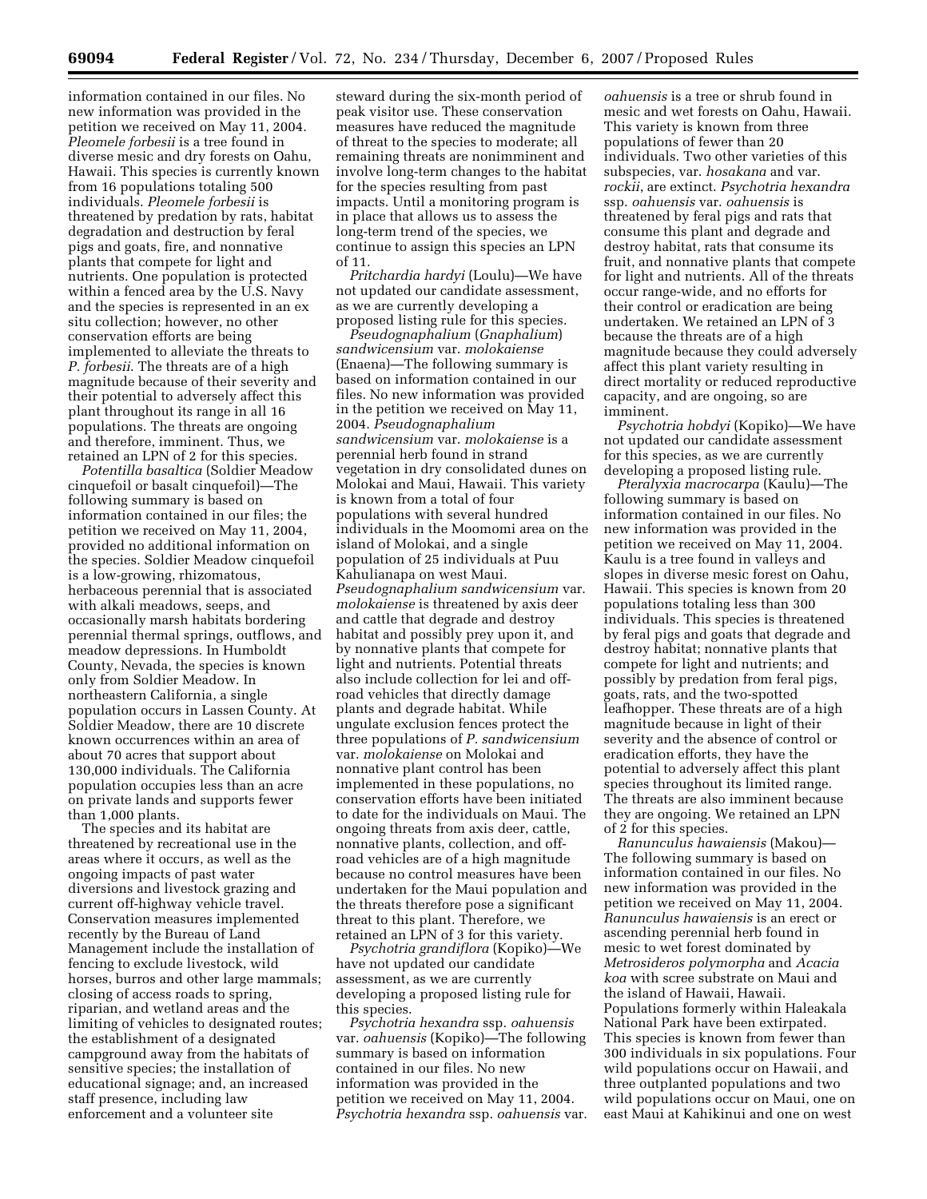information contained in our files. No new information was provided in the petition we received on May 11, 2004. *Pleomele forbesii* is a tree found in diverse mesic and dry forests on Oahu, Hawaii. This species is currently known from 16 populations totaling 500 individuals. *Pleomele forbesii* is threatened by predation by rats, habitat degradation and destruction by feral pigs and goats, fire, and nonnative plants that compete for light and nutrients. One population is protected within a fenced area by the U.S. Navy and the species is represented in an ex situ collection; however, no other conservation efforts are being implemented to alleviate the threats to *P. forbesii*. The threats are of a high magnitude because of their severity and their potential to adversely affect this plant throughout its range in all 16 populations. The threats are ongoing and therefore, imminent. Thus, we retained an LPN of 2 for this species.

*Potentilla basaltica* (Soldier Meadow cinquefoil or basalt cinquefoil)—The following summary is based on information contained in our files; the petition we received on May 11, 2004, provided no additional information on the species. Soldier Meadow cinquefoil is a low-growing, rhizomatous, herbaceous perennial that is associated with alkali meadows, seeps, and occasionally marsh habitats bordering perennial thermal springs, outflows, and meadow depressions. In Humboldt County, Nevada, the species is known only from Soldier Meadow. In northeastern California, a single population occurs in Lassen County. At Soldier Meadow, there are 10 discrete known occurrences within an area of about 70 acres that support about 130,000 individuals. The California population occupies less than an acre on private lands and supports fewer than 1,000 plants.

The species and its habitat are threatened by recreational use in the areas where it occurs, as well as the ongoing impacts of past water diversions and livestock grazing and current off-highway vehicle travel. Conservation measures implemented recently by the Bureau of Land Management include the installation of fencing to exclude livestock, wild horses, burros and other large mammals; closing of access roads to spring, riparian, and wetland areas and the limiting of vehicles to designated routes; the establishment of a designated campground away from the habitats of sensitive species; the installation of educational signage; and, an increased staff presence, including law enforcement and a volunteer site steward during the six-month period of peak visitor use. These conservation measures have reduced the magnitude of threat to the species to moderate; all remaining threats are nonimminent and involve long-term changes to the habitat for the species resulting from past impacts. Until a monitoring program is in place that allows us to assess the long-term trend of the species, we continue to assign this species an LPN of 11.

*Pritchardia hardyi* (Loulu)—We have not updated our candidate assessment, as we are currently developing a proposed listing rule for this species.

*Pseudognaphalium* (*Gnaphalium*) *sandwicensium* var. *molokaiense* (Enaena)—The following summary is based on information contained in our files. No new information was provided in the petition we received on May 11, 2004. *Pseudognaphalium sandwicensium* var. *molokaiense* is a perennial herb found in strand vegetation in dry consolidated dunes on Molokai and Maui, Hawaii. This variety is known from a total of four populations with several hundred individuals in the Moomomi area on the island of Molokai, and a single population of 25 individuals at Puu Kahulianapa on west Maui. *Pseudognaphalium sandwicensium* var. *molokaiense* is threatened by axis deer and cattle that degrade and destroy habitat and possibly prey upon it, and by nonnative plants that compete for light and nutrients. Potential threats also include collection for lei and off-road vehicles that directly damage plants and degrade habitat. While ungulate exclusion fences protect the three populations of *P. sandwicensium* var. *molokaiense* on Molokai and nonnative plant control has been implemented in these populations, no conservation efforts have been initiated to date for the individuals on Maui. The ongoing threats from axis deer, cattle, nonnative plants, collection, and off-road vehicles are of a high magnitude because no control measures have been undertaken for the Maui population and the threats therefore pose a significant threat to this plant. Therefore, we retained an LPN of 3 for this variety.

*Psychotria grandiflora* (Kopiko)—We have not updated our candidate assessment, as we are currently developing a proposed listing rule for this species.

*Psychotria hexandra* ssp. *oahuensis* var. *oahuensis* (Kopiko)—The following summary is based on information contained in our files. No new information was provided in the petition we received on May 11, 2004. *Psychotria hexandra* ssp. *oahuensis* var. *oahuensis* is a tree or shrub found in mesic and wet forests on Oahu, Hawaii. This variety is known from three populations of fewer than 20 individuals. Two other varieties of this subspecies, var. *hosakana* and var. *rockii*, are extinct. *Psychotria hexandra* ssp. *oahuensis* var. *oahuensis* is threatened by feral pigs and rats that consume this plant and degrade and destroy habitat, rats that consume its fruit, and nonnative plants that compete for light and nutrients. All of the threats occur range-wide, and no efforts for their control or eradication are being undertaken. We retained an LPN of 3 because the threats are of a high magnitude because they could adversely affect this plant variety resulting in direct mortality or reduced reproductive capacity, and are ongoing, so are imminent.

*Psychotria hobdyi* (Kopiko)—We have not updated our candidate assessment for this species, as we are currently developing a proposed listing rule.

*Pteralyxia macrocarpa* (Kaulu)—The following summary is based on information contained in our files. No new information was provided in the petition we received on May 11, 2004. Kaulu is a tree found in valleys and slopes in diverse mesic forest on Oahu, Hawaii. This species is known from 20 populations totaling less than 300 individuals. This species is threatened by feral pigs and goats that degrade and destroy habitat; nonnative plants that compete for light and nutrients; and possibly by predation from feral pigs, goats, rats, and the two-spotted leafhopper. These threats are of a high magnitude because in light of their severity and the absence of control or eradication efforts, they have the potential to adversely affect this plant species throughout its limited range. The threats are also imminent because they are ongoing. We retained an LPN of 2 for this species.

*Ranunculus hawaiensis* (Makou)—The following summary is based on information contained in our files. No new information was provided in the petition we received on May 11, 2004. *Ranunculus hawaiensis* is an erect or ascending perennial herb found in mesic to wet forest dominated by *Metrosideros polymorpha* and *Acacia koa* with scree substrate on Maui and the island of Hawaii, Hawaii. Populations formerly within Haleakala National Park have been extirpated. This species is known from fewer than 300 individuals in six populations. Four wild populations occur on Hawaii, and three outplanted populations and two wild populations occur on Maui, one on east Maui at Kahikinui and one on west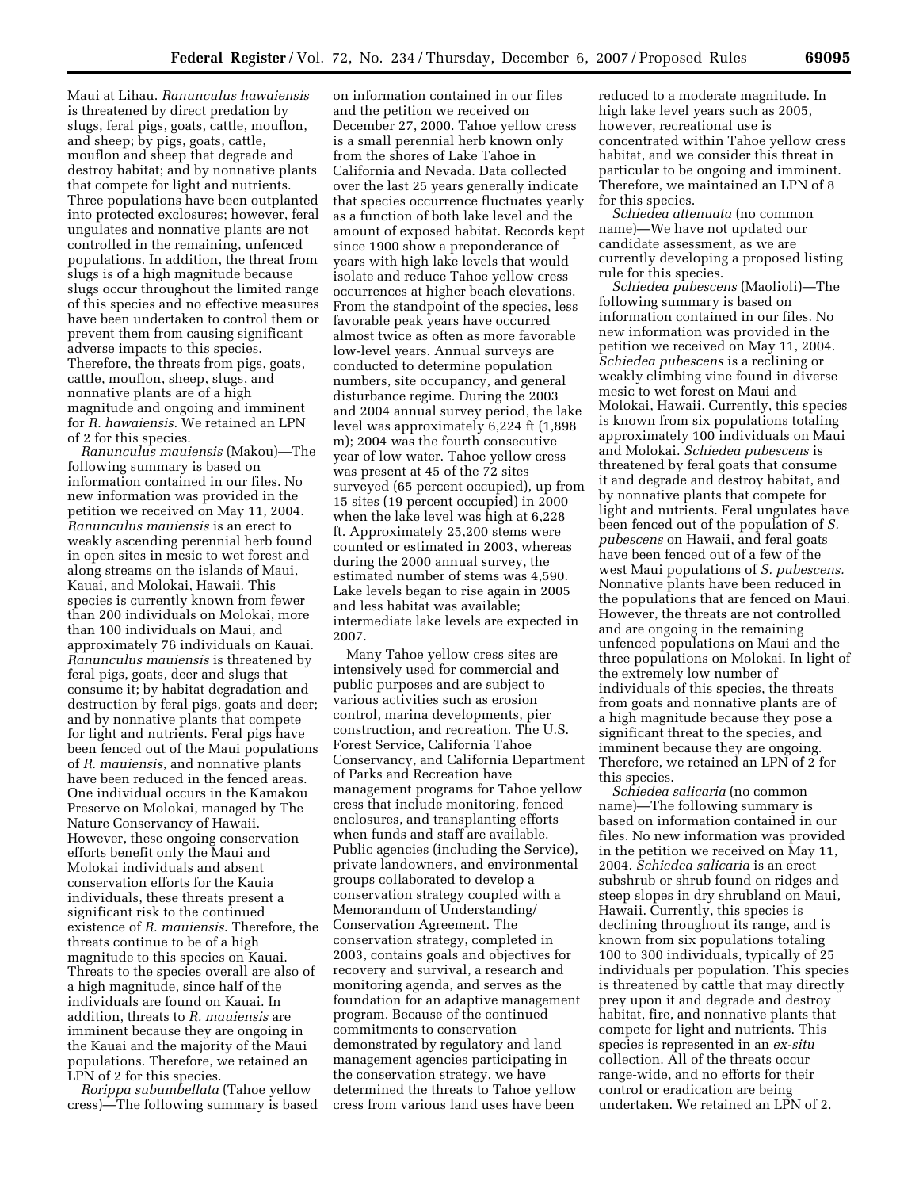Maui at Lihau. *Ranunculus hawaiensis* is threatened by direct predation by slugs, feral pigs, goats, cattle, mouflon, and sheep; by pigs, goats, cattle, mouflon and sheep that degrade and destroy habitat; and by nonnative plants that compete for light and nutrients. Three populations have been outplanted into protected exclosures; however, feral ungulates and nonnative plants are not controlled in the remaining, unfenced populations. In addition, the threat from slugs is of a high magnitude because slugs occur throughout the limited range of this species and no effective measures have been undertaken to control them or prevent them from causing significant adverse impacts to this species. Therefore, the threats from pigs, goats, cattle, mouflon, sheep, slugs, and nonnative plants are of a high magnitude and ongoing and imminent for *R. hawaiensis*. We retained an LPN of 2 for this species.

*Ranunculus mauiensis* (Makou)—The following summary is based on information contained in our files. No new information was provided in the petition we received on May 11, 2004. *Ranunculus mauiensis* is an erect to weakly ascending perennial herb found in open sites in mesic to wet forest and along streams on the islands of Maui, Kauai, and Molokai, Hawaii. This species is currently known from fewer than 200 individuals on Molokai, more than 100 individuals on Maui, and approximately 76 individuals on Kauai. *Ranunculus mauiensis* is threatened by feral pigs, goats, deer and slugs that consume it; by habitat degradation and destruction by feral pigs, goats and deer; and by nonnative plants that compete for light and nutrients. Feral pigs have been fenced out of the Maui populations of *R. mauiensis*, and nonnative plants have been reduced in the fenced areas. One individual occurs in the Kamakou Preserve on Molokai, managed by The Nature Conservancy of Hawaii. However, these ongoing conservation efforts benefit only the Maui and Molokai individuals and absent conservation efforts for the Kauia individuals, these threats present a significant risk to the continued existence of *R. mauiensis*. Therefore, the threats continue to be of a high magnitude to this species on Kauai. Threats to the species overall are also of a high magnitude, since half of the individuals are found on Kauai. In addition, threats to *R. mauiensis* are imminent because they are ongoing in the Kauai and the majority of the Maui populations. Therefore, we retained an LPN of 2 for this species.

*Rorippa subumbellata* (Tahoe yellow cress)—The following summary is based on information contained in our files and the petition we received on December 27, 2000. Tahoe yellow cress is a small perennial herb known only from the shores of Lake Tahoe in California and Nevada. Data collected over the last 25 years generally indicate that species occurrence fluctuates yearly as a function of both lake level and the amount of exposed habitat. Records kept since 1900 show a preponderance of years with high lake levels that would isolate and reduce Tahoe yellow cress occurrences at higher beach elevations. From the standpoint of the species, less favorable peak years have occurred almost twice as often as more favorable low-level years. Annual surveys are conducted to determine population numbers, site occupancy, and general disturbance regime. During the 2003 and 2004 annual survey period, the lake level was approximately 6,224 ft (1,898 m); 2004 was the fourth consecutive year of low water. Tahoe yellow cress was present at 45 of the 72 sites surveyed (65 percent occupied), up from 15 sites (19 percent occupied) in 2000 when the lake level was high at 6,228 ft. Approximately 25,200 stems were counted or estimated in 2003, whereas during the 2000 annual survey, the estimated number of stems was 4,590. Lake levels began to rise again in 2005 and less habitat was available; intermediate lake levels are expected in 2007.

Many Tahoe yellow cress sites are intensively used for commercial and public purposes and are subject to various activities such as erosion control, marina developments, pier construction, and recreation. The U.S. Forest Service, California Tahoe Conservancy, and California Department of Parks and Recreation have management programs for Tahoe yellow cress that include monitoring, fenced enclosures, and transplanting efforts when funds and staff are available. Public agencies (including the Service), private landowners, and environmental groups collaborated to develop a conservation strategy coupled with a Memorandum of Understanding/ Conservation Agreement. The conservation strategy, completed in 2003, contains goals and objectives for recovery and survival, a research and monitoring agenda, and serves as the foundation for an adaptive management program. Because of the continued commitments to conservation demonstrated by regulatory and land management agencies participating in the conservation strategy, we have determined the threats to Tahoe yellow cress from various land uses have been reduced to a moderate magnitude. In high lake level years such as 2005, however, recreational use is concentrated within Tahoe yellow cress habitat, and we consider this threat in particular to be ongoing and imminent. Therefore, we maintained an LPN of 8 for this species.

*Schiedea attenuata* (no common name)—We have not updated our candidate assessment, as we are currently developing a proposed listing rule for this species.

*Schiedea pubescens* (Maolioli)—The following summary is based on information contained in our files. No new information was provided in the petition we received on May 11, 2004. *Schiedea pubescens* is a reclining or weakly climbing vine found in diverse mesic to wet forest on Maui and Molokai, Hawaii. Currently, this species is known from six populations totaling approximately 100 individuals on Maui and Molokai. *Schiedea pubescens* is threatened by feral goats that consume it and degrade and destroy habitat, and by nonnative plants that compete for light and nutrients. Feral ungulates have been fenced out of the population of *S. pubescens* on Hawaii, and feral goats have been fenced out of a few of the west Maui populations of *S. pubescens.* Nonnative plants have been reduced in the populations that are fenced on Maui. However, the threats are not controlled and are ongoing in the remaining unfenced populations on Maui and the three populations on Molokai. In light of the extremely low number of individuals of this species, the threats from goats and nonnative plants are of a high magnitude because they pose a significant threat to the species, and imminent because they are ongoing. Therefore, we retained an LPN of 2 for this species.

*Schiedea salicaria* (no common name)—The following summary is based on information contained in our files. No new information was provided in the petition we received on May 11, 2004. *Schiedea salicaria* is an erect subshrub or shrub found on ridges and steep slopes in dry shrubland on Maui, Hawaii. Currently, this species is declining throughout its range, and is known from six populations totaling 100 to 300 individuals, typically of 25 individuals per population. This species is threatened by cattle that may directly prey upon it and degrade and destroy habitat, fire, and nonnative plants that compete for light and nutrients. This species is represented in an *ex-situ* collection. All of the threats occur range-wide, and no efforts for their control or eradication are being undertaken. We retained an LPN of 2.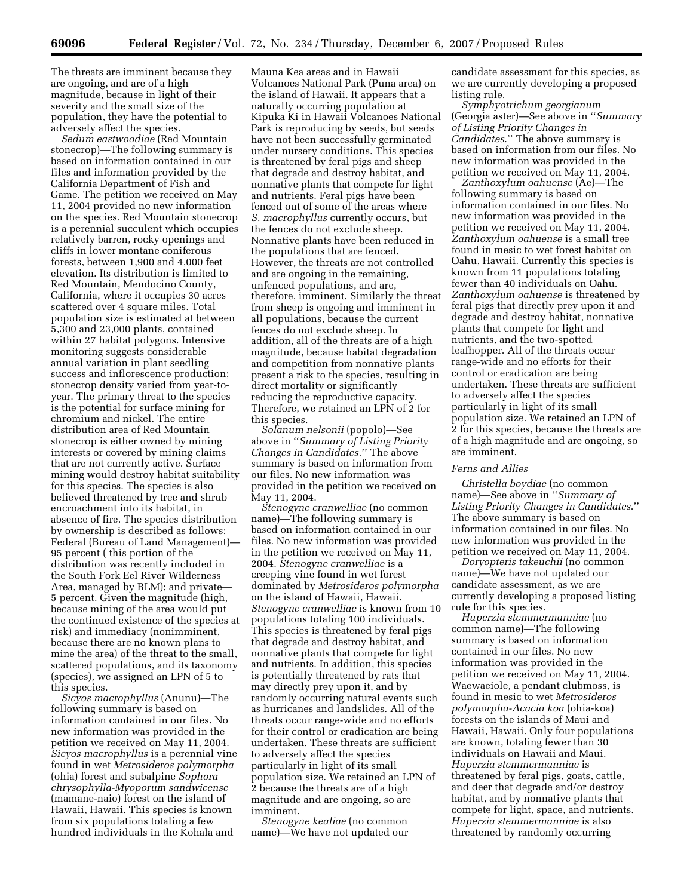The threats are imminent because they are ongoing, and are of a high magnitude, because in light of their severity and the small size of the population, they have the potential to adversely affect the species.

*Sedum eastwoodiae* (Red Mountain stonecrop)—The following summary is based on information contained in our files and information provided by the California Department of Fish and Game. The petition we received on May 11, 2004 provided no new information on the species. Red Mountain stonecrop is a perennial succulent which occupies relatively barren, rocky openings and cliffs in lower montane coniferous forests, between 1,900 and 4,000 feet elevation. Its distribution is limited to Red Mountain, Mendocino County, California, where it occupies 30 acres scattered over 4 square miles. Total population size is estimated at between 5,300 and 23,000 plants, contained within 27 habitat polygons. Intensive monitoring suggests considerable annual variation in plant seedling success and inflorescence production; stonecrop density varied from year-to-year. The primary threat to the species is the potential for surface mining for chromium and nickel. The entire distribution area of Red Mountain stonecrop is either owned by mining interests or covered by mining claims that are not currently active. Surface mining would destroy habitat suitability for this species. The species is also believed threatened by tree and shrub encroachment into its habitat, in absence of fire. The species distribution by ownership is described as follows: Federal (Bureau of Land Management)—95 percent ( this portion of the distribution was recently included in the South Fork Eel River Wilderness Area, managed by BLM); and private—5 percent. Given the magnitude (high, because mining of the area would put the continued existence of the species at risk) and immediacy (nonimminent, because there are no known plans to mine the area) of the threat to the small, scattered populations, and its taxonomy (species), we assigned an LPN of 5 to this species.

*Sicyos macrophyllus* (Anunu)—The following summary is based on information contained in our files. No new information was provided in the petition we received on May 11, 2004. *Sicyos macrophyllus* is a perennial vine found in wet *Metrosideros polymorpha* (ohia) forest and subalpine *Sophora chrysophylla-Myoporum sandwicense* (mamane-naio) forest on the island of Hawaii, Hawaii. This species is known from six populations totaling a few hundred individuals in the Kohala and Mauna Kea areas and in Hawaii Volcanoes National Park (Puna area) on the island of Hawaii. It appears that a naturally occurring population at Kipuka Ki in Hawaii Volcanoes National Park is reproducing by seeds, but seeds have not been successfully germinated under nursery conditions. This species is threatened by feral pigs and sheep that degrade and destroy habitat, and nonnative plants that compete for light and nutrients. Feral pigs have been fenced out of some of the areas where *S. macrophyllus* currently occurs, but the fences do not exclude sheep. Nonnative plants have been reduced in the populations that are fenced. However, the threats are not controlled and are ongoing in the remaining, unfenced populations, and are, therefore, imminent. Similarly the threat from sheep is ongoing and imminent in all populations, because the current fences do not exclude sheep. In addition, all of the threats are of a high magnitude, because habitat degradation and competition from nonnative plants present a risk to the species, resulting in direct mortality or significantly reducing the reproductive capacity. Therefore, we retained an LPN of 2 for this species.

*Solanum nelsonii* (popolo)—See above in ''*Summary of Listing Priority Changes in Candidates.*'' The above summary is based on information from our files. No new information was provided in the petition we received on May 11, 2004.

*Stenogyne cranwelliae* (no common name)—The following summary is based on information contained in our files. No new information was provided in the petition we received on May 11, 2004. *Stenogyne cranwelliae* is a creeping vine found in wet forest dominated by *Metrosideros polymorpha* on the island of Hawaii, Hawaii. *Stenogyne cranwelliae* is known from 10 populations totaling 100 individuals. This species is threatened by feral pigs that degrade and destroy habitat, and nonnative plants that compete for light and nutrients. In addition, this species is potentially threatened by rats that may directly prey upon it, and by randomly occurring natural events such as hurricanes and landslides. All of the threats occur range-wide and no efforts for their control or eradication are being undertaken. These threats are sufficient to adversely affect the species particularly in light of its small population size. We retained an LPN of 2 because the threats are of a high magnitude and are ongoing, so are imminent.

*Stenogyne kealiae* (no common name)—We have not updated our candidate assessment for this species, as we are currently developing a proposed listing rule.

*Symphyotrichum georgianum* (Georgia aster)—See above in ''*Summary of Listing Priority Changes in Candidates.*'' The above summary is based on information from our files. No new information was provided in the petition we received on May 11, 2004.

*Zanthoxylum oahuense* (Ae)—The following summary is based on information contained in our files. No new information was provided in the petition we received on May 11, 2004. *Zanthoxylum oahuense* is a small tree found in mesic to wet forest habitat on Oahu, Hawaii. Currently this species is known from 11 populations totaling fewer than 40 individuals on Oahu. *Zanthoxylum oahuense* is threatened by feral pigs that directly prey upon it and degrade and destroy habitat, nonnative plants that compete for light and nutrients, and the two-spotted leafhopper. All of the threats occur range-wide and no efforts for their control or eradication are being undertaken. These threats are sufficient to adversely affect the species particularly in light of its small population size. We retained an LPN of 2 for this species, because the threats are of a high magnitude and are ongoing, so are imminent.

*Ferns and Allies*

*Christella boydiae* (no common name)—See above in ''*Summary of Listing Priority Changes in Candidates.*'' The above summary is based on information contained in our files. No new information was provided in the petition we received on May 11, 2004.

*Doryopteris takeuchii* (no common name)—We have not updated our candidate assessment, as we are currently developing a proposed listing rule for this species.

*Huperzia stemmermanniae* (no common name)—The following summary is based on information contained in our files. No new information was provided in the petition we received on May 11, 2004. Waewaeiole, a pendant clubmoss, is found in mesic to wet *Metrosideros polymorpha-Acacia koa* (ohia-koa) forests on the islands of Maui and Hawaii, Hawaii. Only four populations are known, totaling fewer than 30 individuals on Hawaii and Maui. *Huperzia stemmermanniae* is threatened by feral pigs, goats, cattle, and deer that degrade and/or destroy habitat, and by nonnative plants that compete for light, space, and nutrients. *Huperzia stemmermanniae* is also threatened by randomly occurring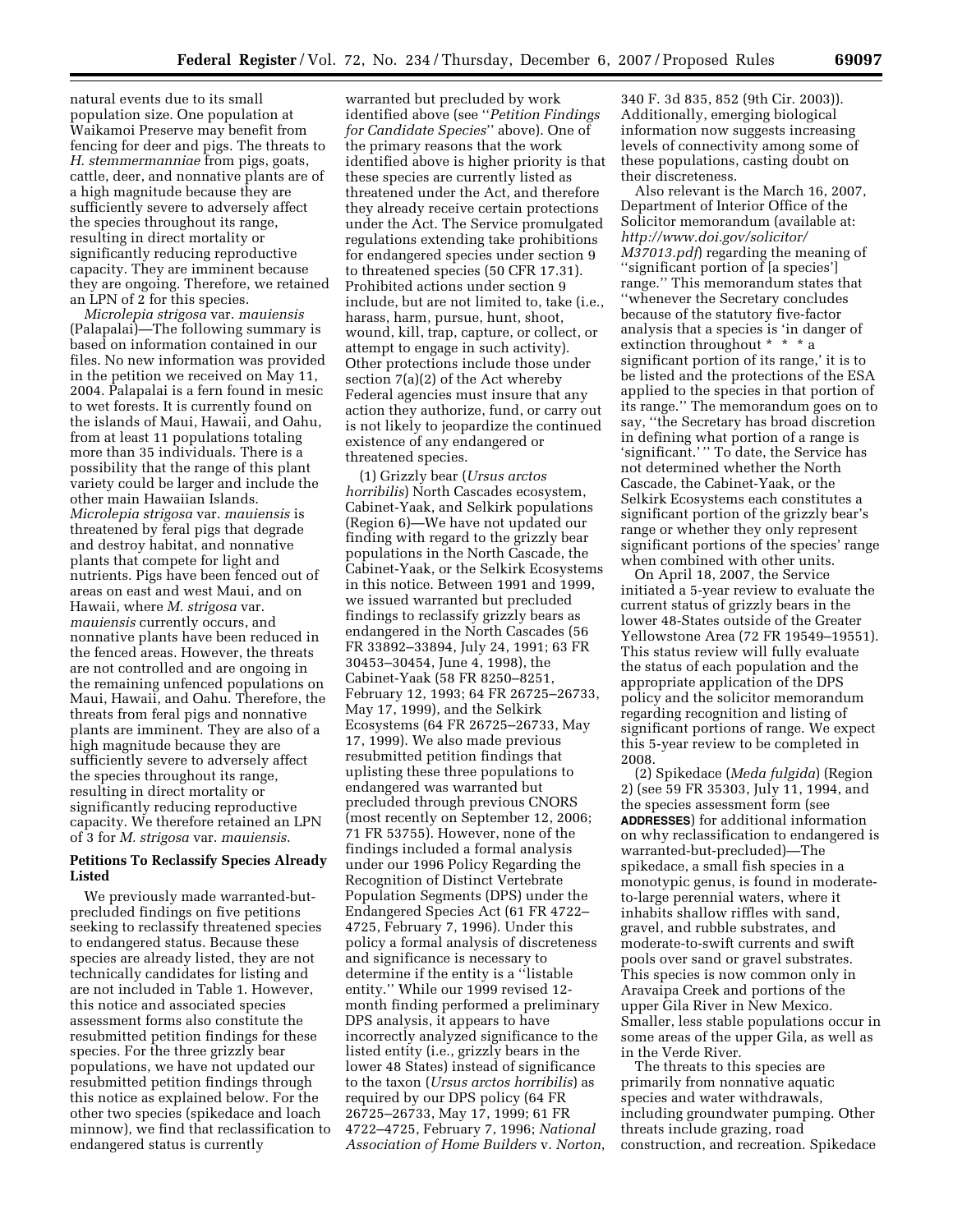natural events due to its small population size. One population at Waikamoi Preserve may benefit from fencing for deer and pigs. The threats to *H. stemmermanniae* from pigs, goats, cattle, deer, and nonnative plants are of a high magnitude because they are sufficiently severe to adversely affect the species throughout its range, resulting in direct mortality or significantly reducing reproductive capacity. They are imminent because they are ongoing. Therefore, we retained an LPN of 2 for this species.

*Microlepia strigosa* var. *mauiensis* (Palapalai)—The following summary is based on information contained in our files. No new information was provided in the petition we received on May 11, 2004. Palapalai is a fern found in mesic to wet forests. It is currently found on the islands of Maui, Hawaii, and Oahu, from at least 11 populations totaling more than 35 individuals. There is a possibility that the range of this plant variety could be larger and include the other main Hawaiian Islands. *Microlepia strigosa* var. *mauiensis* is threatened by feral pigs that degrade and destroy habitat, and nonnative plants that compete for light and nutrients. Pigs have been fenced out of areas on east and west Maui, and on Hawaii, where *M. strigosa* var. *mauiensis* currently occurs, and nonnative plants have been reduced in the fenced areas. However, the threats are not controlled and are ongoing in the remaining unfenced populations on Maui, Hawaii, and Oahu. Therefore, the threats from feral pigs and nonnative plants are imminent. They are also of a high magnitude because they are sufficiently severe to adversely affect the species throughout its range, resulting in direct mortality or significantly reducing reproductive capacity. We therefore retained an LPN of 3 for *M. strigosa* var. *mauiensis*.

**Petitions To Reclassify Species Already Listed**

We previously made warranted-but-precluded findings on five petitions seeking to reclassify threatened species to endangered status. Because these species are already listed, they are not technically candidates for listing and are not included in Table 1. However, this notice and associated species assessment forms also constitute the resubmitted petition findings for these species. For the three grizzly bear populations, we have not updated our resubmitted petition findings through this notice as explained below. For the other two species (spikedace and loach minnow), we find that reclassification to endangered status is currently warranted but precluded by work identified above (see ''*Petition Findings for Candidate Species*'' above). One of the primary reasons that the work identified above is higher priority is that these species are currently listed as threatened under the Act, and therefore they already receive certain protections under the Act. The Service promulgated regulations extending take prohibitions for endangered species under section 9 to threatened species (50 CFR 17.31). Prohibited actions under section 9 include, but are not limited to, take (i.e., harass, harm, pursue, hunt, shoot, wound, kill, trap, capture, or collect, or attempt to engage in any such activity). Other protections include those under section 7(a)(2) of the Act whereby Federal agencies must insure that any action they authorize, fund, or carry out is not likely to jeopardize the continued existence of any endangered or threatened species.

(1) Grizzly bear (*Ursus arctos horribilis*) North Cascades ecosystem, Cabinet-Yaak, and Selkirk populations (Region 6)—We have not updated our finding with regard to the grizzly bear populations in the North Cascade, the Cabinet-Yaak, or the Selkirk Ecosystems in this notice. Between 1991 and 1999, we issued warranted but precluded findings to reclassify grizzly bears as endangered in the North Cascades (56 FR 33892–33894, July 24, 1991; 63 FR 30453–30454, June 4, 1998), the Cabinet-Yaak (58 FR 8250–8251, February 12, 1993; 64 FR 26725–26733, May 17, 1999), and the Selkirk Ecosystems (64 FR 26725–26733, May 17, 1999). We also made previous resubmitted petition findings that uplisting these three populations to endangered was warranted but precluded through previous CNORS (most recently on September 12, 2006; 71 FR 53755). However, none of the findings included a formal analysis under our 1996 Policy Regarding the Recognition of Distinct Vertebrate Population Segments (DPS) under the Endangered Species Act (61 FR 4722–4725, February 7, 1996). Under this policy a formal analysis of discreteness and significance is necessary to determine if the entity is a ''listable entity.'' While our 1999 revised 12-month finding performed a preliminary DPS analysis, it appears to have incorrectly analyzed significance to the listed entity (i.e., grizzly bears in the lower 48 States) instead of significance to the taxon (*Ursus arctos horribilis*) as required by our DPS policy (64 FR 26725–26733, May 17, 1999; 61 FR 4722–4725, February 7, 1996; *National Association of Home Builders* v. *Norton*, 340 F. 3d 835, 852 (9th Cir. 2003)). Additionally, emerging biological information now suggests increasing levels of connectivity among some of these populations, casting doubt on their discreteness.

Also relevant is the March 16, 2007, Department of Interior Office of the Solicitor memorandum (available at: *http://www.doi.gov/solicitor/M37013.pdf*) regarding the meaning of ''significant portion of [a species'] range.'' This memorandum states that ''whenever the Secretary concludes because of the statutory five-factor analysis that a species is 'in danger of extinction throughout * * * a significant portion of its range,' it is to be listed and the protections of the ESA applied to the species in that portion of its range.'' The memorandum goes on to say, ''the Secretary has broad discretion in defining what portion of a range is 'significant.' '' To date, the Service has not determined whether the North Cascade, the Cabinet-Yaak, or the Selkirk Ecosystems each constitutes a significant portion of the grizzly bear's range or whether they only represent significant portions of the species' range when combined with other units.

On April 18, 2007, the Service initiated a 5-year review to evaluate the current status of grizzly bears in the lower 48-States outside of the Greater Yellowstone Area (72 FR 19549–19551). This status review will fully evaluate the status of each population and the appropriate application of the DPS policy and the solicitor memorandum regarding recognition and listing of significant portions of range. We expect this 5-year review to be completed in 2008.

(2) Spikedace (*Meda fulgida*) (Region 2) (see 59 FR 35303, July 11, 1994, and the species assessment form (see **ADDRESSES**) for additional information on why reclassification to endangered is warranted-but-precluded)—The spikedace, a small fish species in a monotypic genus, is found in moderate-to-large perennial waters, where it inhabits shallow riffles with sand, gravel, and rubble substrates, and moderate-to-swift currents and swift pools over sand or gravel substrates. This species is now common only in Aravaipa Creek and portions of the upper Gila River in New Mexico. Smaller, less stable populations occur in some areas of the upper Gila, as well as in the Verde River.

The threats to this species are primarily from nonnative aquatic species and water withdrawals, including groundwater pumping. Other threats include grazing, road construction, and recreation. Spikedace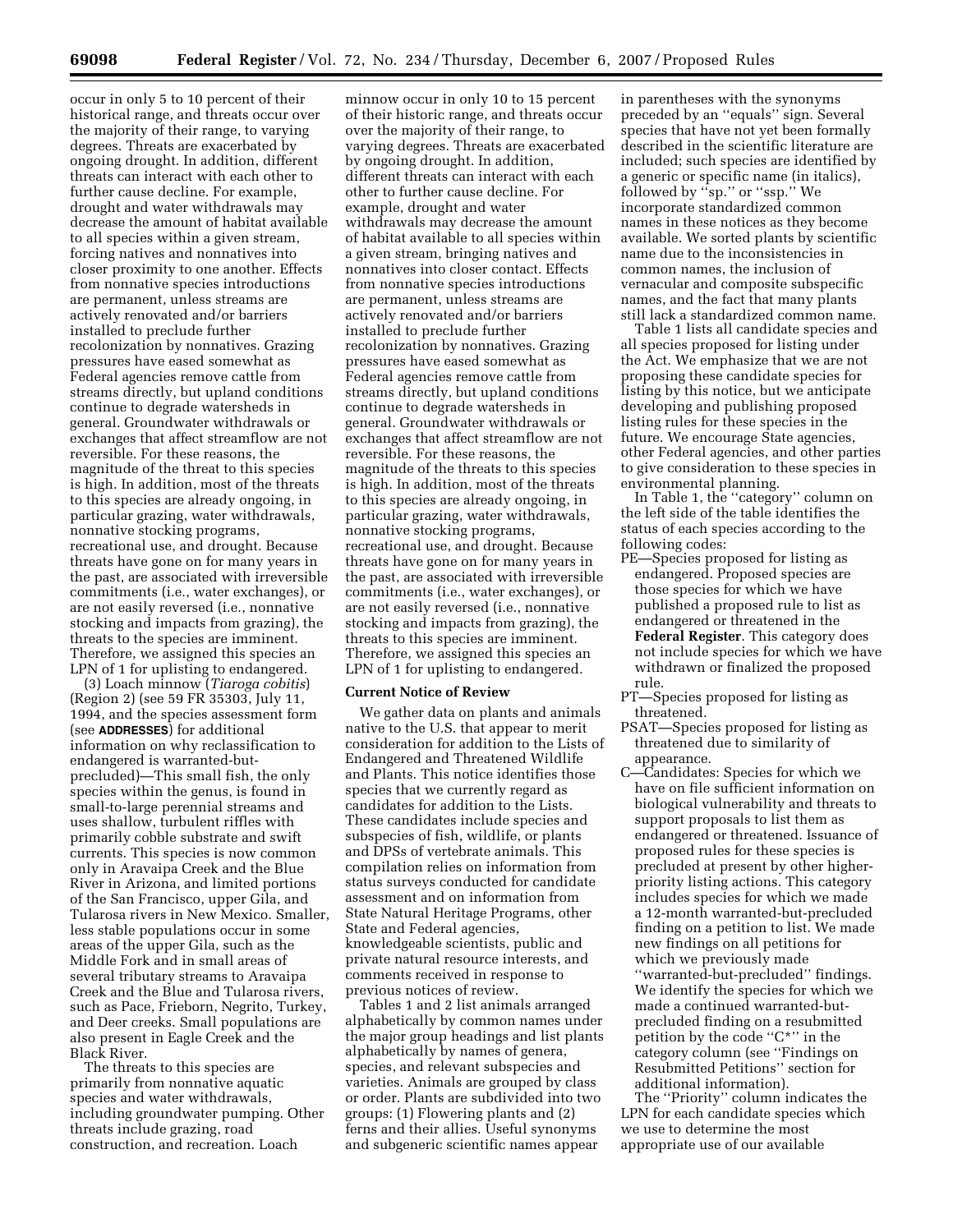occur in only 5 to 10 percent of their historical range, and threats occur over the majority of their range, to varying degrees. Threats are exacerbated by ongoing drought. In addition, different threats can interact with each other to further cause decline. For example, drought and water withdrawals may decrease the amount of habitat available to all species within a given stream, forcing natives and nonnatives into closer proximity to one another. Effects from nonnative species introductions are permanent, unless streams are actively renovated and/or barriers installed to preclude further recolonization by nonnatives. Grazing pressures have eased somewhat as Federal agencies remove cattle from streams directly, but upland conditions continue to degrade watersheds in general. Groundwater withdrawals or exchanges that affect streamflow are not reversible. For these reasons, the magnitude of the threat to this species is high. In addition, most of the threats to this species are already ongoing, in particular grazing, water withdrawals, nonnative stocking programs, recreational use, and drought. Because threats have gone on for many years in the past, are associated with irreversible commitments (i.e., water exchanges), or are not easily reversed (i.e., nonnative stocking and impacts from grazing), the threats to the species are imminent. Therefore, we assigned this species an LPN of 1 for uplisting to endangered.

(3) Loach minnow (*Tiaroga cobitis*) (Region 2) (see 59 FR 35303, July 11, 1994, and the species assessment form (see **ADDRESSES**) for additional information on why reclassification to endangered is warranted-but-precluded)—This small fish, the only species within the genus, is found in small-to-large perennial streams and uses shallow, turbulent riffles with primarily cobble substrate and swift currents. This species is now common only in Aravaipa Creek and the Blue River in Arizona, and limited portions of the San Francisco, upper Gila, and Tularosa rivers in New Mexico. Smaller, less stable populations occur in some areas of the upper Gila, such as the Middle Fork and in small areas of several tributary streams to Aravaipa Creek and the Blue and Tularosa rivers, such as Pace, Frieborn, Negrito, Turkey, and Deer creeks. Small populations are also present in Eagle Creek and the Black River.

The threats to this species are primarily from nonnative aquatic species and water withdrawals, including groundwater pumping. Other threats include grazing, road construction, and recreation. Loach minnow occur in only 10 to 15 percent of their historic range, and threats occur over the majority of their range, to varying degrees. Threats are exacerbated by ongoing drought. In addition, different threats can interact with each other to further cause decline. For example, drought and water withdrawals may decrease the amount of habitat available to all species within a given stream, bringing natives and nonnatives into closer contact. Effects from nonnative species introductions are permanent, unless streams are actively renovated and/or barriers installed to preclude further recolonization by nonnatives. Grazing pressures have eased somewhat as Federal agencies remove cattle from streams directly, but upland conditions continue to degrade watersheds in general. Groundwater withdrawals or exchanges that affect streamflow are not reversible. For these reasons, the magnitude of the threats to this species is high. In addition, most of the threats to this species are already ongoing, in particular grazing, water withdrawals, nonnative stocking programs, recreational use, and drought. Because threats have gone on for many years in the past, are associated with irreversible commitments (i.e., water exchanges), or are not easily reversed (i.e., nonnative stocking and impacts from grazing), the threats to this species are imminent. Therefore, we assigned this species an LPN of 1 for uplisting to endangered.

## Current Notice of Review

We gather data on plants and animals native to the U.S. that appear to merit consideration for addition to the Lists of Endangered and Threatened Wildlife and Plants. This notice identifies those species that we currently regard as candidates for addition to the Lists. These candidates include species and subspecies of fish, wildlife, or plants and DPSs of vertebrate animals. This compilation relies on information from status surveys conducted for candidate assessment and on information from State Natural Heritage Programs, other State and Federal agencies, knowledgeable scientists, public and private natural resource interests, and comments received in response to previous notices of review.

Tables 1 and 2 list animals arranged alphabetically by common names under the major group headings and list plants alphabetically by names of genera, species, and relevant subspecies and varieties. Animals are grouped by class or order. Plants are subdivided into two groups: (1) Flowering plants and (2) ferns and their allies. Useful synonyms and subgeneric scientific names appear in parentheses with the synonyms preceded by an ''equals'' sign. Several species that have not yet been formally described in the scientific literature are included; such species are identified by a generic or specific name (in italics), followed by ''sp.'' or ''ssp.'' We incorporate standardized common names in these notices as they become available. We sorted plants by scientific name due to the inconsistencies in common names, the inclusion of vernacular and composite subspecific names, and the fact that many plants still lack a standardized common name.

Table 1 lists all candidate species and all species proposed for listing under the Act. We emphasize that we are not proposing these candidate species for listing by this notice, but we anticipate developing and publishing proposed listing rules for these species in the future. We encourage State agencies, other Federal agencies, and other parties to give consideration to these species in environmental planning.

In Table 1, the ''category'' column on the left side of the table identifies the status of each species according to the following codes:

PE—Species proposed for listing as endangered. Proposed species are those species for which we have published a proposed rule to list as endangered or threatened in the **Federal Register**. This category does not include species for which we have withdrawn or finalized the proposed rule.

PT—Species proposed for listing as threatened.

PSAT—Species proposed for listing as threatened due to similarity of appearance.

C—Candidates: Species for which we have on file sufficient information on biological vulnerability and threats to support proposals to list them as endangered or threatened. Issuance of proposed rules for these species is precluded at present by other higher-priority listing actions. This category includes species for which we made a 12-month warranted-but-precluded finding on a petition to list. We made new findings on all petitions for which we previously made ''warranted-but-precluded'' findings. We identify the species for which we made a continued warranted-but-precluded finding on a resubmitted petition by the code ''C*'' in the category column (see ''Findings on Resubmitted Petitions'' section for additional information).

The ''Priority'' column indicates the LPN for each candidate species which we use to determine the most appropriate use of our available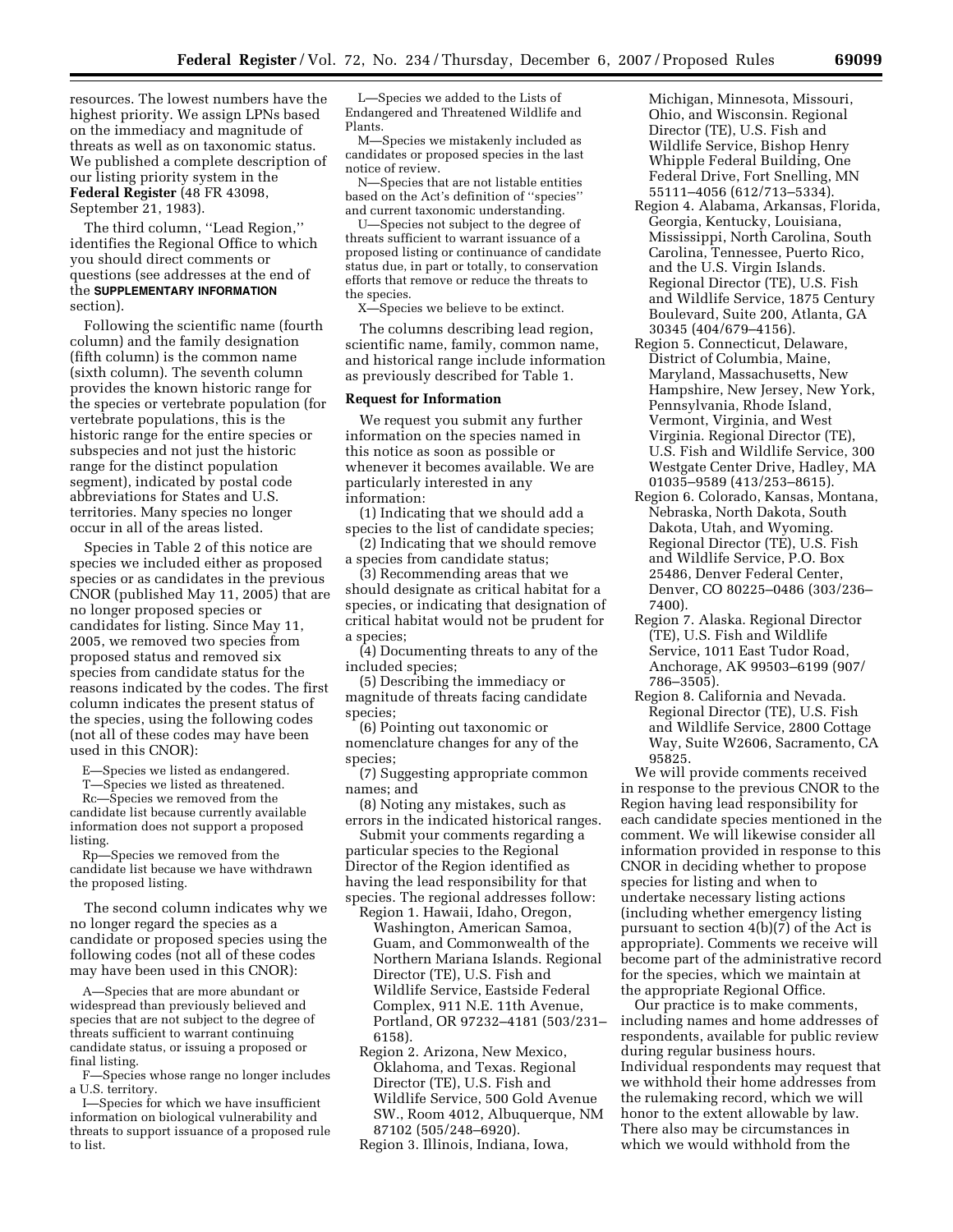resources. The lowest numbers have the highest priority. We assign LPNs based on the immediacy and magnitude of threats as well as on taxonomic status. We published a complete description of our listing priority system in the **Federal Register** (48 FR 43098, September 21, 1983).

The third column, ''Lead Region,'' identifies the Regional Office to which you should direct comments or questions (see addresses at the end of the **SUPPLEMENTARY INFORMATION** section).

Following the scientific name (fourth column) and the family designation (fifth column) is the common name (sixth column). The seventh column provides the known historic range for the species or vertebrate population (for vertebrate populations, this is the historic range for the entire species or subspecies and not just the historic range for the distinct population segment), indicated by postal code abbreviations for States and U.S. territories. Many species no longer occur in all of the areas listed.

Species in Table 2 of this notice are species we included either as proposed species or as candidates in the previous CNOR (published May 11, 2005) that are no longer proposed species or candidates for listing. Since May 11, 2005, we removed two species from proposed status and removed six species from candidate status for the reasons indicated by the codes. The first column indicates the present status of the species, using the following codes (not all of these codes may have been used in this CNOR):

E—Species we listed as endangered.
T—Species we listed as threatened.
Rc—Species we removed from the candidate list because currently available information does not support a proposed listing.
Rp—Species we removed from the candidate list because we have withdrawn the proposed listing.

The second column indicates why we no longer regard the species as a candidate or proposed species using the following codes (not all of these codes may have been used in this CNOR):

A—Species that are more abundant or widespread than previously believed and species that are not subject to the degree of threats sufficient to warrant continuing candidate status, or issuing a proposed or final listing.
F—Species whose range no longer includes a U.S. territory.
I—Species for which we have insufficient information on biological vulnerability and threats to support issuance of a proposed rule to list.
L—Species we added to the Lists of Endangered and Threatened Wildlife and Plants.
M—Species we mistakenly included as candidates or proposed species in the last notice of review.
N—Species that are not listable entities based on the Act's definition of ''species'' and current taxonomic understanding.
U—Species not subject to the degree of threats sufficient to warrant issuance of a proposed listing or continuance of candidate status due, in part or totally, to conservation efforts that remove or reduce the threats to the species.
X—Species we believe to be extinct.

The columns describing lead region, scientific name, family, common name, and historical range include information as previously described for Table 1.

**Request for Information**

We request you submit any further information on the species named in this notice as soon as possible or whenever it becomes available. We are particularly interested in any information:

(1) Indicating that we should add a species to the list of candidate species;
(2) Indicating that we should remove a species from candidate status;
(3) Recommending areas that we should designate as critical habitat for a species, or indicating that designation of critical habitat would not be prudent for a species;
(4) Documenting threats to any of the included species;
(5) Describing the immediacy or magnitude of threats facing candidate species;
(6) Pointing out taxonomic or nomenclature changes for any of the species;
(7) Suggesting appropriate common names; and
(8) Noting any mistakes, such as errors in the indicated historical ranges.

Submit your comments regarding a particular species to the Regional Director of the Region identified as having the lead responsibility for that species. The regional addresses follow:

Region 1. Hawaii, Idaho, Oregon, Washington, American Samoa, Guam, and Commonwealth of the Northern Mariana Islands. Regional Director (TE), U.S. Fish and Wildlife Service, Eastside Federal Complex, 911 N.E. 11th Avenue, Portland, OR 97232–4181 (503/231–6158).

Region 2. Arizona, New Mexico, Oklahoma, and Texas. Regional Director (TE), U.S. Fish and Wildlife Service, 500 Gold Avenue SW., Room 4012, Albuquerque, NM 87102 (505/248–6920).

Region 3. Illinois, Indiana, Iowa, Michigan, Minnesota, Missouri, Ohio, and Wisconsin. Regional Director (TE), U.S. Fish and Wildlife Service, Bishop Henry Whipple Federal Building, One Federal Drive, Fort Snelling, MN 55111–4056 (612/713–5334).

Region 4. Alabama, Arkansas, Florida, Georgia, Kentucky, Louisiana, Mississippi, North Carolina, South Carolina, Tennessee, Puerto Rico, and the U.S. Virgin Islands. Regional Director (TE), U.S. Fish and Wildlife Service, 1875 Century Boulevard, Suite 200, Atlanta, GA 30345 (404/679–4156).

Region 5. Connecticut, Delaware, District of Columbia, Maine, Maryland, Massachusetts, New Hampshire, New Jersey, New York, Pennsylvania, Rhode Island, Vermont, Virginia, and West Virginia. Regional Director (TE), U.S. Fish and Wildlife Service, 300 Westgate Center Drive, Hadley, MA 01035–9589 (413/253–8615).

Region 6. Colorado, Kansas, Montana, Nebraska, North Dakota, South Dakota, Utah, and Wyoming. Regional Director (TE), U.S. Fish and Wildlife Service, P.O. Box 25486, Denver Federal Center, Denver, CO 80225–0486 (303/236–7400).

Region 7. Alaska. Regional Director (TE), U.S. Fish and Wildlife Service, 1011 East Tudor Road, Anchorage, AK 99503–6199 (907/786–3505).

Region 8. California and Nevada. Regional Director (TE), U.S. Fish and Wildlife Service, 2800 Cottage Way, Suite W2606, Sacramento, CA 95825.

We will provide comments received in response to the previous CNOR to the Region having lead responsibility for each candidate species mentioned in the comment. We will likewise consider all information provided in response to this CNOR in deciding whether to propose species for listing and when to undertake necessary listing actions (including whether emergency listing pursuant to section 4(b)(7) of the Act is appropriate). Comments we receive will become part of the administrative record for the species, which we maintain at the appropriate Regional Office.

Our practice is to make comments, including names and home addresses of respondents, available for public review during regular business hours. Individual respondents may request that we withhold their home addresses from the rulemaking record, which we will honor to the extent allowable by law. There also may be circumstances in which we would withhold from the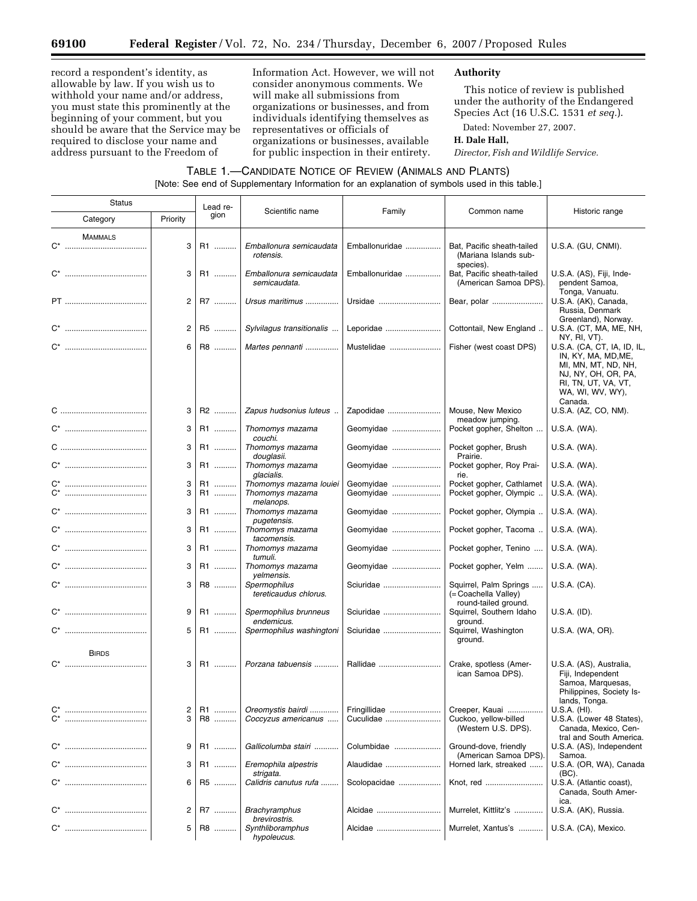record a respondent's identity, as allowable by law. If you wish us to withhold your name and/or address, you must state this prominently at the beginning of your comment, but you should be aware that the Service may be required to disclose your name and address pursuant to the Freedom of Information Act. However, we will not consider anonymous comments. We will make all submissions from organizations or businesses, and from individuals identifying themselves as representatives or officials of organizations or businesses, available for public inspection in their entirety.

## Authority

This notice of review is published under the authority of the Endangered Species Act (16 U.S.C. 1531 *et seq.*).

Dated: November 27, 2007.

**H. Dale Hall,**

*Director, Fish and Wildlife Service.*

TABLE 1.—CANDIDATE NOTICE OF REVIEW (ANIMALS AND PLANTS)

[Note: See end of Supplementary Information for an explanation of symbols used in this table.]

| Status | | Lead region | Scientific name | Family | Common name | Historic range |
|---|---|---|---|---|---|---|
| Category | Priority | | | | | |
| MAMMALS | | | | | | |
| C* | 3 | R1 | *Emballonura semicaudata rotensis.* | Emballonuridae | Bat, Pacific sheath-tailed (Mariana Islands subspecies). | U.S.A. (GU, CNMI). |
| C* | 3 | R1 | *Emballonura semicaudata semicaudata.* | Emballonuridae | Bat, Pacific sheath-tailed (American Samoa DPS). | U.S.A. (AS), Fiji, Independent Samoa, Tonga, Vanuatu. |
| PT | 2 | R7 | *Ursus maritimus* | Ursidae | Bear, polar | U.S.A. (AK), Canada, Russia, Denmark Greenland), Norway. |
| C* | 2 | R5 | *Sylvilagus transitionalis* | Leporidae | Cottontail, New England | U.S.A. (CT, MA, ME, NH, NY, RI, VT). |
| C* | 6 | R8 | *Martes pennanti* | Mustelidae | Fisher (west coast DPS) | U.S.A. (CA, CT, IA, ID, IL, IN, KY, MA, MD,ME, MI, MN, MT, ND, NH, NJ, NY, OH, OR, PA, RI, TN, UT, VA, VT, WA, WI, WV, WY), Canada. |
| C | 3 | R2 | *Zapus hudsonius luteus* | Zapodidae | Mouse, New Mexico meadow jumping. | U.S.A. (AZ, CO, NM). |
| C* | 3 | R1 | *Thomomys mazama couchi.* | Geomyidae | Pocket gopher, Shelton | U.S.A. (WA). |
| C | 3 | R1 | *Thomomys mazama douglasii.* | Geomyidae | Pocket gopher, Brush Prairie. | U.S.A. (WA). |
| C* | 3 | R1 | *Thomomys mazama glacialis.* | Geomyidae | Pocket gopher, Roy Prairie. | U.S.A. (WA). |
| C* | 3 | R1 | *Thomomys mazama louiei* | Geomyidae | Pocket gopher, Cathlamet | U.S.A. (WA). |
| C* | 3 | R1 | *Thomomys mazama melanops.* | Geomyidae | Pocket gopher, Olympic | U.S.A. (WA). |
| C* | 3 | R1 | *Thomomys mazama pugetensis.* | Geomyidae | Pocket gopher, Olympia | U.S.A. (WA). |
| C* | 3 | R1 | *Thomomys mazama tacomensis.* | Geomyidae | Pocket gopher, Tacoma | U.S.A. (WA). |
| C* | 3 | R1 | *Thomomys mazama tumuli.* | Geomyidae | Pocket gopher, Tenino | U.S.A. (WA). |
| C* | 3 | R1 | *Thomomys mazama yelmensis.* | Geomyidae | Pocket gopher, Yelm | U.S.A. (WA). |
| C* | 3 | R8 | *Spermophilus tereticaudus chlorus.* | Sciuridae | Squirrel, Palm Springs (=Coachella Valley) round-tailed ground. | U.S.A. (CA). |
| C* | 9 | R1 | *Spermophilus brunneus endemicus.* | Sciuridae | Squirrel, Southern Idaho ground. | U.S.A. (ID). |
| C* | 5 | R1 | *Spermophilus washingtoni* | Sciuridae | Squirrel, Washington ground. | U.S.A. (WA, OR). |
| BIRDS | | | | | | |
| C* | 3 | R1 | *Porzana tabuensis* | Rallidae | Crake, spotless (American Samoa DPS). | U.S.A. (AS), Australia, Fiji, Independent Samoa, Marquesas, Philippines, Society Islands, Tonga. |
| C* | 2 | R1 | *Oreomystis bairdi* | Fringillidae | Creeper, Kauai | U.S.A. (HI). |
| C* | 3 | R8 | *Coccyzus americanus* | Cuculidae | Cuckoo, yellow-billed (Western U.S. DPS). | U.S.A. (Lower 48 States), Canada, Mexico, Central and South America. |
| C* | 9 | R1 | *Gallicolumba stairi* | Columbidae | Ground-dove, friendly (American Samoa DPS). | U.S.A. (AS), Independent Samoa. |
| C* | 3 | R1 | *Eremophila alpestris strigata.* | Alaudidae | Horned lark, streaked | U.S.A. (OR, WA), Canada (BC). |
| C* | 6 | R5 | *Calidris canutus rufa* | Scolopacidae | Knot, red | U.S.A. (Atlantic coast), Canada, South America. |
| C* | 2 | R7 | *Brachyramphus brevirostris.* | Alcidae | Murrelet, Kittlitz's | U.S.A. (AK), Russia. |
| C* | 5 | R8 | *Synthliboramphus hypoleucus.* | Alcidae | Murrelet, Xantus's | U.S.A. (CA), Mexico. |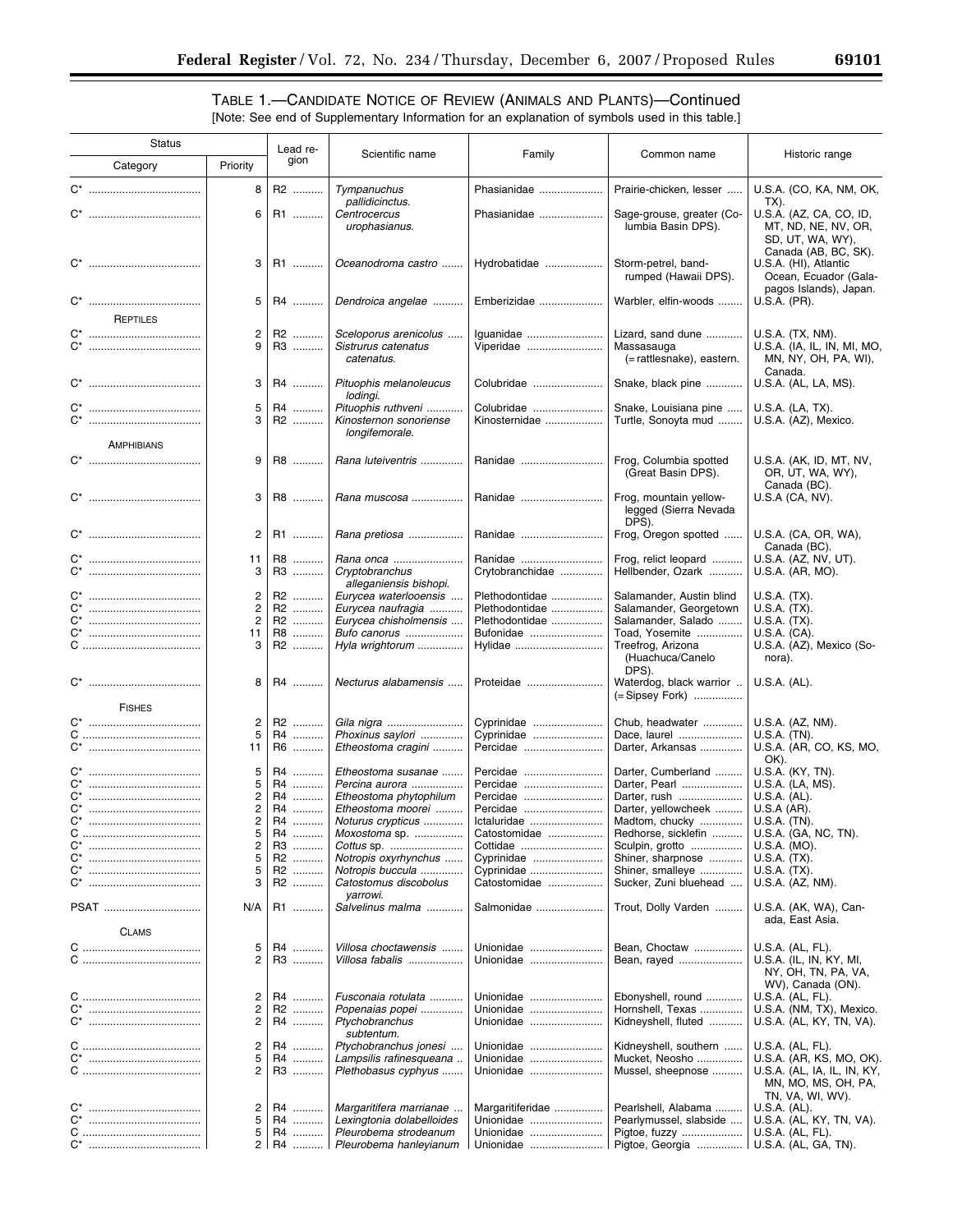TABLE 1.—CANDIDATE NOTICE OF REVIEW (ANIMALS AND PLANTS)—Continued

[Note: See end of Supplementary Information for an explanation of symbols used in this table.]

| Status | | Lead region | Scientific name | Family | Common name | Historic range |
|---|---|---|---|---|---|---|
| Category | Priority | | | | | |
| C* | 8 | R2 | *Tympanuchus pallidicinctus.* | Phasianidae | Prairie-chicken, lesser | U.S.A. (CO, KA, NM, OK, TX). |
| C* | 6 | R1 | *Centrocercus urophasianus.* | Phasianidae | Sage-grouse, greater (Columbia Basin DPS). | U.S.A. (AZ, CA, CO, ID, MT, ND, NE, NV, OR, SD, UT, WA, WY), Canada (AB, BC, SK). |
| C* | 3 | R1 | *Oceanodroma castro* | Hydrobatidae | Storm-petrel, band-rumped (Hawaii DPS). | U.S.A. (HI), Atlantic Ocean, Ecuador (Galapagos Islands), Japan. |
| C* | 5 | R4 | *Dendroica angelae* | Emberizidae | Warbler, elfin-woods | U.S.A. (PR). |
| REPTILES | | | | | | |
| C* | 2 | R2 | *Sceloporus arenicolus* | Iguanidae | Lizard, sand dune | U.S.A. (TX, NM). |
| C* | 9 | R3 | *Sistrurus catenatus catenatus.* | Viperidae | Massasauga (=rattlesnake), eastern. | U.S.A. (IA, IL, IN, MI, MO, MN, NY, OH, PA, WI), Canada. |
| C* | 3 | R4 | *Pituophis melanoleucus lodingi.* | Colubridae | Snake, black pine | U.S.A. (AL, LA, MS). |
| C* | 5 | R4 | *Pituophis ruthveni* | Colubridae | Snake, Louisiana pine | U.S.A. (LA, TX). |
| C* | 3 | R2 | *Kinosternon sonoriense longifemorale.* | Kinosternidae | Turtle, Sonoyta mud | U.S.A. (AZ), Mexico. |
| AMPHIBIANS | | | | | | |
| C* | 9 | R8 | *Rana luteiventris* | Ranidae | Frog, Columbia spotted (Great Basin DPS). | U.S.A. (AK, ID, MT, NV, OR, UT, WA, WY), Canada (BC). |
| C* | 3 | R8 | *Rana muscosa* | Ranidae | Frog, mountain yellow-legged (Sierra Nevada DPS). | U.S.A (CA, NV). |
| C* | 2 | R1 | *Rana pretiosa* | Ranidae | Frog, Oregon spotted | U.S.A. (CA, OR, WA), Canada (BC). |
| C* | 11 | R8 | *Rana onca* | Ranidae | Frog, relict leopard | U.S.A. (AZ, NV, UT). |
| C* | 3 | R3 | *Cryptobranchus alleganiensis bishopi.* | Crytobranchidae | Hellbender, Ozark | U.S.A. (AR, MO). |
| C* | 2 | R2 | *Eurycea waterlooensis* | Plethodontidae | Salamander, Austin blind | U.S.A. (TX). |
| C* | 2 | R2 | *Eurycea naufragia* | Plethodontidae | Salamander, Georgetown | U.S.A. (TX). |
| C* | 2 | R2 | *Eurycea chisholmensis* | Plethodontidae | Salamander, Salado | U.S.A. (TX). |
| C* | 11 | R8 | *Bufo canorus* | Bufonidae | Toad, Yosemite | U.S.A. (CA). |
| C | 3 | R2 | *Hyla wrightorum* | Hylidae | Treefrog, Arizona (Huachuca/Canelo DPS). | U.S.A. (AZ), Mexico (Sonora). |
| C* | 8 | R4 | *Necturus alabamensis* | Proteidae | Waterdog, black warrior (=Sipsey Fork) | U.S.A. (AL). |
| FISHES | | | | | | |
| C* | 2 | R2 | *Gila nigra* | Cyprinidae | Chub, headwater | U.S.A. (AZ, NM). |
| C | 5 | R4 | *Phoxinus saylori* | Cyprinidae | Dace, laurel | U.S.A. (TN). |
| C* | 11 | R6 | *Etheostoma cragini* | Percidae | Darter, Arkansas | U.S.A. (AR, CO, KS, MO, OK). |
| C* | 5 | R4 | *Etheostoma susanae* | Percidae | Darter, Cumberland | U.S.A. (KY, TN). |
| C* | 5 | R4 | *Percina aurora* | Percidae | Darter, Pearl | U.S.A. (LA, MS). |
| C* | 2 | R4 | *Etheostoma phytophilum* | Percidae | Darter, rush | U.S.A. (AL). |
| C* | 2 | R4 | *Etheostoma moorei* | Percidae | Darter, yellowcheek | U.S.A (AR). |
| C* | 2 | R4 | *Noturus crypticus* | Ictaluridae | Madtom, chucky | U.S.A. (TN). |
| C | 5 | R4 | *Moxostoma* sp. | Catostomidae | Redhorse, sicklefin | U.S.A. (GA, NC, TN). |
| C* | 2 | R3 | *Cottus* sp. | Cottidae | Sculpin, grotto | U.S.A. (MO). |
| C* | 5 | R2 | *Notropis oxyrhynchus* | Cyprinidae | Shiner, sharpnose | U.S.A. (TX). |
| C* | 5 | R2 | *Notropis buccula* | Cyprinidae | Shiner, smalleye | U.S.A. (TX). |
| C* | 3 | R2 | *Catostomus discobolus yarrowi.* | Catostomidae | Sucker, Zuni bluehead | U.S.A. (AZ, NM). |
| PSAT | N/A | R1 | *Salvelinus malma* | Salmonidae | Trout, Dolly Varden | U.S.A. (AK, WA), Canada, East Asia. |
| CLAMS | | | | | | |
| C | 5 | R4 | *Villosa choctawensis* | Unionidae | Bean, Choctaw | U.S.A. (AL, FL). |
| C | 2 | R3 | *Villosa fabalis* | Unionidae | Bean, rayed | U.S.A. (IL, IN, KY, MI, NY, OH, TN, PA, VA, WV), Canada (ON). |
| C | 2 | R4 | *Fusconaia rotulata* | Unionidae | Ebonyshell, round | U.S.A. (AL, FL). |
| C* | 2 | R2 | *Popenaias popei* | Unionidae | Hornshell, Texas | U.S.A. (NM, TX), Mexico. |
| C* | 2 | R4 | *Ptychobranchus subtentum.* | Unionidae | Kidneyshell, fluted | U.S.A. (AL, KY, TN, VA). |
| C | 2 | R4 | *Ptychobranchus jonesi* | Unionidae | Kidneyshell, southern | U.S.A. (AL, FL). |
| C* | 5 | R4 | *Lampsilis rafinesqueana* | Unionidae | Mucket, Neosho | U.S.A. (AR, KS, MO, OK). |
| C | 2 | R3 | *Plethobasus cyphyus* | Unionidae | Mussel, sheepnose | U.S.A. (AL, IA, IL, IN, KY, MN, MO, MS, OH, PA, TN, VA, WI, WV). |
| C* | 2 | R4 | *Margaritifera marrianae* | Margaritiferidae | Pearlshell, Alabama | U.S.A. (AL). |
| C* | 5 | R4 | *Lexingtonia dolabelloides* | Unionidae | Pearlymussel, slabside | U.S.A. (AL, KY, TN, VA). |
| C | 5 | R4 | *Pleurobema strodeanum* | Unionidae | Pigtoe, fuzzy | U.S.A. (AL, FL). |
| C* | 2 | R4 | *Pleurobema hanleyianum* | Unionidae | Pigtoe, Georgia | U.S.A. (AL, GA, TN). |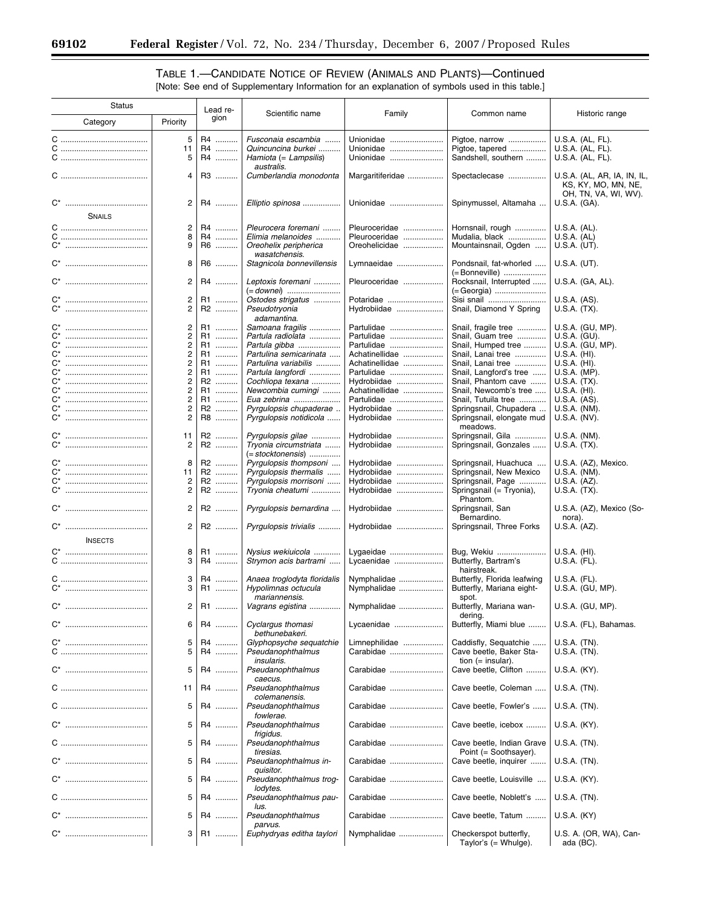## TABLE 1.—CANDIDATE NOTICE OF REVIEW (ANIMALS AND PLANTS)—Continued

[Note: See end of Supplementary Information for an explanation of symbols used in this table.]

| Status | | Lead region | Scientific name | Family | Common name | Historic range |
|---|---|---|---|---|---|---|
| Category | Priority | | | | | |
| C | 5 | R4 | *Fusconaia escambia* | Unionidae | Pigtoe, narrow | U.S.A. (AL, FL). |
| C | 11 | R4 | *Quincuncina burkei* | Unionidae | Pigtoe, tapered | U.S.A. (AL, FL). |
| C | 5 | R4 | *Hamiota (= Lampsilis) australis.* | Unionidae | Sandshell, southern | U.S.A. (AL, FL). |
| C | 4 | R3 | *Cumberlandia monodonta* | Margaritiferidae | Spectaclecase | U.S.A. (AL, AR, IA, IN, IL, KS, KY, MO, MN, NE, OH, TN, VA, WI, WV). |
| C* | 2 | R4 | *Elliptio spinosa* | Unionidae | Spinymussel, Altamaha | U.S.A. (GA). |
| SNAILS | | | | | | |
| C | 2 | R4 | *Pleurocera foremani* | Pleuroceridae | Hornsnail, rough | U.S.A. (AL). |
| C | 8 | R4 | *Elimia melanoides* | Pleuroceridae | Mudalia, black | U.S.A. (AL) |
| C* | 9 | R6 | *Oreohelix peripherica wasatchensis.* | Oreohelicidae | Mountainsnail, Ogden | U.S.A. (UT). |
| C* | 8 | R6 | *Stagnicola bonnevillensis* | Lymnaeidae | Pondsnail, fat-whorled (=Bonneville) | U.S.A. (UT). |
| C* | 2 | R4 | *Leptoxis foremani (=downei)* | Pleuroceridae | Rocksnail, Interrupted (=Georgia) | U.S.A. (GA, AL). |
| C* | 2 | R1 | *Ostodes strigatus* | Potaridae | Sisi snail | U.S.A. (AS). |
| C* | 2 | R2 | *Pseudotryonia adamantina.* | Hydrobiidae | Snail, Diamond Y Spring | U.S.A. (TX). |
| C* | 2 | R1 | *Samoana fragilis* | Partulidae | Snail, fragile tree | U.S.A. (GU, MP). |
| C* | 2 | R1 | *Partula radiolata* | Partulidae | Snail, Guam tree | U.S.A. (GU). |
| C* | 2 | R1 | *Partula gibba* | Partulidae | Snail, Humped tree | U.S.A. (GU, MP). |
| C* | 2 | R1 | *Partulina semicarinata* | Achatinellidae | Snail, Lanai tree | U.S.A. (HI). |
| C* | 2 | R1 | *Partulina variabilis* | Achatinellidae | Snail, Lanai tree | U.S.A. (HI). |
| C* | 2 | R1 | *Partula langfordi* | Partulidae | Snail, Langford's tree | U.S.A. (MP). |
| C* | 2 | R2 | *Cochliopa texana* | Hydrobiidae | Snail, Phantom cave | U.S.A. (TX). |
| C* | 2 | R1 | *Newcombia cumingi* | Achatinellidae | Snail, Newcomb's tree | U.S.A. (HI). |
| C* | 2 | R1 | *Eua zebrina* | Partulidae | Snail, Tutuila tree | U.S.A. (AS). |
| C* | 2 | R2 | *Pyrgulopsis chupaderae* | Hydrobiidae | Springsnail, Chupadera | U.S.A. (NM). |
| C* | 2 | R8 | *Pyrgulopsis notidicola* | Hydrobiidae | Springsnail, elongate mud meadows. | U.S.A. (NV). |
| C* | 11 | R2 | *Pyrgulopsis gilae* | Hydrobiidae | Springsnail, Gila | U.S.A. (NM). |
| C* | 2 | R2 | *Tryonia circumstriata (=stocktonensis)* | Hydrobiidae | Springsnail, Gonzales | U.S.A. (TX). |
| C* | 8 | R2 | *Pyrgulopsis thompsoni* | Hydrobiidae | Springsnail, Huachuca | U.S.A. (AZ), Mexico. |
| C* | 11 | R2 | *Pyrgulopsis thermalis* | Hydrobiidae | Springsnail, New Mexico | U.S.A. (NM). |
| C* | 2 | R2 | *Pyrgulopsis morrisoni* | Hydrobiidae | Springsnail, Page | U.S.A. (AZ). |
| C* | 2 | R2 | *Tryonia cheatumi* | Hydrobiidae | Springsnail (= Tryonia), Phantom. | U.S.A. (TX). |
| C* | 2 | R2 | *Pyrgulopsis bernardina* | Hydrobiidae | Springsnail, San Bernardino. | U.S.A. (AZ), Mexico (Sonora). |
| C* | 2 | R2 | *Pyrgulopsis trivialis* | Hydrobiidae | Springsnail, Three Forks | U.S.A. (AZ). |
| INSECTS | | | | | | |
| C* | 8 | R1 | *Nysius wekiuicola* | Lygaeidae | Bug, Wekiu | U.S.A. (HI). |
| C | 3 | R4 | *Strymon acis bartrami* | Lycaenidae | Butterfly, Bartram's hairstreak. | U.S.A. (FL). |
| C | 3 | R4 | *Anaea troglodyta floridalis* | Nymphalidae | Butterfly, Florida leafwing | U.S.A. (FL). |
| C* | 3 | R1 | *Hypolimnas octucula mariannensis.* | Nymphalidae | Butterfly, Mariana eight-spot. | U.S.A. (GU, MP). |
| C* | 2 | R1 | *Vagrans egistina* | Nymphalidae | Butterfly, Mariana wandering. | U.S.A. (GU, MP). |
| C* | 6 | R4 | *Cyclargus thomasi bethunebakeri.* | Lycaenidae | Butterfly, Miami blue | U.S.A. (FL), Bahamas. |
| C* | 5 | R4 | *Glyphopsyche sequatchie* | Limnephilidae | Caddisfly, Sequatchie | U.S.A. (TN). |
| C | 5 | R4 | *Pseudanophthalmus insularis.* | Carabidae | Cave beetle, Baker Station (= insular). | U.S.A. (TN). |
| C* | 5 | R4 | *Pseudanophthalmus caecus.* | Carabidae | Cave beetle, Clifton | U.S.A. (KY). |
| C | 11 | R4 | *Pseudanophthalmus colemanensis.* | Carabidae | Cave beetle, Coleman | U.S.A. (TN). |
| C | 5 | R4 | *Pseudanophthalmus fowlerae.* | Carabidae | Cave beetle, Fowler's | U.S.A. (TN). |
| C* | 5 | R4 | *Pseudanophthalmus frigidus.* | Carabidae | Cave beetle, icebox | U.S.A. (KY). |
| C | 5 | R4 | *Pseudanophthalmus tiresias.* | Carabidae | Cave beetle, Indian Grave Point (= Soothsayer). | U.S.A. (TN). |
| C* | 5 | R4 | *Pseudanophthalmus inquisitor.* | Carabidae | Cave beetle, inquirer | U.S.A. (TN). |
| C* | 5 | R4 | *Pseudanophthalmus troglodytes.* | Carabidae | Cave beetle, Louisville | U.S.A. (KY). |
| C | 5 | R4 | *Pseudanophthalmus paulus.* | Carabidae | Cave beetle, Noblett's | U.S.A. (TN). |
| C* | 5 | R4 | *Pseudanophthalmus parvus.* | Carabidae | Cave beetle, Tatum | U.S.A. (KY) |
| C* | 3 | R1 | *Euphydryas editha taylori* | Nymphalidae | Checkerspot butterfly, Taylor's (= Whulge). | U.S. A. (OR, WA), Canada (BC). |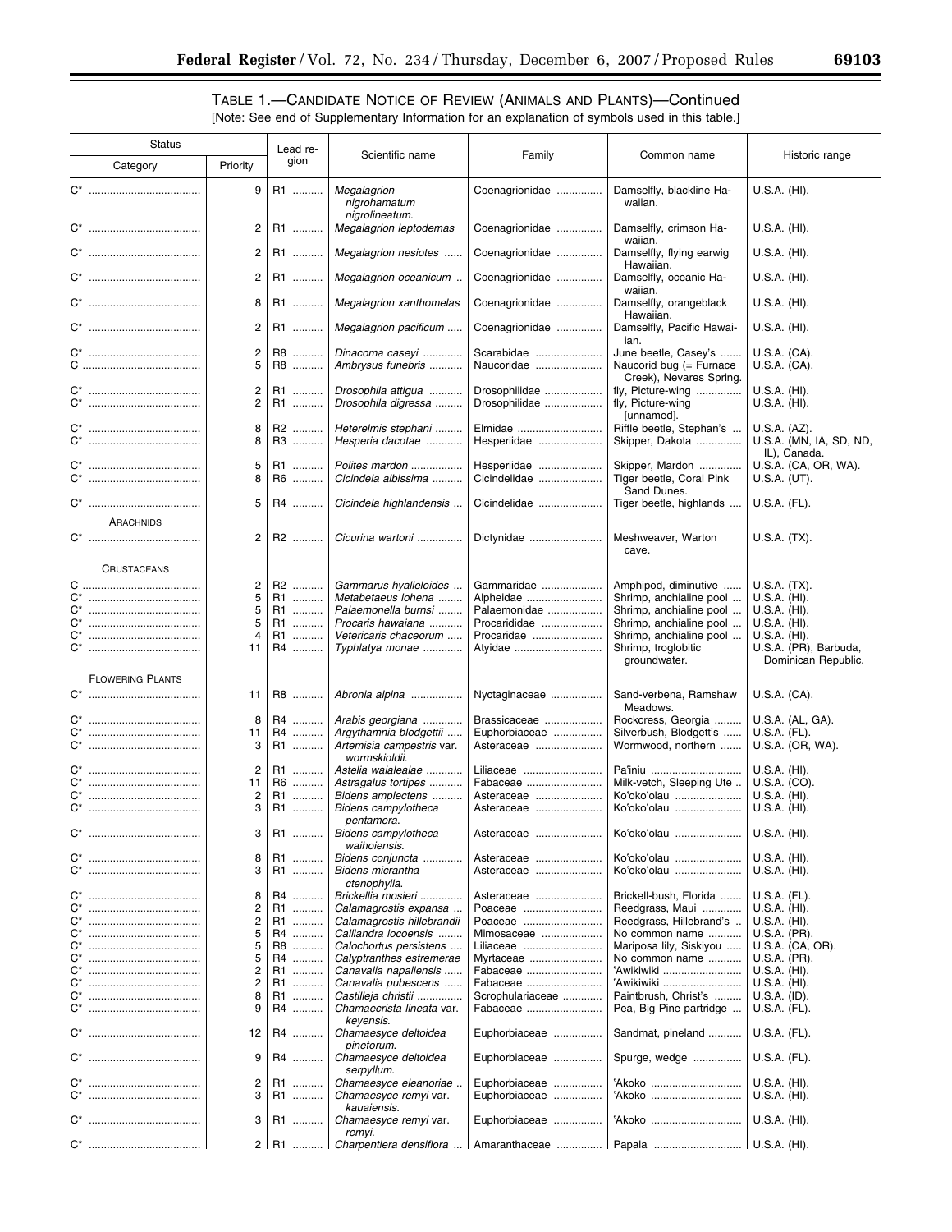TABLE 1.—CANDIDATE NOTICE OF REVIEW (ANIMALS AND PLANTS)—Continued

[Note: See end of Supplementary Information for an explanation of symbols used in this table.]

| Status | | Lead region | Scientific name | Family | Common name | Historic range |
|---|---|---|---|---|---|---|
| Category | Priority | | | | | |
| C* | 9 | R1 | *Megalagrion nigrohamatum nigrolineatum.* | Coenagrionidae | Damselfly, blackline Hawaiian. | U.S.A. (HI). |
| C* | 2 | R1 | *Megalagrion leptodemas* | Coenagrionidae | Damselfly, crimson Hawaiian. | U.S.A. (HI). |
| C* | 2 | R1 | *Megalagrion nesiotes* | Coenagrionidae | Damselfly, flying earwig Hawaiian. | U.S.A. (HI). |
| C* | 2 | R1 | *Megalagrion oceanicum* | Coenagrionidae | Damselfly, oceanic Hawaiian. | U.S.A. (HI). |
| C* | 8 | R1 | *Megalagrion xanthomelas* | Coenagrionidae | Damselfly, orangeblack Hawaiian. | U.S.A. (HI). |
| C* | 2 | R1 | *Megalagrion pacificum* | Coenagrionidae | Damselfly, Pacific Hawaiian. | U.S.A. (HI). |
| C* | 2 | R8 | *Dinacoma caseyi* | Scarabidae | June beetle, Casey's | U.S.A. (CA). |
| C | 5 | R8 | *Ambrysus funebris* | Naucoridae | Naucorid bug (= Furnace Creek), Nevares Spring. | U.S.A. (CA). |
| C* | 2 | R1 | *Drosophila attigua* | Drosophilidae | fly, Picture-wing | U.S.A. (HI). |
| C* | 2 | R1 | *Drosophila digressa* | Drosophilidae | fly, Picture-wing [unnamed]. | U.S.A. (HI). |
| C* | 8 | R2 | *Heterelmis stephani* | Elmidae | Riffle beetle, Stephan's | U.S.A. (AZ). |
| C* | 8 | R3 | *Hesperia dacotae* | Hesperiidae | Skipper, Dakota | U.S.A. (MN, IA, SD, ND, IL), Canada. |
| C* | 5 | R1 | *Polites mardon* | Hesperiidae | Skipper, Mardon | U.S.A. (CA, OR, WA). |
| C* | 8 | R6 | *Cicindela albissima* | Cicindelidae | Tiger beetle, Coral Pink Sand Dunes. | U.S.A. (UT). |
| C* | 5 | R4 | *Cicindela highlandensis* | Cicindelidae | Tiger beetle, highlands | U.S.A. (FL). |
| ARACHNIDS | | | | | | |
| C* | 2 | R2 | *Cicurina wartoni* | Dictynidae | Meshweaver, Warton cave. | U.S.A. (TX). |
| CRUSTACEANS | | | | | | |
| C | 2 | R2 | *Gammarus hyalleloides* | Gammaridae | Amphipod, diminutive | U.S.A. (TX). |
| C* | 5 | R1 | *Metabetaeus lohena* | Alpheidae | Shrimp, anchialine pool | U.S.A. (HI). |
| C* | 5 | R1 | *Palaemonella burnsi* | Palaemonidae | Shrimp, anchialine pool | U.S.A. (HI). |
| C* | 5 | R1 | *Procaris hawaiana* | Procarididae | Shrimp, anchialine pool | U.S.A. (HI). |
| C* | 4 | R1 | *Vetericaris chaceorum* | Procaridae | Shrimp, anchialine pool | U.S.A. (HI). |
| C* | 11 | R4 | *Typhlatya monae* | Atyidae | Shrimp, troglobitic groundwater. | U.S.A. (PR), Barbuda, Dominican Republic. |
| FLOWERING PLANTS | | | | | | |
| C* | 11 | R8 | *Abronia alpina* | Nyctaginaceae | Sand-verbena, Ramshaw Meadows. | U.S.A. (CA). |
| C* | 8 | R4 | *Arabis georgiana* | Brassicaceae | Rockcress, Georgia | U.S.A. (AL, GA). |
| C* | 11 | R4 | *Argythamnia blodgettii* | Euphorbiaceae | Silverbush, Blodgett's | U.S.A. (FL). |
| C* | 3 | R1 | *Artemisia campestris* var. *wormskioldii.* | Asteraceae | Wormwood, northern | U.S.A. (OR, WA). |
| C* | 2 | R1 | *Astelia waialealae* | Liliaceae | Pa'iniu | U.S.A. (HI). |
| C* | 11 | R6 | *Astragalus tortipes* | Fabaceae | Milk-vetch, Sleeping Ute | U.S.A. (CO). |
| C* | 2 | R1 | *Bidens amplectens* | Asteraceae | Ko'oko'olau | U.S.A. (HI). |
| C* | 3 | R1 | *Bidens campylotheca pentamera.* | Asteraceae | Ko'oko'olau | U.S.A. (HI). |
| C* | 3 | R1 | *Bidens campylotheca waihoiensis.* | Asteraceae | Ko'oko'olau | U.S.A. (HI). |
| C* | 8 | R1 | *Bidens conjuncta* | Asteraceae | Ko'oko'olau | U.S.A. (HI). |
| C* | 3 | R1 | *Bidens micrantha ctenophylla.* | Asteraceae | Ko'oko'olau | U.S.A. (HI). |
| C* | 8 | R4 | *Brickellia mosieri* | Asteraceae | Brickell-bush, Florida | U.S.A. (FL). |
| C* | 2 | R1 | *Calamagrostis expansa* | Poaceae | Reedgrass, Maui | U.S.A. (HI). |
| C* | 2 | R1 | *Calamagrostis hillebrandii* | Poaceae | Reedgrass, Hillebrand's | U.S.A. (HI). |
| C* | 5 | R4 | *Calliandra locoensis* | Mimosaceae | No common name | U.S.A. (PR). |
| C* | 5 | R8 | *Calochortus persistens* | Liliaceae | Mariposa lily, Siskiyou | U.S.A. (CA, OR). |
| C* | 5 | R4 | *Calyptranthes estremerae* | Myrtaceae | No common name | U.S.A. (PR). |
| C* | 2 | R1 | *Canavalia napaliensis* | Fabaceae | 'Awikiwiki | U.S.A. (HI). |
| C* | 2 | R1 | *Canavalia pubescens* | Fabaceae | 'Awikiwiki | U.S.A. (HI). |
| C* | 8 | R1 | *Castilleja christii* | Scrophulariaceae | Paintbrush, Christ's | U.S.A. (ID). |
| C* | 9 | R4 | *Chamaecrista lineata* var. *keyensis.* | Fabaceae | Pea, Big Pine partridge | U.S.A. (FL). |
| C* | 12 | R4 | *Chamaesyce deltoidea pinetorum.* | Euphorbiaceae | Sandmat, pineland | U.S.A. (FL). |
| C* | 9 | R4 | *Chamaesyce deltoidea serpyllum.* | Euphorbiaceae | Spurge, wedge | U.S.A. (FL). |
| C* | 2 | R1 | *Chamaesyce eleanoriae* | Euphorbiaceae | 'Akoko | U.S.A. (HI). |
| C* | 3 | R1 | *Chamaesyce remyi* var. *kauaiensis.* | Euphorbiaceae | 'Akoko | U.S.A. (HI). |
| C* | 3 | R1 | *Chamaesyce remyi* var. *remyi.* | Euphorbiaceae | 'Akoko | U.S.A. (HI). |
| C* | 2 | R1 | *Charpentiera densiflora* | Amaranthaceae | Papala | U.S.A. (HI). |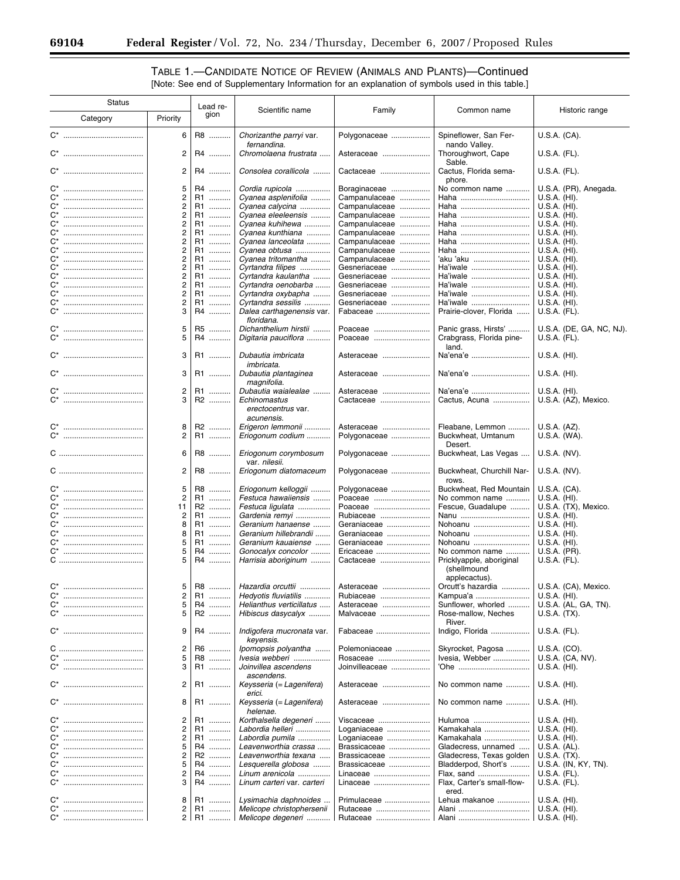## TABLE 1.—CANDIDATE NOTICE OF REVIEW (ANIMALS AND PLANTS)—Continued

[Note: See end of Supplementary Information for an explanation of symbols used in this table.]

| Status | | Lead region | Scientific name | Family | Common name | Historic range |
|---|---|---|---|---|---|---|
| Category | Priority | | | | | |
| C* | 6 | R8 | *Chorizanthe parryi* var. *fernandina.* | Polygonaceae | Spineflower, San Fernando Valley. | U.S.A. (CA). |
| C* | 2 | R4 | *Chromolaena frustrata* | Asteraceae | Thoroughwort, Cape Sable. | U.S.A. (FL). |
| C* | 2 | R4 | *Consolea corallicola* | Cactaceae | Cactus, Florida semaphore. | U.S.A. (FL). |
| C* | 5 | R4 | *Cordia rupicola* | Boraginaceae | No common name | U.S.A. (PR), Anegada. |
| C* | 2 | R1 | *Cyanea asplenifolia* | Campanulaceae | Haha | U.S.A. (HI). |
| C* | 2 | R1 | *Cyanea calycina* | Campanulaceae | Haha | U.S.A. (HI). |
| C* | 2 | R1 | *Cyanea eleeleensis* | Campanulaceae | Haha | U.S.A. (HI). |
| C* | 2 | R1 | *Cyanea kuhihewa* | Campanulaceae | Haha | U.S.A. (HI). |
| C* | 2 | R1 | *Cyanea kunthiana* | Campanulaceae | Haha | U.S.A. (HI). |
| C* | 2 | R1 | *Cyanea lanceolata* | Campanulaceae | Haha | U.S.A. (HI). |
| C* | 2 | R1 | *Cyanea obtusa* | Campanulaceae | Haha | U.S.A. (HI). |
| C* | 2 | R1 | *Cyanea tritomantha* | Campanulaceae | 'aku 'aku | U.S.A. (HI). |
| C* | 2 | R1 | *Cyrtandra filipes* | Gesneriaceae | Ha'iwale | U.S.A. (HI). |
| C* | 2 | R1 | *Cyrtandra kaulantha* | Gesneriaceae | Ha'iwale | U.S.A. (HI). |
| C* | 2 | R1 | *Cyrtandra oenobarba* | Gesneriaceae | Ha'iwale | U.S.A. (HI). |
| C* | 2 | R1 | *Cyrtandra oxybapha* | Gesneriaceae | Ha'iwale | U.S.A. (HI). |
| C* | 2 | R1 | *Cyrtandra sessilis* | Gesneriaceae | Ha'iwale | U.S.A. (HI). |
| C* | 3 | R4 | *Dalea carthagenensis* var. *floridana.* | Fabaceae | Prairie-clover, Florida | U.S.A. (FL). |
| C* | 5 | R5 | *Dichanthelium hirstii* | Poaceae | Panic grass, Hirsts' | U.S.A. (DE, GA, NC, NJ). |
| C* | 5 | R4 | *Digitaria pauciflora* | Poaceae | Crabgrass, Florida pineland. | U.S.A. (FL). |
| C* | 3 | R1 | *Dubautia imbricata imbricata.* | Asteraceae | Na'ena'e | U.S.A. (HI). |
| C* | 3 | R1 | *Dubautia plantaginea magnifolia.* | Asteraceae | Na'ena'e | U.S.A. (HI). |
| C* | 2 | R1 | *Dubautia waialealae* | Asteraceae | Na'ena'e | U.S.A. (HI). |
| C* | 3 | R2 | *Echinomastus erectocentrus* var. *acunensis.* | Cactaceae | Cactus, Acuna | U.S.A. (AZ), Mexico. |
| C* | 8 | R2 | *Erigeron lemmonii* | Asteraceae | Fleabane, Lemmon | U.S.A. (AZ). |
| C* | 2 | R1 | *Eriogonum codium* | Polygonaceae | Buckwheat, Umtanum Desert. | U.S.A. (WA). |
| C | 6 | R8 | *Eriogonum corymbosum* var. *nilesii.* | Polygonaceae | Buckwheat, Las Vegas | U.S.A. (NV). |
| C | 2 | R8 | *Eriogonum diatomaceum* | Polygonaceae | Buckwheat, Churchill Narrows. | U.S.A. (NV). |
| C* | 5 | R8 | *Eriogonum kelloggii* | Polygonaceae | Buckwheat, Red Mountain | U.S.A. (CA). |
| C* | 2 | R1 | *Festuca hawaiiensis* | Poaceae | No common name | U.S.A. (HI). |
| C* | 11 | R2 | *Festuca ligulata* | Poaceae | Fescue, Guadalupe | U.S.A. (TX), Mexico. |
| C* | 2 | R1 | *Gardenia remyi* | Rubiaceae | Nanu | U.S.A. (HI). |
| C* | 8 | R1 | *Geranium hanaense* | Geraniaceae | Nohoanu | U.S.A. (HI). |
| C* | 8 | R1 | *Geranium hillebrandii* | Geraniaceae | Nohoanu | U.S.A. (HI). |
| C* | 5 | R1 | *Geranium kauaiense* | Geraniaceae | Nohoanu | U.S.A. (HI). |
| C* | 5 | R4 | *Gonocalyx concolor* | Ericaceae | No common name | U.S.A. (PR). |
| C | 5 | R4 | *Harrisia aboriginum* | Cactaceae | Pricklyapple, aboriginal (shellmound applecactus). | U.S.A. (FL). |
| C* | 5 | R8 | *Hazardia orcuttii* | Asteraceae | Orcutt's hazardia | U.S.A. (CA), Mexico. |
| C* | 2 | R1 | *Hedyotis fluviatilis* | Rubiaceae | Kampua'a | U.S.A. (HI). |
| C* | 5 | R4 | *Helianthus verticillatus* | Asteraceae | Sunflower, whorled | U.S.A. (AL, GA, TN). |
| C* | 5 | R2 | *Hibiscus dasycalyx* | Malvaceae | Rose-mallow, Neches River. | U.S.A. (TX). |
| C* | 9 | R4 | *Indigofera mucronata* var. *keyensis.* | Fabaceae | Indigo, Florida | U.S.A. (FL). |
| C | 2 | R6 | *Ipomopsis polyantha* | Polemoniaceae | Skyrocket, Pagosa | U.S.A. (CO). |
| C* | 5 | R8 | *Ivesia webberi* | Rosaceae | Ivesia, Webber | U.S.A. (CA, NV). |
| C* | 3 | R1 | *Joinvillea ascendens ascendens.* | Joinvilleaceae | 'Ohe | U.S.A. (HI). |
| C* | 2 | R1 | *Keysseria (= Lagenifera) erici.* | Asteraceae | No common name | U.S.A. (HI). |
| C* | 8 | R1 | *Keysseria (= Lagenifera) helenae.* | Asteraceae | No common name | U.S.A. (HI). |
| C* | 2 | R1 | *Korthalsella degeneri* | Viscaceae | Hulumoa | U.S.A. (HI). |
| C* | 2 | R1 | *Labordia helleri* | Loganiaceae | Kamakahala | U.S.A. (HI). |
| C* | 2 | R1 | *Labordia pumila* | Loganiaceae | Kamakahala | U.S.A. (HI). |
| C* | 5 | R4 | *Leavenworthia crassa* | Brassicaceae | Gladecress, unnamed | U.S.A. (AL). |
| C* | 2 | R2 | *Leavenworthia texana* | Brassicaceae | Gladecress, Texas golden | U.S.A. (TX). |
| C* | 5 | R4 | *Lesquerella globosa* | Brassicaceae | Bladderpod, Short's | U.S.A. (IN, KY, TN). |
| C* | 2 | R4 | *Linum arenicola* | Linaceae | Flax, sand | U.S.A. (FL). |
| C* | 3 | R4 | *Linum carteri* var. *carteri* | Linaceae | Flax, Carter's small-flowered. | U.S.A. (FL). |
| C* | 8 | R1 | *Lysimachia daphnoides* | Primulaceae | Lehua makanoe | U.S.A. (HI). |
| C* | 2 | R1 | *Melicope christophersenii* | Rutaceae | Alani | U.S.A. (HI). |
| C* | 2 | R1 | *Melicope degeneri* | Rutaceae | Alani | U.S.A. (HI). |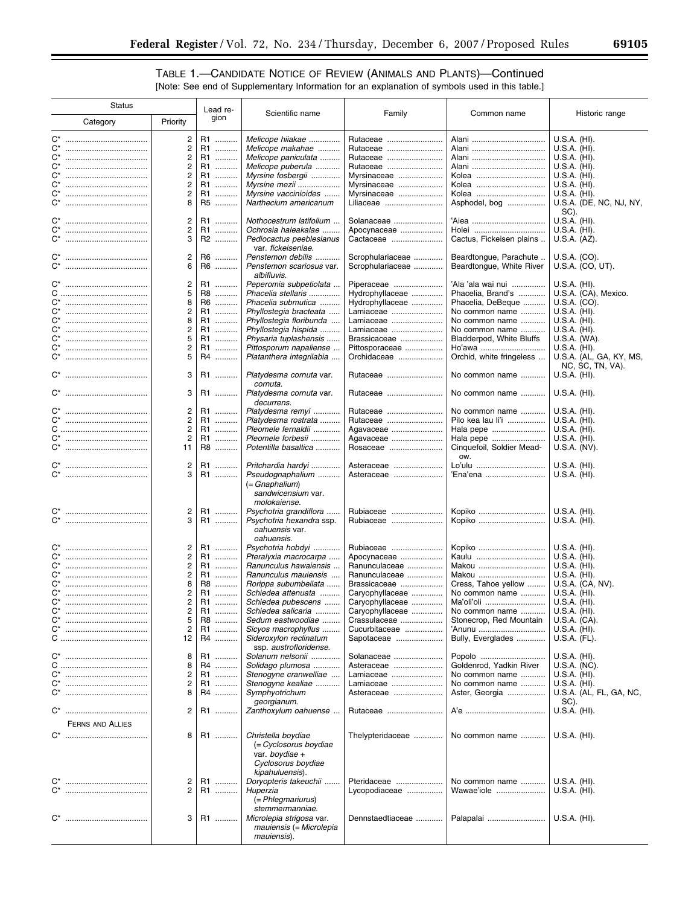TABLE 1.—CANDIDATE NOTICE OF REVIEW (ANIMALS AND PLANTS)—Continued

[Note: See end of Supplementary Information for an explanation of symbols used in this table.]

| Status | | Lead region | Scientific name | Family | Common name | Historic range |
|---|---|---|---|---|---|---|
| Category | Priority | | | | | |
| C* | 2 | R1 | *Melicope hiiakae* | Rutaceae | Alani | U.S.A. (HI). |
| C* | 2 | R1 | *Melicope makahae* | Rutaceae | Alani | U.S.A. (HI). |
| C* | 2 | R1 | *Melicope paniculata* | Rutaceae | Alani | U.S.A. (HI). |
| C* | 2 | R1 | *Melicope puberula* | Rutaceae | Alani | U.S.A. (HI). |
| C* | 2 | R1 | *Myrsine fosbergii* | Myrsinaceae | Kolea | U.S.A. (HI). |
| C* | 2 | R1 | *Myrsine mezii* | Myrsinaceae | Kolea | U.S.A. (HI). |
| C* | 2 | R1 | *Myrsine vaccinioides* | Myrsinaceae | Kolea | U.S.A. (HI). |
| C* | 8 | R5 | *Narthecium americanum* | Liliaceae | Asphodel, bog | U.S.A. (DE, NC, NJ, NY, SC). |
| C* | 2 | R1 | *Nothocestrum latifolium* | Solanaceae | ʻAiea | U.S.A. (HI). |
| C* | 2 | R1 | *Ochrosia haleakalae* | Apocynaceae | Holei | U.S.A. (HI). |
| C* | 3 | R2 | *Pediocactus peeblesianus* var. *fickeiseniae*. | Cactaceae | Cactus, Fickeisen plains | U.S.A. (AZ). |
| C* | 2 | R6 | *Penstemon debilis* | Scrophulariaceae | Beardtongue, Parachute | U.S.A. (CO). |
| C* | 6 | R6 | *Penstemon scariosus* var. *albifluvis*. | Scrophulariaceae | Beardtongue, White River | U.S.A. (CO, UT). |
| C* | 2 | R1 | *Peperomia subpetiolata* | Piperaceae | ʻAla ʻala wai nui | U.S.A. (HI). |
| C | 5 | R8 | *Phacelia stellaris* | Hydrophyllaceae | Phacelia, Brand's | U.S.A. (CA), Mexico. |
| C* | 8 | R6 | *Phacelia submutica* | Hydrophyllaceae | Phacelia, DeBeque | U.S.A. (CO). |
| C* | 2 | R1 | *Phyllostegia bracteata* | Lamiaceae | No common name | U.S.A. (HI). |
| C* | 8 | R1 | *Phyllostegia floribunda* | Lamiaceae | No common name | U.S.A. (HI). |
| C* | 2 | R1 | *Phyllostegia hispida* | Lamiaceae | No common name | U.S.A. (HI). |
| C* | 5 | R1 | *Physaria tuplashensis* | Brassicaceae | Bladderpod, White Bluffs | U.S.A. (WA). |
| C* | 2 | R1 | *Pittosporum napaliense* | Pittosporaceae | Hoʻawa | U.S.A. (HI). |
| C* | 5 | R4 | *Platanthera integrilabia* | Orchidaceae | Orchid, white fringeless | U.S.A. (AL, GA, KY, MS, NC, SC, TN, VA). |
| C* | 3 | R1 | *Platydesma cornuta* var. *cornuta*. | Rutaceae | No common name | U.S.A. (HI). |
| C* | 3 | R1 | *Platydesma cornuta* var. *decurrens*. | Rutaceae | No common name | U.S.A. (HI). |
| C* | 2 | R1 | *Platydesma remyi* | Rutaceae | No common name | U.S.A. (HI). |
| C* | 2 | R1 | *Platydesma rostrata* | Rutaceae | Pilo kea lau liʻi | U.S.A. (HI). |
| C | 2 | R1 | *Pleomele fernaldii* | Agavaceae | Hala pepe | U.S.A. (HI). |
| C* | 2 | R1 | *Pleomele forbesii* | Agavaceae | Hala pepe | U.S.A. (HI). |
| C* | 11 | R8 | *Potentilla basaltica* | Rosaceae | Cinquefoil, Soldier Meadow. | U.S.A. (NV). |
| C* | 2 | R1 | *Pritchardia hardyi* | Asteraceae | Loʻulu | U.S.A. (HI). |
| C* | 3 | R1 | *Pseudognaphalium* (= *Gnaphalium*) *sandwicensium* var. *molokaiense*. | Asteraceae | ʻEnaʻena | U.S.A. (HI). |
| C* | 2 | R1 | *Psychotria grandiflora* | Rubiaceae | Kopiko | U.S.A. (HI). |
| C* | 3 | R1 | *Psychotria hexandra* ssp. *oahuensis* var. *oahuensis*. | Rubiaceae | Kopiko | U.S.A. (HI). |
| C* | 2 | R1 | *Psychotria hobdyi* | Rubiaceae | Kopiko | U.S.A. (HI). |
| C* | 2 | R1 | *Pteralyxia macrocarpa* | Apocynaceae | Kaulu | U.S.A. (HI). |
| C* | 2 | R1 | *Ranunculus hawaiensis* | Ranunculaceae | Makou | U.S.A. (HI). |
| C* | 2 | R1 | *Ranunculus mauiensis* | Ranunculaceae | Makou | U.S.A. (HI). |
| C* | 8 | R8 | *Rorippa subumbellata* | Brassicaceae | Cress, Tahoe yellow | U.S.A. (CA, NV). |
| C* | 2 | R1 | *Schiedea attenuata* | Caryophyllaceae | No common name | U.S.A. (HI). |
| C* | 2 | R1 | *Schiedea pubescens* | Caryophyllaceae | Maʻoliʻoli | U.S.A. (HI). |
| C* | 2 | R1 | *Schiedea salicaria* | Caryophyllaceae | No common name | U.S.A. (HI). |
| C* | 5 | R8 | *Sedum eastwoodiae* | Crassulaceae | Stonecrop, Red Mountain | U.S.A. (CA). |
| C* | 2 | R1 | *Sicyos macrophyllus* | Cucurbitaceae | ʻAnunu | U.S.A. (HI). |
| C | 12 | R4 | *Sideroxylon reclinatum* ssp. *austrofloridense*. | Sapotaceae | Bully, Everglades | U.S.A. (FL). |
| C* | 8 | R1 | *Solanum nelsonii* | Solanaceae | Popolo | U.S.A. (HI). |
| C | 8 | R4 | *Solidago plumosa* | Asteraceae | Goldenrod, Yadkin River | U.S.A. (NC). |
| C* | 2 | R1 | *Stenogyne cranwelliae* | Lamiaceae | No common name | U.S.A. (HI). |
| C* | 2 | R1 | *Stenogyne kealiae* | Lamiaceae | No common name | U.S.A. (HI). |
| C* | 8 | R4 | *Symphyotrichum georgianum*. | Asteraceae | Aster, Georgia | U.S.A. (AL, FL, GA, NC, SC). |
| C* | 2 | R1 | *Zanthoxylum oahuense* | Rutaceae | Aʻe | U.S.A. (HI). |
| FERNS AND ALLIES | | | | | | |
| C* | 8 | R1 | *Christella boydiae* (= *Cyclosorus boydiae* var. *boydiae* + *Cyclosorus boydiae kipahuluensis*). | Thelypteridaceae | No common name | U.S.A. (HI). |
| C* | 2 | R1 | *Doryopteris takeuchii* | Pteridaceae | No common name | U.S.A. (HI). |
| C* | 2 | R1 | *Huperzia* (= *Phlegmariurus*) *stemmermanniae*. | Lycopodiaceae | Wawaeʻiole | U.S.A. (HI). |
| C* | 3 | R1 | *Microlepia strigosa* var. *mauiensis* (= *Microlepia mauiensis*). | Dennstaedtiaceae | Palapalai | U.S.A. (HI). |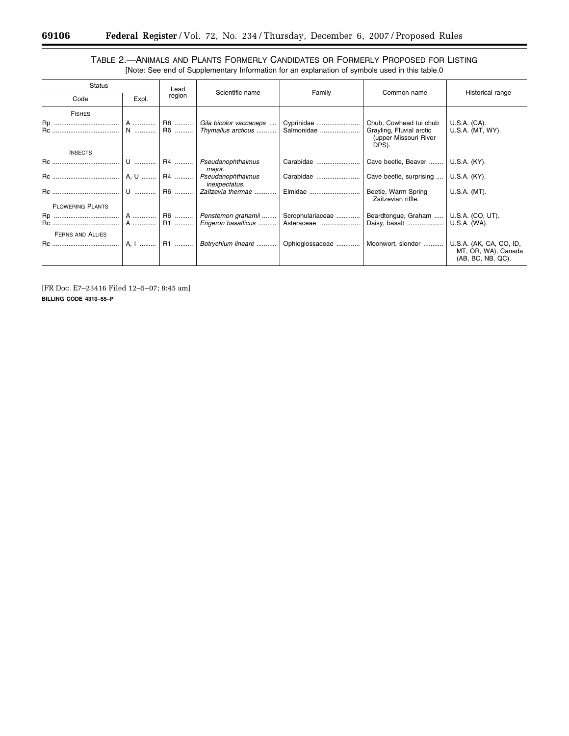# TABLE 2.—ANIMALS AND PLANTS FORMERLY CANDIDATES OR FORMERLY PROPOSED FOR LISTING

[Note: See end of Supplementary Information for an explanation of symbols used in this table.0

| Status | | Lead region | Scientific name | Family | Common name | Historical range |
|---|---|---|---|---|---|---|
| Code | Expl. | | | | | |
| FISHES | | | | | | |
| Rp | A | R8 | *Gila bicolor vaccaceps* | Cyprinidae | Chub, Cowhead tui chub | U.S.A. (CA). |
| Rc | N | R6 | *Thymallus arcticus* | Salmonidae | Grayling, Fluvial arctic (upper Missouri River DPS). | U.S.A. (MT, WY). |
| INSECTS | | | | | | |
| Rc | U | R4 | *Pseudanophthalmus major.* | Carabidae | Cave beetle, Beaver | U.S.A. (KY). |
| Rc | A, U | R4 | *Pseudanophthalmus inexpectatus.* | Carabidae | Cave beetle, surprising | U.S.A. (KY). |
| Rc | U | R6 | *Zaitzevia thermae* | Elmidae | Beetle, Warm Spring Zaitzevian riffle. | U.S.A. (MT). |
| FLOWERING PLANTS | | | | | | |
| Rp | A | R6 | *Penstemon grahamii* | Scrophulariaceae | Beardtongue, Graham | U.S.A. (CO, UT). |
| Rc | A | R1 | *Erigeron basalticus* | Asteraceae | Daisy, basalt | U.S.A. (WA). |
| FERNS AND ALLIES | | | | | | |
| Rc | A, I | R1 | *Botrychium lineare* | Ophioglossaceae | Moonwort, slender | U.S.A. (AK, CA, CO, ID, MT, OR, WA), Canada (AB, BC, NB, QC). |

[FR Doc. E7–23416 Filed 12–5–07; 8:45 am]

**BILLING CODE 4310–55–P**